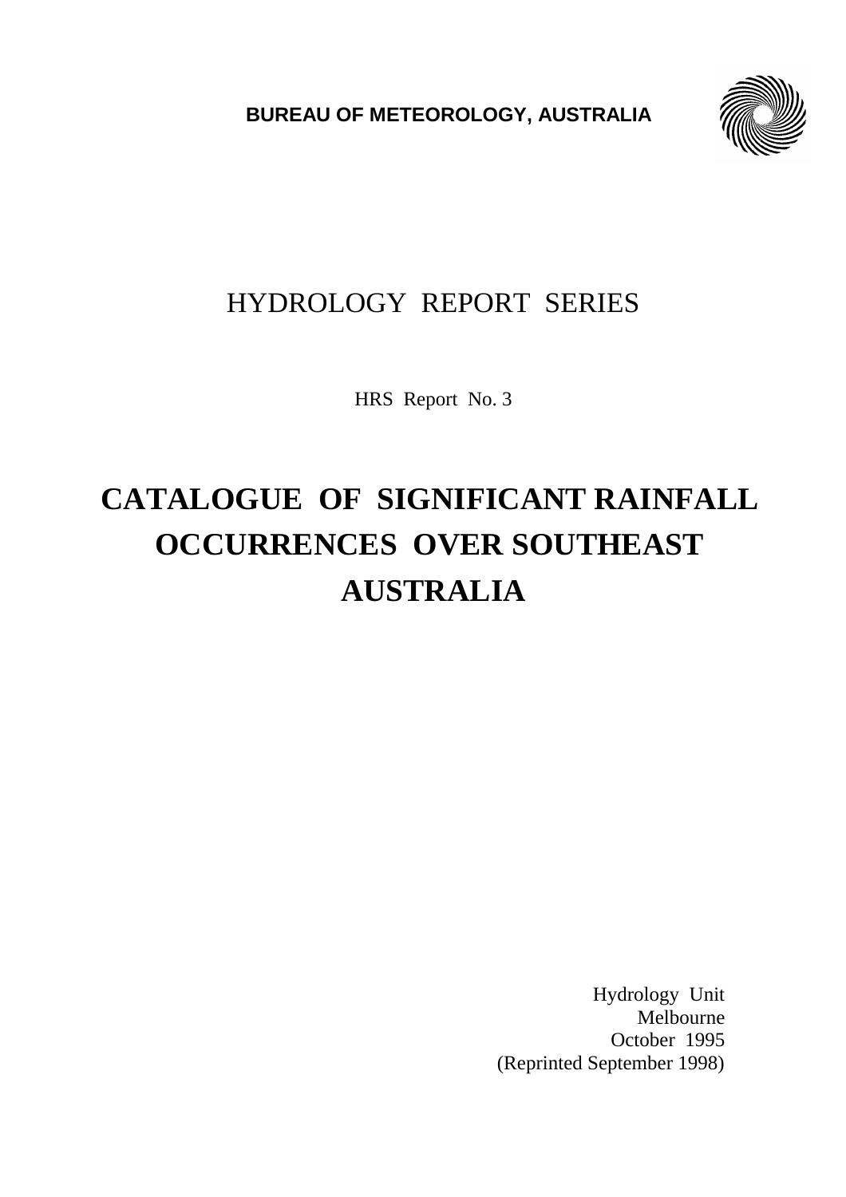**BUREAU OF METEOROLOGY, AUSTRALIA**

HYDROLOGY REPORT SERIES

HRS Report No. 3

# CATALOGUE OF SIGNIFICANT RAINFALL OCCURRENCES OVER SOUTHEAST AUSTRALIA

Hydrology Unit
Melbourne
October 1995
(Reprinted September 1998)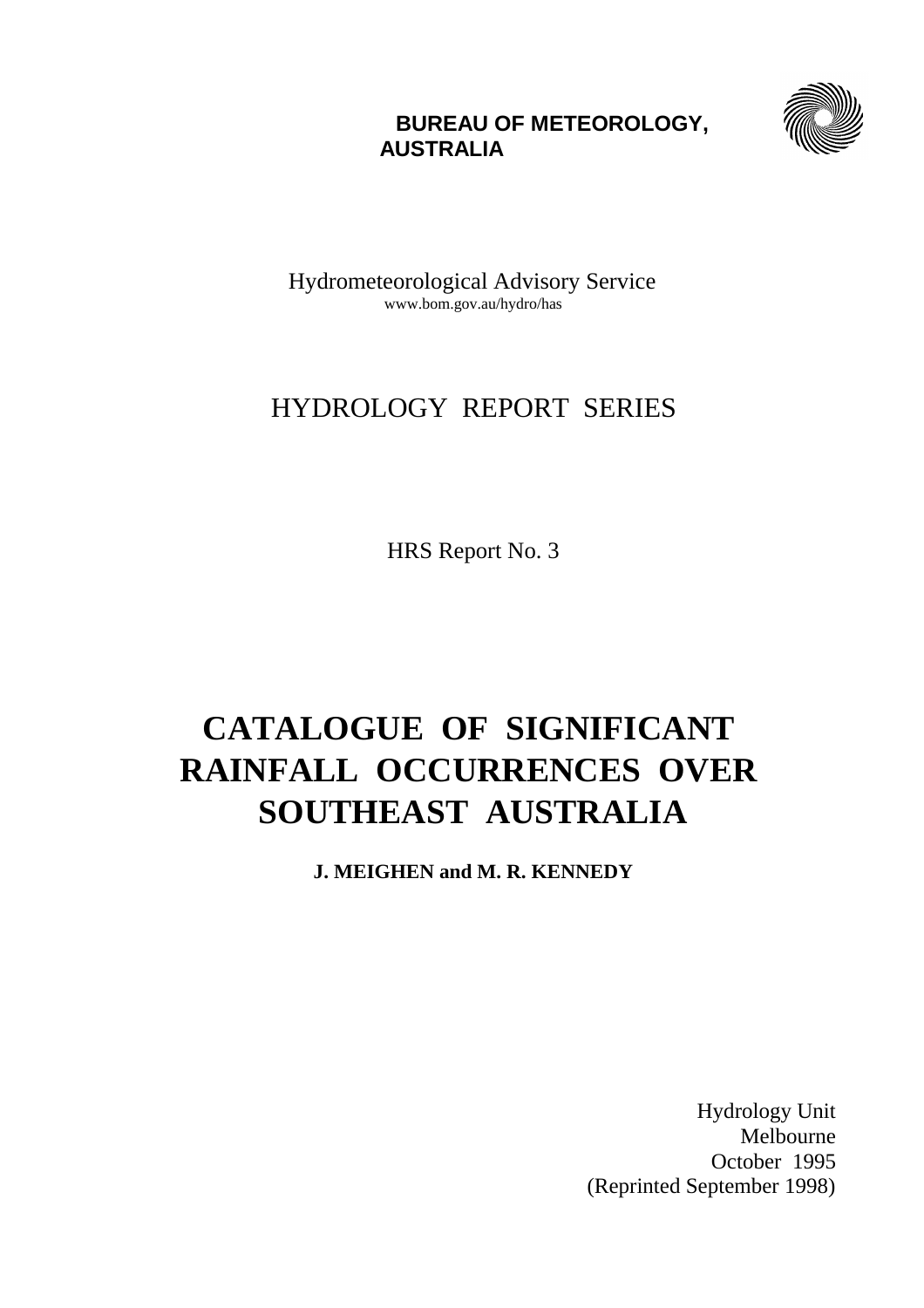**BUREAU OF METEOROLOGY, AUSTRALIA**

Hydrometeorological Advisory Service
www.bom.gov.au/hydro/has

HYDROLOGY REPORT SERIES

HRS Report No. 3

# CATALOGUE OF SIGNIFICANT RAINFALL OCCURRENCES OVER SOUTHEAST AUSTRALIA

**J. MEIGHEN and M. R. KENNEDY**

Hydrology Unit
Melbourne
October 1995
(Reprinted September 1998)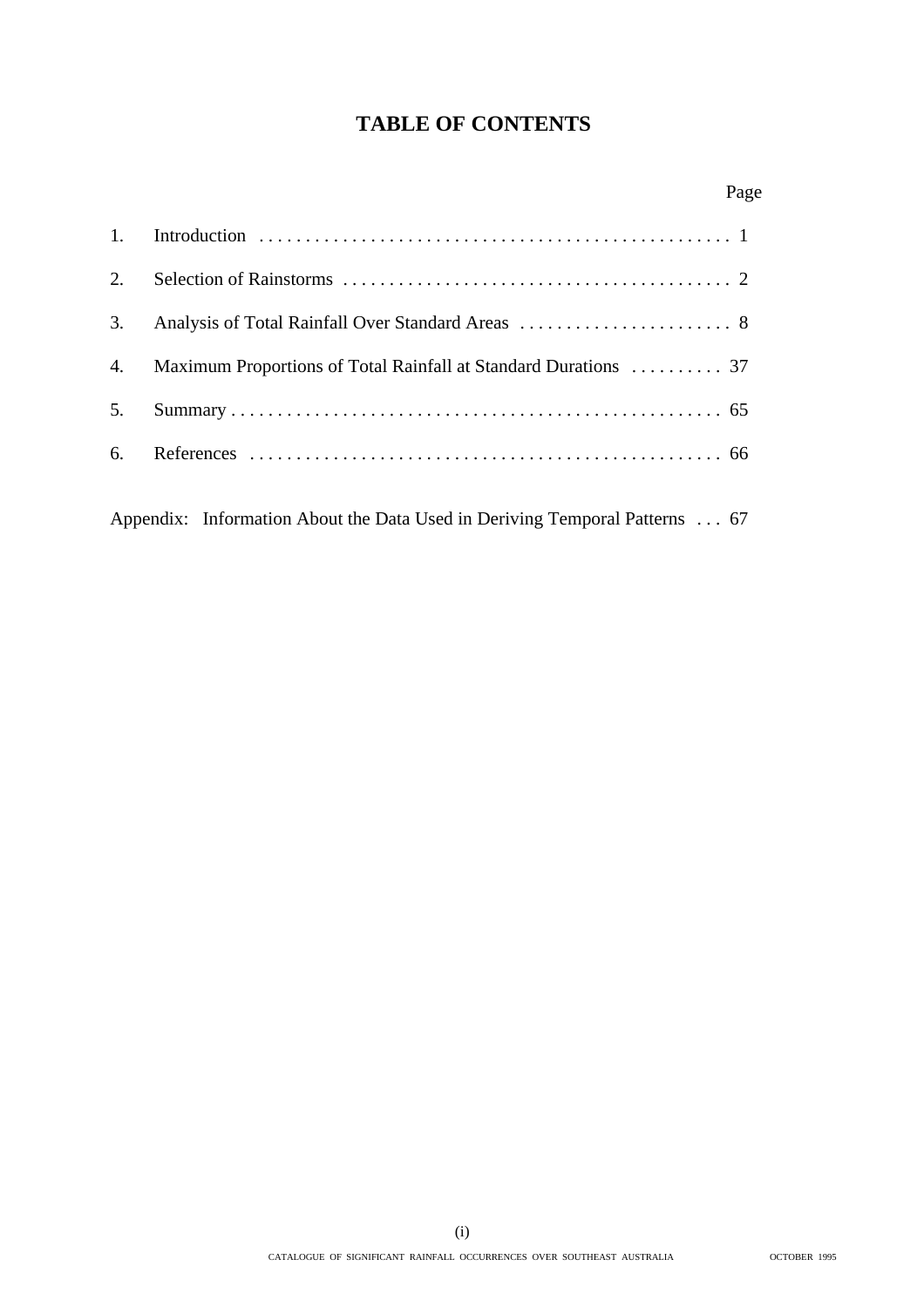# TABLE OF CONTENTS

| | | Page |
|---|---|---|
| 1. | Introduction | 1 |
| 2. | Selection of Rainstorms | 2 |
| 3. | Analysis of Total Rainfall Over Standard Areas | 8 |
| 4. | Maximum Proportions of Total Rainfall at Standard Durations | 37 |
| 5. | Summary | 65 |
| 6. | References | 66 |

Appendix: Information About the Data Used in Deriving Temporal Patterns . . . 67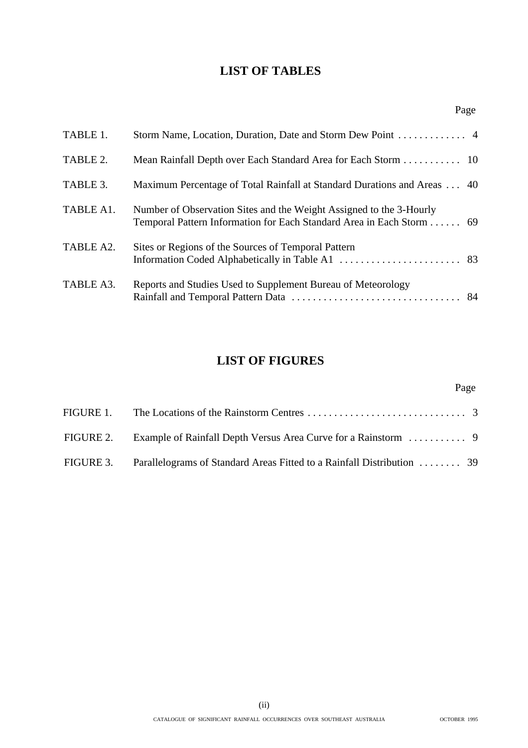# LIST OF TABLES

| | | Page |
|---|---|---|
| TABLE 1. | Storm Name, Location, Duration, Date and Storm Dew Point | 4 |
| TABLE 2. | Mean Rainfall Depth over Each Standard Area for Each Storm | 10 |
| TABLE 3. | Maximum Percentage of Total Rainfall at Standard Durations and Areas | 40 |
| TABLE A1. | Number of Observation Sites and the Weight Assigned to the 3-Hourly Temporal Pattern Information for Each Standard Area in Each Storm | 69 |
| TABLE A2. | Sites or Regions of the Sources of Temporal Pattern Information Coded Alphabetically in Table A1 | 83 |
| TABLE A3. | Reports and Studies Used to Supplement Bureau of Meteorology Rainfall and Temporal Pattern Data | 84 |

# LIST OF FIGURES

| | | Page |
|---|---|---|
| FIGURE 1. | The Locations of the Rainstorm Centres | 3 |
| FIGURE 2. | Example of Rainfall Depth Versus Area Curve for a Rainstorm | 9 |
| FIGURE 3. | Parallelograms of Standard Areas Fitted to a Rainfall Distribution | 39 |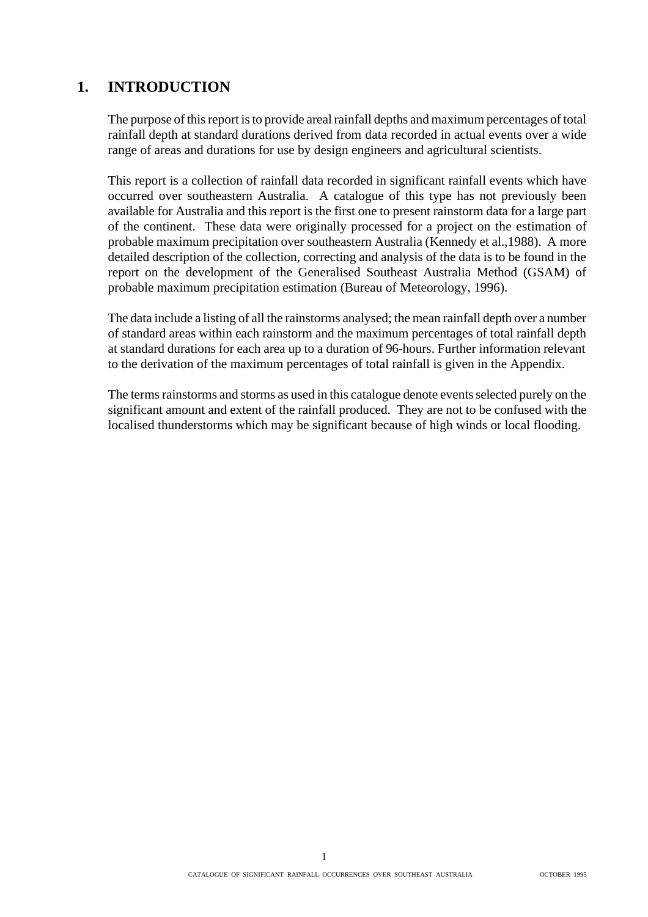# 1. INTRODUCTION

The purpose of this report is to provide areal rainfall depths and maximum percentages of total rainfall depth at standard durations derived from data recorded in actual events over a wide range of areas and durations for use by design engineers and agricultural scientists.

This report is a collection of rainfall data recorded in significant rainfall events which have occurred over southeastern Australia. A catalogue of this type has not previously been available for Australia and this report is the first one to present rainstorm data for a large part of the continent. These data were originally processed for a project on the estimation of probable maximum precipitation over southeastern Australia (Kennedy et al.,1988). A more detailed description of the collection, correcting and analysis of the data is to be found in the report on the development of the Generalised Southeast Australia Method (GSAM) of probable maximum precipitation estimation (Bureau of Meteorology, 1996).

The data include a listing of all the rainstorms analysed; the mean rainfall depth over a number of standard areas within each rainstorm and the maximum percentages of total rainfall depth at standard durations for each area up to a duration of 96-hours. Further information relevant to the derivation of the maximum percentages of total rainfall is given in the Appendix.

The terms rainstorms and storms as used in this catalogue denote events selected purely on the significant amount and extent of the rainfall produced. They are not to be confused with the localised thunderstorms which may be significant because of high winds or local flooding.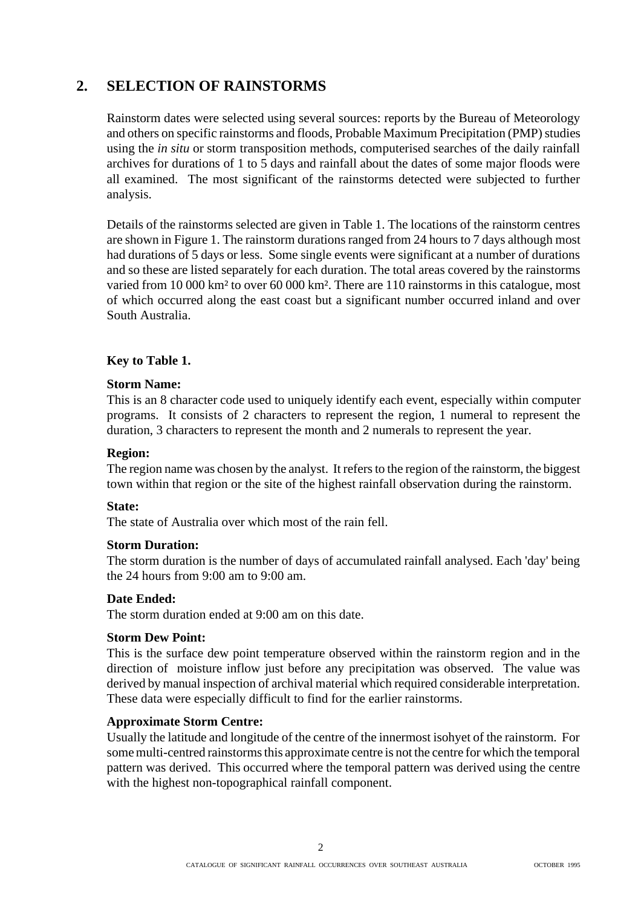## 2. SELECTION OF RAINSTORMS

Rainstorm dates were selected using several sources: reports by the Bureau of Meteorology and others on specific rainstorms and floods, Probable Maximum Precipitation (PMP) studies using the *in situ* or storm transposition methods, computerised searches of the daily rainfall archives for durations of 1 to 5 days and rainfall about the dates of some major floods were all examined. The most significant of the rainstorms detected were subjected to further analysis.

Details of the rainstorms selected are given in Table 1. The locations of the rainstorm centres are shown in Figure 1. The rainstorm durations ranged from 24 hours to 7 days although most had durations of 5 days or less. Some single events were significant at a number of durations and so these are listed separately for each duration. The total areas covered by the rainstorms varied from 10 000 km² to over 60 000 km². There are 110 rainstorms in this catalogue, most of which occurred along the east coast but a significant number occurred inland and over South Australia.

**Key to Table 1.**

**Storm Name:**
This is an 8 character code used to uniquely identify each event, especially within computer programs. It consists of 2 characters to represent the region, 1 numeral to represent the duration, 3 characters to represent the month and 2 numerals to represent the year.

**Region:**
The region name was chosen by the analyst. It refers to the region of the rainstorm, the biggest town within that region or the site of the highest rainfall observation during the rainstorm.

**State:**
The state of Australia over which most of the rain fell.

**Storm Duration:**
The storm duration is the number of days of accumulated rainfall analysed. Each 'day' being the 24 hours from 9:00 am to 9:00 am.

**Date Ended:**
The storm duration ended at 9:00 am on this date.

**Storm Dew Point:**
This is the surface dew point temperature observed within the rainstorm region and in the direction of moisture inflow just before any precipitation was observed. The value was derived by manual inspection of archival material which required considerable interpretation. These data were especially difficult to find for the earlier rainstorms.

**Approximate Storm Centre:**
Usually the latitude and longitude of the centre of the innermost isohyet of the rainstorm. For some multi-centred rainstorms this approximate centre is not the centre for which the temporal pattern was derived. This occurred where the temporal pattern was derived using the centre with the highest non-topographical rainfall component.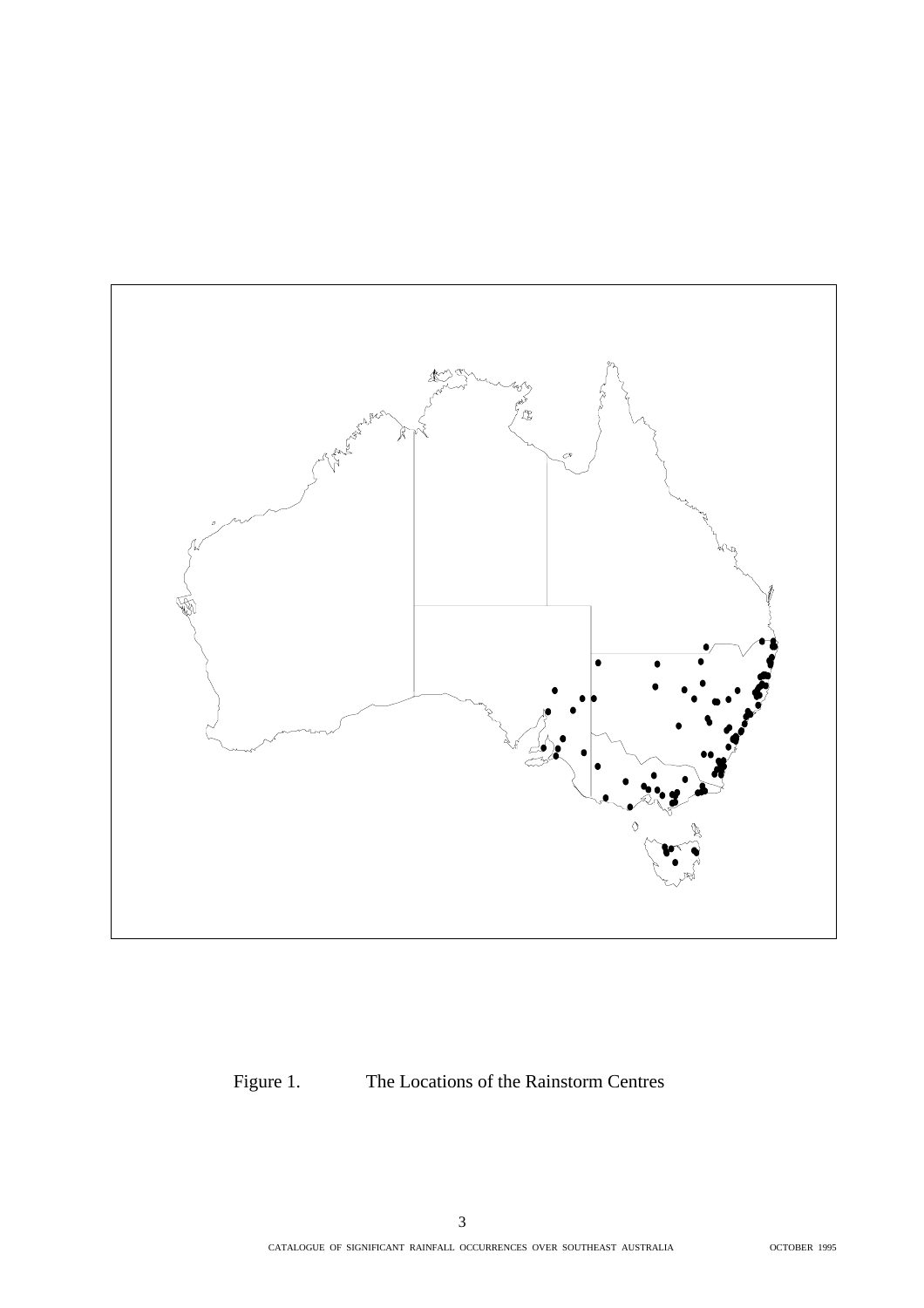Figure 1. The Locations of the Rainstorm Centres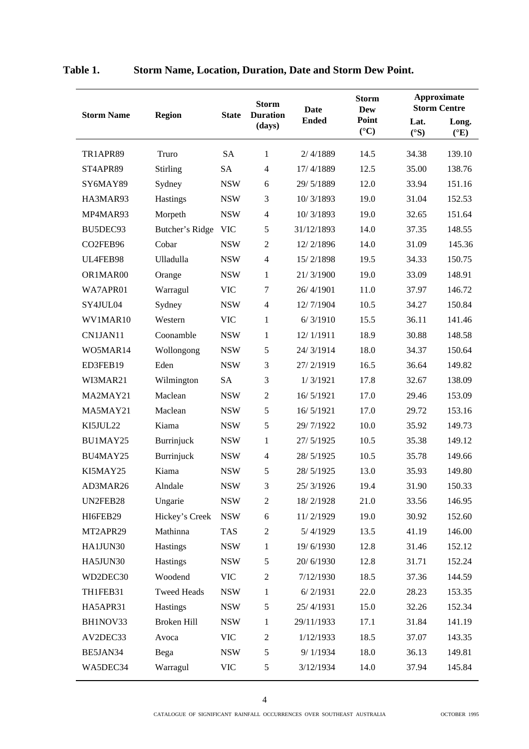**Table 1. Storm Name, Location, Duration, Date and Storm Dew Point.**

| Storm Name | Region | State | Storm Duration (days) | Date Ended | Storm Dew Point (°C) | Approximate Storm Centre | |
|---|---|---|---|---|---|---|---|
| | | | | | | Lat. (°S) | Long. (°E) |
| TR1APR89 | Truro | SA | 1 | 2/ 4/1889 | 14.5 | 34.38 | 139.10 |
| ST4APR89 | Stirling | SA | 4 | 17/ 4/1889 | 12.5 | 35.00 | 138.76 |
| SY6MAY89 | Sydney | NSW | 6 | 29/ 5/1889 | 12.0 | 33.94 | 151.16 |
| HA3MAR93 | Hastings | NSW | 3 | 10/ 3/1893 | 19.0 | 31.04 | 152.53 |
| MP4MAR93 | Morpeth | NSW | 4 | 10/ 3/1893 | 19.0 | 32.65 | 151.64 |
| BU5DEC93 | Butcher's Ridge | VIC | 5 | 31/12/1893 | 14.0 | 37.35 | 148.55 |
| CO2FEB96 | Cobar | NSW | 2 | 12/ 2/1896 | 14.0 | 31.09 | 145.36 |
| UL4FEB98 | Ulladulla | NSW | 4 | 15/ 2/1898 | 19.5 | 34.33 | 150.75 |
| OR1MAR00 | Orange | NSW | 1 | 21/ 3/1900 | 19.0 | 33.09 | 148.91 |
| WA7APR01 | Warragul | VIC | 7 | 26/ 4/1901 | 11.0 | 37.97 | 146.72 |
| SY4JUL04 | Sydney | NSW | 4 | 12/ 7/1904 | 10.5 | 34.27 | 150.84 |
| WV1MAR10 | Western | VIC | 1 | 6/ 3/1910 | 15.5 | 36.11 | 141.46 |
| CN1JAN11 | Coonamble | NSW | 1 | 12/ 1/1911 | 18.9 | 30.88 | 148.58 |
| WO5MAR14 | Wollongong | NSW | 5 | 24/ 3/1914 | 18.0 | 34.37 | 150.64 |
| ED3FEB19 | Eden | NSW | 3 | 27/ 2/1919 | 16.5 | 36.64 | 149.82 |
| WI3MAR21 | Wilmington | SA | 3 | 1/ 3/1921 | 17.8 | 32.67 | 138.09 |
| MA2MAY21 | Maclean | NSW | 2 | 16/ 5/1921 | 17.0 | 29.46 | 153.09 |
| MA5MAY21 | Maclean | NSW | 5 | 16/ 5/1921 | 17.0 | 29.72 | 153.16 |
| KI5JUL22 | Kiama | NSW | 5 | 29/ 7/1922 | 10.0 | 35.92 | 149.73 |
| BU1MAY25 | Burrinjuck | NSW | 1 | 27/ 5/1925 | 10.5 | 35.38 | 149.12 |
| BU4MAY25 | Burrinjuck | NSW | 4 | 28/ 5/1925 | 10.5 | 35.78 | 149.66 |
| KI5MAY25 | Kiama | NSW | 5 | 28/ 5/1925 | 13.0 | 35.93 | 149.80 |
| AD3MAR26 | Alndale | NSW | 3 | 25/ 3/1926 | 19.4 | 31.90 | 150.33 |
| UN2FEB28 | Ungarie | NSW | 2 | 18/ 2/1928 | 21.0 | 33.56 | 146.95 |
| HI6FEB29 | Hickey's Creek | NSW | 6 | 11/ 2/1929 | 19.0 | 30.92 | 152.60 |
| MT2APR29 | Mathinna | TAS | 2 | 5/ 4/1929 | 13.5 | 41.19 | 146.00 |
| HA1JUN30 | Hastings | NSW | 1 | 19/ 6/1930 | 12.8 | 31.46 | 152.12 |
| HA5JUN30 | Hastings | NSW | 5 | 20/ 6/1930 | 12.8 | 31.71 | 152.24 |
| WD2DEC30 | Woodend | VIC | 2 | 7/12/1930 | 18.5 | 37.36 | 144.59 |
| TH1FEB31 | Tweed Heads | NSW | 1 | 6/ 2/1931 | 22.0 | 28.23 | 153.35 |
| HA5APR31 | Hastings | NSW | 5 | 25/ 4/1931 | 15.0 | 32.26 | 152.34 |
| BH1NOV33 | Broken Hill | NSW | 1 | 29/11/1933 | 17.1 | 31.84 | 141.19 |
| AV2DEC33 | Avoca | VIC | 2 | 1/12/1933 | 18.5 | 37.07 | 143.35 |
| BE5JAN34 | Bega | NSW | 5 | 9/ 1/1934 | 18.0 | 36.13 | 149.81 |
| WA5DEC34 | Warragul | VIC | 5 | 3/12/1934 | 14.0 | 37.94 | 145.84 |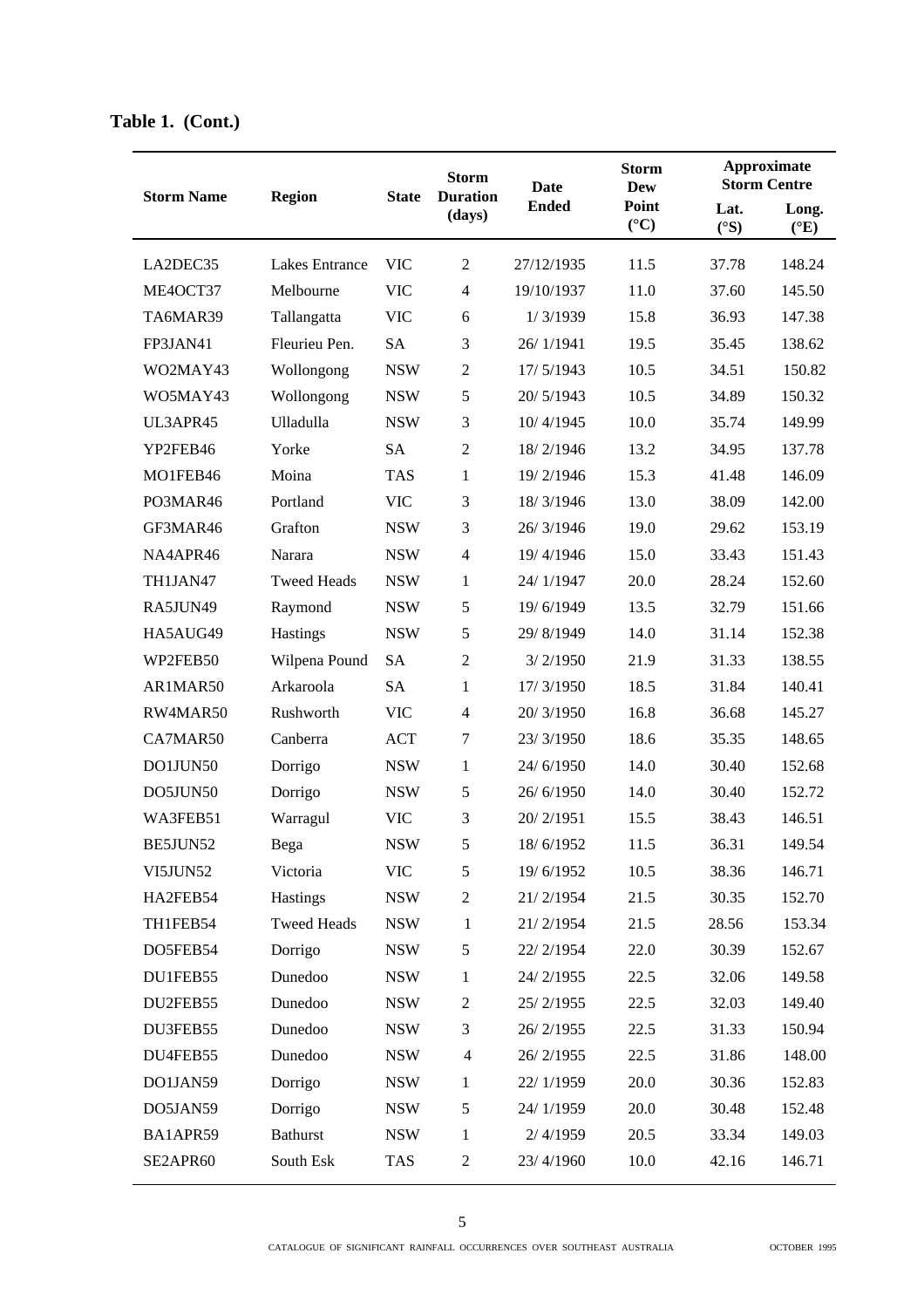**Table 1. (Cont.)**

| Storm Name | Region | State | Storm Duration (days) | Date Ended | Storm Dew Point (°C) | Approximate Storm Centre | |
|---|---|---|---|---|---|---|---|
| | | | | | | Lat. (°S) | Long. (°E) |
| LA2DEC35 | Lakes Entrance | VIC | 2 | 27/12/1935 | 11.5 | 37.78 | 148.24 |
| ME4OCT37 | Melbourne | VIC | 4 | 19/10/1937 | 11.0 | 37.60 | 145.50 |
| TA6MAR39 | Tallangatta | VIC | 6 | 1/ 3/1939 | 15.8 | 36.93 | 147.38 |
| FP3JAN41 | Fleurieu Pen. | SA | 3 | 26/ 1/1941 | 19.5 | 35.45 | 138.62 |
| WO2MAY43 | Wollongong | NSW | 2 | 17/ 5/1943 | 10.5 | 34.51 | 150.82 |
| WO5MAY43 | Wollongong | NSW | 5 | 20/ 5/1943 | 10.5 | 34.89 | 150.32 |
| UL3APR45 | Ulladulla | NSW | 3 | 10/ 4/1945 | 10.0 | 35.74 | 149.99 |
| YP2FEB46 | Yorke | SA | 2 | 18/ 2/1946 | 13.2 | 34.95 | 137.78 |
| MO1FEB46 | Moina | TAS | 1 | 19/ 2/1946 | 15.3 | 41.48 | 146.09 |
| PO3MAR46 | Portland | VIC | 3 | 18/ 3/1946 | 13.0 | 38.09 | 142.00 |
| GF3MAR46 | Grafton | NSW | 3 | 26/ 3/1946 | 19.0 | 29.62 | 153.19 |
| NA4APR46 | Narara | NSW | 4 | 19/ 4/1946 | 15.0 | 33.43 | 151.43 |
| TH1JAN47 | Tweed Heads | NSW | 1 | 24/ 1/1947 | 20.0 | 28.24 | 152.60 |
| RA5JUN49 | Raymond | NSW | 5 | 19/ 6/1949 | 13.5 | 32.79 | 151.66 |
| HA5AUG49 | Hastings | NSW | 5 | 29/ 8/1949 | 14.0 | 31.14 | 152.38 |
| WP2FEB50 | Wilpena Pound | SA | 2 | 3/ 2/1950 | 21.9 | 31.33 | 138.55 |
| AR1MAR50 | Arkaroola | SA | 1 | 17/ 3/1950 | 18.5 | 31.84 | 140.41 |
| RW4MAR50 | Rushworth | VIC | 4 | 20/ 3/1950 | 16.8 | 36.68 | 145.27 |
| CA7MAR50 | Canberra | ACT | 7 | 23/ 3/1950 | 18.6 | 35.35 | 148.65 |
| DO1JUN50 | Dorrigo | NSW | 1 | 24/ 6/1950 | 14.0 | 30.40 | 152.68 |
| DO5JUN50 | Dorrigo | NSW | 5 | 26/ 6/1950 | 14.0 | 30.40 | 152.72 |
| WA3FEB51 | Warragul | VIC | 3 | 20/ 2/1951 | 15.5 | 38.43 | 146.51 |
| BE5JUN52 | Bega | NSW | 5 | 18/ 6/1952 | 11.5 | 36.31 | 149.54 |
| VI5JUN52 | Victoria | VIC | 5 | 19/ 6/1952 | 10.5 | 38.36 | 146.71 |
| HA2FEB54 | Hastings | NSW | 2 | 21/ 2/1954 | 21.5 | 30.35 | 152.70 |
| TH1FEB54 | Tweed Heads | NSW | 1 | 21/ 2/1954 | 21.5 | 28.56 | 153.34 |
| DO5FEB54 | Dorrigo | NSW | 5 | 22/ 2/1954 | 22.0 | 30.39 | 152.67 |
| DU1FEB55 | Dunedoo | NSW | 1 | 24/ 2/1955 | 22.5 | 32.06 | 149.58 |
| DU2FEB55 | Dunedoo | NSW | 2 | 25/ 2/1955 | 22.5 | 32.03 | 149.40 |
| DU3FEB55 | Dunedoo | NSW | 3 | 26/ 2/1955 | 22.5 | 31.33 | 150.94 |
| DU4FEB55 | Dunedoo | NSW | 4 | 26/ 2/1955 | 22.5 | 31.86 | 148.00 |
| DO1JAN59 | Dorrigo | NSW | 1 | 22/ 1/1959 | 20.0 | 30.36 | 152.83 |
| DO5JAN59 | Dorrigo | NSW | 5 | 24/ 1/1959 | 20.0 | 30.48 | 152.48 |
| BA1APR59 | Bathurst | NSW | 1 | 2/ 4/1959 | 20.5 | 33.34 | 149.03 |
| SE2APR60 | South Esk | TAS | 2 | 23/ 4/1960 | 10.0 | 42.16 | 146.71 |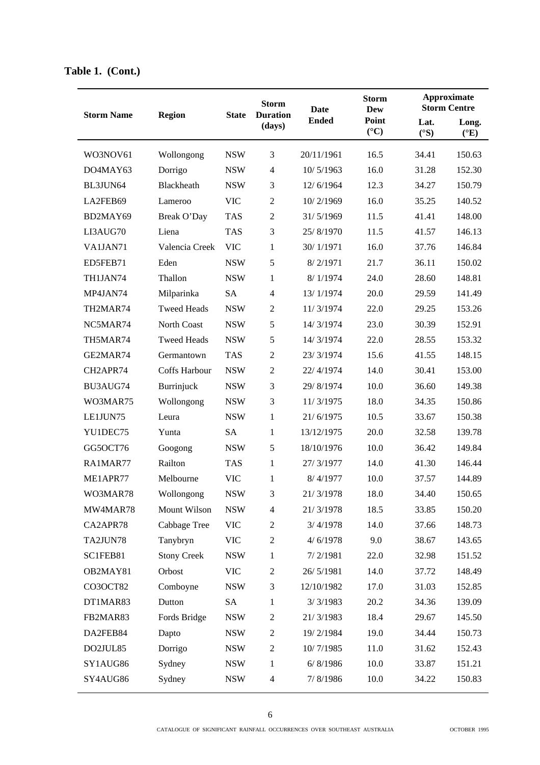**Table 1. (Cont.)**

| Storm Name | Region | State | Storm Duration (days) | Date Ended | Storm Dew Point (°C) | Approximate Storm Centre | |
|---|---|---|---|---|---|---|---|
| | | | | | | Lat. (°S) | Long. (°E) |
| WO3NOV61 | Wollongong | NSW | 3 | 20/11/1961 | 16.5 | 34.41 | 150.63 |
| DO4MAY63 | Dorrigo | NSW | 4 | 10/ 5/1963 | 16.0 | 31.28 | 152.30 |
| BL3JUN64 | Blackheath | NSW | 3 | 12/ 6/1964 | 12.3 | 34.27 | 150.79 |
| LA2FEB69 | Lameroo | VIC | 2 | 10/ 2/1969 | 16.0 | 35.25 | 140.52 |
| BD2MAY69 | Break O'Day | TAS | 2 | 31/ 5/1969 | 11.5 | 41.41 | 148.00 |
| LI3AUG70 | Liena | TAS | 3 | 25/ 8/1970 | 11.5 | 41.57 | 146.13 |
| VA1JAN71 | Valencia Creek | VIC | 1 | 30/ 1/1971 | 16.0 | 37.76 | 146.84 |
| ED5FEB71 | Eden | NSW | 5 | 8/ 2/1971 | 21.7 | 36.11 | 150.02 |
| TH1JAN74 | Thallon | NSW | 1 | 8/ 1/1974 | 24.0 | 28.60 | 148.81 |
| MP4JAN74 | Milparinka | SA | 4 | 13/ 1/1974 | 20.0 | 29.59 | 141.49 |
| TH2MAR74 | Tweed Heads | NSW | 2 | 11/ 3/1974 | 22.0 | 29.25 | 153.26 |
| NC5MAR74 | North Coast | NSW | 5 | 14/ 3/1974 | 23.0 | 30.39 | 152.91 |
| TH5MAR74 | Tweed Heads | NSW | 5 | 14/ 3/1974 | 22.0 | 28.55 | 153.32 |
| GE2MAR74 | Germantown | TAS | 2 | 23/ 3/1974 | 15.6 | 41.55 | 148.15 |
| CH2APR74 | Coffs Harbour | NSW | 2 | 22/ 4/1974 | 14.0 | 30.41 | 153.00 |
| BU3AUG74 | Burrinjuck | NSW | 3 | 29/ 8/1974 | 10.0 | 36.60 | 149.38 |
| WO3MAR75 | Wollongong | NSW | 3 | 11/ 3/1975 | 18.0 | 34.35 | 150.86 |
| LE1JUN75 | Leura | NSW | 1 | 21/ 6/1975 | 10.5 | 33.67 | 150.38 |
| YU1DEC75 | Yunta | SA | 1 | 13/12/1975 | 20.0 | 32.58 | 139.78 |
| GG5OCT76 | Googong | NSW | 5 | 18/10/1976 | 10.0 | 36.42 | 149.84 |
| RA1MAR77 | Railton | TAS | 1 | 27/ 3/1977 | 14.0 | 41.30 | 146.44 |
| ME1APR77 | Melbourne | VIC | 1 | 8/ 4/1977 | 10.0 | 37.57 | 144.89 |
| WO3MAR78 | Wollongong | NSW | 3 | 21/ 3/1978 | 18.0 | 34.40 | 150.65 |
| MW4MAR78 | Mount Wilson | NSW | 4 | 21/ 3/1978 | 18.5 | 33.85 | 150.20 |
| CA2APR78 | Cabbage Tree | VIC | 2 | 3/ 4/1978 | 14.0 | 37.66 | 148.73 |
| TA2JUN78 | Tanybryn | VIC | 2 | 4/ 6/1978 | 9.0 | 38.67 | 143.65 |
| SC1FEB81 | Stony Creek | NSW | 1 | 7/ 2/1981 | 22.0 | 32.98 | 151.52 |
| OB2MAY81 | Orbost | VIC | 2 | 26/ 5/1981 | 14.0 | 37.72 | 148.49 |
| CO3OCT82 | Comboyne | NSW | 3 | 12/10/1982 | 17.0 | 31.03 | 152.85 |
| DT1MAR83 | Dutton | SA | 1 | 3/ 3/1983 | 20.2 | 34.36 | 139.09 |
| FB2MAR83 | Fords Bridge | NSW | 2 | 21/ 3/1983 | 18.4 | 29.67 | 145.50 |
| DA2FEB84 | Dapto | NSW | 2 | 19/ 2/1984 | 19.0 | 34.44 | 150.73 |
| DO2JUL85 | Dorrigo | NSW | 2 | 10/ 7/1985 | 11.0 | 31.62 | 152.43 |
| SY1AUG86 | Sydney | NSW | 1 | 6/ 8/1986 | 10.0 | 33.87 | 151.21 |
| SY4AUG86 | Sydney | NSW | 4 | 7/ 8/1986 | 10.0 | 34.22 | 150.83 |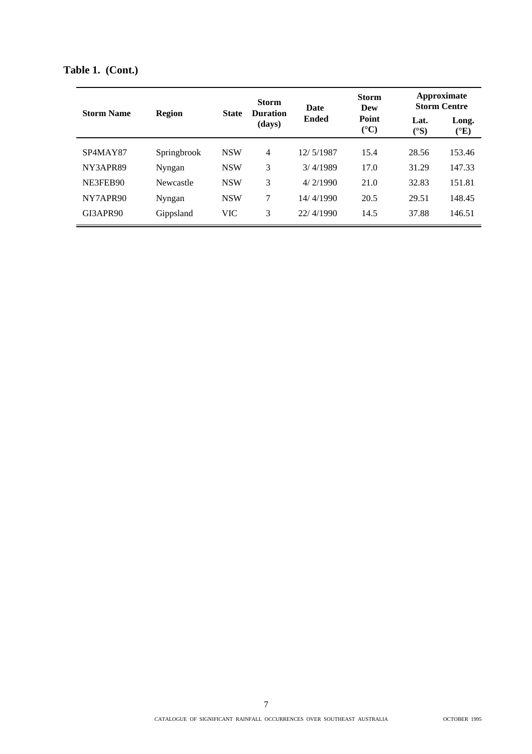**Table 1. (Cont.)**

| Storm Name | Region | State | Storm Duration (days) | Date Ended | Storm Dew Point (°C) | Approximate Storm Centre | |
|---|---|---|---|---|---|---|---|
| | | | | | | Lat. (°S) | Long. (°E) |
| SP4MAY87 | Springbrook | NSW | 4 | 12/ 5/1987 | 15.4 | 28.56 | 153.46 |
| NY3APR89 | Nyngan | NSW | 3 | 3/ 4/1989 | 17.0 | 31.29 | 147.33 |
| NE3FEB90 | Newcastle | NSW | 3 | 4/ 2/1990 | 21.0 | 32.83 | 151.81 |
| NY7APR90 | Nyngan | NSW | 7 | 14/ 4/1990 | 20.5 | 29.51 | 148.45 |
| GI3APR90 | Gippsland | VIC | 3 | 22/ 4/1990 | 14.5 | 37.88 | 146.51 |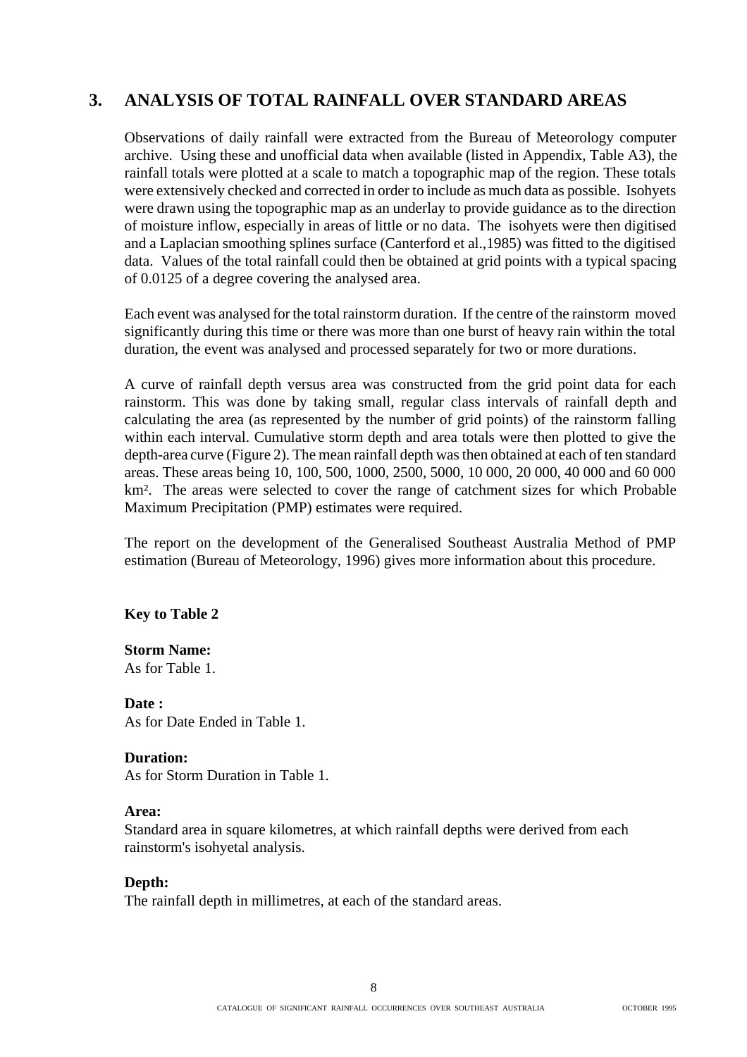## 3. ANALYSIS OF TOTAL RAINFALL OVER STANDARD AREAS

Observations of daily rainfall were extracted from the Bureau of Meteorology computer archive. Using these and unofficial data when available (listed in Appendix, Table A3), the rainfall totals were plotted at a scale to match a topographic map of the region. These totals were extensively checked and corrected in order to include as much data as possible. Isohyets were drawn using the topographic map as an underlay to provide guidance as to the direction of moisture inflow, especially in areas of little or no data. The isohyets were then digitised and a Laplacian smoothing splines surface (Canterford et al.,1985) was fitted to the digitised data. Values of the total rainfall could then be obtained at grid points with a typical spacing of 0.0125 of a degree covering the analysed area.

Each event was analysed for the total rainstorm duration. If the centre of the rainstorm moved significantly during this time or there was more than one burst of heavy rain within the total duration, the event was analysed and processed separately for two or more durations.

A curve of rainfall depth versus area was constructed from the grid point data for each rainstorm. This was done by taking small, regular class intervals of rainfall depth and calculating the area (as represented by the number of grid points) of the rainstorm falling within each interval. Cumulative storm depth and area totals were then plotted to give the depth-area curve (Figure 2). The mean rainfall depth was then obtained at each of ten standard areas. These areas being 10, 100, 500, 1000, 2500, 5000, 10 000, 20 000, 40 000 and 60 000 km². The areas were selected to cover the range of catchment sizes for which Probable Maximum Precipitation (PMP) estimates were required.

The report on the development of the Generalised Southeast Australia Method of PMP estimation (Bureau of Meteorology, 1996) gives more information about this procedure.

**Key to Table 2**

**Storm Name:**
As for Table 1.

**Date :**
As for Date Ended in Table 1.

**Duration:**
As for Storm Duration in Table 1.

**Area:**
Standard area in square kilometres, at which rainfall depths were derived from each rainstorm's isohyetal analysis.

**Depth:**
The rainfall depth in millimetres, at each of the standard areas.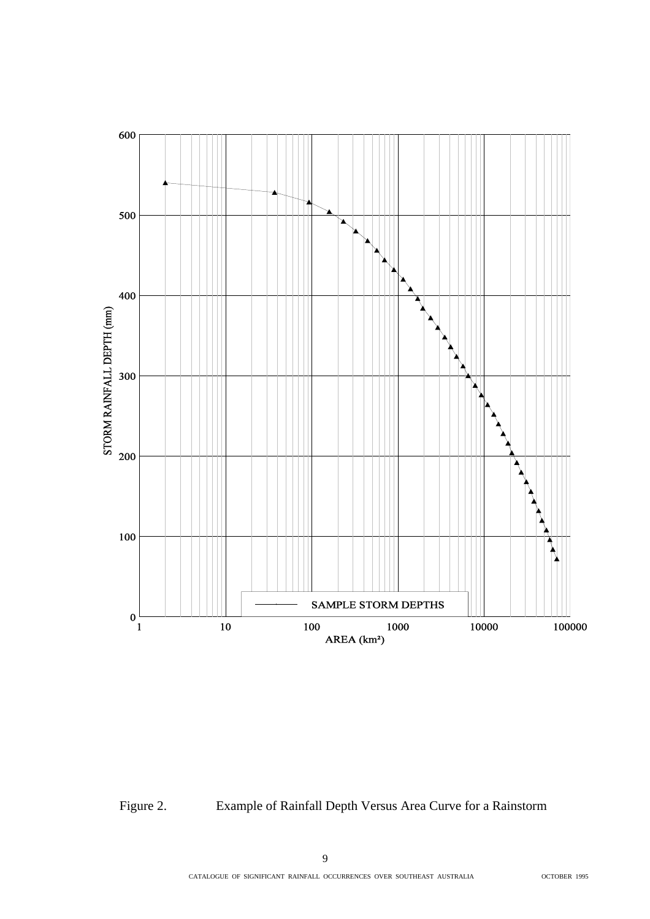Figure 2. Example of Rainfall Depth Versus Area Curve for a Rainstorm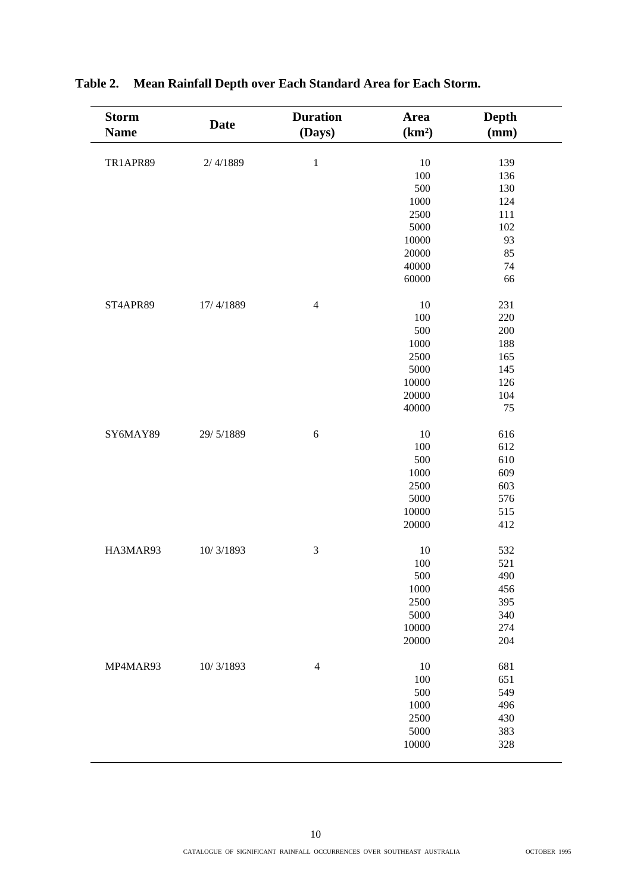**Table 2. Mean Rainfall Depth over Each Standard Area for Each Storm.**

| Storm Name | Date | Duration (Days) | Area (km²) | Depth (mm) |
|---|---|---|---|---|
| TR1APR89 | 2/ 4/1889 | 1 | 10 | 139 |
| | | | 100 | 136 |
| | | | 500 | 130 |
| | | | 1000 | 124 |
| | | | 2500 | 111 |
| | | | 5000 | 102 |
| | | | 10000 | 93 |
| | | | 20000 | 85 |
| | | | 40000 | 74 |
| | | | 60000 | 66 |
| ST4APR89 | 17/ 4/1889 | 4 | 10 | 231 |
| | | | 100 | 220 |
| | | | 500 | 200 |
| | | | 1000 | 188 |
| | | | 2500 | 165 |
| | | | 5000 | 145 |
| | | | 10000 | 126 |
| | | | 20000 | 104 |
| | | | 40000 | 75 |
| SY6MAY89 | 29/ 5/1889 | 6 | 10 | 616 |
| | | | 100 | 612 |
| | | | 500 | 610 |
| | | | 1000 | 609 |
| | | | 2500 | 603 |
| | | | 5000 | 576 |
| | | | 10000 | 515 |
| | | | 20000 | 412 |
| HA3MAR93 | 10/ 3/1893 | 3 | 10 | 532 |
| | | | 100 | 521 |
| | | | 500 | 490 |
| | | | 1000 | 456 |
| | | | 2500 | 395 |
| | | | 5000 | 340 |
| | | | 10000 | 274 |
| | | | 20000 | 204 |
| MP4MAR93 | 10/ 3/1893 | 4 | 10 | 681 |
| | | | 100 | 651 |
| | | | 500 | 549 |
| | | | 1000 | 496 |
| | | | 2500 | 430 |
| | | | 5000 | 383 |
| | | | 10000 | 328 |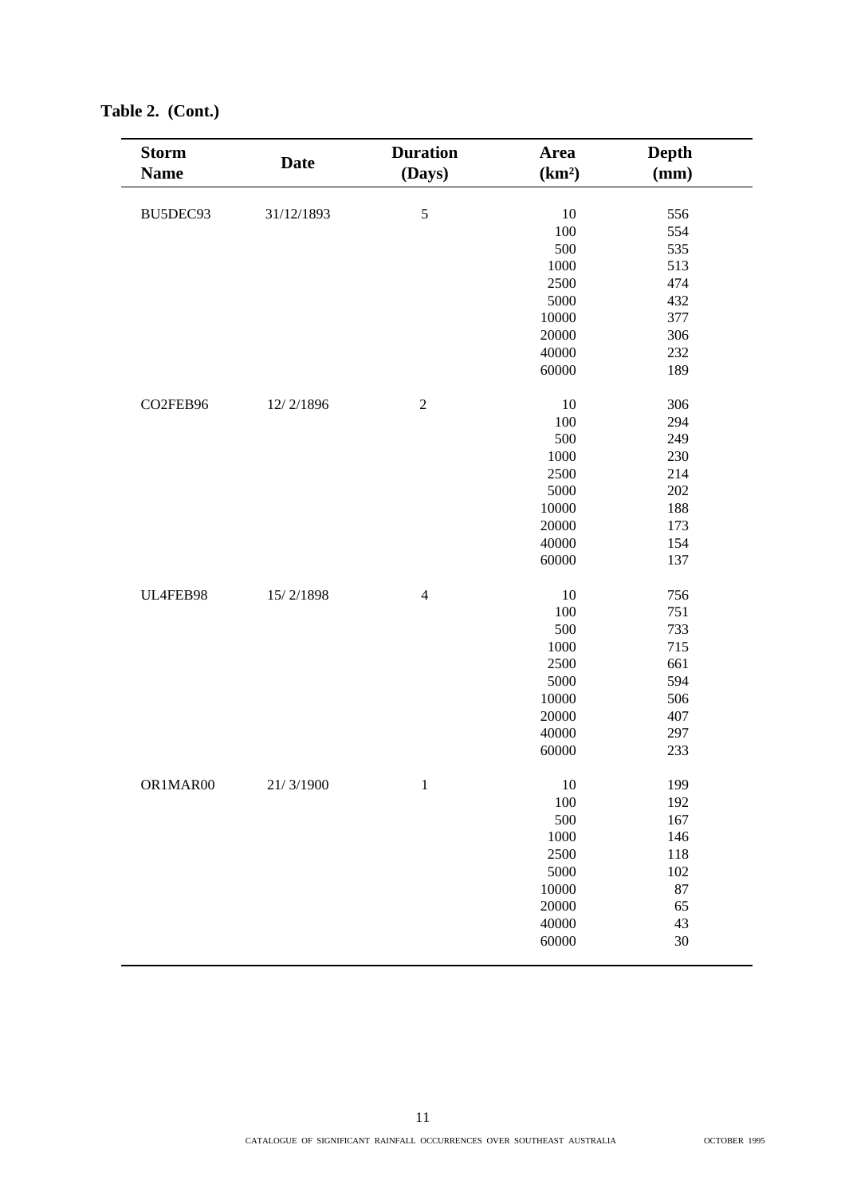**Table 2. (Cont.)**

| Storm Name | Date | Duration (Days) | Area (km²) | Depth (mm) |
|---|---|---|---|---|
| BU5DEC93 | 31/12/1893 | 5 | 10 | 556 |
| | | | 100 | 554 |
| | | | 500 | 535 |
| | | | 1000 | 513 |
| | | | 2500 | 474 |
| | | | 5000 | 432 |
| | | | 10000 | 377 |
| | | | 20000 | 306 |
| | | | 40000 | 232 |
| | | | 60000 | 189 |
| CO2FEB96 | 12/ 2/1896 | 2 | 10 | 306 |
| | | | 100 | 294 |
| | | | 500 | 249 |
| | | | 1000 | 230 |
| | | | 2500 | 214 |
| | | | 5000 | 202 |
| | | | 10000 | 188 |
| | | | 20000 | 173 |
| | | | 40000 | 154 |
| | | | 60000 | 137 |
| UL4FEB98 | 15/ 2/1898 | 4 | 10 | 756 |
| | | | 100 | 751 |
| | | | 500 | 733 |
| | | | 1000 | 715 |
| | | | 2500 | 661 |
| | | | 5000 | 594 |
| | | | 10000 | 506 |
| | | | 20000 | 407 |
| | | | 40000 | 297 |
| | | | 60000 | 233 |
| OR1MAR00 | 21/ 3/1900 | 1 | 10 | 199 |
| | | | 100 | 192 |
| | | | 500 | 167 |
| | | | 1000 | 146 |
| | | | 2500 | 118 |
| | | | 5000 | 102 |
| | | | 10000 | 87 |
| | | | 20000 | 65 |
| | | | 40000 | 43 |
| | | | 60000 | 30 |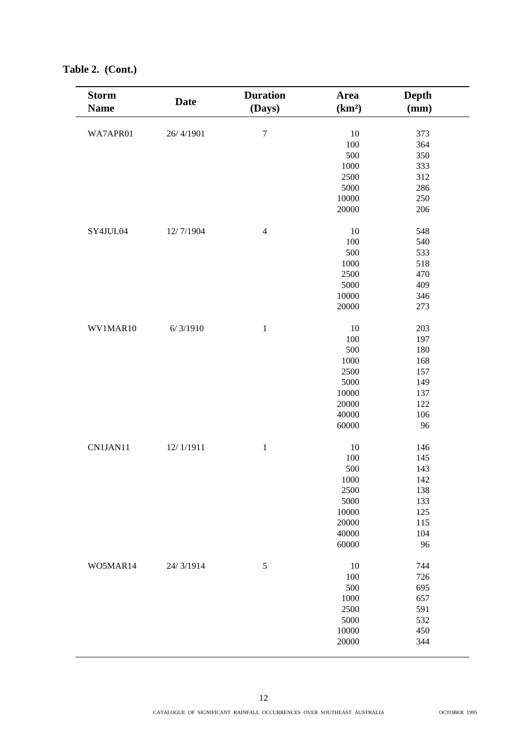**Table 2. (Cont.)**

| Storm Name | Date | Duration (Days) | Area (km²) | Depth (mm) |
|---|---|---|---|---|
| WA7APR01 | 26/ 4/1901 | 7 | 10 | 373 |
| | | | 100 | 364 |
| | | | 500 | 350 |
| | | | 1000 | 333 |
| | | | 2500 | 312 |
| | | | 5000 | 286 |
| | | | 10000 | 250 |
| | | | 20000 | 206 |
| SY4JUL04 | 12/ 7/1904 | 4 | 10 | 548 |
| | | | 100 | 540 |
| | | | 500 | 533 |
| | | | 1000 | 518 |
| | | | 2500 | 470 |
| | | | 5000 | 409 |
| | | | 10000 | 346 |
| | | | 20000 | 273 |
| WV1MAR10 | 6/ 3/1910 | 1 | 10 | 203 |
| | | | 100 | 197 |
| | | | 500 | 180 |
| | | | 1000 | 168 |
| | | | 2500 | 157 |
| | | | 5000 | 149 |
| | | | 10000 | 137 |
| | | | 20000 | 122 |
| | | | 40000 | 106 |
| | | | 60000 | 96 |
| CN1JAN11 | 12/ 1/1911 | 1 | 10 | 146 |
| | | | 100 | 145 |
| | | | 500 | 143 |
| | | | 1000 | 142 |
| | | | 2500 | 138 |
| | | | 5000 | 133 |
| | | | 10000 | 125 |
| | | | 20000 | 115 |
| | | | 40000 | 104 |
| | | | 60000 | 96 |
| WO5MAR14 | 24/ 3/1914 | 5 | 10 | 744 |
| | | | 100 | 726 |
| | | | 500 | 695 |
| | | | 1000 | 657 |
| | | | 2500 | 591 |
| | | | 5000 | 532 |
| | | | 10000 | 450 |
| | | | 20000 | 344 |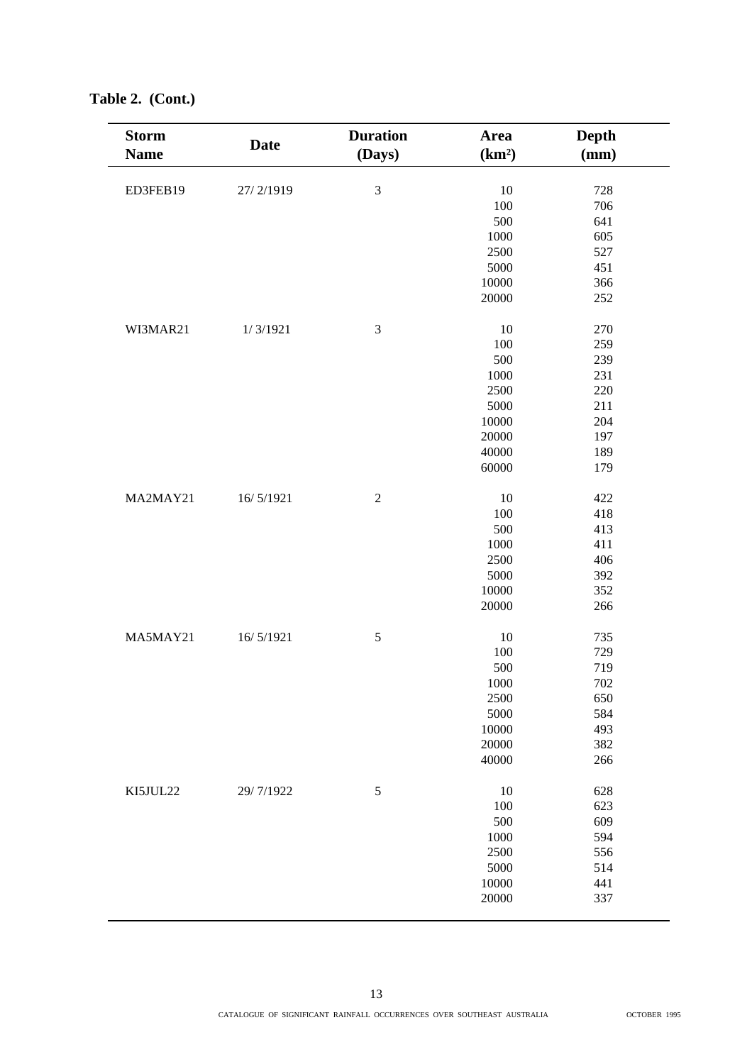**Table 2. (Cont.)**

| Storm Name | Date | Duration (Days) | Area ($km^2$) | Depth (mm) |
|---|---|---|---|---|
| ED3FEB19 | 27/ 2/1919 | 3 | 10 | 728 |
| | | | 100 | 706 |
| | | | 500 | 641 |
| | | | 1000 | 605 |
| | | | 2500 | 527 |
| | | | 5000 | 451 |
| | | | 10000 | 366 |
| | | | 20000 | 252 |
| WI3MAR21 | 1/ 3/1921 | 3 | 10 | 270 |
| | | | 100 | 259 |
| | | | 500 | 239 |
| | | | 1000 | 231 |
| | | | 2500 | 220 |
| | | | 5000 | 211 |
| | | | 10000 | 204 |
| | | | 20000 | 197 |
| | | | 40000 | 189 |
| | | | 60000 | 179 |
| MA2MAY21 | 16/ 5/1921 | 2 | 10 | 422 |
| | | | 100 | 418 |
| | | | 500 | 413 |
| | | | 1000 | 411 |
| | | | 2500 | 406 |
| | | | 5000 | 392 |
| | | | 10000 | 352 |
| | | | 20000 | 266 |
| MA5MAY21 | 16/ 5/1921 | 5 | 10 | 735 |
| | | | 100 | 729 |
| | | | 500 | 719 |
| | | | 1000 | 702 |
| | | | 2500 | 650 |
| | | | 5000 | 584 |
| | | | 10000 | 493 |
| | | | 20000 | 382 |
| | | | 40000 | 266 |
| KI5JUL22 | 29/ 7/1922 | 5 | 10 | 628 |
| | | | 100 | 623 |
| | | | 500 | 609 |
| | | | 1000 | 594 |
| | | | 2500 | 556 |
| | | | 5000 | 514 |
| | | | 10000 | 441 |
| | | | 20000 | 337 |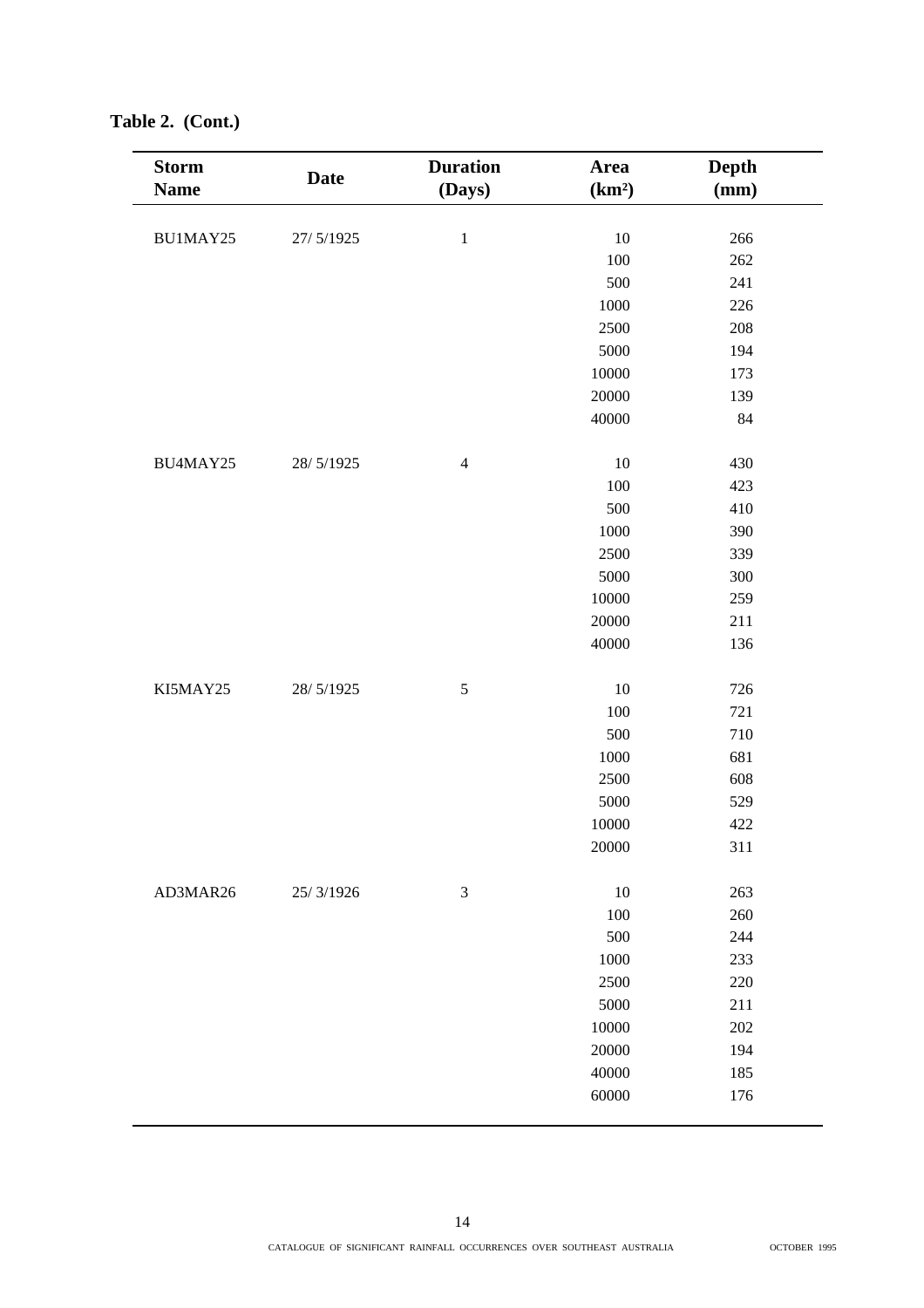**Table 2. (Cont.)**

| Storm Name | Date | Duration (Days) | Area (km²) | Depth (mm) |
|---|---|---|---|---|
| BU1MAY25 | 27/ 5/1925 | 1 | 10 | 266 |
| | | | 100 | 262 |
| | | | 500 | 241 |
| | | | 1000 | 226 |
| | | | 2500 | 208 |
| | | | 5000 | 194 |
| | | | 10000 | 173 |
| | | | 20000 | 139 |
| | | | 40000 | 84 |
| BU4MAY25 | 28/ 5/1925 | 4 | 10 | 430 |
| | | | 100 | 423 |
| | | | 500 | 410 |
| | | | 1000 | 390 |
| | | | 2500 | 339 |
| | | | 5000 | 300 |
| | | | 10000 | 259 |
| | | | 20000 | 211 |
| | | | 40000 | 136 |
| KI5MAY25 | 28/ 5/1925 | 5 | 10 | 726 |
| | | | 100 | 721 |
| | | | 500 | 710 |
| | | | 1000 | 681 |
| | | | 2500 | 608 |
| | | | 5000 | 529 |
| | | | 10000 | 422 |
| | | | 20000 | 311 |
| AD3MAR26 | 25/ 3/1926 | 3 | 10 | 263 |
| | | | 100 | 260 |
| | | | 500 | 244 |
| | | | 1000 | 233 |
| | | | 2500 | 220 |
| | | | 5000 | 211 |
| | | | 10000 | 202 |
| | | | 20000 | 194 |
| | | | 40000 | 185 |
| | | | 60000 | 176 |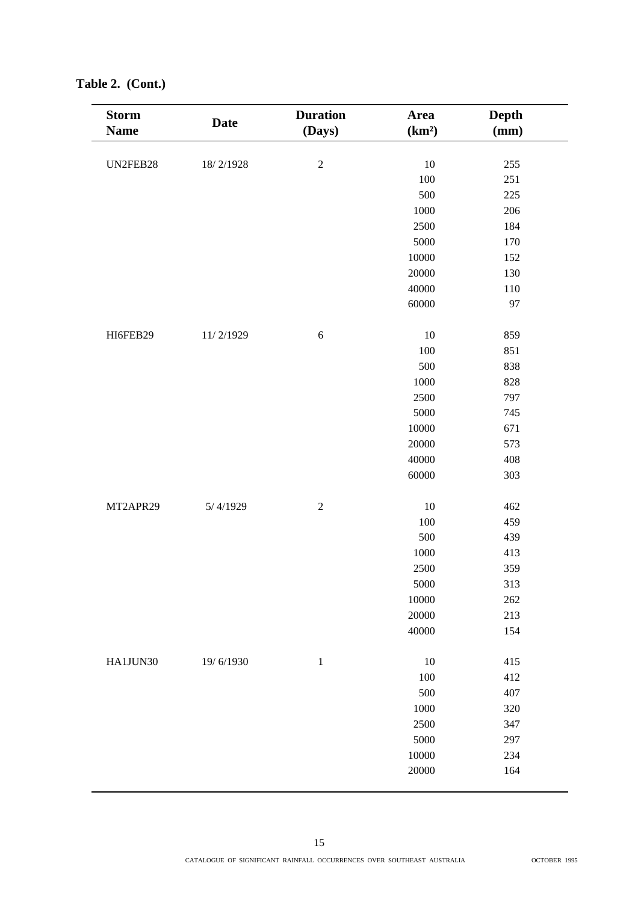**Table 2. (Cont.)**

| Storm Name | Date | Duration (Days) | Area ($km^2$) | Depth (mm) |
|---|---|---|---|---|
| UN2FEB28 | 18/ 2/1928 | 2 | 10 | 255 |
| | | | 100 | 251 |
| | | | 500 | 225 |
| | | | 1000 | 206 |
| | | | 2500 | 184 |
| | | | 5000 | 170 |
| | | | 10000 | 152 |
| | | | 20000 | 130 |
| | | | 40000 | 110 |
| | | | 60000 | 97 |
| HI6FEB29 | 11/ 2/1929 | 6 | 10 | 859 |
| | | | 100 | 851 |
| | | | 500 | 838 |
| | | | 1000 | 828 |
| | | | 2500 | 797 |
| | | | 5000 | 745 |
| | | | 10000 | 671 |
| | | | 20000 | 573 |
| | | | 40000 | 408 |
| | | | 60000 | 303 |
| MT2APR29 | 5/ 4/1929 | 2 | 10 | 462 |
| | | | 100 | 459 |
| | | | 500 | 439 |
| | | | 1000 | 413 |
| | | | 2500 | 359 |
| | | | 5000 | 313 |
| | | | 10000 | 262 |
| | | | 20000 | 213 |
| | | | 40000 | 154 |
| HA1JUN30 | 19/ 6/1930 | 1 | 10 | 415 |
| | | | 100 | 412 |
| | | | 500 | 407 |
| | | | 1000 | 320 |
| | | | 2500 | 347 |
| | | | 5000 | 297 |
| | | | 10000 | 234 |
| | | | 20000 | 164 |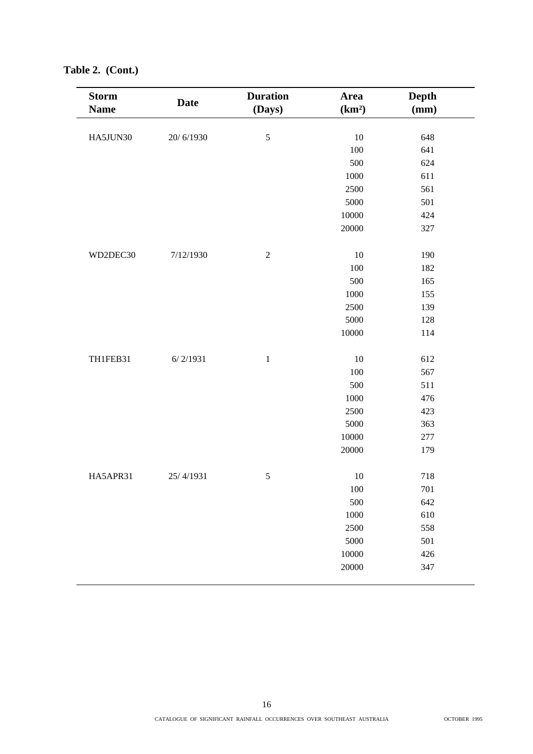**Table 2. (Cont.)**

| Storm Name | Date | Duration (Days) | Area ($km^2$) | Depth (mm) |
|---|---|---|---|---|
| HA5JUN30 | 20/ 6/1930 | 5 | 10 | 648 |
| | | | 100 | 641 |
| | | | 500 | 624 |
| | | | 1000 | 611 |
| | | | 2500 | 561 |
| | | | 5000 | 501 |
| | | | 10000 | 424 |
| | | | 20000 | 327 |
| WD2DEC30 | 7/12/1930 | 2 | 10 | 190 |
| | | | 100 | 182 |
| | | | 500 | 165 |
| | | | 1000 | 155 |
| | | | 2500 | 139 |
| | | | 5000 | 128 |
| | | | 10000 | 114 |
| TH1FEB31 | 6/ 2/1931 | 1 | 10 | 612 |
| | | | 100 | 567 |
| | | | 500 | 511 |
| | | | 1000 | 476 |
| | | | 2500 | 423 |
| | | | 5000 | 363 |
| | | | 10000 | 277 |
| | | | 20000 | 179 |
| HA5APR31 | 25/ 4/1931 | 5 | 10 | 718 |
| | | | 100 | 701 |
| | | | 500 | 642 |
| | | | 1000 | 610 |
| | | | 2500 | 558 |
| | | | 5000 | 501 |
| | | | 10000 | 426 |
| | | | 20000 | 347 |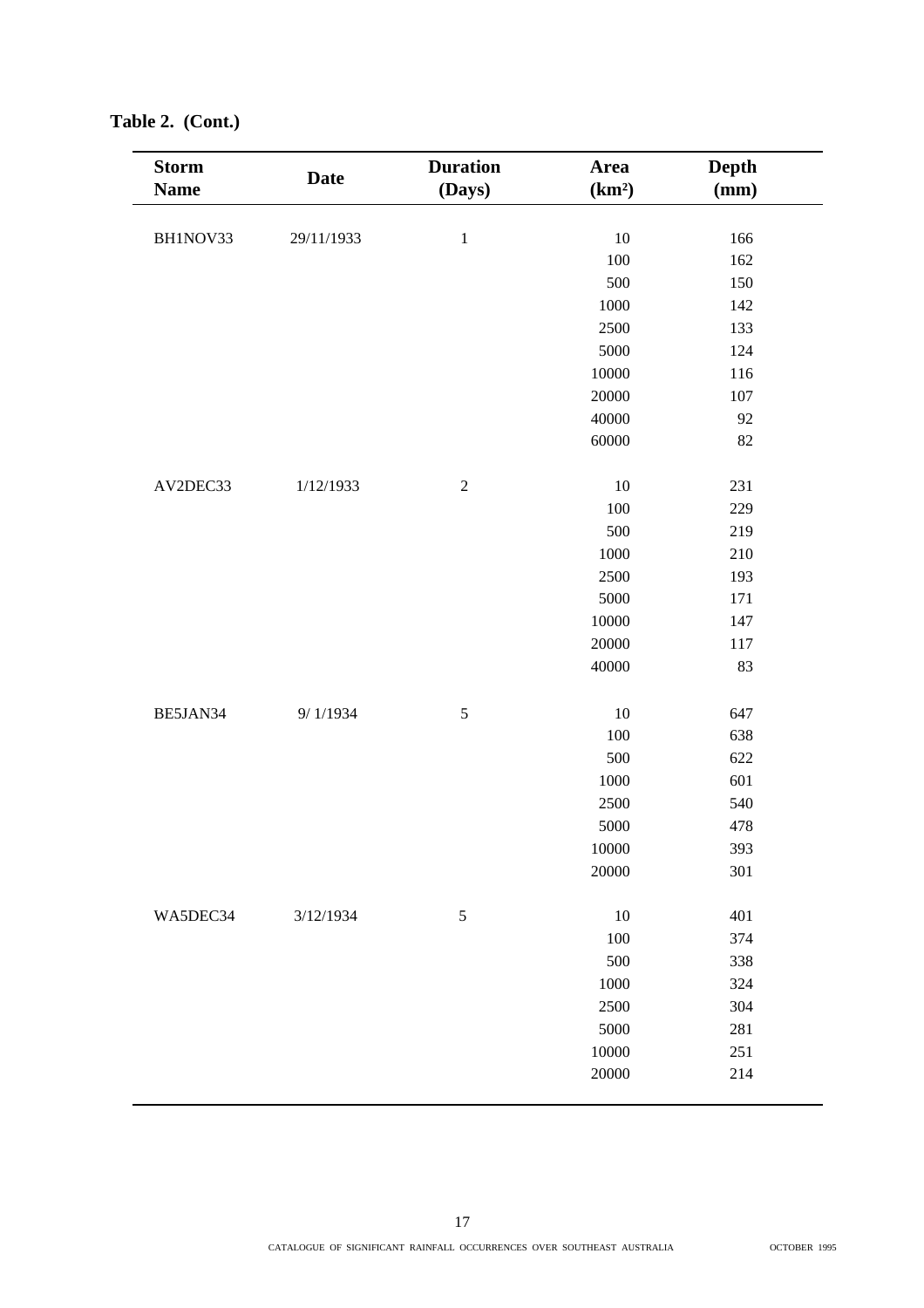**Table 2. (Cont.)**

| Storm Name | Date | Duration (Days) | Area (km²) | Depth (mm) |
|---|---|---|---|---|
| BH1NOV33 | 29/11/1933 | 1 | 10 | 166 |
| | | | 100 | 162 |
| | | | 500 | 150 |
| | | | 1000 | 142 |
| | | | 2500 | 133 |
| | | | 5000 | 124 |
| | | | 10000 | 116 |
| | | | 20000 | 107 |
| | | | 40000 | 92 |
| | | | 60000 | 82 |
| AV2DEC33 | 1/12/1933 | 2 | 10 | 231 |
| | | | 100 | 229 |
| | | | 500 | 219 |
| | | | 1000 | 210 |
| | | | 2500 | 193 |
| | | | 5000 | 171 |
| | | | 10000 | 147 |
| | | | 20000 | 117 |
| | | | 40000 | 83 |
| BE5JAN34 | 9/ 1/1934 | 5 | 10 | 647 |
| | | | 100 | 638 |
| | | | 500 | 622 |
| | | | 1000 | 601 |
| | | | 2500 | 540 |
| | | | 5000 | 478 |
| | | | 10000 | 393 |
| | | | 20000 | 301 |
| WA5DEC34 | 3/12/1934 | 5 | 10 | 401 |
| | | | 100 | 374 |
| | | | 500 | 338 |
| | | | 1000 | 324 |
| | | | 2500 | 304 |
| | | | 5000 | 281 |
| | | | 10000 | 251 |
| | | | 20000 | 214 |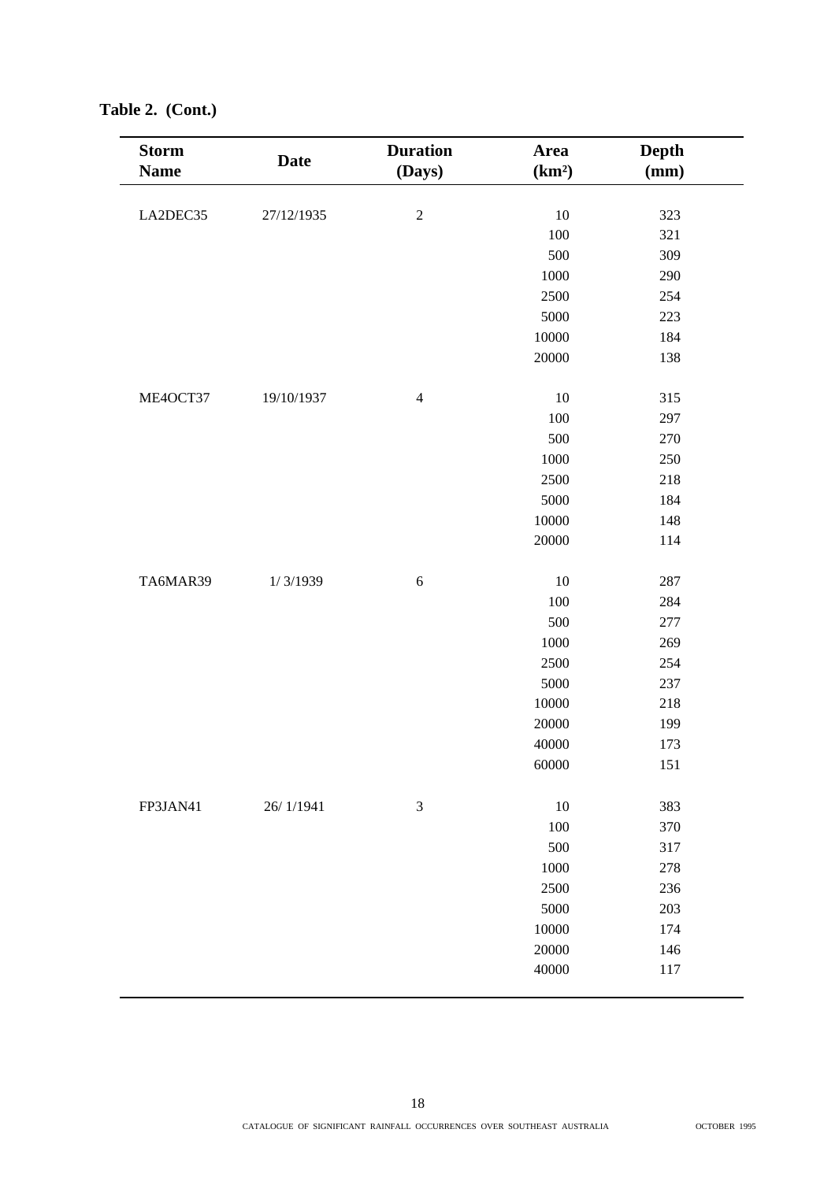**Table 2. (Cont.)**

| Storm Name | Date | Duration (Days) | Area (km²) | Depth (mm) |
|---|---|---|---|---|
| LA2DEC35 | 27/12/1935 | 2 | 10 | 323 |
| | | | 100 | 321 |
| | | | 500 | 309 |
| | | | 1000 | 290 |
| | | | 2500 | 254 |
| | | | 5000 | 223 |
| | | | 10000 | 184 |
| | | | 20000 | 138 |
| ME4OCT37 | 19/10/1937 | 4 | 10 | 315 |
| | | | 100 | 297 |
| | | | 500 | 270 |
| | | | 1000 | 250 |
| | | | 2500 | 218 |
| | | | 5000 | 184 |
| | | | 10000 | 148 |
| | | | 20000 | 114 |
| TA6MAR39 | 1/ 3/1939 | 6 | 10 | 287 |
| | | | 100 | 284 |
| | | | 500 | 277 |
| | | | 1000 | 269 |
| | | | 2500 | 254 |
| | | | 5000 | 237 |
| | | | 10000 | 218 |
| | | | 20000 | 199 |
| | | | 40000 | 173 |
| | | | 60000 | 151 |
| FP3JAN41 | 26/ 1/1941 | 3 | 10 | 383 |
| | | | 100 | 370 |
| | | | 500 | 317 |
| | | | 1000 | 278 |
| | | | 2500 | 236 |
| | | | 5000 | 203 |
| | | | 10000 | 174 |
| | | | 20000 | 146 |
| | | | 40000 | 117 |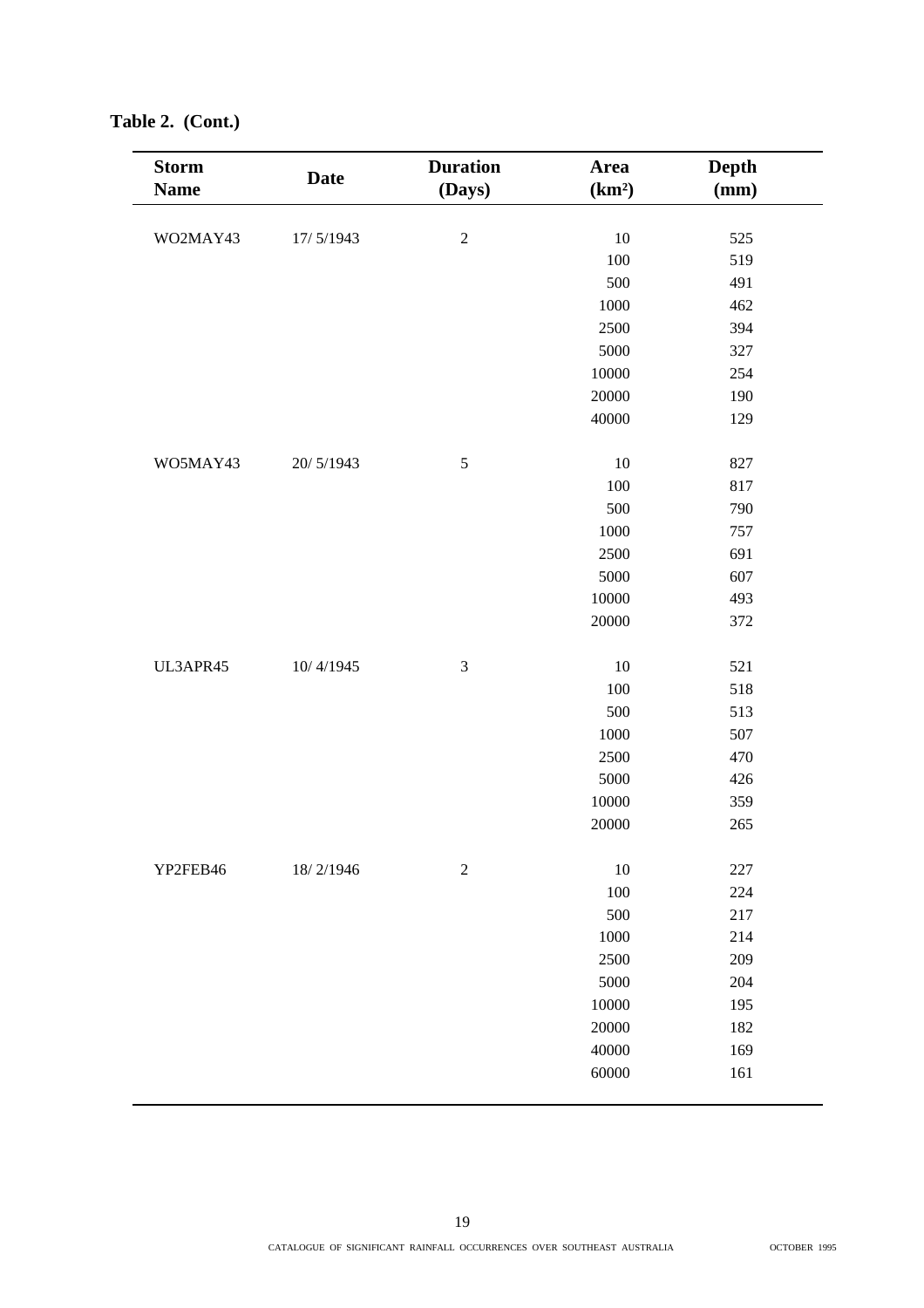**Table 2. (Cont.)**

| Storm Name | Date | Duration (Days) | Area (km²) | Depth (mm) |
|---|---|---|---|---|
| WO2MAY43 | 17/ 5/1943 | 2 | 10 | 525 |
| | | | 100 | 519 |
| | | | 500 | 491 |
| | | | 1000 | 462 |
| | | | 2500 | 394 |
| | | | 5000 | 327 |
| | | | 10000 | 254 |
| | | | 20000 | 190 |
| | | | 40000 | 129 |
| WO5MAY43 | 20/ 5/1943 | 5 | 10 | 827 |
| | | | 100 | 817 |
| | | | 500 | 790 |
| | | | 1000 | 757 |
| | | | 2500 | 691 |
| | | | 5000 | 607 |
| | | | 10000 | 493 |
| | | | 20000 | 372 |
| UL3APR45 | 10/ 4/1945 | 3 | 10 | 521 |
| | | | 100 | 518 |
| | | | 500 | 513 |
| | | | 1000 | 507 |
| | | | 2500 | 470 |
| | | | 5000 | 426 |
| | | | 10000 | 359 |
| | | | 20000 | 265 |
| YP2FEB46 | 18/ 2/1946 | 2 | 10 | 227 |
| | | | 100 | 224 |
| | | | 500 | 217 |
| | | | 1000 | 214 |
| | | | 2500 | 209 |
| | | | 5000 | 204 |
| | | | 10000 | 195 |
| | | | 20000 | 182 |
| | | | 40000 | 169 |
| | | | 60000 | 161 |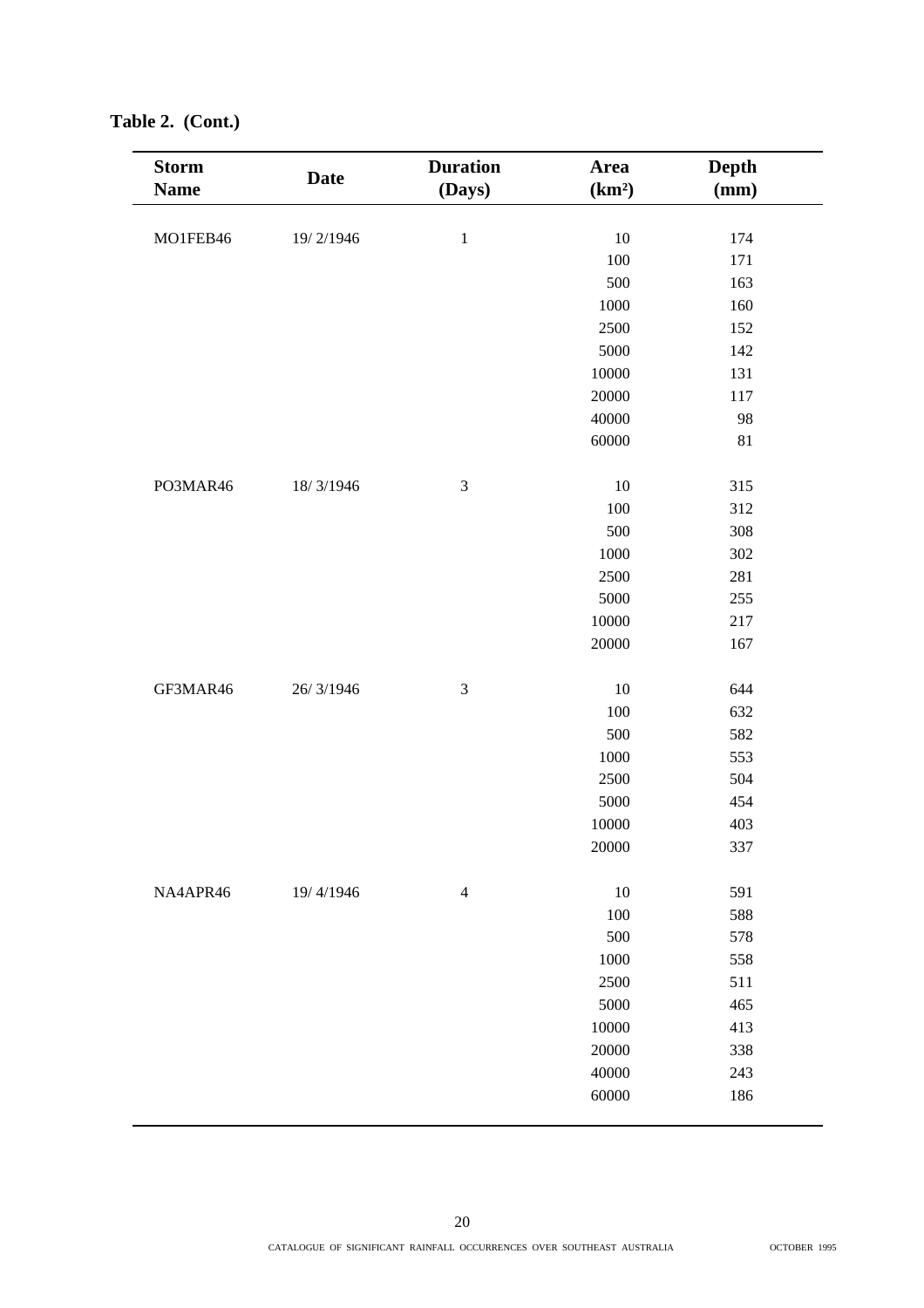**Table 2. (Cont.)**

| Storm Name | Date | Duration (Days) | Area (km²) | Depth (mm) |
|---|---|---|---|---|
| MO1FEB46 | 19/ 2/1946 | 1 | 10 | 174 |
| | | | 100 | 171 |
| | | | 500 | 163 |
| | | | 1000 | 160 |
| | | | 2500 | 152 |
| | | | 5000 | 142 |
| | | | 10000 | 131 |
| | | | 20000 | 117 |
| | | | 40000 | 98 |
| | | | 60000 | 81 |
| PO3MAR46 | 18/ 3/1946 | 3 | 10 | 315 |
| | | | 100 | 312 |
| | | | 500 | 308 |
| | | | 1000 | 302 |
| | | | 2500 | 281 |
| | | | 5000 | 255 |
| | | | 10000 | 217 |
| | | | 20000 | 167 |
| GF3MAR46 | 26/ 3/1946 | 3 | 10 | 644 |
| | | | 100 | 632 |
| | | | 500 | 582 |
| | | | 1000 | 553 |
| | | | 2500 | 504 |
| | | | 5000 | 454 |
| | | | 10000 | 403 |
| | | | 20000 | 337 |
| NA4APR46 | 19/ 4/1946 | 4 | 10 | 591 |
| | | | 100 | 588 |
| | | | 500 | 578 |
| | | | 1000 | 558 |
| | | | 2500 | 511 |
| | | | 5000 | 465 |
| | | | 10000 | 413 |
| | | | 20000 | 338 |
| | | | 40000 | 243 |
| | | | 60000 | 186 |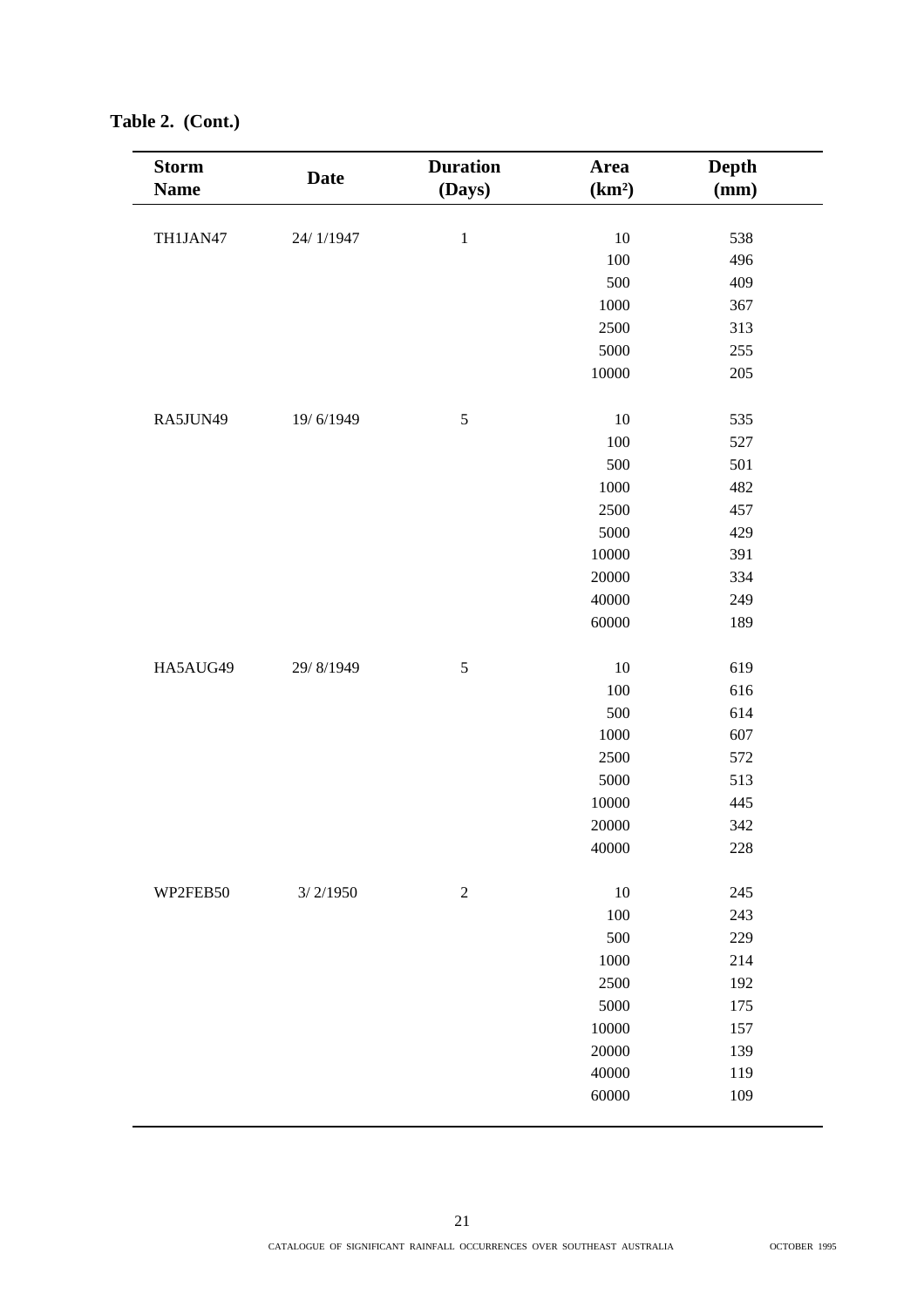**Table 2. (Cont.)**

| Storm Name | Date | Duration (Days) | Area (km²) | Depth (mm) |
|---|---|---|---|---|
| TH1JAN47 | 24/ 1/1947 | 1 | 10 | 538 |
| | | | 100 | 496 |
| | | | 500 | 409 |
| | | | 1000 | 367 |
| | | | 2500 | 313 |
| | | | 5000 | 255 |
| | | | 10000 | 205 |
| RA5JUN49 | 19/ 6/1949 | 5 | 10 | 535 |
| | | | 100 | 527 |
| | | | 500 | 501 |
| | | | 1000 | 482 |
| | | | 2500 | 457 |
| | | | 5000 | 429 |
| | | | 10000 | 391 |
| | | | 20000 | 334 |
| | | | 40000 | 249 |
| | | | 60000 | 189 |
| HA5AUG49 | 29/ 8/1949 | 5 | 10 | 619 |
| | | | 100 | 616 |
| | | | 500 | 614 |
| | | | 1000 | 607 |
| | | | 2500 | 572 |
| | | | 5000 | 513 |
| | | | 10000 | 445 |
| | | | 20000 | 342 |
| | | | 40000 | 228 |
| WP2FEB50 | 3/ 2/1950 | 2 | 10 | 245 |
| | | | 100 | 243 |
| | | | 500 | 229 |
| | | | 1000 | 214 |
| | | | 2500 | 192 |
| | | | 5000 | 175 |
| | | | 10000 | 157 |
| | | | 20000 | 139 |
| | | | 40000 | 119 |
| | | | 60000 | 109 |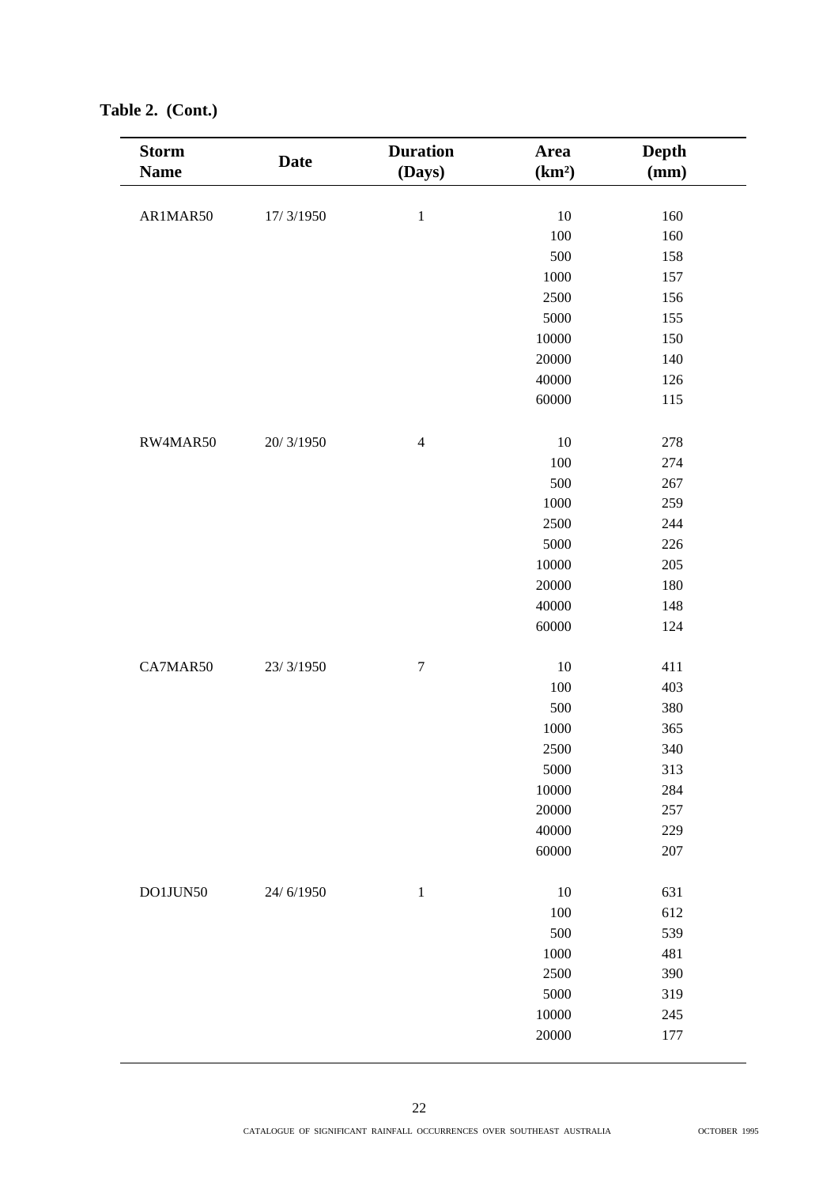**Table 2. (Cont.)**

| Storm Name | Date | Duration (Days) | Area (km²) | Depth (mm) |
|---|---|---|---|---|
| AR1MAR50 | 17/ 3/1950 | 1 | 10 | 160 |
| | | | 100 | 160 |
| | | | 500 | 158 |
| | | | 1000 | 157 |
| | | | 2500 | 156 |
| | | | 5000 | 155 |
| | | | 10000 | 150 |
| | | | 20000 | 140 |
| | | | 40000 | 126 |
| | | | 60000 | 115 |
| RW4MAR50 | 20/ 3/1950 | 4 | 10 | 278 |
| | | | 100 | 274 |
| | | | 500 | 267 |
| | | | 1000 | 259 |
| | | | 2500 | 244 |
| | | | 5000 | 226 |
| | | | 10000 | 205 |
| | | | 20000 | 180 |
| | | | 40000 | 148 |
| | | | 60000 | 124 |
| CA7MAR50 | 23/ 3/1950 | 7 | 10 | 411 |
| | | | 100 | 403 |
| | | | 500 | 380 |
| | | | 1000 | 365 |
| | | | 2500 | 340 |
| | | | 5000 | 313 |
| | | | 10000 | 284 |
| | | | 20000 | 257 |
| | | | 40000 | 229 |
| | | | 60000 | 207 |
| DO1JUN50 | 24/ 6/1950 | 1 | 10 | 631 |
| | | | 100 | 612 |
| | | | 500 | 539 |
| | | | 1000 | 481 |
| | | | 2500 | 390 |
| | | | 5000 | 319 |
| | | | 10000 | 245 |
| | | | 20000 | 177 |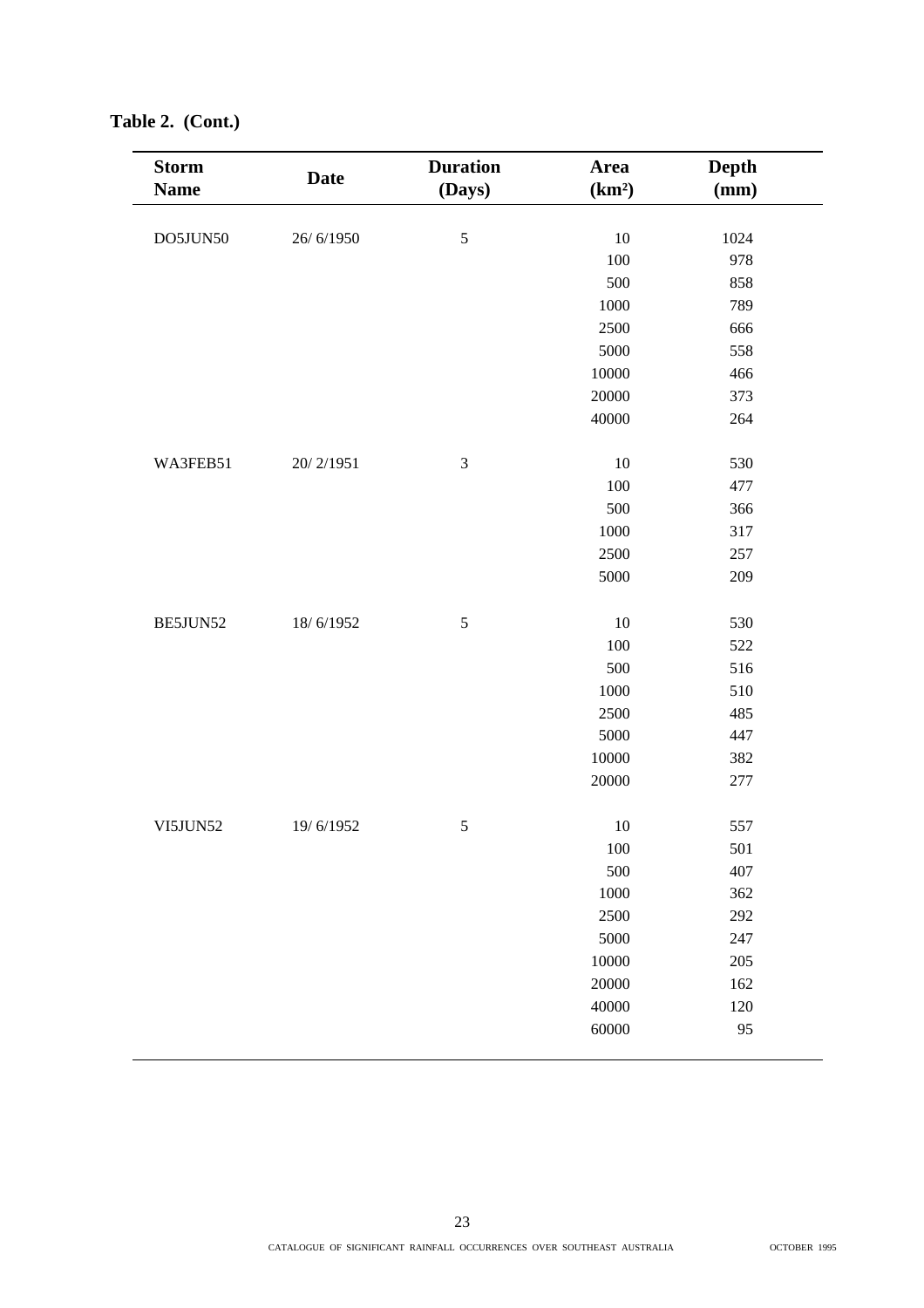**Table 2. (Cont.)**

| Storm Name | Date | Duration (Days) | Area ($km^2$) | Depth (mm) |
|---|---|---|---|---|
| DO5JUN50 | 26/ 6/1950 | 5 | 10 | 1024 |
| | | | 100 | 978 |
| | | | 500 | 858 |
| | | | 1000 | 789 |
| | | | 2500 | 666 |
| | | | 5000 | 558 |
| | | | 10000 | 466 |
| | | | 20000 | 373 |
| | | | 40000 | 264 |
| WA3FEB51 | 20/ 2/1951 | 3 | 10 | 530 |
| | | | 100 | 477 |
| | | | 500 | 366 |
| | | | 1000 | 317 |
| | | | 2500 | 257 |
| | | | 5000 | 209 |
| BE5JUN52 | 18/ 6/1952 | 5 | 10 | 530 |
| | | | 100 | 522 |
| | | | 500 | 516 |
| | | | 1000 | 510 |
| | | | 2500 | 485 |
| | | | 5000 | 447 |
| | | | 10000 | 382 |
| | | | 20000 | 277 |
| VI5JUN52 | 19/ 6/1952 | 5 | 10 | 557 |
| | | | 100 | 501 |
| | | | 500 | 407 |
| | | | 1000 | 362 |
| | | | 2500 | 292 |
| | | | 5000 | 247 |
| | | | 10000 | 205 |
| | | | 20000 | 162 |
| | | | 40000 | 120 |
| | | | 60000 | 95 |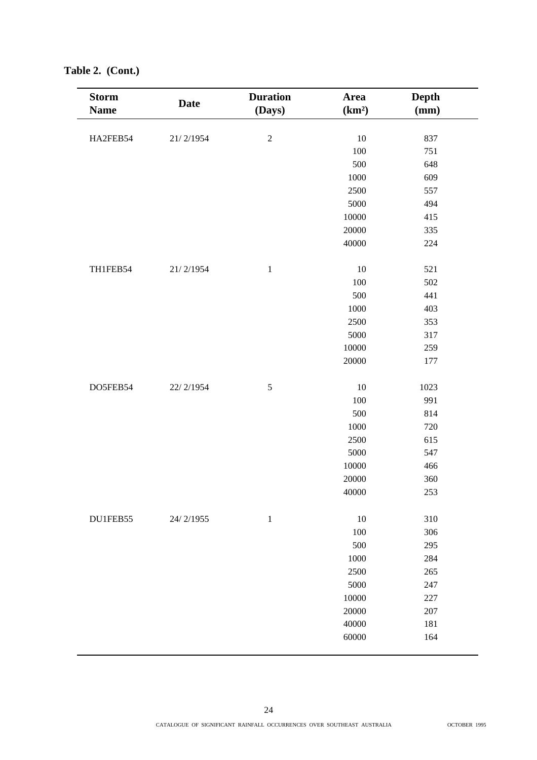**Table 2. (Cont.)**

| Storm Name | Date | Duration (Days) | Area ($km^2$) | Depth (mm) |
|---|---|---|---|---|
| HA2FEB54 | 21/ 2/1954 | 2 | 10 | 837 |
| | | | 100 | 751 |
| | | | 500 | 648 |
| | | | 1000 | 609 |
| | | | 2500 | 557 |
| | | | 5000 | 494 |
| | | | 10000 | 415 |
| | | | 20000 | 335 |
| | | | 40000 | 224 |
| TH1FEB54 | 21/ 2/1954 | 1 | 10 | 521 |
| | | | 100 | 502 |
| | | | 500 | 441 |
| | | | 1000 | 403 |
| | | | 2500 | 353 |
| | | | 5000 | 317 |
| | | | 10000 | 259 |
| | | | 20000 | 177 |
| DO5FEB54 | 22/ 2/1954 | 5 | 10 | 1023 |
| | | | 100 | 991 |
| | | | 500 | 814 |
| | | | 1000 | 720 |
| | | | 2500 | 615 |
| | | | 5000 | 547 |
| | | | 10000 | 466 |
| | | | 20000 | 360 |
| | | | 40000 | 253 |
| DU1FEB55 | 24/ 2/1955 | 1 | 10 | 310 |
| | | | 100 | 306 |
| | | | 500 | 295 |
| | | | 1000 | 284 |
| | | | 2500 | 265 |
| | | | 5000 | 247 |
| | | | 10000 | 227 |
| | | | 20000 | 207 |
| | | | 40000 | 181 |
| | | | 60000 | 164 |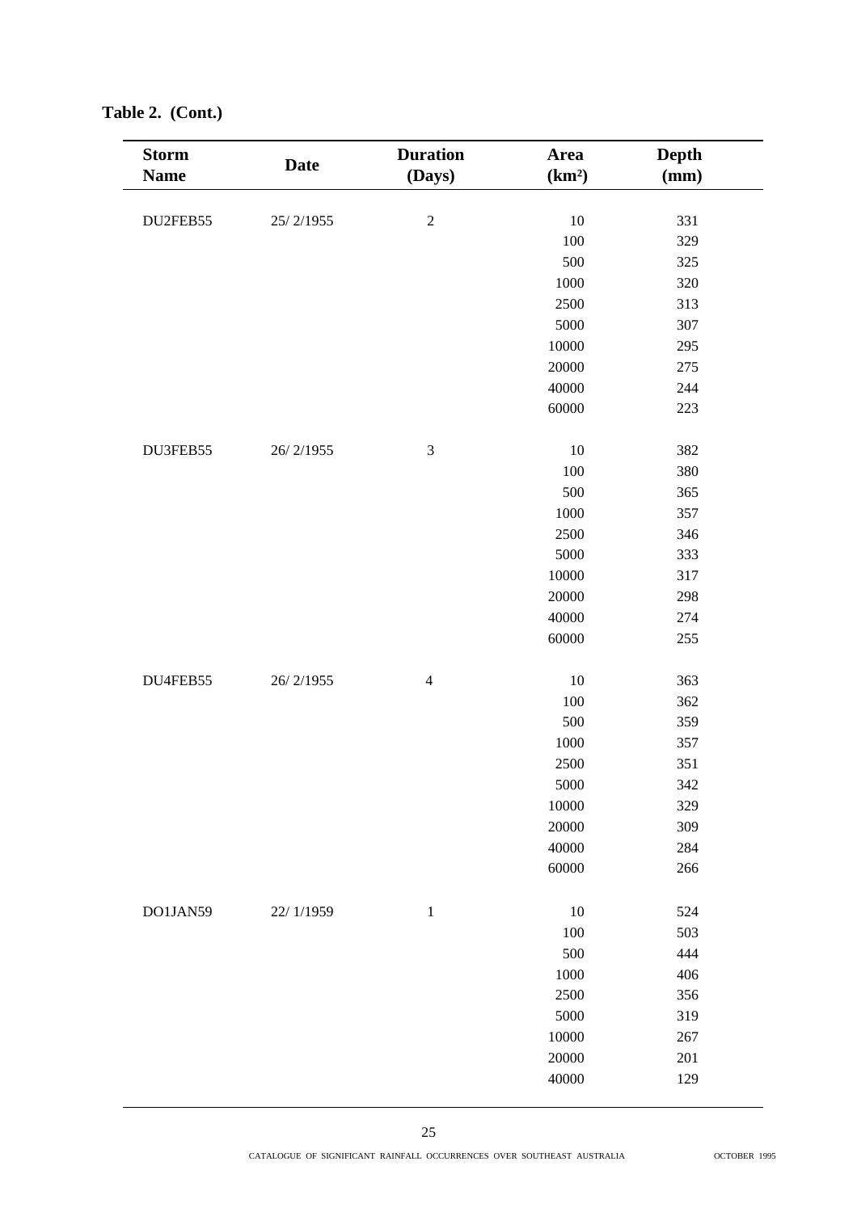**Table 2. (Cont.)**

| Storm Name | Date | Duration (Days) | Area ($km^2$) | Depth (mm) |
|---|---|---|---|---|
| DU2FEB55 | 25/ 2/1955 | 2 | 10 | 331 |
| | | | 100 | 329 |
| | | | 500 | 325 |
| | | | 1000 | 320 |
| | | | 2500 | 313 |
| | | | 5000 | 307 |
| | | | 10000 | 295 |
| | | | 20000 | 275 |
| | | | 40000 | 244 |
| | | | 60000 | 223 |
| DU3FEB55 | 26/ 2/1955 | 3 | 10 | 382 |
| | | | 100 | 380 |
| | | | 500 | 365 |
| | | | 1000 | 357 |
| | | | 2500 | 346 |
| | | | 5000 | 333 |
| | | | 10000 | 317 |
| | | | 20000 | 298 |
| | | | 40000 | 274 |
| | | | 60000 | 255 |
| DU4FEB55 | 26/ 2/1955 | 4 | 10 | 363 |
| | | | 100 | 362 |
| | | | 500 | 359 |
| | | | 1000 | 357 |
| | | | 2500 | 351 |
| | | | 5000 | 342 |
| | | | 10000 | 329 |
| | | | 20000 | 309 |
| | | | 40000 | 284 |
| | | | 60000 | 266 |
| DO1JAN59 | 22/ 1/1959 | 1 | 10 | 524 |
| | | | 100 | 503 |
| | | | 500 | 444 |
| | | | 1000 | 406 |
| | | | 2500 | 356 |
| | | | 5000 | 319 |
| | | | 10000 | 267 |
| | | | 20000 | 201 |
| | | | 40000 | 129 |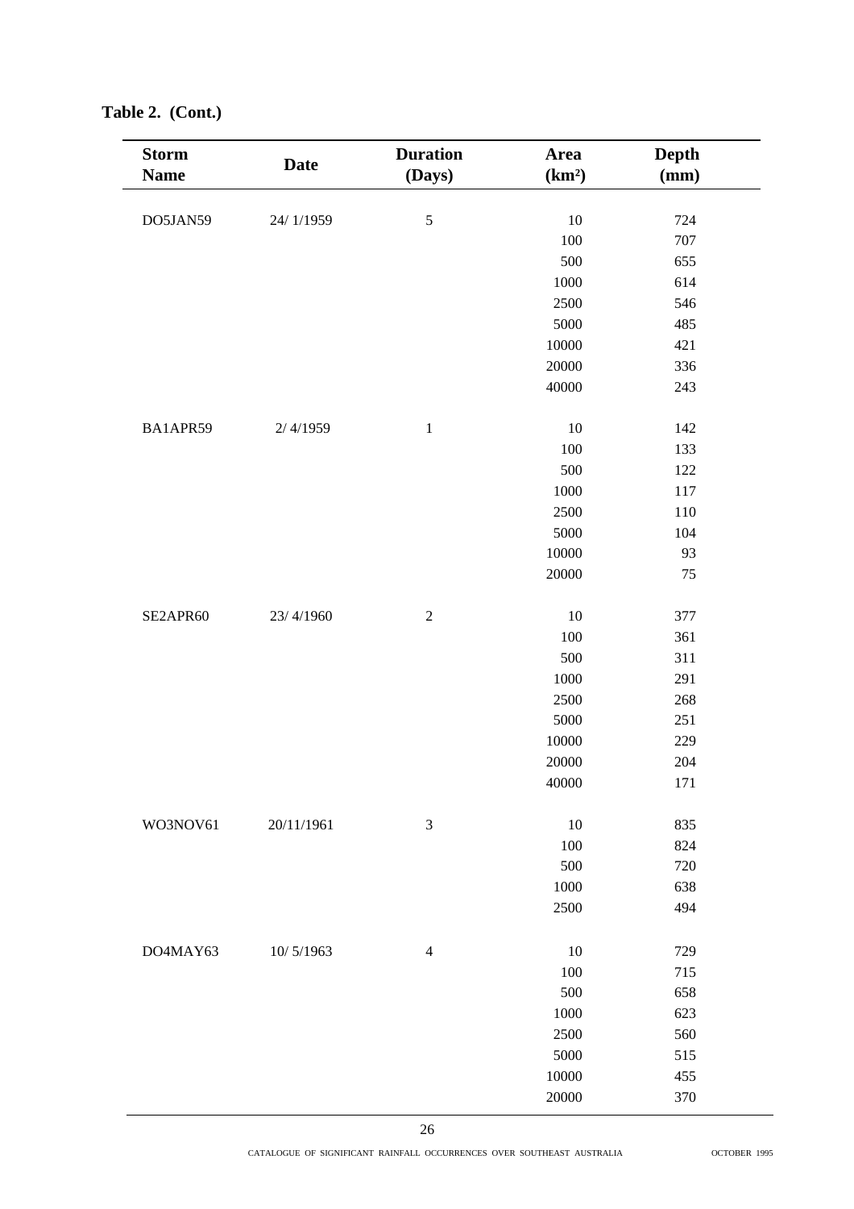**Table 2. (Cont.)**

| Storm Name | Date | Duration (Days) | Area (km²) | Depth (mm) |
|---|---|---|---|---|
| DO5JAN59 | 24/ 1/1959 | 5 | 10 | 724 |
| | | | 100 | 707 |
| | | | 500 | 655 |
| | | | 1000 | 614 |
| | | | 2500 | 546 |
| | | | 5000 | 485 |
| | | | 10000 | 421 |
| | | | 20000 | 336 |
| | | | 40000 | 243 |
| BA1APR59 | 2/ 4/1959 | 1 | 10 | 142 |
| | | | 100 | 133 |
| | | | 500 | 122 |
| | | | 1000 | 117 |
| | | | 2500 | 110 |
| | | | 5000 | 104 |
| | | | 10000 | 93 |
| | | | 20000 | 75 |
| SE2APR60 | 23/ 4/1960 | 2 | 10 | 377 |
| | | | 100 | 361 |
| | | | 500 | 311 |
| | | | 1000 | 291 |
| | | | 2500 | 268 |
| | | | 5000 | 251 |
| | | | 10000 | 229 |
| | | | 20000 | 204 |
| | | | 40000 | 171 |
| WO3NOV61 | 20/11/1961 | 3 | 10 | 835 |
| | | | 100 | 824 |
| | | | 500 | 720 |
| | | | 1000 | 638 |
| | | | 2500 | 494 |
| DO4MAY63 | 10/ 5/1963 | 4 | 10 | 729 |
| | | | 100 | 715 |
| | | | 500 | 658 |
| | | | 1000 | 623 |
| | | | 2500 | 560 |
| | | | 5000 | 515 |
| | | | 10000 | 455 |
| | | | 20000 | 370 |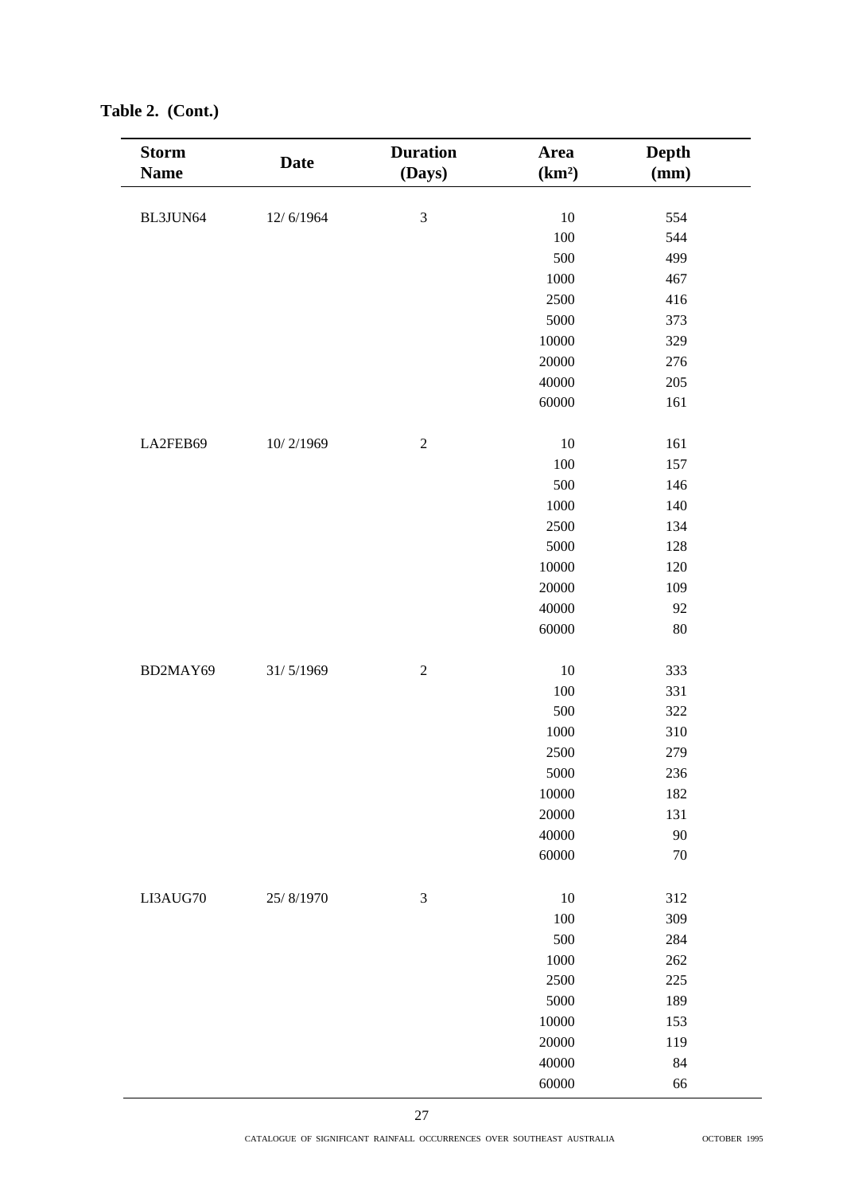**Table 2. (Cont.)**

| Storm Name | Date | Duration (Days) | Area ($km^2$) | Depth (mm) |
|---|---|---|---|---|
| BL3JUN64 | 12/ 6/1964 | 3 | 10 | 554 |
| | | | 100 | 544 |
| | | | 500 | 499 |
| | | | 1000 | 467 |
| | | | 2500 | 416 |
| | | | 5000 | 373 |
| | | | 10000 | 329 |
| | | | 20000 | 276 |
| | | | 40000 | 205 |
| | | | 60000 | 161 |
| LA2FEB69 | 10/ 2/1969 | 2 | 10 | 161 |
| | | | 100 | 157 |
| | | | 500 | 146 |
| | | | 1000 | 140 |
| | | | 2500 | 134 |
| | | | 5000 | 128 |
| | | | 10000 | 120 |
| | | | 20000 | 109 |
| | | | 40000 | 92 |
| | | | 60000 | 80 |
| BD2MAY69 | 31/ 5/1969 | 2 | 10 | 333 |
| | | | 100 | 331 |
| | | | 500 | 322 |
| | | | 1000 | 310 |
| | | | 2500 | 279 |
| | | | 5000 | 236 |
| | | | 10000 | 182 |
| | | | 20000 | 131 |
| | | | 40000 | 90 |
| | | | 60000 | 70 |
| LI3AUG70 | 25/ 8/1970 | 3 | 10 | 312 |
| | | | 100 | 309 |
| | | | 500 | 284 |
| | | | 1000 | 262 |
| | | | 2500 | 225 |
| | | | 5000 | 189 |
| | | | 10000 | 153 |
| | | | 20000 | 119 |
| | | | 40000 | 84 |
| | | | 60000 | 66 |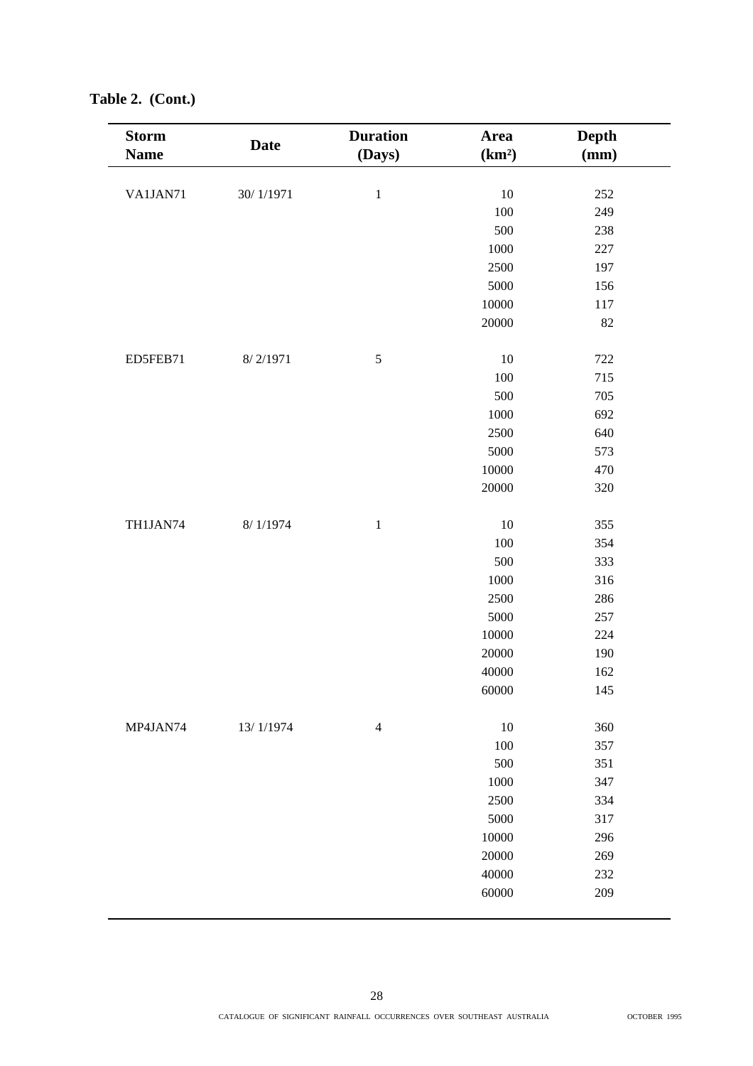**Table 2. (Cont.)**

| Storm Name | Date | Duration (Days) | Area (km²) | Depth (mm) |
|---|---|---|---|---|
| VA1JAN71 | 30/ 1/1971 | 1 | 10 | 252 |
| | | | 100 | 249 |
| | | | 500 | 238 |
| | | | 1000 | 227 |
| | | | 2500 | 197 |
| | | | 5000 | 156 |
| | | | 10000 | 117 |
| | | | 20000 | 82 |
| ED5FEB71 | 8/ 2/1971 | 5 | 10 | 722 |
| | | | 100 | 715 |
| | | | 500 | 705 |
| | | | 1000 | 692 |
| | | | 2500 | 640 |
| | | | 5000 | 573 |
| | | | 10000 | 470 |
| | | | 20000 | 320 |
| TH1JAN74 | 8/ 1/1974 | 1 | 10 | 355 |
| | | | 100 | 354 |
| | | | 500 | 333 |
| | | | 1000 | 316 |
| | | | 2500 | 286 |
| | | | 5000 | 257 |
| | | | 10000 | 224 |
| | | | 20000 | 190 |
| | | | 40000 | 162 |
| | | | 60000 | 145 |
| MP4JAN74 | 13/ 1/1974 | 4 | 10 | 360 |
| | | | 100 | 357 |
| | | | 500 | 351 |
| | | | 1000 | 347 |
| | | | 2500 | 334 |
| | | | 5000 | 317 |
| | | | 10000 | 296 |
| | | | 20000 | 269 |
| | | | 40000 | 232 |
| | | | 60000 | 209 |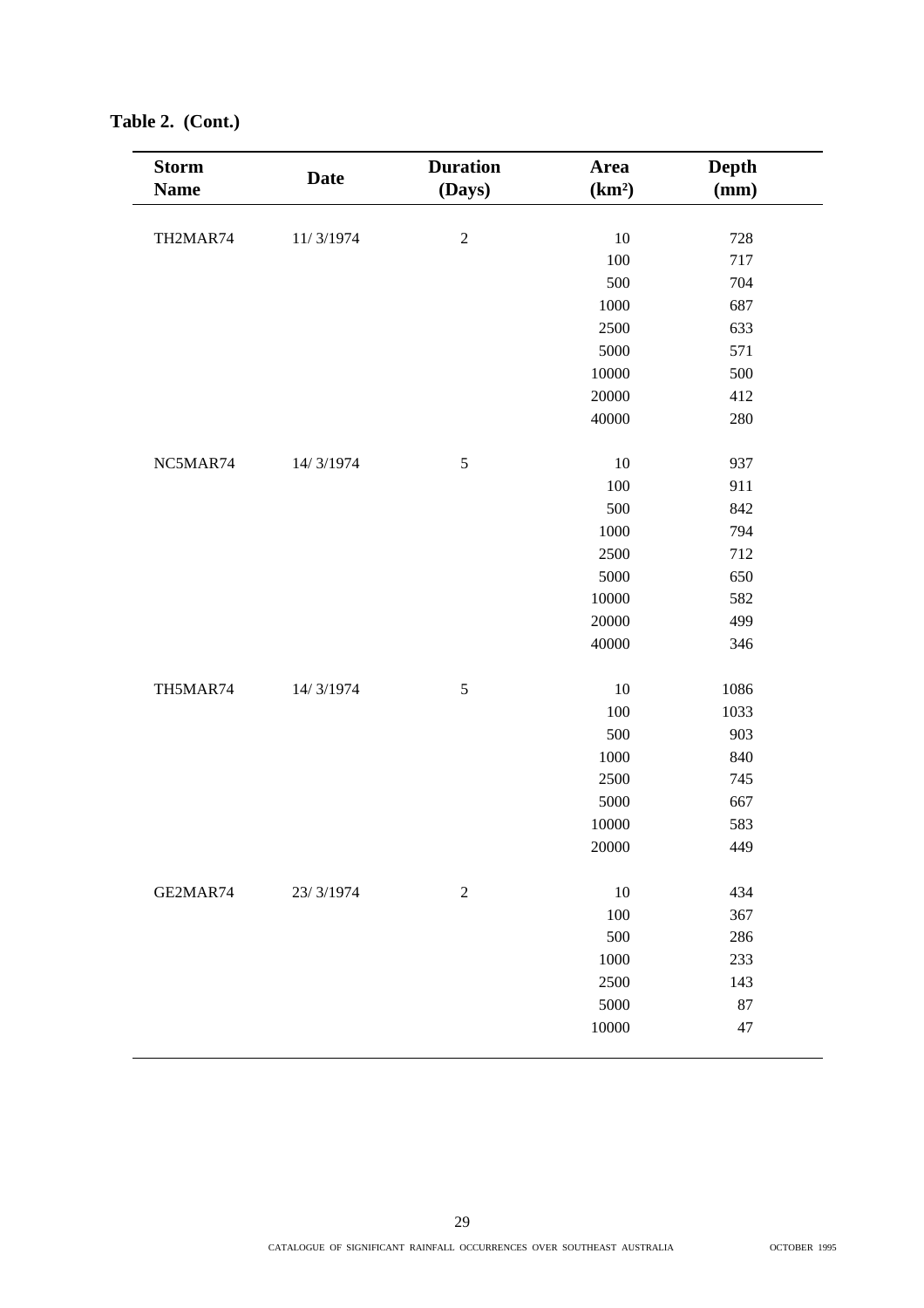**Table 2. (Cont.)**

| Storm Name | Date | Duration (Days) | Area (km²) | Depth (mm) |
|---|---|---|---|---|
| TH2MAR74 | 11/ 3/1974 | 2 | 10 | 728 |
| | | | 100 | 717 |
| | | | 500 | 704 |
| | | | 1000 | 687 |
| | | | 2500 | 633 |
| | | | 5000 | 571 |
| | | | 10000 | 500 |
| | | | 20000 | 412 |
| | | | 40000 | 280 |
| NC5MAR74 | 14/ 3/1974 | 5 | 10 | 937 |
| | | | 100 | 911 |
| | | | 500 | 842 |
| | | | 1000 | 794 |
| | | | 2500 | 712 |
| | | | 5000 | 650 |
| | | | 10000 | 582 |
| | | | 20000 | 499 |
| | | | 40000 | 346 |
| TH5MAR74 | 14/ 3/1974 | 5 | 10 | 1086 |
| | | | 100 | 1033 |
| | | | 500 | 903 |
| | | | 1000 | 840 |
| | | | 2500 | 745 |
| | | | 5000 | 667 |
| | | | 10000 | 583 |
| | | | 20000 | 449 |
| GE2MAR74 | 23/ 3/1974 | 2 | 10 | 434 |
| | | | 100 | 367 |
| | | | 500 | 286 |
| | | | 1000 | 233 |
| | | | 2500 | 143 |
| | | | 5000 | 87 |
| | | | 10000 | 47 |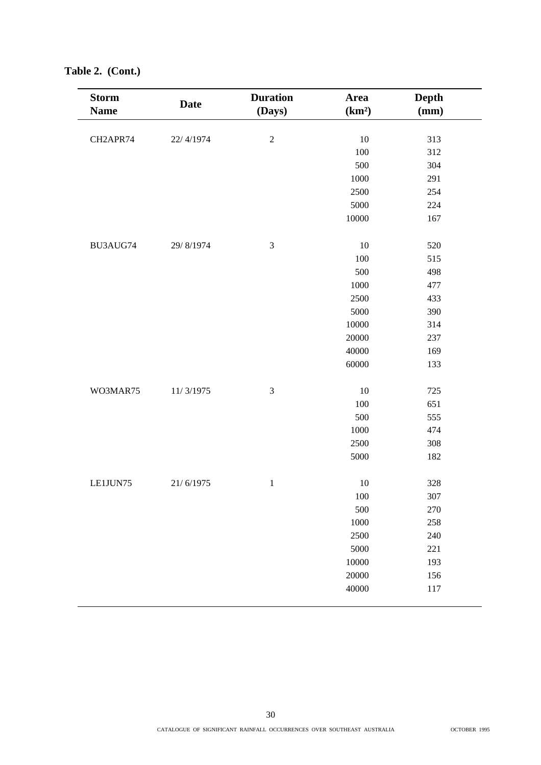**Table 2. (Cont.)**

| Storm Name | Date | Duration (Days) | Area (km²) | Depth (mm) |
|---|---|---|---|---|
| CH2APR74 | 22/ 4/1974 | 2 | 10 | 313 |
| | | | 100 | 312 |
| | | | 500 | 304 |
| | | | 1000 | 291 |
| | | | 2500 | 254 |
| | | | 5000 | 224 |
| | | | 10000 | 167 |
| BU3AUG74 | 29/ 8/1974 | 3 | 10 | 520 |
| | | | 100 | 515 |
| | | | 500 | 498 |
| | | | 1000 | 477 |
| | | | 2500 | 433 |
| | | | 5000 | 390 |
| | | | 10000 | 314 |
| | | | 20000 | 237 |
| | | | 40000 | 169 |
| | | | 60000 | 133 |
| WO3MAR75 | 11/ 3/1975 | 3 | 10 | 725 |
| | | | 100 | 651 |
| | | | 500 | 555 |
| | | | 1000 | 474 |
| | | | 2500 | 308 |
| | | | 5000 | 182 |
| LE1JUN75 | 21/ 6/1975 | 1 | 10 | 328 |
| | | | 100 | 307 |
| | | | 500 | 270 |
| | | | 1000 | 258 |
| | | | 2500 | 240 |
| | | | 5000 | 221 |
| | | | 10000 | 193 |
| | | | 20000 | 156 |
| | | | 40000 | 117 |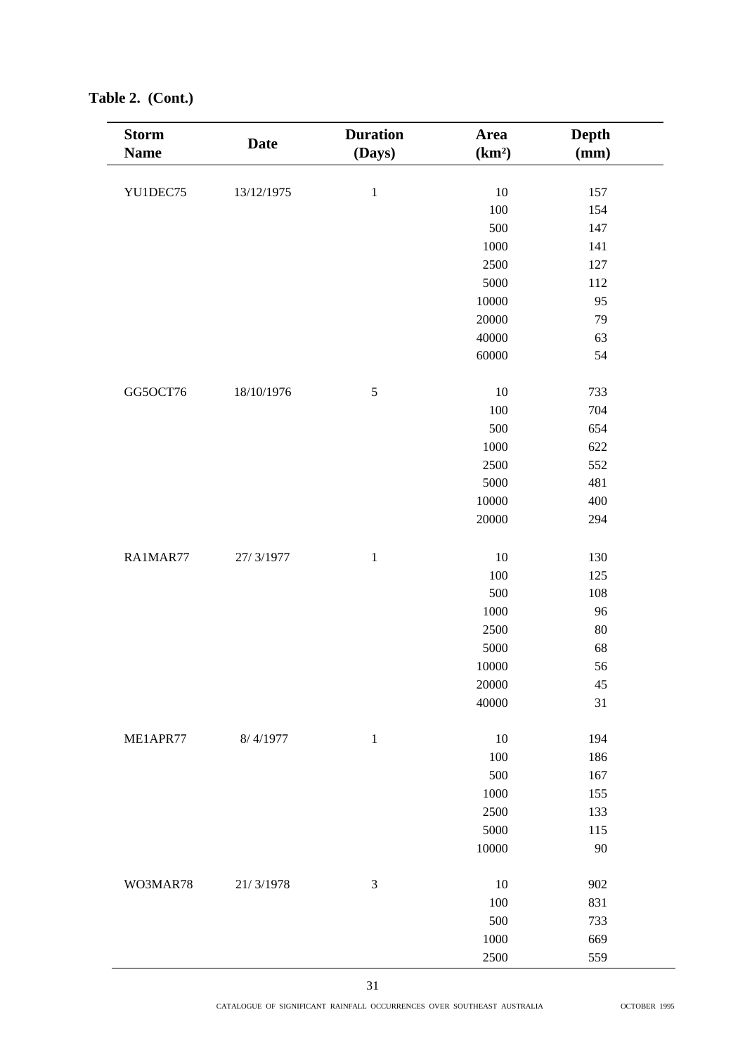**Table 2. (Cont.)**

| Storm Name | Date | Duration (Days) | Area (km²) | Depth (mm) |
|---|---|---|---|---|
| YU1DEC75 | 13/12/1975 | 1 | 10 | 157 |
| | | | 100 | 154 |
| | | | 500 | 147 |
| | | | 1000 | 141 |
| | | | 2500 | 127 |
| | | | 5000 | 112 |
| | | | 10000 | 95 |
| | | | 20000 | 79 |
| | | | 40000 | 63 |
| | | | 60000 | 54 |
| GG5OCT76 | 18/10/1976 | 5 | 10 | 733 |
| | | | 100 | 704 |
| | | | 500 | 654 |
| | | | 1000 | 622 |
| | | | 2500 | 552 |
| | | | 5000 | 481 |
| | | | 10000 | 400 |
| | | | 20000 | 294 |
| RA1MAR77 | 27/ 3/1977 | 1 | 10 | 130 |
| | | | 100 | 125 |
| | | | 500 | 108 |
| | | | 1000 | 96 |
| | | | 2500 | 80 |
| | | | 5000 | 68 |
| | | | 10000 | 56 |
| | | | 20000 | 45 |
| | | | 40000 | 31 |
| ME1APR77 | 8/ 4/1977 | 1 | 10 | 194 |
| | | | 100 | 186 |
| | | | 500 | 167 |
| | | | 1000 | 155 |
| | | | 2500 | 133 |
| | | | 5000 | 115 |
| | | | 10000 | 90 |
| WO3MAR78 | 21/ 3/1978 | 3 | 10 | 902 |
| | | | 100 | 831 |
| | | | 500 | 733 |
| | | | 1000 | 669 |
| | | | 2500 | 559 |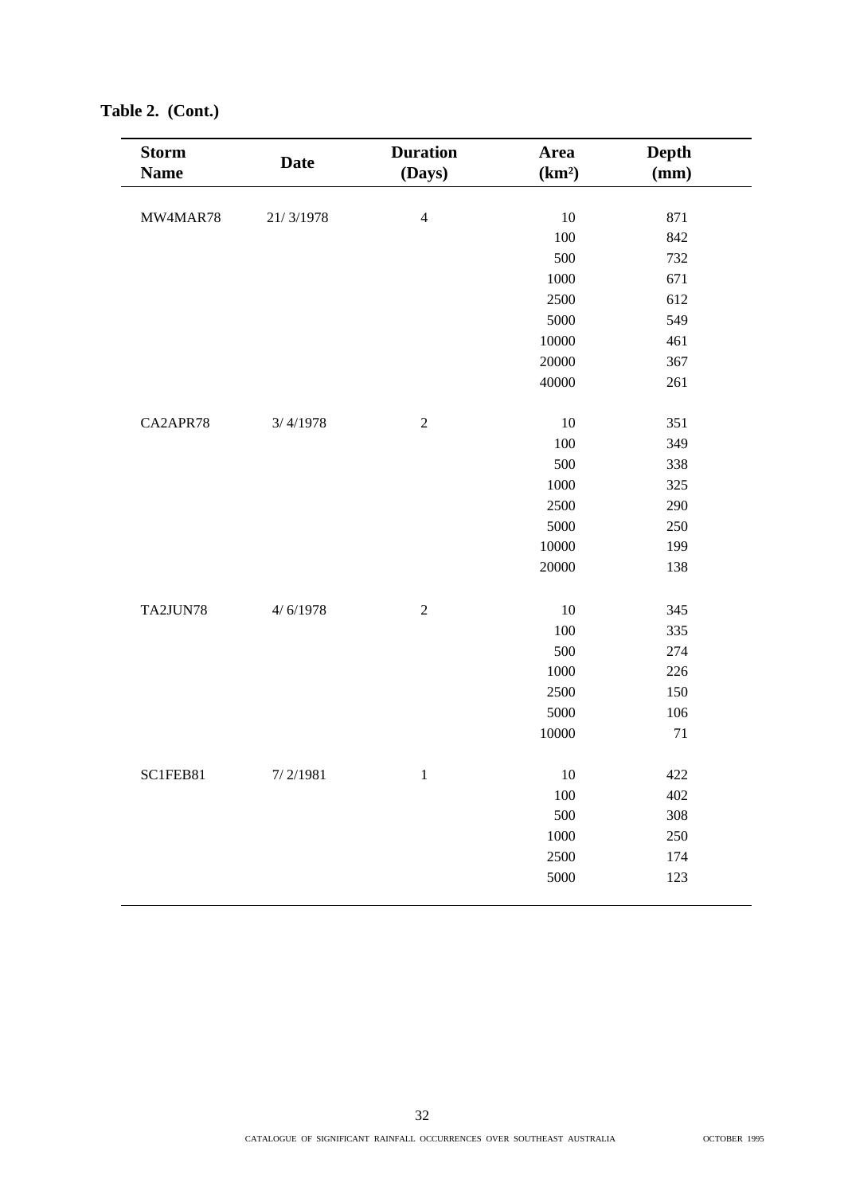**Table 2. (Cont.)**

| Storm Name | Date | Duration (Days) | Area ($km^2$) | Depth (mm) |
|---|---|---|---|---|
| MW4MAR78 | 21/ 3/1978 | 4 | 10 | 871 |
| | | | 100 | 842 |
| | | | 500 | 732 |
| | | | 1000 | 671 |
| | | | 2500 | 612 |
| | | | 5000 | 549 |
| | | | 10000 | 461 |
| | | | 20000 | 367 |
| | | | 40000 | 261 |
| CA2APR78 | 3/ 4/1978 | 2 | 10 | 351 |
| | | | 100 | 349 |
| | | | 500 | 338 |
| | | | 1000 | 325 |
| | | | 2500 | 290 |
| | | | 5000 | 250 |
| | | | 10000 | 199 |
| | | | 20000 | 138 |
| TA2JUN78 | 4/ 6/1978 | 2 | 10 | 345 |
| | | | 100 | 335 |
| | | | 500 | 274 |
| | | | 1000 | 226 |
| | | | 2500 | 150 |
| | | | 5000 | 106 |
| | | | 10000 | 71 |
| SC1FEB81 | 7/ 2/1981 | 1 | 10 | 422 |
| | | | 100 | 402 |
| | | | 500 | 308 |
| | | | 1000 | 250 |
| | | | 2500 | 174 |
| | | | 5000 | 123 |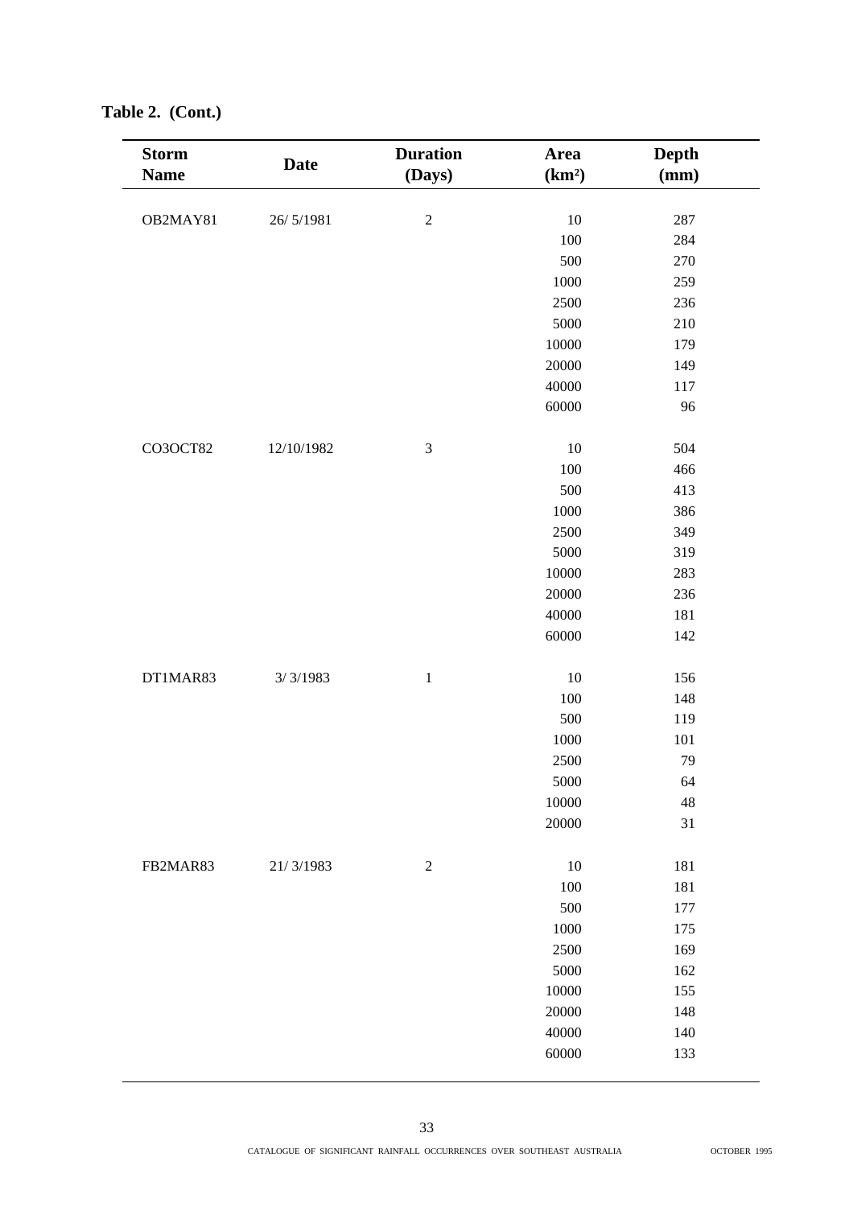**Table 2. (Cont.)**

| Storm Name | Date | Duration (Days) | Area (km²) | Depth (mm) |
|---|---|---|---|---|
| OB2MAY81 | 26/ 5/1981 | 2 | 10 | 287 |
| | | | 100 | 284 |
| | | | 500 | 270 |
| | | | 1000 | 259 |
| | | | 2500 | 236 |
| | | | 5000 | 210 |
| | | | 10000 | 179 |
| | | | 20000 | 149 |
| | | | 40000 | 117 |
| | | | 60000 | 96 |
| CO3OCT82 | 12/10/1982 | 3 | 10 | 504 |
| | | | 100 | 466 |
| | | | 500 | 413 |
| | | | 1000 | 386 |
| | | | 2500 | 349 |
| | | | 5000 | 319 |
| | | | 10000 | 283 |
| | | | 20000 | 236 |
| | | | 40000 | 181 |
| | | | 60000 | 142 |
| DT1MAR83 | 3/ 3/1983 | 1 | 10 | 156 |
| | | | 100 | 148 |
| | | | 500 | 119 |
| | | | 1000 | 101 |
| | | | 2500 | 79 |
| | | | 5000 | 64 |
| | | | 10000 | 48 |
| | | | 20000 | 31 |
| FB2MAR83 | 21/ 3/1983 | 2 | 10 | 181 |
| | | | 100 | 181 |
| | | | 500 | 177 |
| | | | 1000 | 175 |
| | | | 2500 | 169 |
| | | | 5000 | 162 |
| | | | 10000 | 155 |
| | | | 20000 | 148 |
| | | | 40000 | 140 |
| | | | 60000 | 133 |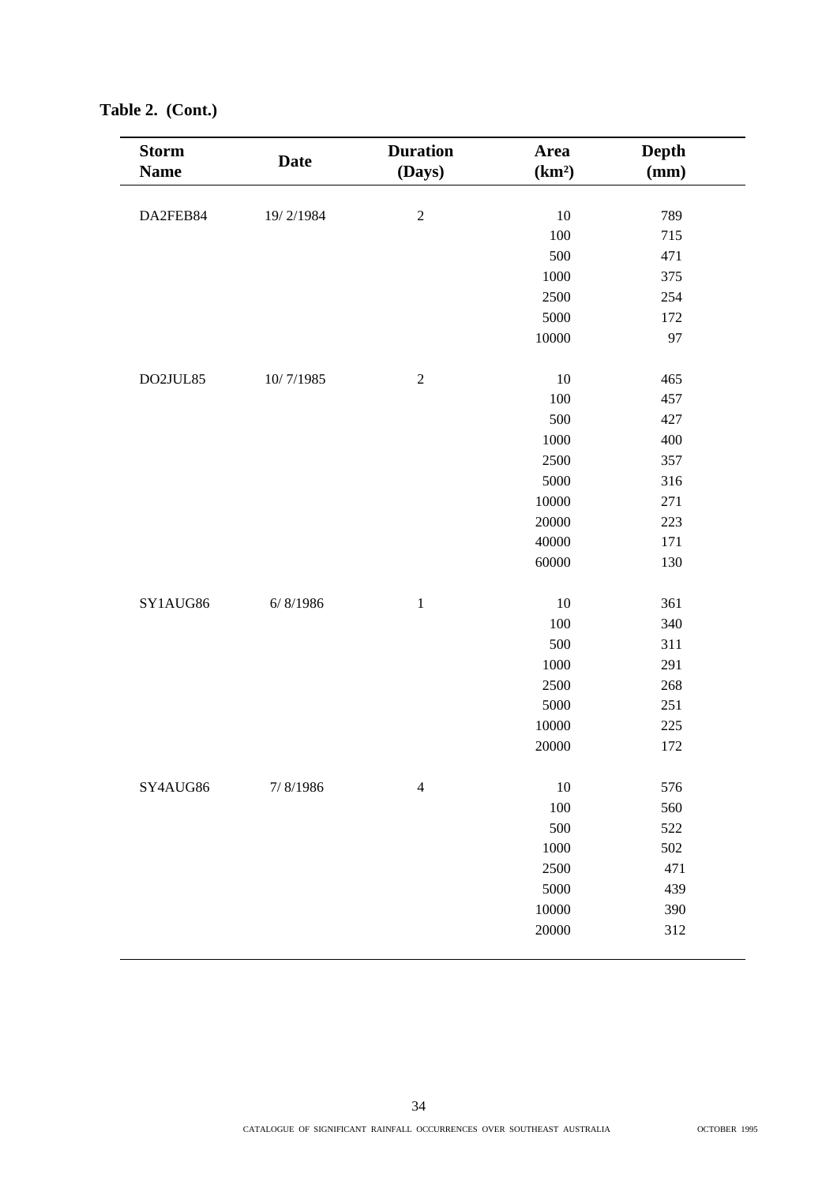**Table 2. (Cont.)**

| Storm Name | Date | Duration (Days) | Area (km²) | Depth (mm) |
|---|---|---|---|---|
| DA2FEB84 | 19/ 2/1984 | 2 | 10 | 789 |
| | | | 100 | 715 |
| | | | 500 | 471 |
| | | | 1000 | 375 |
| | | | 2500 | 254 |
| | | | 5000 | 172 |
| | | | 10000 | 97 |
| DO2JUL85 | 10/ 7/1985 | 2 | 10 | 465 |
| | | | 100 | 457 |
| | | | 500 | 427 |
| | | | 1000 | 400 |
| | | | 2500 | 357 |
| | | | 5000 | 316 |
| | | | 10000 | 271 |
| | | | 20000 | 223 |
| | | | 40000 | 171 |
| | | | 60000 | 130 |
| SY1AUG86 | 6/ 8/1986 | 1 | 10 | 361 |
| | | | 100 | 340 |
| | | | 500 | 311 |
| | | | 1000 | 291 |
| | | | 2500 | 268 |
| | | | 5000 | 251 |
| | | | 10000 | 225 |
| | | | 20000 | 172 |
| SY4AUG86 | 7/ 8/1986 | 4 | 10 | 576 |
| | | | 100 | 560 |
| | | | 500 | 522 |
| | | | 1000 | 502 |
| | | | 2500 | 471 |
| | | | 5000 | 439 |
| | | | 10000 | 390 |
| | | | 20000 | 312 |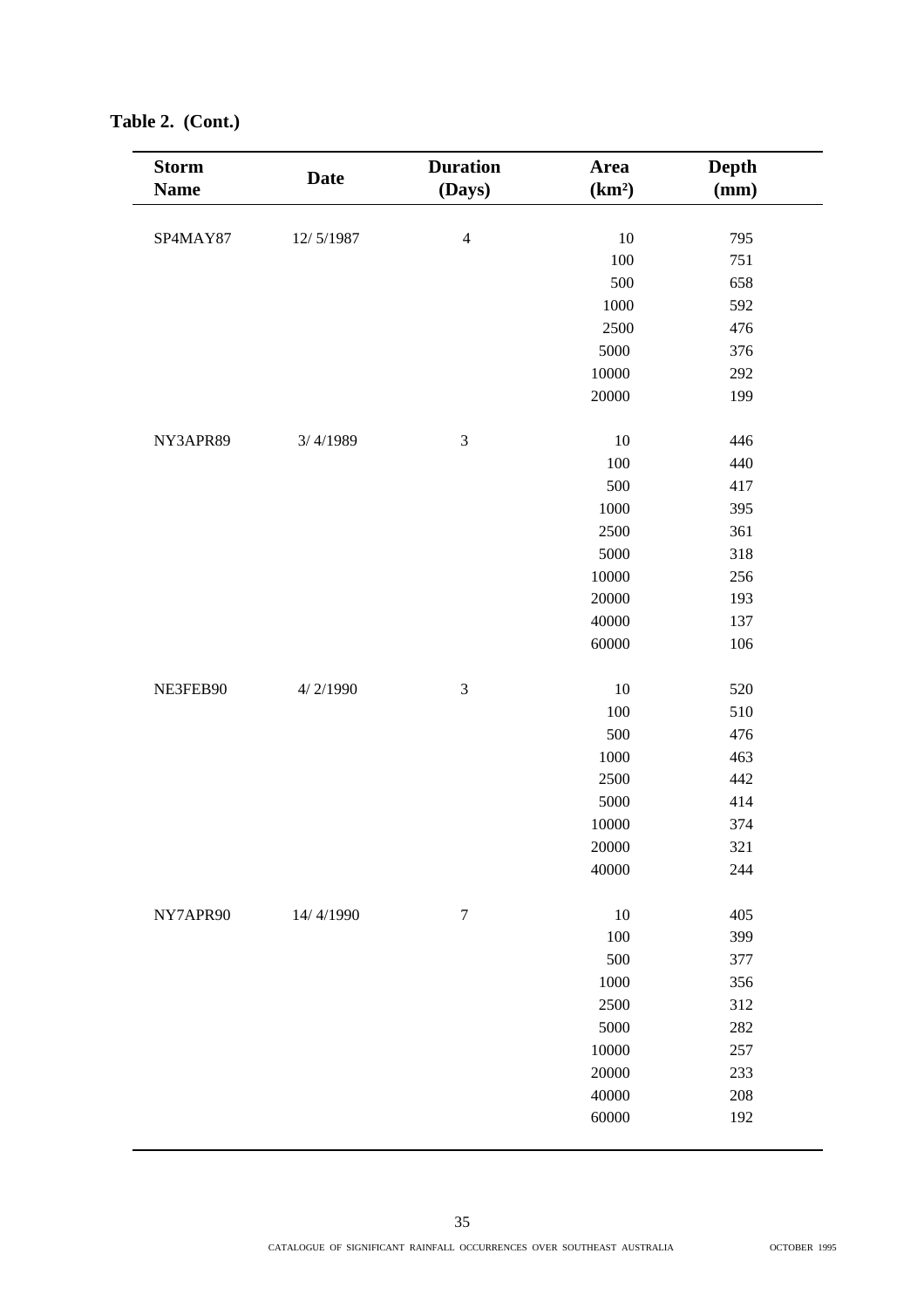**Table 2. (Cont.)**

| Storm Name | Date | Duration (Days) | Area ($km^2$) | Depth (mm) |
|---|---|---|---|---|
| SP4MAY87 | 12/ 5/1987 | 4 | 10 | 795 |
| | | | 100 | 751 |
| | | | 500 | 658 |
| | | | 1000 | 592 |
| | | | 2500 | 476 |
| | | | 5000 | 376 |
| | | | 10000 | 292 |
| | | | 20000 | 199 |
| NY3APR89 | 3/ 4/1989 | 3 | 10 | 446 |
| | | | 100 | 440 |
| | | | 500 | 417 |
| | | | 1000 | 395 |
| | | | 2500 | 361 |
| | | | 5000 | 318 |
| | | | 10000 | 256 |
| | | | 20000 | 193 |
| | | | 40000 | 137 |
| | | | 60000 | 106 |
| NE3FEB90 | 4/ 2/1990 | 3 | 10 | 520 |
| | | | 100 | 510 |
| | | | 500 | 476 |
| | | | 1000 | 463 |
| | | | 2500 | 442 |
| | | | 5000 | 414 |
| | | | 10000 | 374 |
| | | | 20000 | 321 |
| | | | 40000 | 244 |
| NY7APR90 | 14/ 4/1990 | 7 | 10 | 405 |
| | | | 100 | 399 |
| | | | 500 | 377 |
| | | | 1000 | 356 |
| | | | 2500 | 312 |
| | | | 5000 | 282 |
| | | | 10000 | 257 |
| | | | 20000 | 233 |
| | | | 40000 | 208 |
| | | | 60000 | 192 |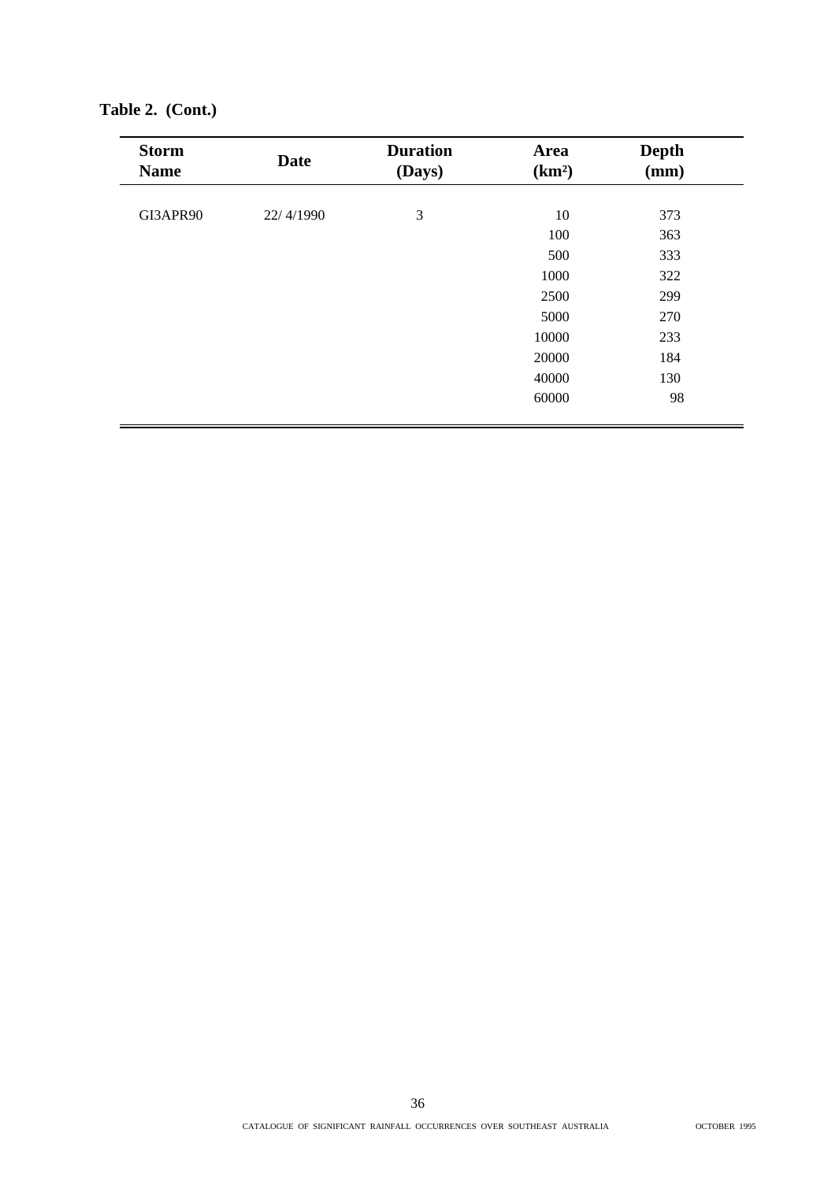**Table 2. (Cont.)**

| Storm Name | Date | Duration (Days) | Area ($km^2$) | Depth (mm) |
|---|---|---|---|---|
| GI3APR90 | 22/ 4/1990 | 3 | 10 | 373 |
| | | | 100 | 363 |
| | | | 500 | 333 |
| | | | 1000 | 322 |
| | | | 2500 | 299 |
| | | | 5000 | 270 |
| | | | 10000 | 233 |
| | | | 20000 | 184 |
| | | | 40000 | 130 |
| | | | 60000 | 98 |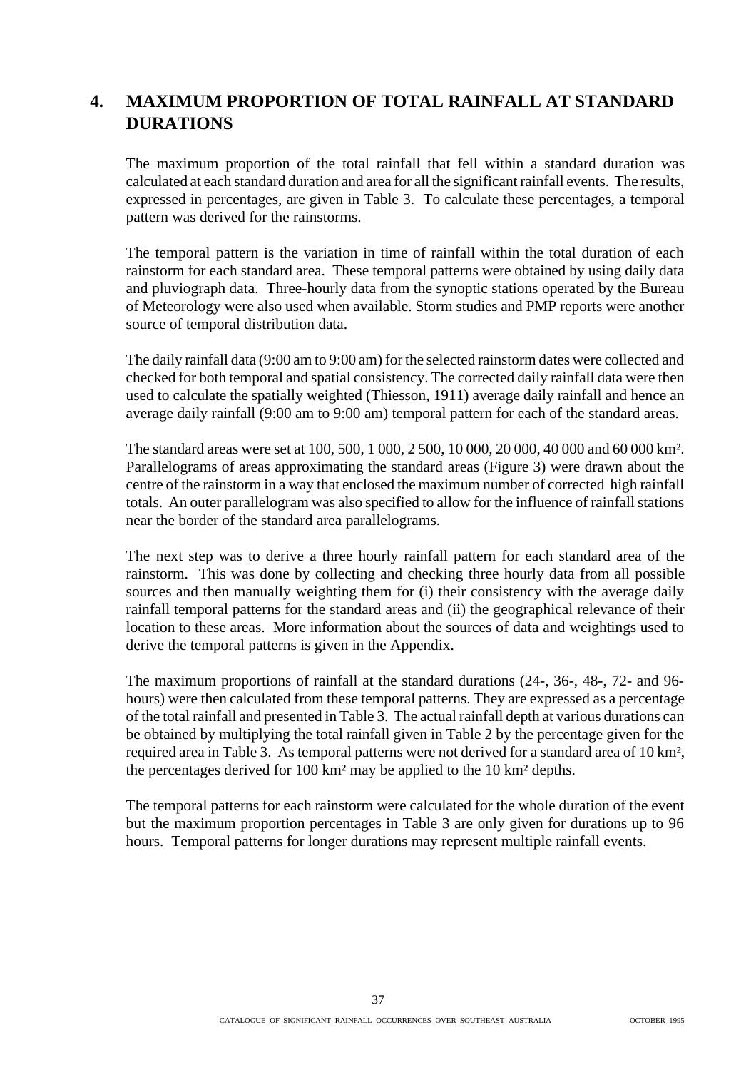# 4. MAXIMUM PROPORTION OF TOTAL RAINFALL AT STANDARD DURATIONS

The maximum proportion of the total rainfall that fell within a standard duration was calculated at each standard duration and area for all the significant rainfall events. The results, expressed in percentages, are given in Table 3. To calculate these percentages, a temporal pattern was derived for the rainstorms.

The temporal pattern is the variation in time of rainfall within the total duration of each rainstorm for each standard area. These temporal patterns were obtained by using daily data and pluviograph data. Three-hourly data from the synoptic stations operated by the Bureau of Meteorology were also used when available. Storm studies and PMP reports were another source of temporal distribution data.

The daily rainfall data (9:00 am to 9:00 am) for the selected rainstorm dates were collected and checked for both temporal and spatial consistency. The corrected daily rainfall data were then used to calculate the spatially weighted (Thiesson, 1911) average daily rainfall and hence an average daily rainfall (9:00 am to 9:00 am) temporal pattern for each of the standard areas.

The standard areas were set at 100, 500, 1 000, 2 500, 10 000, 20 000, 40 000 and 60 000 km². Parallelograms of areas approximating the standard areas (Figure 3) were drawn about the centre of the rainstorm in a way that enclosed the maximum number of corrected high rainfall totals. An outer parallelogram was also specified to allow for the influence of rainfall stations near the border of the standard area parallelograms.

The next step was to derive a three hourly rainfall pattern for each standard area of the rainstorm. This was done by collecting and checking three hourly data from all possible sources and then manually weighting them for (i) their consistency with the average daily rainfall temporal patterns for the standard areas and (ii) the geographical relevance of their location to these areas. More information about the sources of data and weightings used to derive the temporal patterns is given in the Appendix.

The maximum proportions of rainfall at the standard durations (24-, 36-, 48-, 72- and 96-hours) were then calculated from these temporal patterns. They are expressed as a percentage of the total rainfall and presented in Table 3. The actual rainfall depth at various durations can be obtained by multiplying the total rainfall given in Table 2 by the percentage given for the required area in Table 3. As temporal patterns were not derived for a standard area of 10 km², the percentages derived for 100 km² may be applied to the 10 km² depths.

The temporal patterns for each rainstorm were calculated for the whole duration of the event but the maximum proportion percentages in Table 3 are only given for durations up to 96 hours. Temporal patterns for longer durations may represent multiple rainfall events.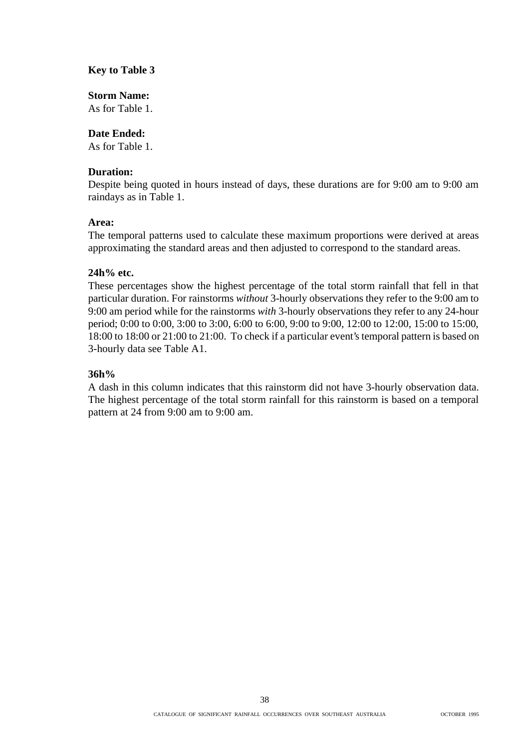**Key to Table 3**

**Storm Name:**
As for Table 1.

**Date Ended:**
As for Table 1.

**Duration:**
Despite being quoted in hours instead of days, these durations are for 9:00 am to 9:00 am raindays as in Table 1.

**Area:**
The temporal patterns used to calculate these maximum proportions were derived at areas approximating the standard areas and then adjusted to correspond to the standard areas.

**24h% etc.**
These percentages show the highest percentage of the total storm rainfall that fell in that particular duration. For rainstorms *without* 3-hourly observations they refer to the 9:00 am to 9:00 am period while for the rainstorms *with* 3-hourly observations they refer to any 24-hour period; 0:00 to 0:00, 3:00 to 3:00, 6:00 to 6:00, 9:00 to 9:00, 12:00 to 12:00, 15:00 to 15:00, 18:00 to 18:00 or 21:00 to 21:00. To check if a particular event's temporal pattern is based on 3-hourly data see Table A1.

**36h%**
A dash in this column indicates that this rainstorm did not have 3-hourly observation data. The highest percentage of the total storm rainfall for this rainstorm is based on a temporal pattern at 24 from 9:00 am to 9:00 am.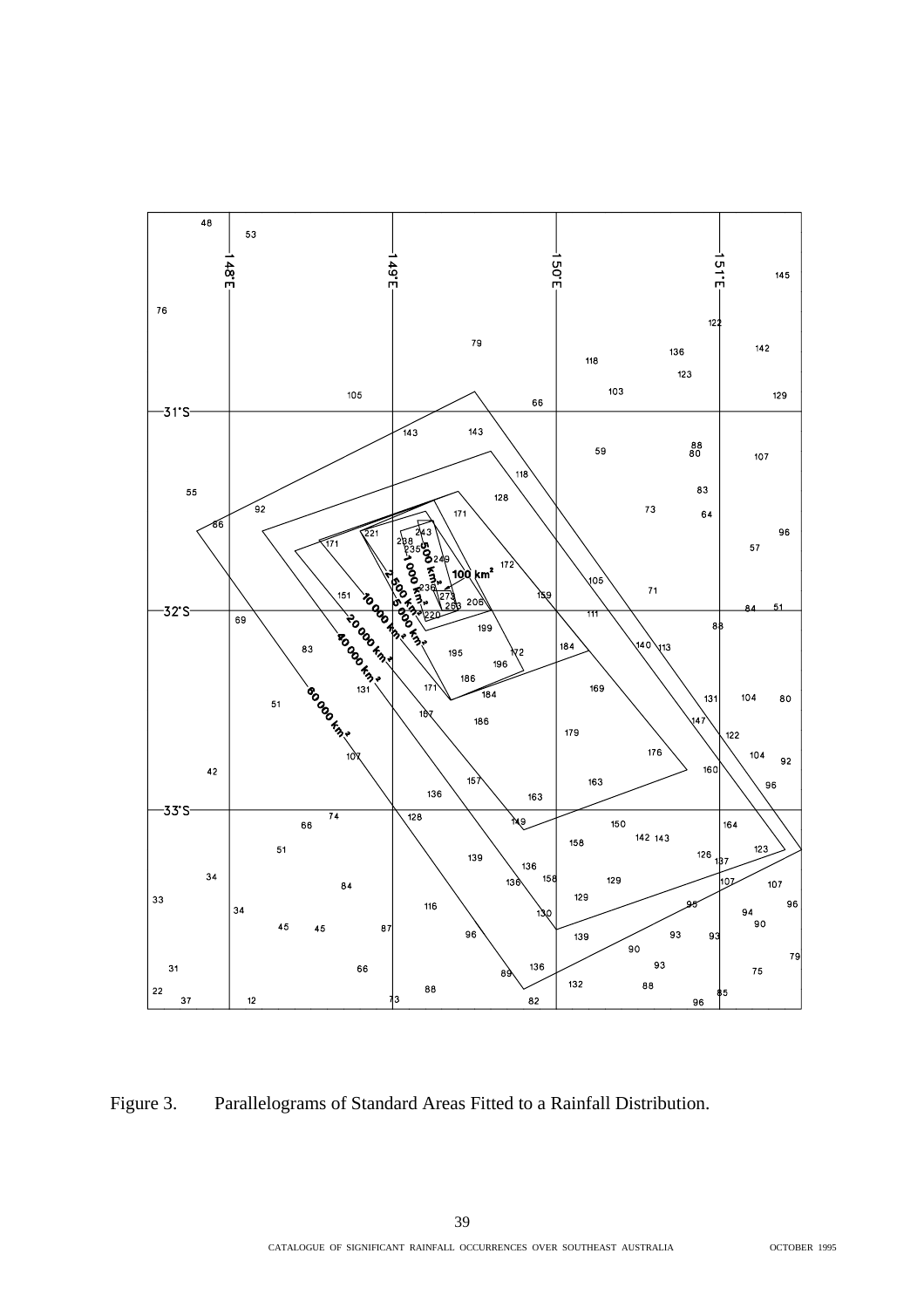Figure 3. Parallelograms of Standard Areas Fitted to a Rainfall Distribution.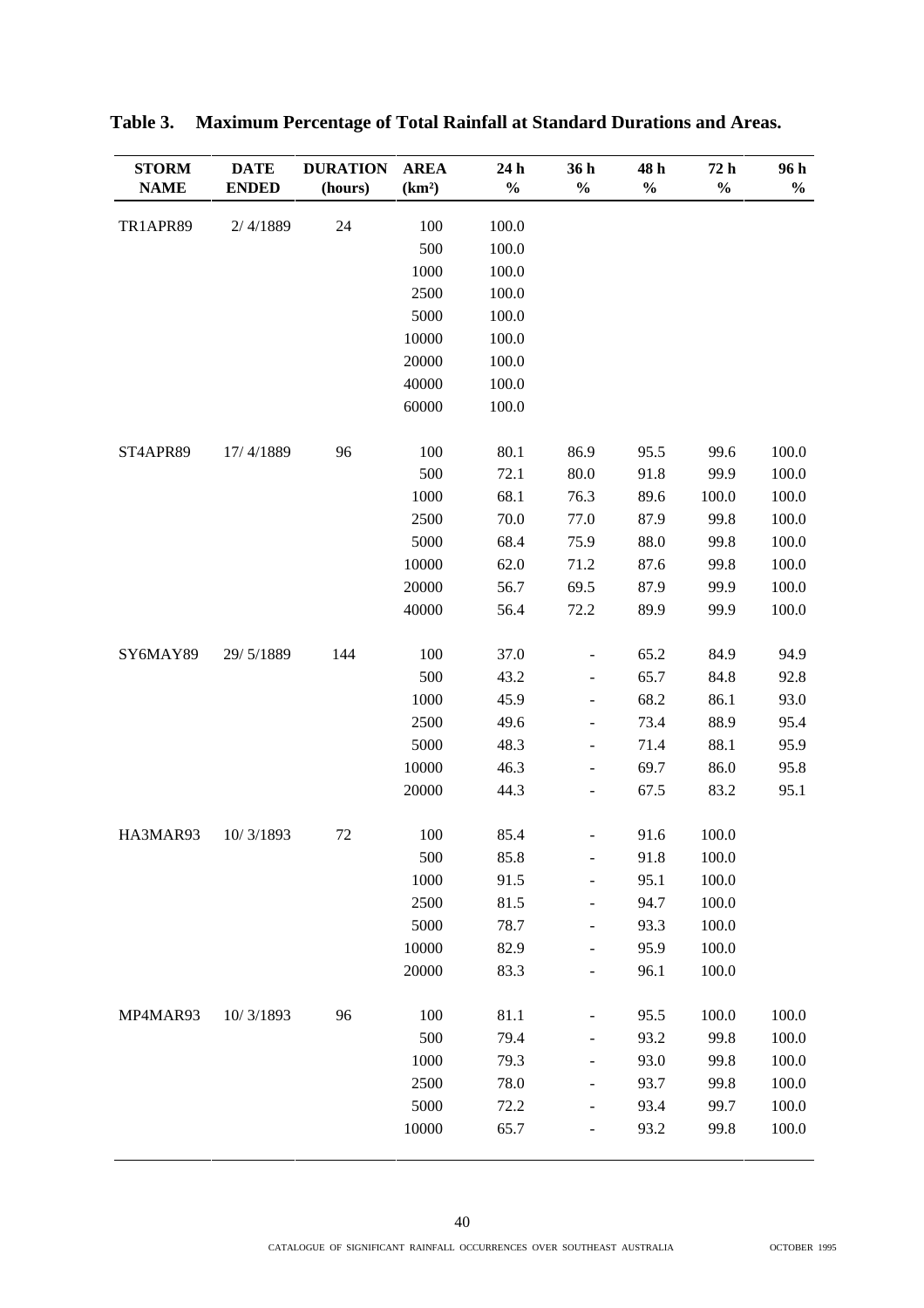**Table 3. Maximum Percentage of Total Rainfall at Standard Durations and Areas.**

| STORM NAME | DATE ENDED | DURATION (hours) | AREA (km²) | 24 h % | 36 h % | 48 h % | 72 h % | 96 h % |
|---|---|---|---|---|---|---|---|---|
| TR1APR89 | 2/ 4/1889 | 24 | 100 | 100.0 | | | | |
| | | | 500 | 100.0 | | | | |
| | | | 1000 | 100.0 | | | | |
| | | | 2500 | 100.0 | | | | |
| | | | 5000 | 100.0 | | | | |
| | | | 10000 | 100.0 | | | | |
| | | | 20000 | 100.0 | | | | |
| | | | 40000 | 100.0 | | | | |
| | | | 60000 | 100.0 | | | | |
| ST4APR89 | 17/ 4/1889 | 96 | 100 | 80.1 | 86.9 | 95.5 | 99.6 | 100.0 |
| | | | 500 | 72.1 | 80.0 | 91.8 | 99.9 | 100.0 |
| | | | 1000 | 68.1 | 76.3 | 89.6 | 100.0 | 100.0 |
| | | | 2500 | 70.0 | 77.0 | 87.9 | 99.8 | 100.0 |
| | | | 5000 | 68.4 | 75.9 | 88.0 | 99.8 | 100.0 |
| | | | 10000 | 62.0 | 71.2 | 87.6 | 99.8 | 100.0 |
| | | | 20000 | 56.7 | 69.5 | 87.9 | 99.9 | 100.0 |
| | | | 40000 | 56.4 | 72.2 | 89.9 | 99.9 | 100.0 |
| SY6MAY89 | 29/ 5/1889 | 144 | 100 | 37.0 | - | 65.2 | 84.9 | 94.9 |
| | | | 500 | 43.2 | - | 65.7 | 84.8 | 92.8 |
| | | | 1000 | 45.9 | - | 68.2 | 86.1 | 93.0 |
| | | | 2500 | 49.6 | - | 73.4 | 88.9 | 95.4 |
| | | | 5000 | 48.3 | - | 71.4 | 88.1 | 95.9 |
| | | | 10000 | 46.3 | - | 69.7 | 86.0 | 95.8 |
| | | | 20000 | 44.3 | - | 67.5 | 83.2 | 95.1 |
| HA3MAR93 | 10/ 3/1893 | 72 | 100 | 85.4 | - | 91.6 | 100.0 | |
| | | | 500 | 85.8 | - | 91.8 | 100.0 | |
| | | | 1000 | 91.5 | - | 95.1 | 100.0 | |
| | | | 2500 | 81.5 | - | 94.7 | 100.0 | |
| | | | 5000 | 78.7 | - | 93.3 | 100.0 | |
| | | | 10000 | 82.9 | - | 95.9 | 100.0 | |
| | | | 20000 | 83.3 | - | 96.1 | 100.0 | |
| MP4MAR93 | 10/ 3/1893 | 96 | 100 | 81.1 | - | 95.5 | 100.0 | 100.0 |
| | | | 500 | 79.4 | - | 93.2 | 99.8 | 100.0 |
| | | | 1000 | 79.3 | - | 93.0 | 99.8 | 100.0 |
| | | | 2500 | 78.0 | - | 93.7 | 99.8 | 100.0 |
| | | | 5000 | 72.2 | - | 93.4 | 99.7 | 100.0 |
| | | | 10000 | 65.7 | - | 93.2 | 99.8 | 100.0 |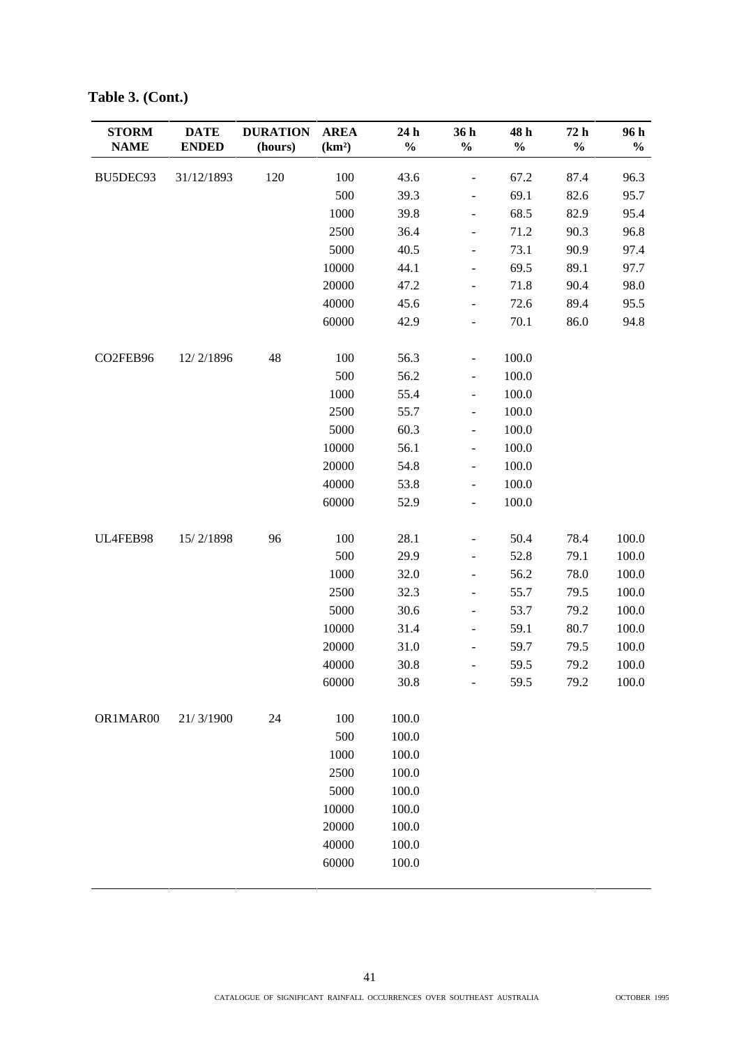**Table 3. (Cont.)**

| STORM NAME | DATE ENDED | DURATION (hours) | AREA (km²) | 24 h % | 36 h % | 48 h % | 72 h % | 96 h % |
|---|---|---|---|---|---|---|---|---|
| BU5DEC93 | 31/12/1893 | 120 | 100 | 43.6 | - | 67.2 | 87.4 | 96.3 |
| | | | 500 | 39.3 | - | 69.1 | 82.6 | 95.7 |
| | | | 1000 | 39.8 | - | 68.5 | 82.9 | 95.4 |
| | | | 2500 | 36.4 | - | 71.2 | 90.3 | 96.8 |
| | | | 5000 | 40.5 | - | 73.1 | 90.9 | 97.4 |
| | | | 10000 | 44.1 | - | 69.5 | 89.1 | 97.7 |
| | | | 20000 | 47.2 | - | 71.8 | 90.4 | 98.0 |
| | | | 40000 | 45.6 | - | 72.6 | 89.4 | 95.5 |
| | | | 60000 | 42.9 | - | 70.1 | 86.0 | 94.8 |
| CO2FEB96 | 12/ 2/1896 | 48 | 100 | 56.3 | - | 100.0 | | |
| | | | 500 | 56.2 | - | 100.0 | | |
| | | | 1000 | 55.4 | - | 100.0 | | |
| | | | 2500 | 55.7 | - | 100.0 | | |
| | | | 5000 | 60.3 | - | 100.0 | | |
| | | | 10000 | 56.1 | - | 100.0 | | |
| | | | 20000 | 54.8 | - | 100.0 | | |
| | | | 40000 | 53.8 | - | 100.0 | | |
| | | | 60000 | 52.9 | - | 100.0 | | |
| UL4FEB98 | 15/ 2/1898 | 96 | 100 | 28.1 | - | 50.4 | 78.4 | 100.0 |
| | | | 500 | 29.9 | - | 52.8 | 79.1 | 100.0 |
| | | | 1000 | 32.0 | - | 56.2 | 78.0 | 100.0 |
| | | | 2500 | 32.3 | - | 55.7 | 79.5 | 100.0 |
| | | | 5000 | 30.6 | - | 53.7 | 79.2 | 100.0 |
| | | | 10000 | 31.4 | - | 59.1 | 80.7 | 100.0 |
| | | | 20000 | 31.0 | - | 59.7 | 79.5 | 100.0 |
| | | | 40000 | 30.8 | - | 59.5 | 79.2 | 100.0 |
| | | | 60000 | 30.8 | - | 59.5 | 79.2 | 100.0 |
| OR1MAR00 | 21/ 3/1900 | 24 | 100 | 100.0 | | | | |
| | | | 500 | 100.0 | | | | |
| | | | 1000 | 100.0 | | | | |
| | | | 2500 | 100.0 | | | | |
| | | | 5000 | 100.0 | | | | |
| | | | 10000 | 100.0 | | | | |
| | | | 20000 | 100.0 | | | | |
| | | | 40000 | 100.0 | | | | |
| | | | 60000 | 100.0 | | | | |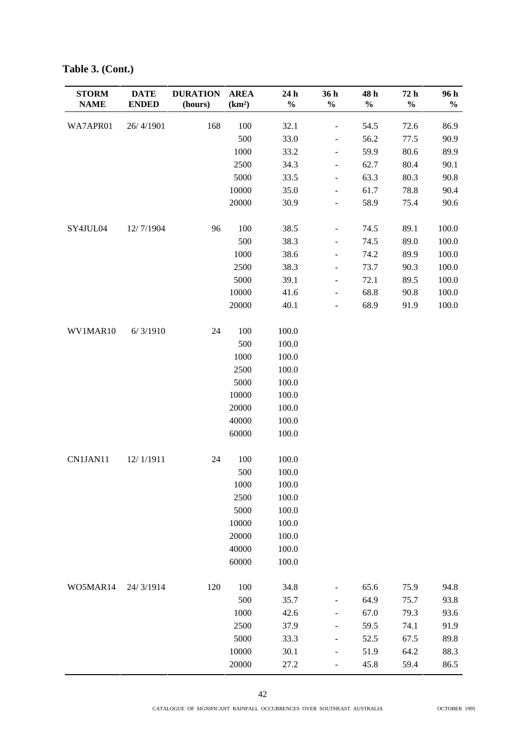**Table 3. (Cont.)**

| STORM NAME | DATE ENDED | DURATION (hours) | AREA (km²) | 24 h % | 36 h % | 48 h % | 72 h % | 96 h % |
|---|---|---|---|---|---|---|---|---|
| WA7APR01 | 26/ 4/1901 | 168 | 100 | 32.1 | - | 54.5 | 72.6 | 86.9 |
| | | | 500 | 33.0 | - | 56.2 | 77.5 | 90.9 |
| | | | 1000 | 33.2 | - | 59.9 | 80.6 | 89.9 |
| | | | 2500 | 34.3 | - | 62.7 | 80.4 | 90.1 |
| | | | 5000 | 33.5 | - | 63.3 | 80.3 | 90.8 |
| | | | 10000 | 35.0 | - | 61.7 | 78.8 | 90.4 |
| | | | 20000 | 30.9 | - | 58.9 | 75.4 | 90.6 |
| SY4JUL04 | 12/ 7/1904 | 96 | 100 | 38.5 | - | 74.5 | 89.1 | 100.0 |
| | | | 500 | 38.3 | - | 74.5 | 89.0 | 100.0 |
| | | | 1000 | 38.6 | - | 74.2 | 89.9 | 100.0 |
| | | | 2500 | 38.3 | - | 73.7 | 90.3 | 100.0 |
| | | | 5000 | 39.1 | - | 72.1 | 89.5 | 100.0 |
| | | | 10000 | 41.6 | - | 68.8 | 90.8 | 100.0 |
| | | | 20000 | 40.1 | - | 68.9 | 91.9 | 100.0 |
| WV1MAR10 | 6/ 3/1910 | 24 | 100 | 100.0 | | | | |
| | | | 500 | 100.0 | | | | |
| | | | 1000 | 100.0 | | | | |
| | | | 2500 | 100.0 | | | | |
| | | | 5000 | 100.0 | | | | |
| | | | 10000 | 100.0 | | | | |
| | | | 20000 | 100.0 | | | | |
| | | | 40000 | 100.0 | | | | |
| | | | 60000 | 100.0 | | | | |
| CN1JAN11 | 12/ 1/1911 | 24 | 100 | 100.0 | | | | |
| | | | 500 | 100.0 | | | | |
| | | | 1000 | 100.0 | | | | |
| | | | 2500 | 100.0 | | | | |
| | | | 5000 | 100.0 | | | | |
| | | | 10000 | 100.0 | | | | |
| | | | 20000 | 100.0 | | | | |
| | | | 40000 | 100.0 | | | | |
| | | | 60000 | 100.0 | | | | |
| WO5MAR14 | 24/ 3/1914 | 120 | 100 | 34.8 | - | 65.6 | 75.9 | 94.8 |
| | | | 500 | 35.7 | - | 64.9 | 75.7 | 93.8 |
| | | | 1000 | 42.6 | - | 67.0 | 79.3 | 93.6 |
| | | | 2500 | 37.9 | - | 59.5 | 74.1 | 91.9 |
| | | | 5000 | 33.3 | - | 52.5 | 67.5 | 89.8 |
| | | | 10000 | 30.1 | - | 51.9 | 64.2 | 88.3 |
| | | | 20000 | 27.2 | - | 45.8 | 59.4 | 86.5 |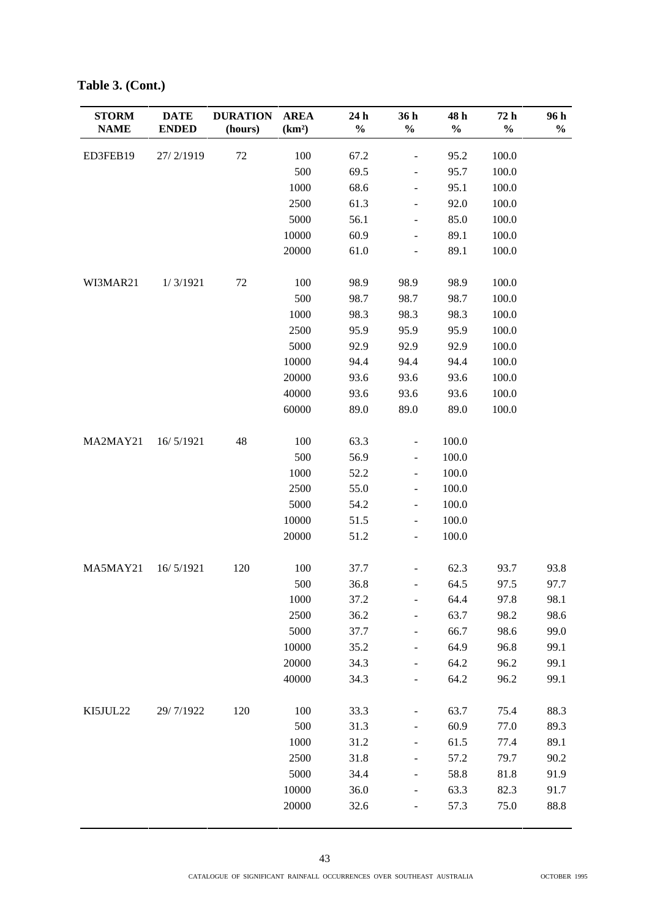**Table 3. (Cont.)**

| STORM NAME | DATE ENDED | DURATION (hours) | AREA (km²) | 24 h % | 36 h % | 48 h % | 72 h % | 96 h % |
|---|---|---|---|---|---|---|---|---|
| ED3FEB19 | 27/ 2/1919 | 72 | 100 | 67.2 | - | 95.2 | 100.0 | |
| | | | 500 | 69.5 | - | 95.7 | 100.0 | |
| | | | 1000 | 68.6 | - | 95.1 | 100.0 | |
| | | | 2500 | 61.3 | - | 92.0 | 100.0 | |
| | | | 5000 | 56.1 | - | 85.0 | 100.0 | |
| | | | 10000 | 60.9 | - | 89.1 | 100.0 | |
| | | | 20000 | 61.0 | - | 89.1 | 100.0 | |
| WI3MAR21 | 1/ 3/1921 | 72 | 100 | 98.9 | 98.9 | 98.9 | 100.0 | |
| | | | 500 | 98.7 | 98.7 | 98.7 | 100.0 | |
| | | | 1000 | 98.3 | 98.3 | 98.3 | 100.0 | |
| | | | 2500 | 95.9 | 95.9 | 95.9 | 100.0 | |
| | | | 5000 | 92.9 | 92.9 | 92.9 | 100.0 | |
| | | | 10000 | 94.4 | 94.4 | 94.4 | 100.0 | |
| | | | 20000 | 93.6 | 93.6 | 93.6 | 100.0 | |
| | | | 40000 | 93.6 | 93.6 | 93.6 | 100.0 | |
| | | | 60000 | 89.0 | 89.0 | 89.0 | 100.0 | |
| MA2MAY21 | 16/ 5/1921 | 48 | 100 | 63.3 | - | 100.0 | | |
| | | | 500 | 56.9 | - | 100.0 | | |
| | | | 1000 | 52.2 | - | 100.0 | | |
| | | | 2500 | 55.0 | - | 100.0 | | |
| | | | 5000 | 54.2 | - | 100.0 | | |
| | | | 10000 | 51.5 | - | 100.0 | | |
| | | | 20000 | 51.2 | - | 100.0 | | |
| MA5MAY21 | 16/ 5/1921 | 120 | 100 | 37.7 | - | 62.3 | 93.7 | 93.8 |
| | | | 500 | 36.8 | - | 64.5 | 97.5 | 97.7 |
| | | | 1000 | 37.2 | - | 64.4 | 97.8 | 98.1 |
| | | | 2500 | 36.2 | - | 63.7 | 98.2 | 98.6 |
| | | | 5000 | 37.7 | - | 66.7 | 98.6 | 99.0 |
| | | | 10000 | 35.2 | - | 64.9 | 96.8 | 99.1 |
| | | | 20000 | 34.3 | - | 64.2 | 96.2 | 99.1 |
| | | | 40000 | 34.3 | - | 64.2 | 96.2 | 99.1 |
| KI5JUL22 | 29/ 7/1922 | 120 | 100 | 33.3 | - | 63.7 | 75.4 | 88.3 |
| | | | 500 | 31.3 | - | 60.9 | 77.0 | 89.3 |
| | | | 1000 | 31.2 | - | 61.5 | 77.4 | 89.1 |
| | | | 2500 | 31.8 | - | 57.2 | 79.7 | 90.2 |
| | | | 5000 | 34.4 | - | 58.8 | 81.8 | 91.9 |
| | | | 10000 | 36.0 | - | 63.3 | 82.3 | 91.7 |
| | | | 20000 | 32.6 | - | 57.3 | 75.0 | 88.8 |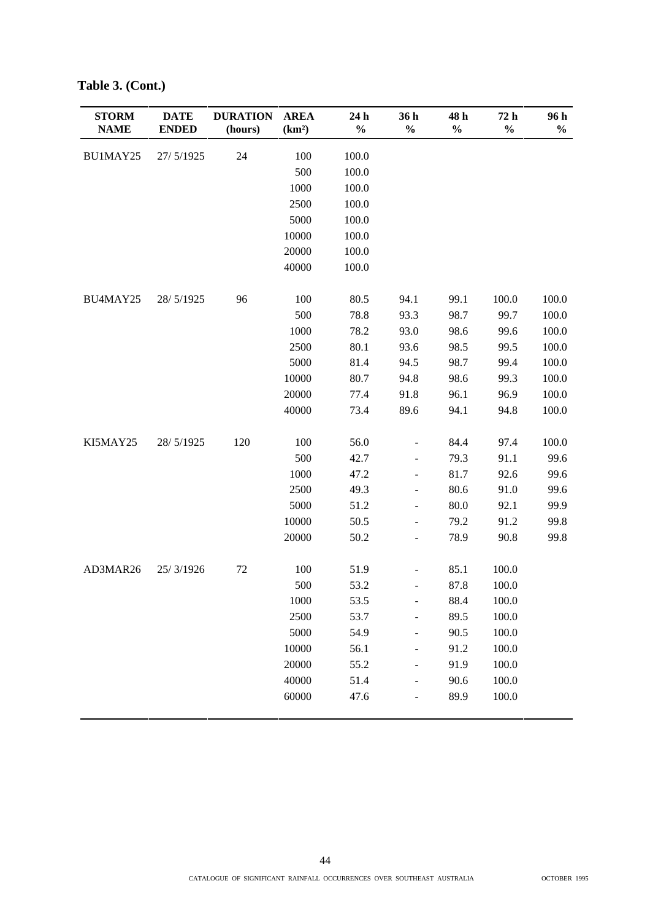**Table 3. (Cont.)**

| STORM NAME | DATE ENDED | DURATION (hours) | AREA (km²) | 24 h % | 36 h % | 48 h % | 72 h % | 96 h % |
|---|---|---|---|---|---|---|---|---|
| BU1MAY25 | 27/ 5/1925 | 24 | 100 | 100.0 | | | | |
| | | | 500 | 100.0 | | | | |
| | | | 1000 | 100.0 | | | | |
| | | | 2500 | 100.0 | | | | |
| | | | 5000 | 100.0 | | | | |
| | | | 10000 | 100.0 | | | | |
| | | | 20000 | 100.0 | | | | |
| | | | 40000 | 100.0 | | | | |
| BU4MAY25 | 28/ 5/1925 | 96 | 100 | 80.5 | 94.1 | 99.1 | 100.0 | 100.0 |
| | | | 500 | 78.8 | 93.3 | 98.7 | 99.7 | 100.0 |
| | | | 1000 | 78.2 | 93.0 | 98.6 | 99.6 | 100.0 |
| | | | 2500 | 80.1 | 93.6 | 98.5 | 99.5 | 100.0 |
| | | | 5000 | 81.4 | 94.5 | 98.7 | 99.4 | 100.0 |
| | | | 10000 | 80.7 | 94.8 | 98.6 | 99.3 | 100.0 |
| | | | 20000 | 77.4 | 91.8 | 96.1 | 96.9 | 100.0 |
| | | | 40000 | 73.4 | 89.6 | 94.1 | 94.8 | 100.0 |
| KI5MAY25 | 28/ 5/1925 | 120 | 100 | 56.0 | - | 84.4 | 97.4 | 100.0 |
| | | | 500 | 42.7 | - | 79.3 | 91.1 | 99.6 |
| | | | 1000 | 47.2 | - | 81.7 | 92.6 | 99.6 |
| | | | 2500 | 49.3 | - | 80.6 | 91.0 | 99.6 |
| | | | 5000 | 51.2 | - | 80.0 | 92.1 | 99.9 |
| | | | 10000 | 50.5 | - | 79.2 | 91.2 | 99.8 |
| | | | 20000 | 50.2 | - | 78.9 | 90.8 | 99.8 |
| AD3MAR26 | 25/ 3/1926 | 72 | 100 | 51.9 | - | 85.1 | 100.0 | |
| | | | 500 | 53.2 | - | 87.8 | 100.0 | |
| | | | 1000 | 53.5 | - | 88.4 | 100.0 | |
| | | | 2500 | 53.7 | - | 89.5 | 100.0 | |
| | | | 5000 | 54.9 | - | 90.5 | 100.0 | |
| | | | 10000 | 56.1 | - | 91.2 | 100.0 | |
| | | | 20000 | 55.2 | - | 91.9 | 100.0 | |
| | | | 40000 | 51.4 | - | 90.6 | 100.0 | |
| | | | 60000 | 47.6 | - | 89.9 | 100.0 | |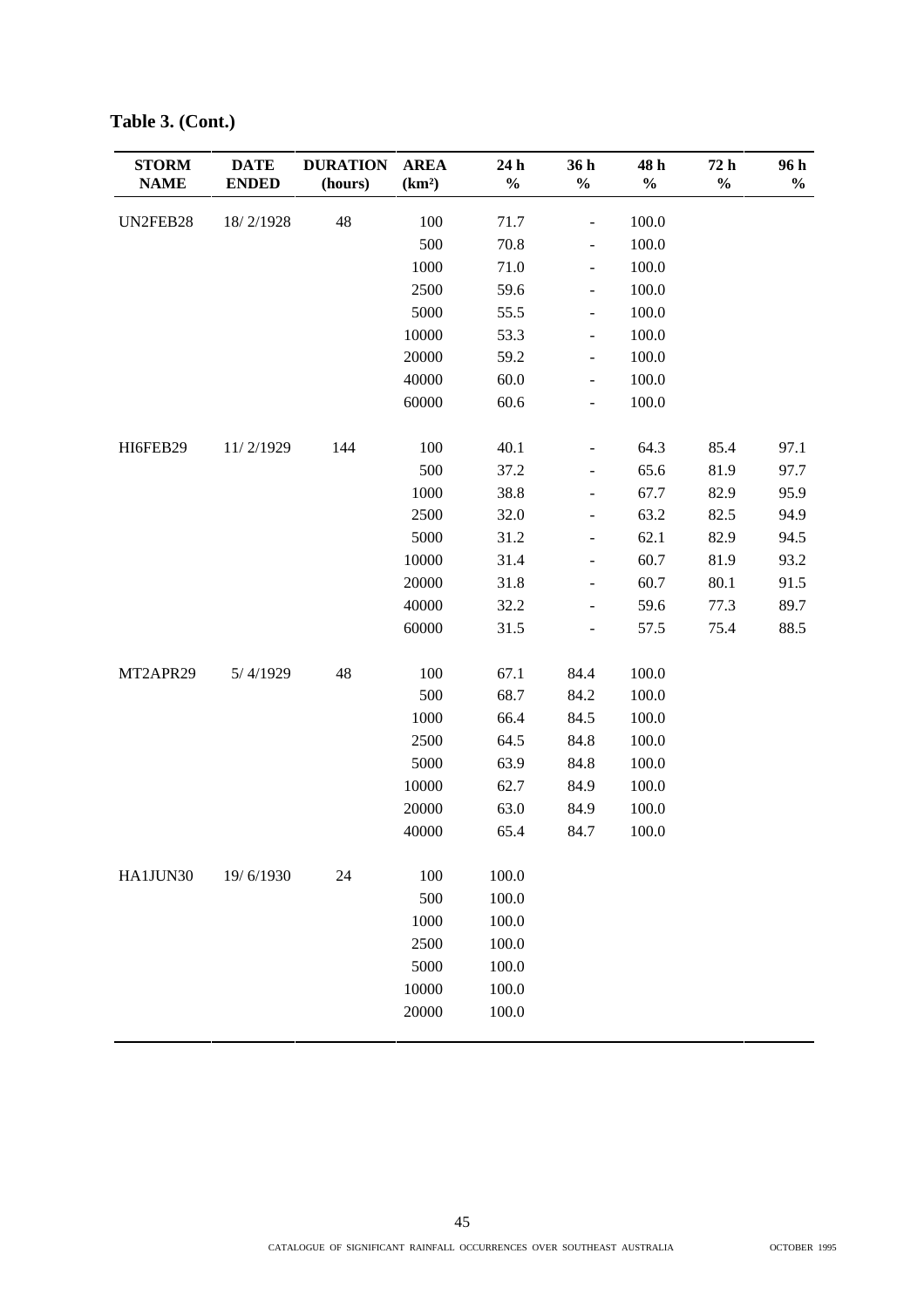**Table 3. (Cont.)**

| STORM NAME | DATE ENDED | DURATION (hours) | AREA (km²) | 24 h % | 36 h % | 48 h % | 72 h % | 96 h % |
|---|---|---|---|---|---|---|---|---|
| UN2FEB28 | 18/ 2/1928 | 48 | 100 | 71.7 | - | 100.0 | | |
| | | | 500 | 70.8 | - | 100.0 | | |
| | | | 1000 | 71.0 | - | 100.0 | | |
| | | | 2500 | 59.6 | - | 100.0 | | |
| | | | 5000 | 55.5 | - | 100.0 | | |
| | | | 10000 | 53.3 | - | 100.0 | | |
| | | | 20000 | 59.2 | - | 100.0 | | |
| | | | 40000 | 60.0 | - | 100.0 | | |
| | | | 60000 | 60.6 | - | 100.0 | | |
| HI6FEB29 | 11/ 2/1929 | 144 | 100 | 40.1 | - | 64.3 | 85.4 | 97.1 |
| | | | 500 | 37.2 | - | 65.6 | 81.9 | 97.7 |
| | | | 1000 | 38.8 | - | 67.7 | 82.9 | 95.9 |
| | | | 2500 | 32.0 | - | 63.2 | 82.5 | 94.9 |
| | | | 5000 | 31.2 | - | 62.1 | 82.9 | 94.5 |
| | | | 10000 | 31.4 | - | 60.7 | 81.9 | 93.2 |
| | | | 20000 | 31.8 | - | 60.7 | 80.1 | 91.5 |
| | | | 40000 | 32.2 | - | 59.6 | 77.3 | 89.7 |
| | | | 60000 | 31.5 | - | 57.5 | 75.4 | 88.5 |
| MT2APR29 | 5/ 4/1929 | 48 | 100 | 67.1 | 84.4 | 100.0 | | |
| | | | 500 | 68.7 | 84.2 | 100.0 | | |
| | | | 1000 | 66.4 | 84.5 | 100.0 | | |
| | | | 2500 | 64.5 | 84.8 | 100.0 | | |
| | | | 5000 | 63.9 | 84.8 | 100.0 | | |
| | | | 10000 | 62.7 | 84.9 | 100.0 | | |
| | | | 20000 | 63.0 | 84.9 | 100.0 | | |
| | | | 40000 | 65.4 | 84.7 | 100.0 | | |
| HA1JUN30 | 19/ 6/1930 | 24 | 100 | 100.0 | | | | |
| | | | 500 | 100.0 | | | | |
| | | | 1000 | 100.0 | | | | |
| | | | 2500 | 100.0 | | | | |
| | | | 5000 | 100.0 | | | | |
| | | | 10000 | 100.0 | | | | |
| | | | 20000 | 100.0 | | | | |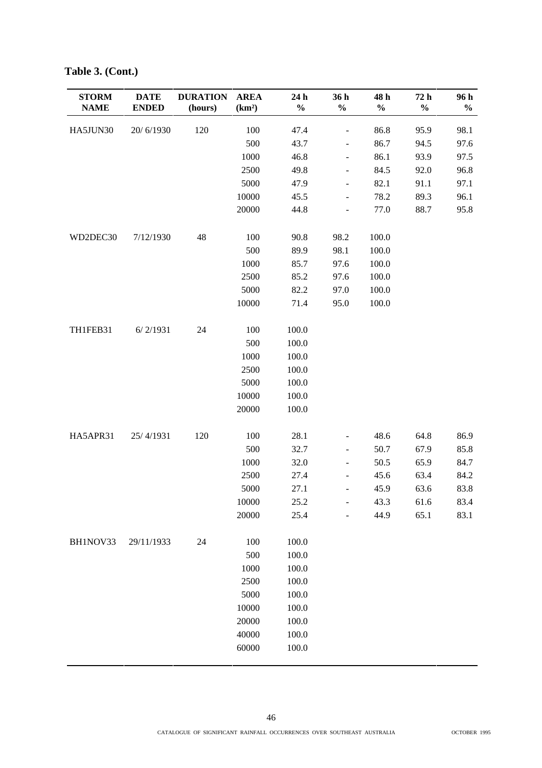**Table 3. (Cont.)**

| STORM NAME | DATE ENDED | DURATION (hours) | AREA (km²) | 24 h % | 36 h % | 48 h % | 72 h % | 96 h % |
|---|---|---|---|---|---|---|---|---|
| HA5JUN30 | 20/ 6/1930 | 120 | 100 | 47.4 | - | 86.8 | 95.9 | 98.1 |
| | | | 500 | 43.7 | - | 86.7 | 94.5 | 97.6 |
| | | | 1000 | 46.8 | - | 86.1 | 93.9 | 97.5 |
| | | | 2500 | 49.8 | - | 84.5 | 92.0 | 96.8 |
| | | | 5000 | 47.9 | - | 82.1 | 91.1 | 97.1 |
| | | | 10000 | 45.5 | - | 78.2 | 89.3 | 96.1 |
| | | | 20000 | 44.8 | - | 77.0 | 88.7 | 95.8 |
| WD2DEC30 | 7/12/1930 | 48 | 100 | 90.8 | 98.2 | 100.0 | | |
| | | | 500 | 89.9 | 98.1 | 100.0 | | |
| | | | 1000 | 85.7 | 97.6 | 100.0 | | |
| | | | 2500 | 85.2 | 97.6 | 100.0 | | |
| | | | 5000 | 82.2 | 97.0 | 100.0 | | |
| | | | 10000 | 71.4 | 95.0 | 100.0 | | |
| TH1FEB31 | 6/ 2/1931 | 24 | 100 | 100.0 | | | | |
| | | | 500 | 100.0 | | | | |
| | | | 1000 | 100.0 | | | | |
| | | | 2500 | 100.0 | | | | |
| | | | 5000 | 100.0 | | | | |
| | | | 10000 | 100.0 | | | | |
| | | | 20000 | 100.0 | | | | |
| HA5APR31 | 25/ 4/1931 | 120 | 100 | 28.1 | - | 48.6 | 64.8 | 86.9 |
| | | | 500 | 32.7 | - | 50.7 | 67.9 | 85.8 |
| | | | 1000 | 32.0 | - | 50.5 | 65.9 | 84.7 |
| | | | 2500 | 27.4 | - | 45.6 | 63.4 | 84.2 |
| | | | 5000 | 27.1 | - | 45.9 | 63.6 | 83.8 |
| | | | 10000 | 25.2 | - | 43.3 | 61.6 | 83.4 |
| | | | 20000 | 25.4 | - | 44.9 | 65.1 | 83.1 |
| BH1NOV33 | 29/11/1933 | 24 | 100 | 100.0 | | | | |
| | | | 500 | 100.0 | | | | |
| | | | 1000 | 100.0 | | | | |
| | | | 2500 | 100.0 | | | | |
| | | | 5000 | 100.0 | | | | |
| | | | 10000 | 100.0 | | | | |
| | | | 20000 | 100.0 | | | | |
| | | | 40000 | 100.0 | | | | |
| | | | 60000 | 100.0 | | | | |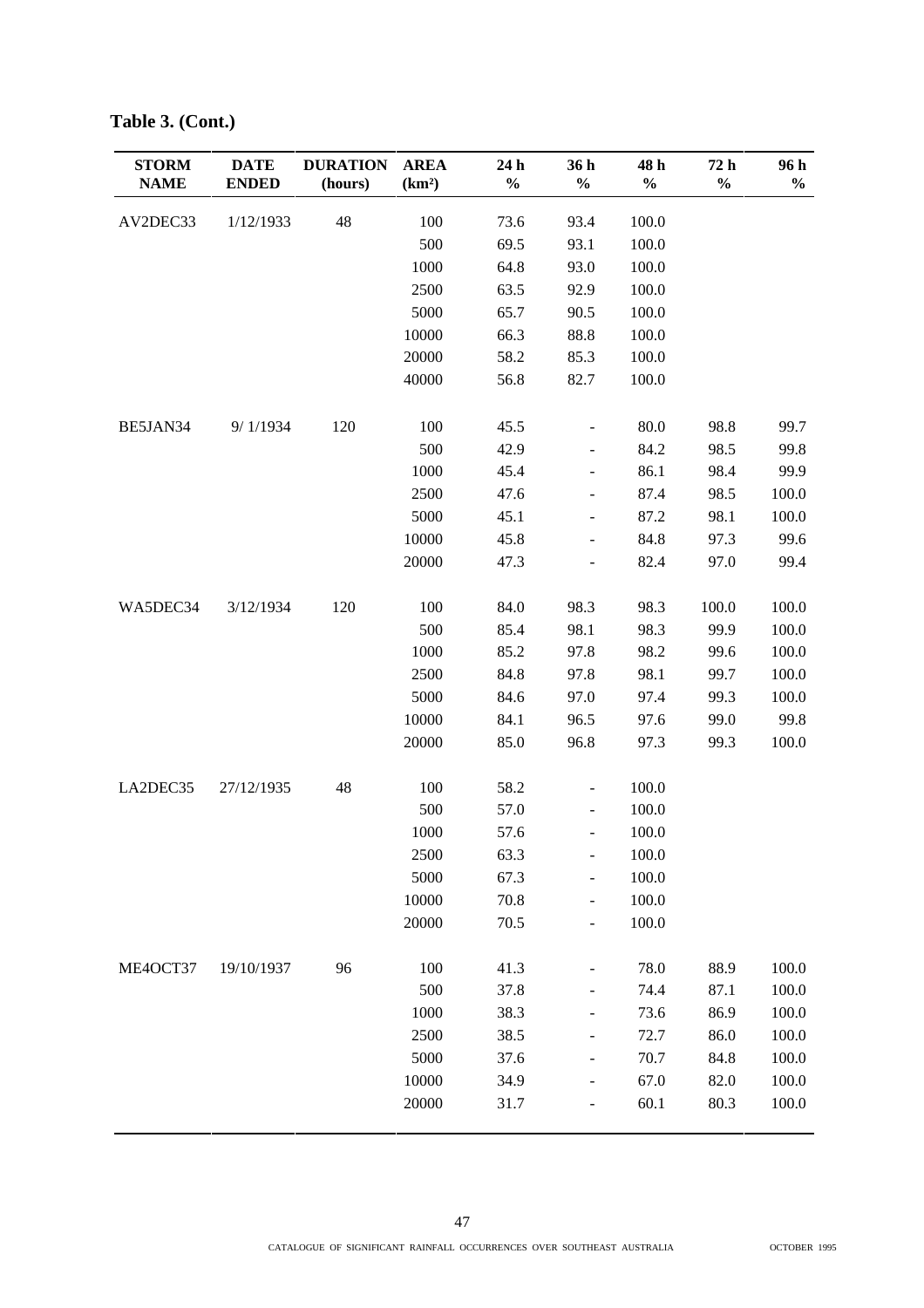**Table 3. (Cont.)**

| STORM NAME | DATE ENDED | DURATION (hours) | AREA (km²) | 24 h % | 36 h % | 48 h % | 72 h % | 96 h % |
|---|---|---|---|---|---|---|---|---|
| AV2DEC33 | 1/12/1933 | 48 | 100 | 73.6 | 93.4 | 100.0 | | |
| | | | 500 | 69.5 | 93.1 | 100.0 | | |
| | | | 1000 | 64.8 | 93.0 | 100.0 | | |
| | | | 2500 | 63.5 | 92.9 | 100.0 | | |
| | | | 5000 | 65.7 | 90.5 | 100.0 | | |
| | | | 10000 | 66.3 | 88.8 | 100.0 | | |
| | | | 20000 | 58.2 | 85.3 | 100.0 | | |
| | | | 40000 | 56.8 | 82.7 | 100.0 | | |
| BE5JAN34 | 9/ 1/1934 | 120 | 100 | 45.5 | - | 80.0 | 98.8 | 99.7 |
| | | | 500 | 42.9 | - | 84.2 | 98.5 | 99.8 |
| | | | 1000 | 45.4 | - | 86.1 | 98.4 | 99.9 |
| | | | 2500 | 47.6 | - | 87.4 | 98.5 | 100.0 |
| | | | 5000 | 45.1 | - | 87.2 | 98.1 | 100.0 |
| | | | 10000 | 45.8 | - | 84.8 | 97.3 | 99.6 |
| | | | 20000 | 47.3 | - | 82.4 | 97.0 | 99.4 |
| WA5DEC34 | 3/12/1934 | 120 | 100 | 84.0 | 98.3 | 98.3 | 100.0 | 100.0 |
| | | | 500 | 85.4 | 98.1 | 98.3 | 99.9 | 100.0 |
| | | | 1000 | 85.2 | 97.8 | 98.2 | 99.6 | 100.0 |
| | | | 2500 | 84.8 | 97.8 | 98.1 | 99.7 | 100.0 |
| | | | 5000 | 84.6 | 97.0 | 97.4 | 99.3 | 100.0 |
| | | | 10000 | 84.1 | 96.5 | 97.6 | 99.0 | 99.8 |
| | | | 20000 | 85.0 | 96.8 | 97.3 | 99.3 | 100.0 |
| LA2DEC35 | 27/12/1935 | 48 | 100 | 58.2 | - | 100.0 | | |
| | | | 500 | 57.0 | - | 100.0 | | |
| | | | 1000 | 57.6 | - | 100.0 | | |
| | | | 2500 | 63.3 | - | 100.0 | | |
| | | | 5000 | 67.3 | - | 100.0 | | |
| | | | 10000 | 70.8 | - | 100.0 | | |
| | | | 20000 | 70.5 | - | 100.0 | | |
| ME4OCT37 | 19/10/1937 | 96 | 100 | 41.3 | - | 78.0 | 88.9 | 100.0 |
| | | | 500 | 37.8 | - | 74.4 | 87.1 | 100.0 |
| | | | 1000 | 38.3 | - | 73.6 | 86.9 | 100.0 |
| | | | 2500 | 38.5 | - | 72.7 | 86.0 | 100.0 |
| | | | 5000 | 37.6 | - | 70.7 | 84.8 | 100.0 |
| | | | 10000 | 34.9 | - | 67.0 | 82.0 | 100.0 |
| | | | 20000 | 31.7 | - | 60.1 | 80.3 | 100.0 |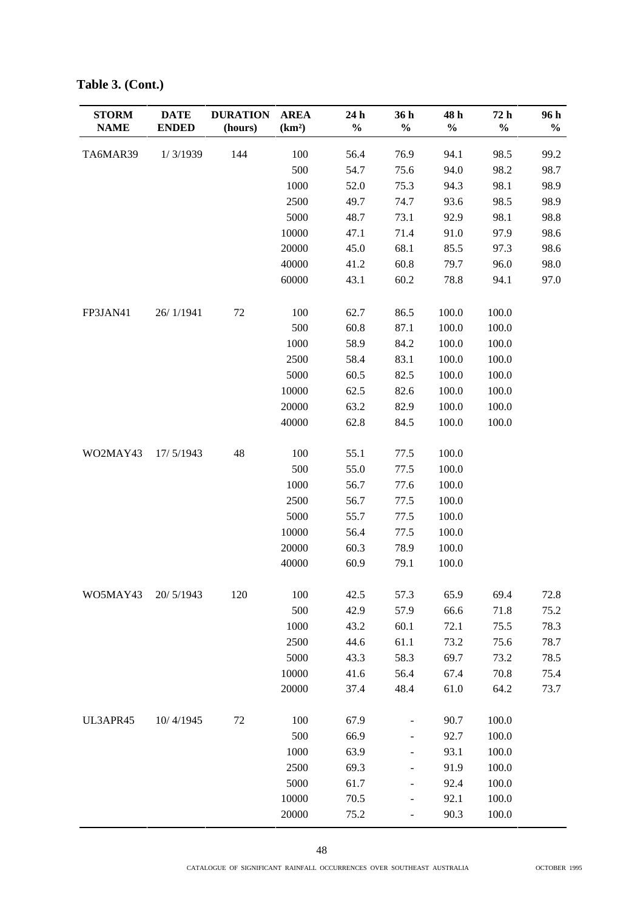**Table 3. (Cont.)**

| STORM NAME | DATE ENDED | DURATION (hours) | AREA (km²) | 24 h % | 36 h % | 48 h % | 72 h % | 96 h % |
|---|---|---|---|---|---|---|---|---|
| TA6MAR39 | 1/ 3/1939 | 144 | 100 | 56.4 | 76.9 | 94.1 | 98.5 | 99.2 |
| | | | 500 | 54.7 | 75.6 | 94.0 | 98.2 | 98.7 |
| | | | 1000 | 52.0 | 75.3 | 94.3 | 98.1 | 98.9 |
| | | | 2500 | 49.7 | 74.7 | 93.6 | 98.5 | 98.9 |
| | | | 5000 | 48.7 | 73.1 | 92.9 | 98.1 | 98.8 |
| | | | 10000 | 47.1 | 71.4 | 91.0 | 97.9 | 98.6 |
| | | | 20000 | 45.0 | 68.1 | 85.5 | 97.3 | 98.6 |
| | | | 40000 | 41.2 | 60.8 | 79.7 | 96.0 | 98.0 |
| | | | 60000 | 43.1 | 60.2 | 78.8 | 94.1 | 97.0 |
| FP3JAN41 | 26/ 1/1941 | 72 | 100 | 62.7 | 86.5 | 100.0 | 100.0 | |
| | | | 500 | 60.8 | 87.1 | 100.0 | 100.0 | |
| | | | 1000 | 58.9 | 84.2 | 100.0 | 100.0 | |
| | | | 2500 | 58.4 | 83.1 | 100.0 | 100.0 | |
| | | | 5000 | 60.5 | 82.5 | 100.0 | 100.0 | |
| | | | 10000 | 62.5 | 82.6 | 100.0 | 100.0 | |
| | | | 20000 | 63.2 | 82.9 | 100.0 | 100.0 | |
| | | | 40000 | 62.8 | 84.5 | 100.0 | 100.0 | |
| WO2MAY43 | 17/ 5/1943 | 48 | 100 | 55.1 | 77.5 | 100.0 | | |
| | | | 500 | 55.0 | 77.5 | 100.0 | | |
| | | | 1000 | 56.7 | 77.6 | 100.0 | | |
| | | | 2500 | 56.7 | 77.5 | 100.0 | | |
| | | | 5000 | 55.7 | 77.5 | 100.0 | | |
| | | | 10000 | 56.4 | 77.5 | 100.0 | | |
| | | | 20000 | 60.3 | 78.9 | 100.0 | | |
| | | | 40000 | 60.9 | 79.1 | 100.0 | | |
| WO5MAY43 | 20/ 5/1943 | 120 | 100 | 42.5 | 57.3 | 65.9 | 69.4 | 72.8 |
| | | | 500 | 42.9 | 57.9 | 66.6 | 71.8 | 75.2 |
| | | | 1000 | 43.2 | 60.1 | 72.1 | 75.5 | 78.3 |
| | | | 2500 | 44.6 | 61.1 | 73.2 | 75.6 | 78.7 |
| | | | 5000 | 43.3 | 58.3 | 69.7 | 73.2 | 78.5 |
| | | | 10000 | 41.6 | 56.4 | 67.4 | 70.8 | 75.4 |
| | | | 20000 | 37.4 | 48.4 | 61.0 | 64.2 | 73.7 |
| UL3APR45 | 10/ 4/1945 | 72 | 100 | 67.9 | - | 90.7 | 100.0 | |
| | | | 500 | 66.9 | - | 92.7 | 100.0 | |
| | | | 1000 | 63.9 | - | 93.1 | 100.0 | |
| | | | 2500 | 69.3 | - | 91.9 | 100.0 | |
| | | | 5000 | 61.7 | - | 92.4 | 100.0 | |
| | | | 10000 | 70.5 | - | 92.1 | 100.0 | |
| | | | 20000 | 75.2 | - | 90.3 | 100.0 | |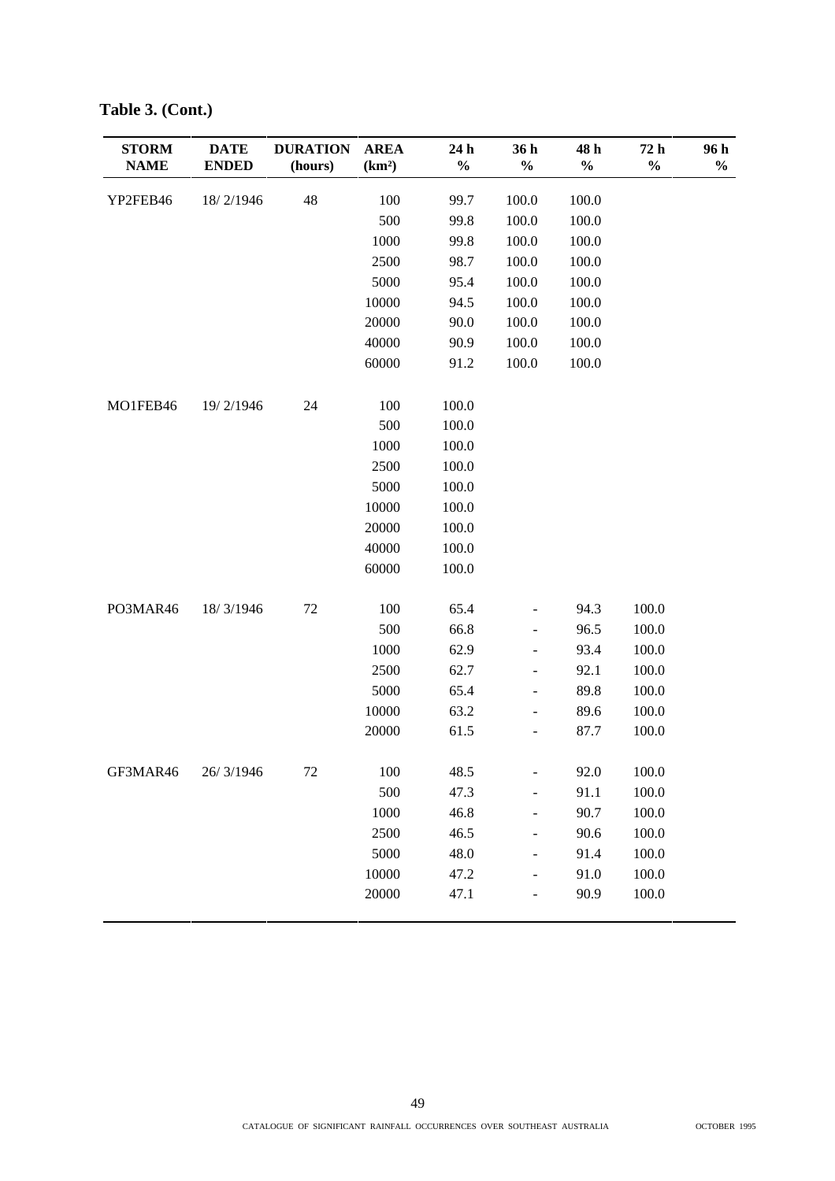**Table 3. (Cont.)**

| STORM NAME | DATE ENDED | DURATION (hours) | AREA (km²) | 24 h % | 36 h % | 48 h % | 72 h % | 96 h % |
|---|---|---|---|---|---|---|---|---|
| YP2FEB46 | 18/ 2/1946 | 48 | 100 | 99.7 | 100.0 | 100.0 | | |
| | | | 500 | 99.8 | 100.0 | 100.0 | | |
| | | | 1000 | 99.8 | 100.0 | 100.0 | | |
| | | | 2500 | 98.7 | 100.0 | 100.0 | | |
| | | | 5000 | 95.4 | 100.0 | 100.0 | | |
| | | | 10000 | 94.5 | 100.0 | 100.0 | | |
| | | | 20000 | 90.0 | 100.0 | 100.0 | | |
| | | | 40000 | 90.9 | 100.0 | 100.0 | | |
| | | | 60000 | 91.2 | 100.0 | 100.0 | | |
| MO1FEB46 | 19/ 2/1946 | 24 | 100 | 100.0 | | | | |
| | | | 500 | 100.0 | | | | |
| | | | 1000 | 100.0 | | | | |
| | | | 2500 | 100.0 | | | | |
| | | | 5000 | 100.0 | | | | |
| | | | 10000 | 100.0 | | | | |
| | | | 20000 | 100.0 | | | | |
| | | | 40000 | 100.0 | | | | |
| | | | 60000 | 100.0 | | | | |
| PO3MAR46 | 18/ 3/1946 | 72 | 100 | 65.4 | - | 94.3 | 100.0 | |
| | | | 500 | 66.8 | - | 96.5 | 100.0 | |
| | | | 1000 | 62.9 | - | 93.4 | 100.0 | |
| | | | 2500 | 62.7 | - | 92.1 | 100.0 | |
| | | | 5000 | 65.4 | - | 89.8 | 100.0 | |
| | | | 10000 | 63.2 | - | 89.6 | 100.0 | |
| | | | 20000 | 61.5 | - | 87.7 | 100.0 | |
| GF3MAR46 | 26/ 3/1946 | 72 | 100 | 48.5 | - | 92.0 | 100.0 | |
| | | | 500 | 47.3 | - | 91.1 | 100.0 | |
| | | | 1000 | 46.8 | - | 90.7 | 100.0 | |
| | | | 2500 | 46.5 | - | 90.6 | 100.0 | |
| | | | 5000 | 48.0 | - | 91.4 | 100.0 | |
| | | | 10000 | 47.2 | - | 91.0 | 100.0 | |
| | | | 20000 | 47.1 | - | 90.9 | 100.0 | |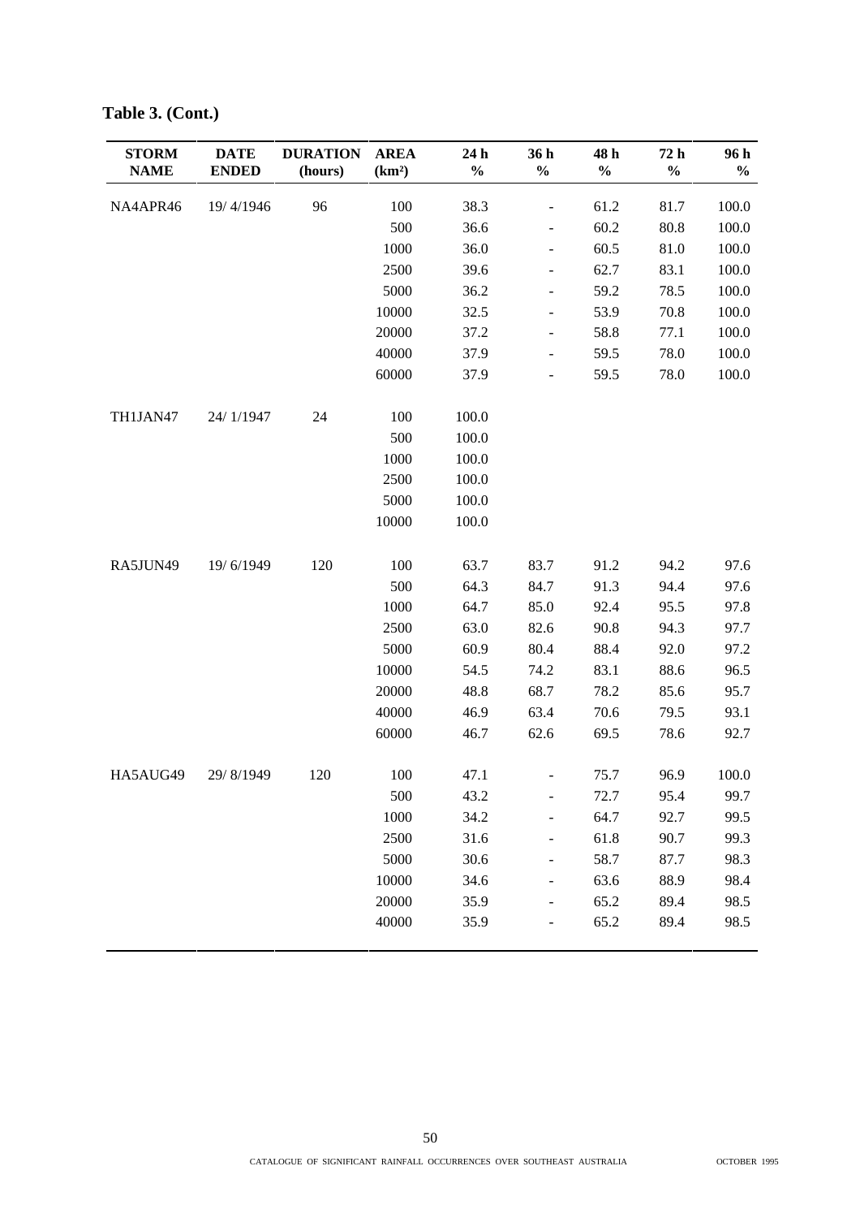**Table 3. (Cont.)**

| STORM NAME | DATE ENDED | DURATION (hours) | AREA (km²) | 24 h % | 36 h % | 48 h % | 72 h % | 96 h % |
|---|---|---|---|---|---|---|---|---|
| NA4APR46 | 19/ 4/1946 | 96 | 100 | 38.3 | - | 61.2 | 81.7 | 100.0 |
| | | | 500 | 36.6 | - | 60.2 | 80.8 | 100.0 |
| | | | 1000 | 36.0 | - | 60.5 | 81.0 | 100.0 |
| | | | 2500 | 39.6 | - | 62.7 | 83.1 | 100.0 |
| | | | 5000 | 36.2 | - | 59.2 | 78.5 | 100.0 |
| | | | 10000 | 32.5 | - | 53.9 | 70.8 | 100.0 |
| | | | 20000 | 37.2 | - | 58.8 | 77.1 | 100.0 |
| | | | 40000 | 37.9 | - | 59.5 | 78.0 | 100.0 |
| | | | 60000 | 37.9 | - | 59.5 | 78.0 | 100.0 |
| TH1JAN47 | 24/ 1/1947 | 24 | 100 | 100.0 | | | | |
| | | | 500 | 100.0 | | | | |
| | | | 1000 | 100.0 | | | | |
| | | | 2500 | 100.0 | | | | |
| | | | 5000 | 100.0 | | | | |
| | | | 10000 | 100.0 | | | | |
| RA5JUN49 | 19/ 6/1949 | 120 | 100 | 63.7 | 83.7 | 91.2 | 94.2 | 97.6 |
| | | | 500 | 64.3 | 84.7 | 91.3 | 94.4 | 97.6 |
| | | | 1000 | 64.7 | 85.0 | 92.4 | 95.5 | 97.8 |
| | | | 2500 | 63.0 | 82.6 | 90.8 | 94.3 | 97.7 |
| | | | 5000 | 60.9 | 80.4 | 88.4 | 92.0 | 97.2 |
| | | | 10000 | 54.5 | 74.2 | 83.1 | 88.6 | 96.5 |
| | | | 20000 | 48.8 | 68.7 | 78.2 | 85.6 | 95.7 |
| | | | 40000 | 46.9 | 63.4 | 70.6 | 79.5 | 93.1 |
| | | | 60000 | 46.7 | 62.6 | 69.5 | 78.6 | 92.7 |
| HA5AUG49 | 29/ 8/1949 | 120 | 100 | 47.1 | - | 75.7 | 96.9 | 100.0 |
| | | | 500 | 43.2 | - | 72.7 | 95.4 | 99.7 |
| | | | 1000 | 34.2 | - | 64.7 | 92.7 | 99.5 |
| | | | 2500 | 31.6 | - | 61.8 | 90.7 | 99.3 |
| | | | 5000 | 30.6 | - | 58.7 | 87.7 | 98.3 |
| | | | 10000 | 34.6 | - | 63.6 | 88.9 | 98.4 |
| | | | 20000 | 35.9 | - | 65.2 | 89.4 | 98.5 |
| | | | 40000 | 35.9 | - | 65.2 | 89.4 | 98.5 |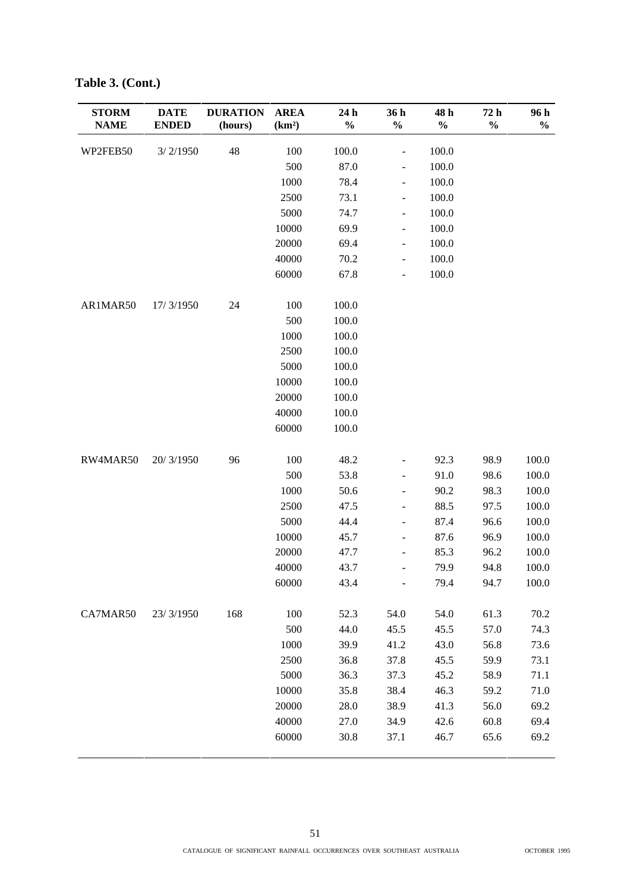**Table 3. (Cont.)**

| STORM NAME | DATE ENDED | DURATION (hours) | AREA (km²) | 24 h % | 36 h % | 48 h % | 72 h % | 96 h % |
|---|---|---|---|---|---|---|---|---|
| WP2FEB50 | 3/ 2/1950 | 48 | 100 | 100.0 | - | 100.0 | | |
| | | | 500 | 87.0 | - | 100.0 | | |
| | | | 1000 | 78.4 | - | 100.0 | | |
| | | | 2500 | 73.1 | - | 100.0 | | |
| | | | 5000 | 74.7 | - | 100.0 | | |
| | | | 10000 | 69.9 | - | 100.0 | | |
| | | | 20000 | 69.4 | - | 100.0 | | |
| | | | 40000 | 70.2 | - | 100.0 | | |
| | | | 60000 | 67.8 | - | 100.0 | | |
| AR1MAR50 | 17/ 3/1950 | 24 | 100 | 100.0 | | | | |
| | | | 500 | 100.0 | | | | |
| | | | 1000 | 100.0 | | | | |
| | | | 2500 | 100.0 | | | | |
| | | | 5000 | 100.0 | | | | |
| | | | 10000 | 100.0 | | | | |
| | | | 20000 | 100.0 | | | | |
| | | | 40000 | 100.0 | | | | |
| | | | 60000 | 100.0 | | | | |
| RW4MAR50 | 20/ 3/1950 | 96 | 100 | 48.2 | - | 92.3 | 98.9 | 100.0 |
| | | | 500 | 53.8 | - | 91.0 | 98.6 | 100.0 |
| | | | 1000 | 50.6 | - | 90.2 | 98.3 | 100.0 |
| | | | 2500 | 47.5 | - | 88.5 | 97.5 | 100.0 |
| | | | 5000 | 44.4 | - | 87.4 | 96.6 | 100.0 |
| | | | 10000 | 45.7 | - | 87.6 | 96.9 | 100.0 |
| | | | 20000 | 47.7 | - | 85.3 | 96.2 | 100.0 |
| | | | 40000 | 43.7 | - | 79.9 | 94.8 | 100.0 |
| | | | 60000 | 43.4 | - | 79.4 | 94.7 | 100.0 |
| CA7MAR50 | 23/ 3/1950 | 168 | 100 | 52.3 | 54.0 | 54.0 | 61.3 | 70.2 |
| | | | 500 | 44.0 | 45.5 | 45.5 | 57.0 | 74.3 |
| | | | 1000 | 39.9 | 41.2 | 43.0 | 56.8 | 73.6 |
| | | | 2500 | 36.8 | 37.8 | 45.5 | 59.9 | 73.1 |
| | | | 5000 | 36.3 | 37.3 | 45.2 | 58.9 | 71.1 |
| | | | 10000 | 35.8 | 38.4 | 46.3 | 59.2 | 71.0 |
| | | | 20000 | 28.0 | 38.9 | 41.3 | 56.0 | 69.2 |
| | | | 40000 | 27.0 | 34.9 | 42.6 | 60.8 | 69.4 |
| | | | 60000 | 30.8 | 37.1 | 46.7 | 65.6 | 69.2 |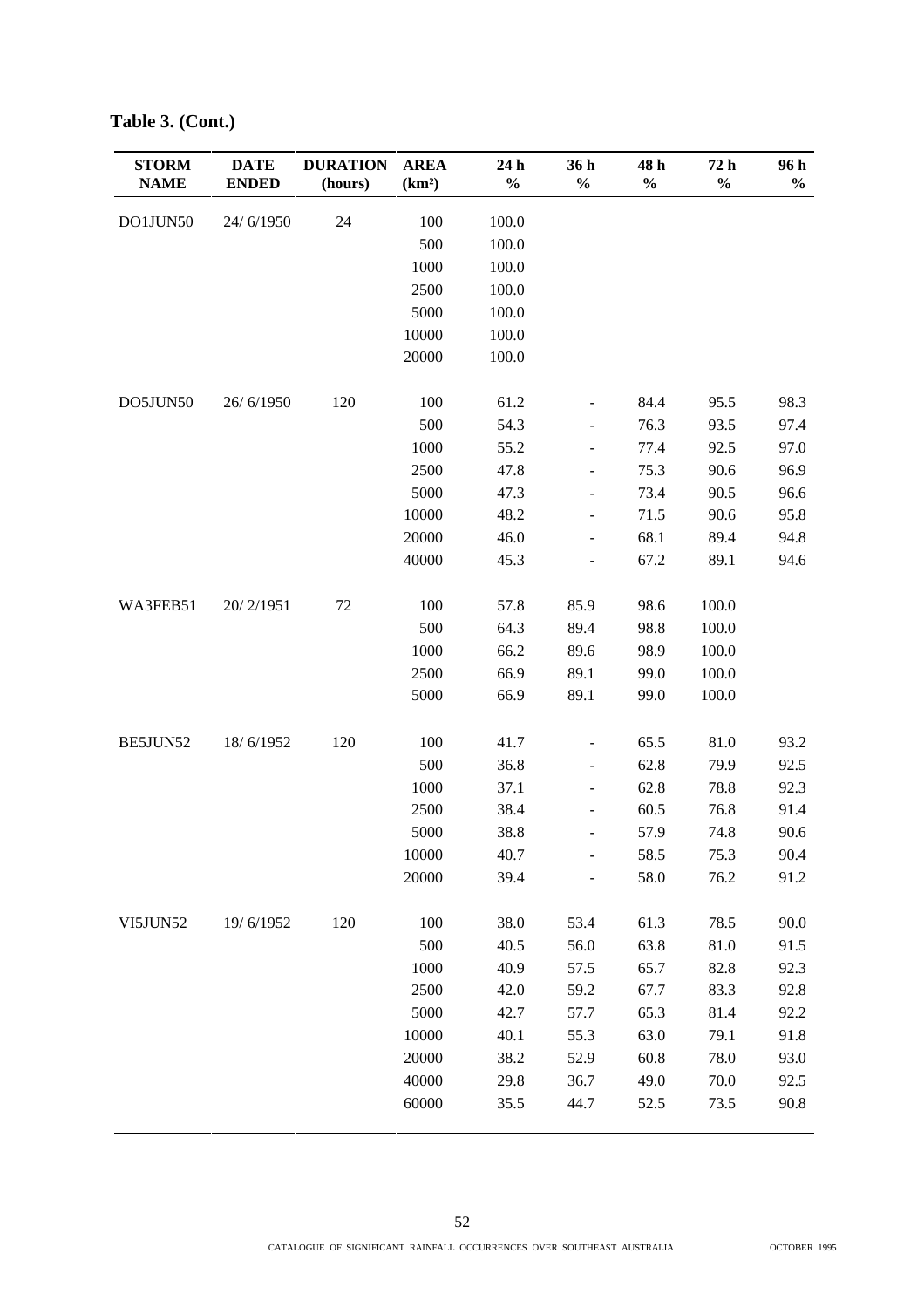**Table 3. (Cont.)**

| STORM NAME | DATE ENDED | DURATION (hours) | AREA (km²) | 24 h % | 36 h % | 48 h % | 72 h % | 96 h % |
|---|---|---|---|---|---|---|---|---|
| DO1JUN50 | 24/ 6/1950 | 24 | 100 | 100.0 | | | | |
| | | | 500 | 100.0 | | | | |
| | | | 1000 | 100.0 | | | | |
| | | | 2500 | 100.0 | | | | |
| | | | 5000 | 100.0 | | | | |
| | | | 10000 | 100.0 | | | | |
| | | | 20000 | 100.0 | | | | |
| DO5JUN50 | 26/ 6/1950 | 120 | 100 | 61.2 | - | 84.4 | 95.5 | 98.3 |
| | | | 500 | 54.3 | - | 76.3 | 93.5 | 97.4 |
| | | | 1000 | 55.2 | - | 77.4 | 92.5 | 97.0 |
| | | | 2500 | 47.8 | - | 75.3 | 90.6 | 96.9 |
| | | | 5000 | 47.3 | - | 73.4 | 90.5 | 96.6 |
| | | | 10000 | 48.2 | - | 71.5 | 90.6 | 95.8 |
| | | | 20000 | 46.0 | - | 68.1 | 89.4 | 94.8 |
| | | | 40000 | 45.3 | - | 67.2 | 89.1 | 94.6 |
| WA3FEB51 | 20/ 2/1951 | 72 | 100 | 57.8 | 85.9 | 98.6 | 100.0 | |
| | | | 500 | 64.3 | 89.4 | 98.8 | 100.0 | |
| | | | 1000 | 66.2 | 89.6 | 98.9 | 100.0 | |
| | | | 2500 | 66.9 | 89.1 | 99.0 | 100.0 | |
| | | | 5000 | 66.9 | 89.1 | 99.0 | 100.0 | |
| BE5JUN52 | 18/ 6/1952 | 120 | 100 | 41.7 | - | 65.5 | 81.0 | 93.2 |
| | | | 500 | 36.8 | - | 62.8 | 79.9 | 92.5 |
| | | | 1000 | 37.1 | - | 62.8 | 78.8 | 92.3 |
| | | | 2500 | 38.4 | - | 60.5 | 76.8 | 91.4 |
| | | | 5000 | 38.8 | - | 57.9 | 74.8 | 90.6 |
| | | | 10000 | 40.7 | - | 58.5 | 75.3 | 90.4 |
| | | | 20000 | 39.4 | - | 58.0 | 76.2 | 91.2 |
| VI5JUN52 | 19/ 6/1952 | 120 | 100 | 38.0 | 53.4 | 61.3 | 78.5 | 90.0 |
| | | | 500 | 40.5 | 56.0 | 63.8 | 81.0 | 91.5 |
| | | | 1000 | 40.9 | 57.5 | 65.7 | 82.8 | 92.3 |
| | | | 2500 | 42.0 | 59.2 | 67.7 | 83.3 | 92.8 |
| | | | 5000 | 42.7 | 57.7 | 65.3 | 81.4 | 92.2 |
| | | | 10000 | 40.1 | 55.3 | 63.0 | 79.1 | 91.8 |
| | | | 20000 | 38.2 | 52.9 | 60.8 | 78.0 | 93.0 |
| | | | 40000 | 29.8 | 36.7 | 49.0 | 70.0 | 92.5 |
| | | | 60000 | 35.5 | 44.7 | 52.5 | 73.5 | 90.8 |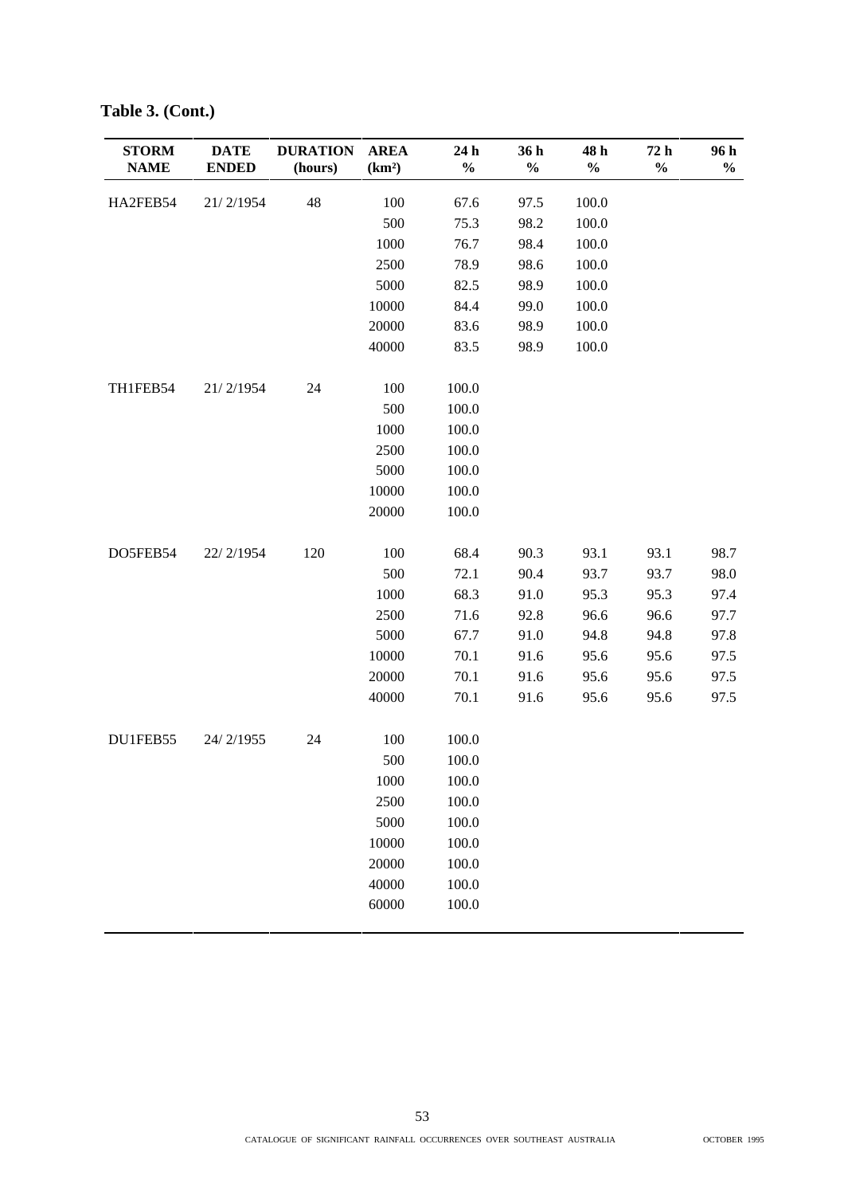**Table 3. (Cont.)**

| STORM NAME | DATE ENDED | DURATION (hours) | AREA (km²) | 24 h % | 36 h % | 48 h % | 72 h % | 96 h % |
|---|---|---|---|---|---|---|---|---|
| HA2FEB54 | 21/ 2/1954 | 48 | 100 | 67.6 | 97.5 | 100.0 | | |
| | | | 500 | 75.3 | 98.2 | 100.0 | | |
| | | | 1000 | 76.7 | 98.4 | 100.0 | | |
| | | | 2500 | 78.9 | 98.6 | 100.0 | | |
| | | | 5000 | 82.5 | 98.9 | 100.0 | | |
| | | | 10000 | 84.4 | 99.0 | 100.0 | | |
| | | | 20000 | 83.6 | 98.9 | 100.0 | | |
| | | | 40000 | 83.5 | 98.9 | 100.0 | | |
| TH1FEB54 | 21/ 2/1954 | 24 | 100 | 100.0 | | | | |
| | | | 500 | 100.0 | | | | |
| | | | 1000 | 100.0 | | | | |
| | | | 2500 | 100.0 | | | | |
| | | | 5000 | 100.0 | | | | |
| | | | 10000 | 100.0 | | | | |
| | | | 20000 | 100.0 | | | | |
| DO5FEB54 | 22/ 2/1954 | 120 | 100 | 68.4 | 90.3 | 93.1 | 93.1 | 98.7 |
| | | | 500 | 72.1 | 90.4 | 93.7 | 93.7 | 98.0 |
| | | | 1000 | 68.3 | 91.0 | 95.3 | 95.3 | 97.4 |
| | | | 2500 | 71.6 | 92.8 | 96.6 | 96.6 | 97.7 |
| | | | 5000 | 67.7 | 91.0 | 94.8 | 94.8 | 97.8 |
| | | | 10000 | 70.1 | 91.6 | 95.6 | 95.6 | 97.5 |
| | | | 20000 | 70.1 | 91.6 | 95.6 | 95.6 | 97.5 |
| | | | 40000 | 70.1 | 91.6 | 95.6 | 95.6 | 97.5 |
| DU1FEB55 | 24/ 2/1955 | 24 | 100 | 100.0 | | | | |
| | | | 500 | 100.0 | | | | |
| | | | 1000 | 100.0 | | | | |
| | | | 2500 | 100.0 | | | | |
| | | | 5000 | 100.0 | | | | |
| | | | 10000 | 100.0 | | | | |
| | | | 20000 | 100.0 | | | | |
| | | | 40000 | 100.0 | | | | |
| | | | 60000 | 100.0 | | | | |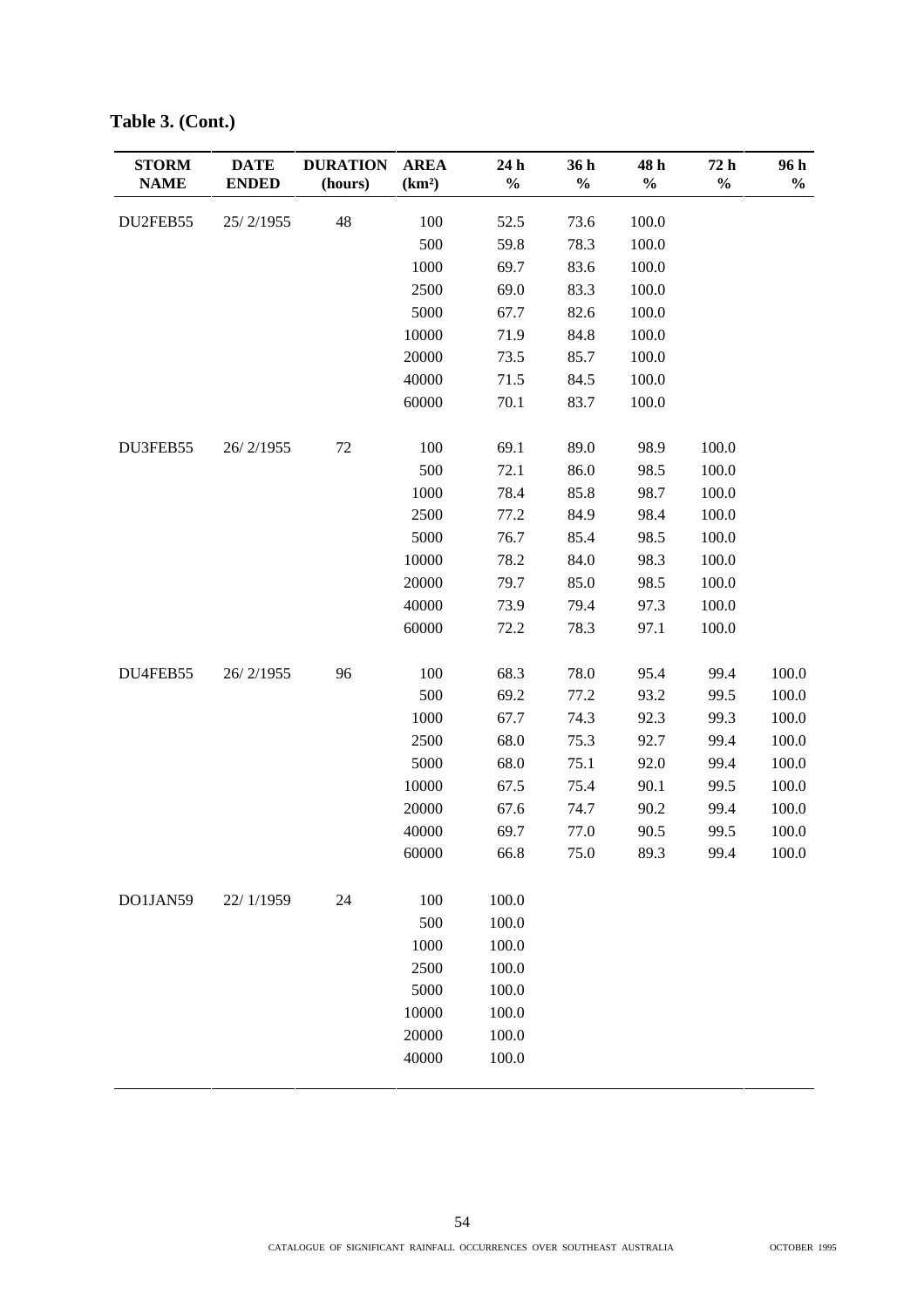**Table 3. (Cont.)**

| STORM NAME | DATE ENDED | DURATION (hours) | AREA (km²) | 24 h % | 36 h % | 48 h % | 72 h % | 96 h % |
|---|---|---|---|---|---|---|---|---|
| DU2FEB55 | 25/ 2/1955 | 48 | 100 | 52.5 | 73.6 | 100.0 | | |
| | | | 500 | 59.8 | 78.3 | 100.0 | | |
| | | | 1000 | 69.7 | 83.6 | 100.0 | | |
| | | | 2500 | 69.0 | 83.3 | 100.0 | | |
| | | | 5000 | 67.7 | 82.6 | 100.0 | | |
| | | | 10000 | 71.9 | 84.8 | 100.0 | | |
| | | | 20000 | 73.5 | 85.7 | 100.0 | | |
| | | | 40000 | 71.5 | 84.5 | 100.0 | | |
| | | | 60000 | 70.1 | 83.7 | 100.0 | | |
| DU3FEB55 | 26/ 2/1955 | 72 | 100 | 69.1 | 89.0 | 98.9 | 100.0 | |
| | | | 500 | 72.1 | 86.0 | 98.5 | 100.0 | |
| | | | 1000 | 78.4 | 85.8 | 98.7 | 100.0 | |
| | | | 2500 | 77.2 | 84.9 | 98.4 | 100.0 | |
| | | | 5000 | 76.7 | 85.4 | 98.5 | 100.0 | |
| | | | 10000 | 78.2 | 84.0 | 98.3 | 100.0 | |
| | | | 20000 | 79.7 | 85.0 | 98.5 | 100.0 | |
| | | | 40000 | 73.9 | 79.4 | 97.3 | 100.0 | |
| | | | 60000 | 72.2 | 78.3 | 97.1 | 100.0 | |
| DU4FEB55 | 26/ 2/1955 | 96 | 100 | 68.3 | 78.0 | 95.4 | 99.4 | 100.0 |
| | | | 500 | 69.2 | 77.2 | 93.2 | 99.5 | 100.0 |
| | | | 1000 | 67.7 | 74.3 | 92.3 | 99.3 | 100.0 |
| | | | 2500 | 68.0 | 75.3 | 92.7 | 99.4 | 100.0 |
| | | | 5000 | 68.0 | 75.1 | 92.0 | 99.4 | 100.0 |
| | | | 10000 | 67.5 | 75.4 | 90.1 | 99.5 | 100.0 |
| | | | 20000 | 67.6 | 74.7 | 90.2 | 99.4 | 100.0 |
| | | | 40000 | 69.7 | 77.0 | 90.5 | 99.5 | 100.0 |
| | | | 60000 | 66.8 | 75.0 | 89.3 | 99.4 | 100.0 |
| DO1JAN59 | 22/ 1/1959 | 24 | 100 | 100.0 | | | | |
| | | | 500 | 100.0 | | | | |
| | | | 1000 | 100.0 | | | | |
| | | | 2500 | 100.0 | | | | |
| | | | 5000 | 100.0 | | | | |
| | | | 10000 | 100.0 | | | | |
| | | | 20000 | 100.0 | | | | |
| | | | 40000 | 100.0 | | | | |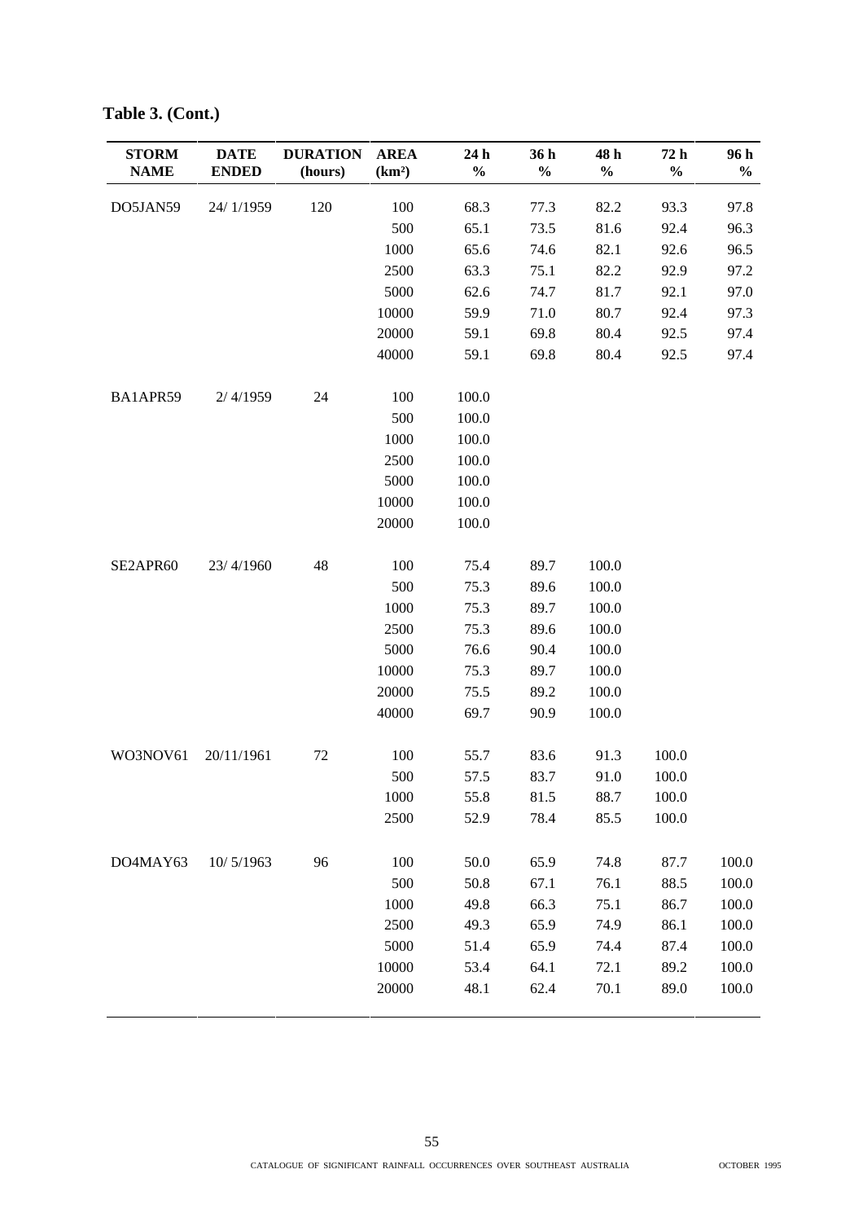**Table 3. (Cont.)**

| STORM NAME | DATE ENDED | DURATION (hours) | AREA (km²) | 24 h % | 36 h % | 48 h % | 72 h % | 96 h % |
|---|---|---|---|---|---|---|---|---|
| DO5JAN59 | 24/ 1/1959 | 120 | 100 | 68.3 | 77.3 | 82.2 | 93.3 | 97.8 |
| | | | 500 | 65.1 | 73.5 | 81.6 | 92.4 | 96.3 |
| | | | 1000 | 65.6 | 74.6 | 82.1 | 92.6 | 96.5 |
| | | | 2500 | 63.3 | 75.1 | 82.2 | 92.9 | 97.2 |
| | | | 5000 | 62.6 | 74.7 | 81.7 | 92.1 | 97.0 |
| | | | 10000 | 59.9 | 71.0 | 80.7 | 92.4 | 97.3 |
| | | | 20000 | 59.1 | 69.8 | 80.4 | 92.5 | 97.4 |
| | | | 40000 | 59.1 | 69.8 | 80.4 | 92.5 | 97.4 |
| BA1APR59 | 2/ 4/1959 | 24 | 100 | 100.0 | | | | |
| | | | 500 | 100.0 | | | | |
| | | | 1000 | 100.0 | | | | |
| | | | 2500 | 100.0 | | | | |
| | | | 5000 | 100.0 | | | | |
| | | | 10000 | 100.0 | | | | |
| | | | 20000 | 100.0 | | | | |
| SE2APR60 | 23/ 4/1960 | 48 | 100 | 75.4 | 89.7 | 100.0 | | |
| | | | 500 | 75.3 | 89.6 | 100.0 | | |
| | | | 1000 | 75.3 | 89.7 | 100.0 | | |
| | | | 2500 | 75.3 | 89.6 | 100.0 | | |
| | | | 5000 | 76.6 | 90.4 | 100.0 | | |
| | | | 10000 | 75.3 | 89.7 | 100.0 | | |
| | | | 20000 | 75.5 | 89.2 | 100.0 | | |
| | | | 40000 | 69.7 | 90.9 | 100.0 | | |
| WO3NOV61 | 20/11/1961 | 72 | 100 | 55.7 | 83.6 | 91.3 | 100.0 | |
| | | | 500 | 57.5 | 83.7 | 91.0 | 100.0 | |
| | | | 1000 | 55.8 | 81.5 | 88.7 | 100.0 | |
| | | | 2500 | 52.9 | 78.4 | 85.5 | 100.0 | |
| DO4MAY63 | 10/ 5/1963 | 96 | 100 | 50.0 | 65.9 | 74.8 | 87.7 | 100.0 |
| | | | 500 | 50.8 | 67.1 | 76.1 | 88.5 | 100.0 |
| | | | 1000 | 49.8 | 66.3 | 75.1 | 86.7 | 100.0 |
| | | | 2500 | 49.3 | 65.9 | 74.9 | 86.1 | 100.0 |
| | | | 5000 | 51.4 | 65.9 | 74.4 | 87.4 | 100.0 |
| | | | 10000 | 53.4 | 64.1 | 72.1 | 89.2 | 100.0 |
| | | | 20000 | 48.1 | 62.4 | 70.1 | 89.0 | 100.0 |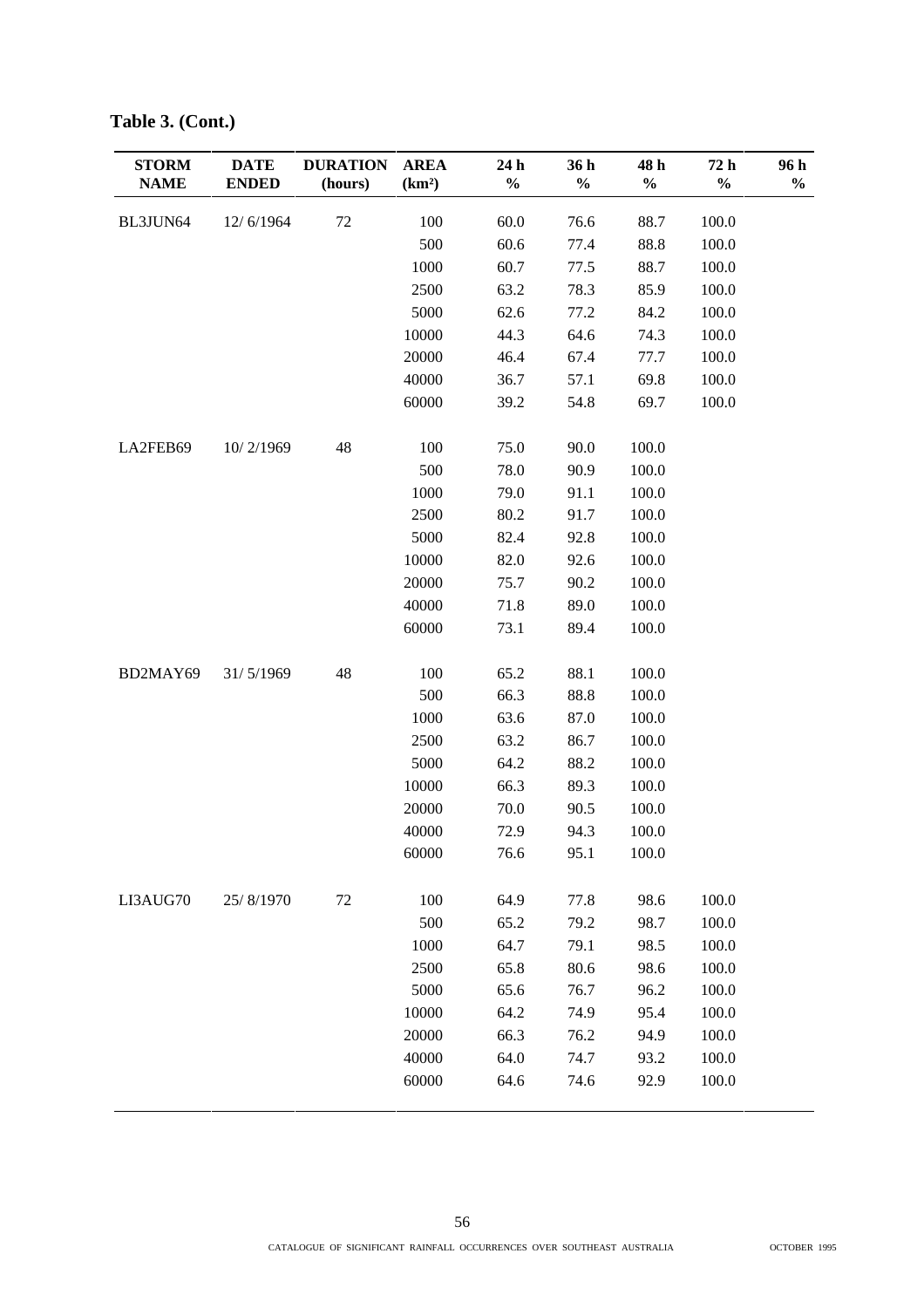**Table 3. (Cont.)**

| STORM NAME | DATE ENDED | DURATION (hours) | AREA (km²) | 24 h % | 36 h % | 48 h % | 72 h % | 96 h % |
|---|---|---|---|---|---|---|---|---|
| BL3JUN64 | 12/ 6/1964 | 72 | 100 | 60.0 | 76.6 | 88.7 | 100.0 | |
| | | | 500 | 60.6 | 77.4 | 88.8 | 100.0 | |
| | | | 1000 | 60.7 | 77.5 | 88.7 | 100.0 | |
| | | | 2500 | 63.2 | 78.3 | 85.9 | 100.0 | |
| | | | 5000 | 62.6 | 77.2 | 84.2 | 100.0 | |
| | | | 10000 | 44.3 | 64.6 | 74.3 | 100.0 | |
| | | | 20000 | 46.4 | 67.4 | 77.7 | 100.0 | |
| | | | 40000 | 36.7 | 57.1 | 69.8 | 100.0 | |
| | | | 60000 | 39.2 | 54.8 | 69.7 | 100.0 | |
| LA2FEB69 | 10/ 2/1969 | 48 | 100 | 75.0 | 90.0 | 100.0 | | |
| | | | 500 | 78.0 | 90.9 | 100.0 | | |
| | | | 1000 | 79.0 | 91.1 | 100.0 | | |
| | | | 2500 | 80.2 | 91.7 | 100.0 | | |
| | | | 5000 | 82.4 | 92.8 | 100.0 | | |
| | | | 10000 | 82.0 | 92.6 | 100.0 | | |
| | | | 20000 | 75.7 | 90.2 | 100.0 | | |
| | | | 40000 | 71.8 | 89.0 | 100.0 | | |
| | | | 60000 | 73.1 | 89.4 | 100.0 | | |
| BD2MAY69 | 31/ 5/1969 | 48 | 100 | 65.2 | 88.1 | 100.0 | | |
| | | | 500 | 66.3 | 88.8 | 100.0 | | |
| | | | 1000 | 63.6 | 87.0 | 100.0 | | |
| | | | 2500 | 63.2 | 86.7 | 100.0 | | |
| | | | 5000 | 64.2 | 88.2 | 100.0 | | |
| | | | 10000 | 66.3 | 89.3 | 100.0 | | |
| | | | 20000 | 70.0 | 90.5 | 100.0 | | |
| | | | 40000 | 72.9 | 94.3 | 100.0 | | |
| | | | 60000 | 76.6 | 95.1 | 100.0 | | |
| LI3AUG70 | 25/ 8/1970 | 72 | 100 | 64.9 | 77.8 | 98.6 | 100.0 | |
| | | | 500 | 65.2 | 79.2 | 98.7 | 100.0 | |
| | | | 1000 | 64.7 | 79.1 | 98.5 | 100.0 | |
| | | | 2500 | 65.8 | 80.6 | 98.6 | 100.0 | |
| | | | 5000 | 65.6 | 76.7 | 96.2 | 100.0 | |
| | | | 10000 | 64.2 | 74.9 | 95.4 | 100.0 | |
| | | | 20000 | 66.3 | 76.2 | 94.9 | 100.0 | |
| | | | 40000 | 64.0 | 74.7 | 93.2 | 100.0 | |
| | | | 60000 | 64.6 | 74.6 | 92.9 | 100.0 | |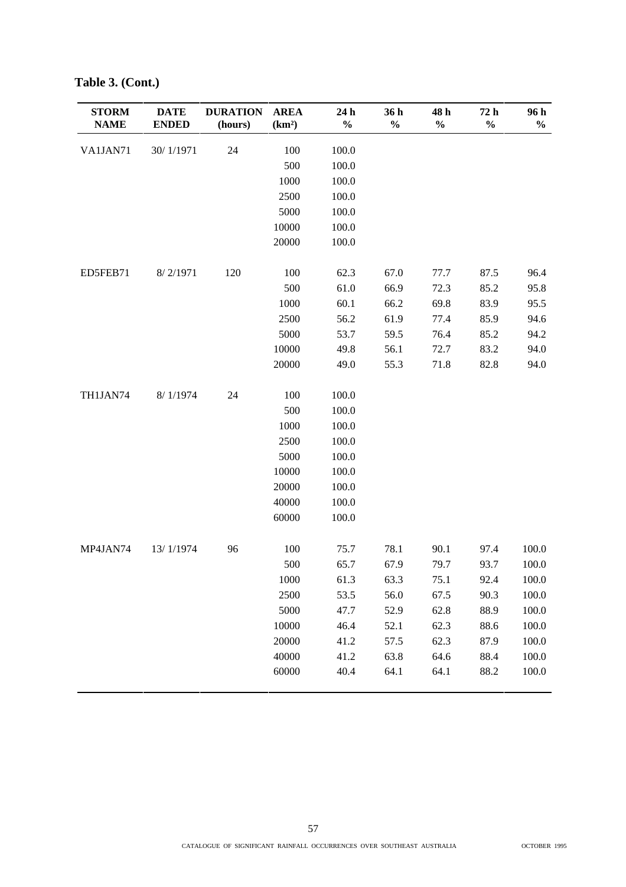**Table 3. (Cont.)**

| STORM NAME | DATE ENDED | DURATION (hours) | AREA (km²) | 24 h % | 36 h % | 48 h % | 72 h % | 96 h % |
|---|---|---|---|---|---|---|---|---|
| VA1JAN71 | 30/ 1/1971 | 24 | 100 | 100.0 | | | | |
| | | | 500 | 100.0 | | | | |
| | | | 1000 | 100.0 | | | | |
| | | | 2500 | 100.0 | | | | |
| | | | 5000 | 100.0 | | | | |
| | | | 10000 | 100.0 | | | | |
| | | | 20000 | 100.0 | | | | |
| ED5FEB71 | 8/ 2/1971 | 120 | 100 | 62.3 | 67.0 | 77.7 | 87.5 | 96.4 |
| | | | 500 | 61.0 | 66.9 | 72.3 | 85.2 | 95.8 |
| | | | 1000 | 60.1 | 66.2 | 69.8 | 83.9 | 95.5 |
| | | | 2500 | 56.2 | 61.9 | 77.4 | 85.9 | 94.6 |
| | | | 5000 | 53.7 | 59.5 | 76.4 | 85.2 | 94.2 |
| | | | 10000 | 49.8 | 56.1 | 72.7 | 83.2 | 94.0 |
| | | | 20000 | 49.0 | 55.3 | 71.8 | 82.8 | 94.0 |
| TH1JAN74 | 8/ 1/1974 | 24 | 100 | 100.0 | | | | |
| | | | 500 | 100.0 | | | | |
| | | | 1000 | 100.0 | | | | |
| | | | 2500 | 100.0 | | | | |
| | | | 5000 | 100.0 | | | | |
| | | | 10000 | 100.0 | | | | |
| | | | 20000 | 100.0 | | | | |
| | | | 40000 | 100.0 | | | | |
| | | | 60000 | 100.0 | | | | |
| MP4JAN74 | 13/ 1/1974 | 96 | 100 | 75.7 | 78.1 | 90.1 | 97.4 | 100.0 |
| | | | 500 | 65.7 | 67.9 | 79.7 | 93.7 | 100.0 |
| | | | 1000 | 61.3 | 63.3 | 75.1 | 92.4 | 100.0 |
| | | | 2500 | 53.5 | 56.0 | 67.5 | 90.3 | 100.0 |
| | | | 5000 | 47.7 | 52.9 | 62.8 | 88.9 | 100.0 |
| | | | 10000 | 46.4 | 52.1 | 62.3 | 88.6 | 100.0 |
| | | | 20000 | 41.2 | 57.5 | 62.3 | 87.9 | 100.0 |
| | | | 40000 | 41.2 | 63.8 | 64.6 | 88.4 | 100.0 |
| | | | 60000 | 40.4 | 64.1 | 64.1 | 88.2 | 100.0 |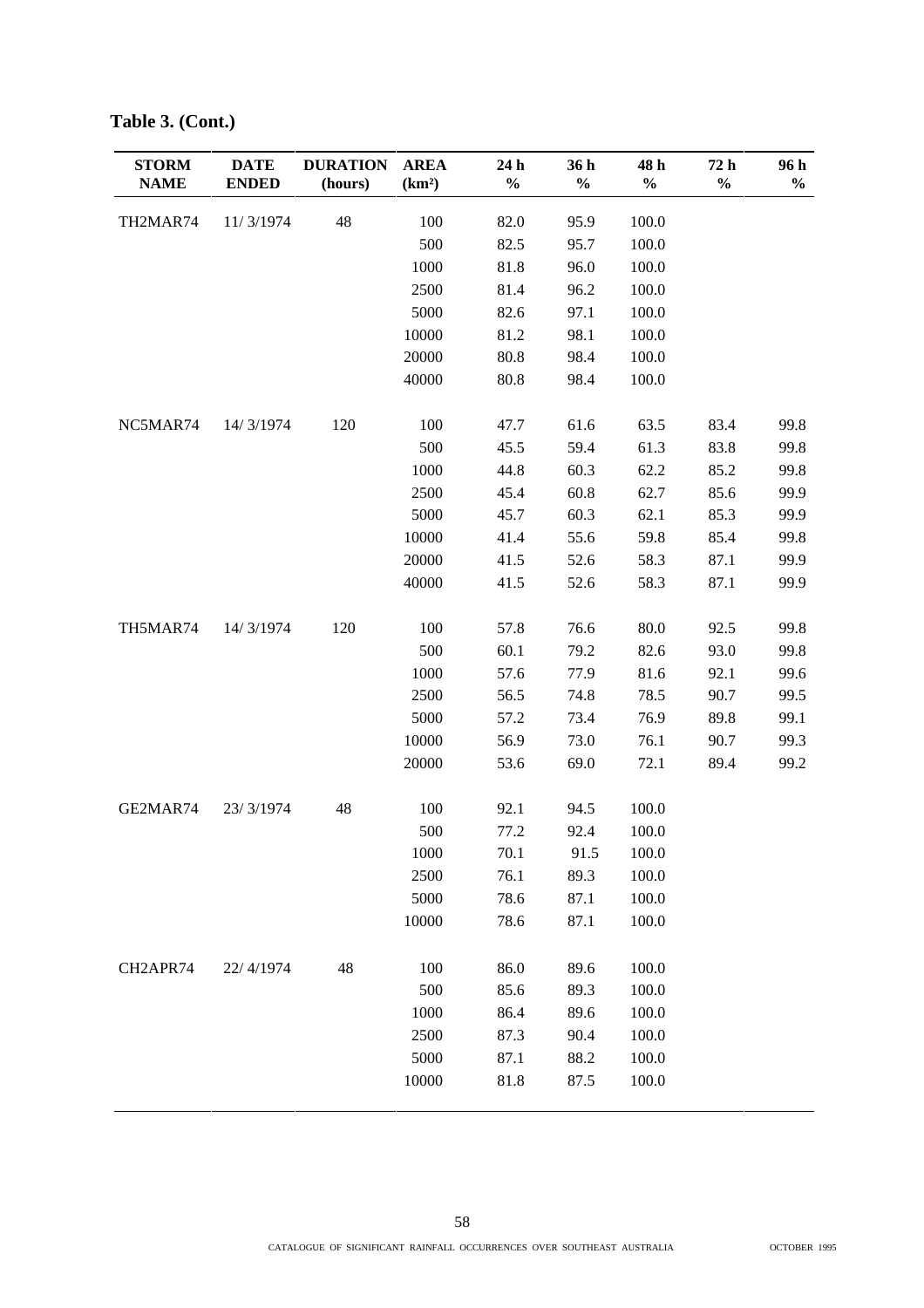**Table 3. (Cont.)**

| STORM NAME | DATE ENDED | DURATION (hours) | AREA (km²) | 24 h % | 36 h % | 48 h % | 72 h % | 96 h % |
|---|---|---|---|---|---|---|---|---|
| TH2MAR74 | 11/ 3/1974 | 48 | 100 | 82.0 | 95.9 | 100.0 | | |
| | | | 500 | 82.5 | 95.7 | 100.0 | | |
| | | | 1000 | 81.8 | 96.0 | 100.0 | | |
| | | | 2500 | 81.4 | 96.2 | 100.0 | | |
| | | | 5000 | 82.6 | 97.1 | 100.0 | | |
| | | | 10000 | 81.2 | 98.1 | 100.0 | | |
| | | | 20000 | 80.8 | 98.4 | 100.0 | | |
| | | | 40000 | 80.8 | 98.4 | 100.0 | | |
| NC5MAR74 | 14/ 3/1974 | 120 | 100 | 47.7 | 61.6 | 63.5 | 83.4 | 99.8 |
| | | | 500 | 45.5 | 59.4 | 61.3 | 83.8 | 99.8 |
| | | | 1000 | 44.8 | 60.3 | 62.2 | 85.2 | 99.8 |
| | | | 2500 | 45.4 | 60.8 | 62.7 | 85.6 | 99.9 |
| | | | 5000 | 45.7 | 60.3 | 62.1 | 85.3 | 99.9 |
| | | | 10000 | 41.4 | 55.6 | 59.8 | 85.4 | 99.8 |
| | | | 20000 | 41.5 | 52.6 | 58.3 | 87.1 | 99.9 |
| | | | 40000 | 41.5 | 52.6 | 58.3 | 87.1 | 99.9 |
| TH5MAR74 | 14/ 3/1974 | 120 | 100 | 57.8 | 76.6 | 80.0 | 92.5 | 99.8 |
| | | | 500 | 60.1 | 79.2 | 82.6 | 93.0 | 99.8 |
| | | | 1000 | 57.6 | 77.9 | 81.6 | 92.1 | 99.6 |
| | | | 2500 | 56.5 | 74.8 | 78.5 | 90.7 | 99.5 |
| | | | 5000 | 57.2 | 73.4 | 76.9 | 89.8 | 99.1 |
| | | | 10000 | 56.9 | 73.0 | 76.1 | 90.7 | 99.3 |
| | | | 20000 | 53.6 | 69.0 | 72.1 | 89.4 | 99.2 |
| GE2MAR74 | 23/ 3/1974 | 48 | 100 | 92.1 | 94.5 | 100.0 | | |
| | | | 500 | 77.2 | 92.4 | 100.0 | | |
| | | | 1000 | 70.1 | 91.5 | 100.0 | | |
| | | | 2500 | 76.1 | 89.3 | 100.0 | | |
| | | | 5000 | 78.6 | 87.1 | 100.0 | | |
| | | | 10000 | 78.6 | 87.1 | 100.0 | | |
| CH2APR74 | 22/ 4/1974 | 48 | 100 | 86.0 | 89.6 | 100.0 | | |
| | | | 500 | 85.6 | 89.3 | 100.0 | | |
| | | | 1000 | 86.4 | 89.6 | 100.0 | | |
| | | | 2500 | 87.3 | 90.4 | 100.0 | | |
| | | | 5000 | 87.1 | 88.2 | 100.0 | | |
| | | | 10000 | 81.8 | 87.5 | 100.0 | | |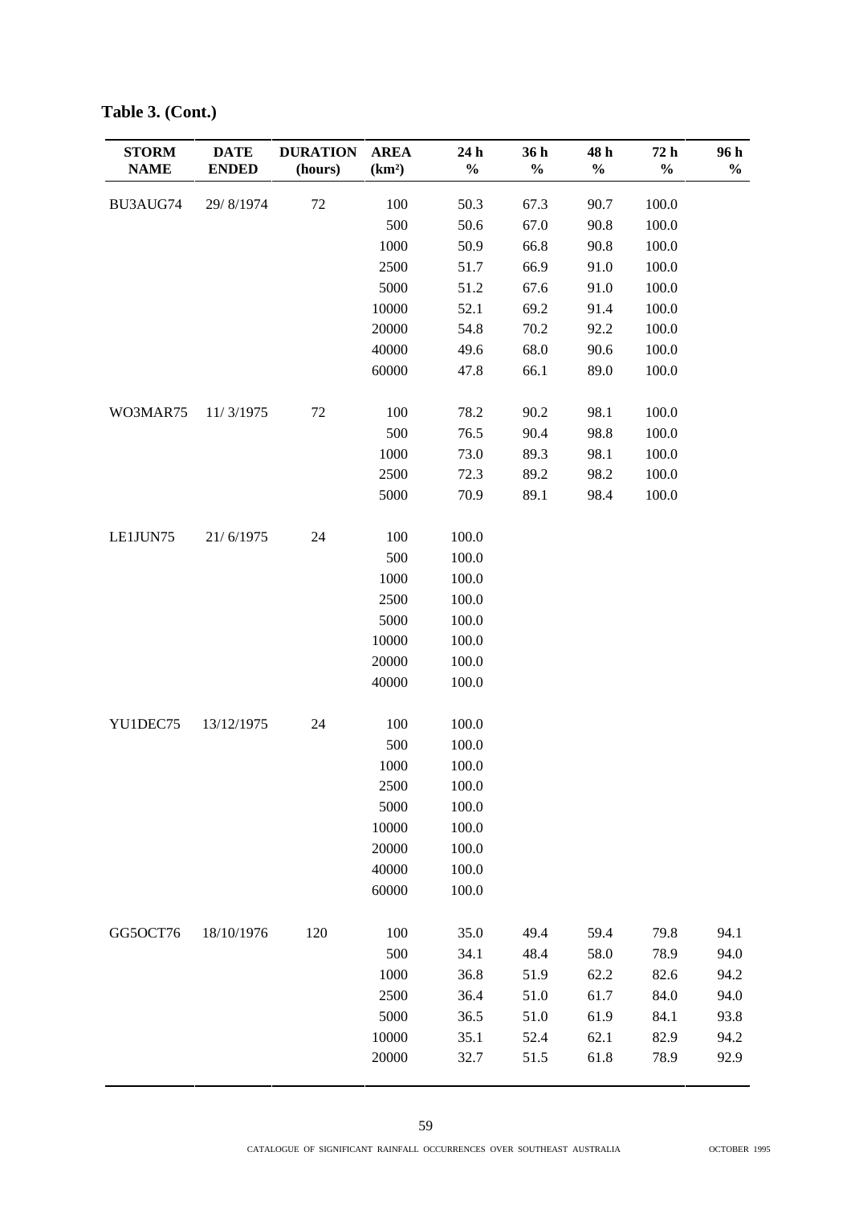**Table 3. (Cont.)**

| STORM NAME | DATE ENDED | DURATION (hours) | AREA (km²) | 24 h % | 36 h % | 48 h % | 72 h % | 96 h % |
|---|---|---|---|---|---|---|---|---|
| BU3AUG74 | 29/ 8/1974 | 72 | 100 | 50.3 | 67.3 | 90.7 | 100.0 | |
| | | | 500 | 50.6 | 67.0 | 90.8 | 100.0 | |
| | | | 1000 | 50.9 | 66.8 | 90.8 | 100.0 | |
| | | | 2500 | 51.7 | 66.9 | 91.0 | 100.0 | |
| | | | 5000 | 51.2 | 67.6 | 91.0 | 100.0 | |
| | | | 10000 | 52.1 | 69.2 | 91.4 | 100.0 | |
| | | | 20000 | 54.8 | 70.2 | 92.2 | 100.0 | |
| | | | 40000 | 49.6 | 68.0 | 90.6 | 100.0 | |
| | | | 60000 | 47.8 | 66.1 | 89.0 | 100.0 | |
| WO3MAR75 | 11/ 3/1975 | 72 | 100 | 78.2 | 90.2 | 98.1 | 100.0 | |
| | | | 500 | 76.5 | 90.4 | 98.8 | 100.0 | |
| | | | 1000 | 73.0 | 89.3 | 98.1 | 100.0 | |
| | | | 2500 | 72.3 | 89.2 | 98.2 | 100.0 | |
| | | | 5000 | 70.9 | 89.1 | 98.4 | 100.0 | |
| LE1JUN75 | 21/ 6/1975 | 24 | 100 | 100.0 | | | | |
| | | | 500 | 100.0 | | | | |
| | | | 1000 | 100.0 | | | | |
| | | | 2500 | 100.0 | | | | |
| | | | 5000 | 100.0 | | | | |
| | | | 10000 | 100.0 | | | | |
| | | | 20000 | 100.0 | | | | |
| | | | 40000 | 100.0 | | | | |
| YU1DEC75 | 13/12/1975 | 24 | 100 | 100.0 | | | | |
| | | | 500 | 100.0 | | | | |
| | | | 1000 | 100.0 | | | | |
| | | | 2500 | 100.0 | | | | |
| | | | 5000 | 100.0 | | | | |
| | | | 10000 | 100.0 | | | | |
| | | | 20000 | 100.0 | | | | |
| | | | 40000 | 100.0 | | | | |
| | | | 60000 | 100.0 | | | | |
| GG5OCT76 | 18/10/1976 | 120 | 100 | 35.0 | 49.4 | 59.4 | 79.8 | 94.1 |
| | | | 500 | 34.1 | 48.4 | 58.0 | 78.9 | 94.0 |
| | | | 1000 | 36.8 | 51.9 | 62.2 | 82.6 | 94.2 |
| | | | 2500 | 36.4 | 51.0 | 61.7 | 84.0 | 94.0 |
| | | | 5000 | 36.5 | 51.0 | 61.9 | 84.1 | 93.8 |
| | | | 10000 | 35.1 | 52.4 | 62.1 | 82.9 | 94.2 |
| | | | 20000 | 32.7 | 51.5 | 61.8 | 78.9 | 92.9 |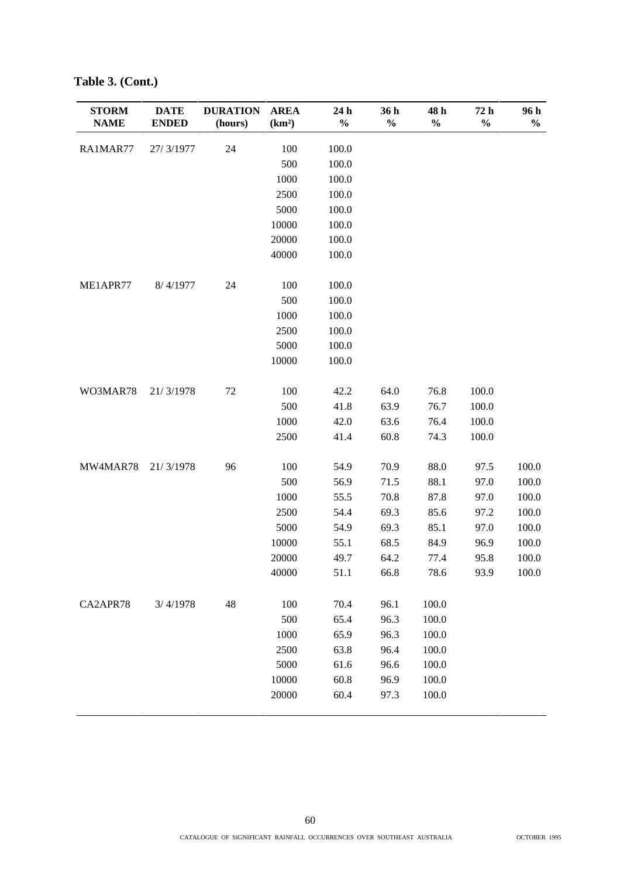**Table 3. (Cont.)**

| STORM NAME | DATE ENDED | DURATION (hours) | AREA (km²) | 24 h % | 36 h % | 48 h % | 72 h % | 96 h % |
|---|---|---|---|---|---|---|---|---|
| RA1MAR77 | 27/ 3/1977 | 24 | 100 | 100.0 | | | | |
| | | | 500 | 100.0 | | | | |
| | | | 1000 | 100.0 | | | | |
| | | | 2500 | 100.0 | | | | |
| | | | 5000 | 100.0 | | | | |
| | | | 10000 | 100.0 | | | | |
| | | | 20000 | 100.0 | | | | |
| | | | 40000 | 100.0 | | | | |
| ME1APR77 | 8/ 4/1977 | 24 | 100 | 100.0 | | | | |
| | | | 500 | 100.0 | | | | |
| | | | 1000 | 100.0 | | | | |
| | | | 2500 | 100.0 | | | | |
| | | | 5000 | 100.0 | | | | |
| | | | 10000 | 100.0 | | | | |
| WO3MAR78 | 21/ 3/1978 | 72 | 100 | 42.2 | 64.0 | 76.8 | 100.0 | |
| | | | 500 | 41.8 | 63.9 | 76.7 | 100.0 | |
| | | | 1000 | 42.0 | 63.6 | 76.4 | 100.0 | |
| | | | 2500 | 41.4 | 60.8 | 74.3 | 100.0 | |
| MW4MAR78 | 21/ 3/1978 | 96 | 100 | 54.9 | 70.9 | 88.0 | 97.5 | 100.0 |
| | | | 500 | 56.9 | 71.5 | 88.1 | 97.0 | 100.0 |
| | | | 1000 | 55.5 | 70.8 | 87.8 | 97.0 | 100.0 |
| | | | 2500 | 54.4 | 69.3 | 85.6 | 97.2 | 100.0 |
| | | | 5000 | 54.9 | 69.3 | 85.1 | 97.0 | 100.0 |
| | | | 10000 | 55.1 | 68.5 | 84.9 | 96.9 | 100.0 |
| | | | 20000 | 49.7 | 64.2 | 77.4 | 95.8 | 100.0 |
| | | | 40000 | 51.1 | 66.8 | 78.6 | 93.9 | 100.0 |
| CA2APR78 | 3/ 4/1978 | 48 | 100 | 70.4 | 96.1 | 100.0 | | |
| | | | 500 | 65.4 | 96.3 | 100.0 | | |
| | | | 1000 | 65.9 | 96.3 | 100.0 | | |
| | | | 2500 | 63.8 | 96.4 | 100.0 | | |
| | | | 5000 | 61.6 | 96.6 | 100.0 | | |
| | | | 10000 | 60.8 | 96.9 | 100.0 | | |
| | | | 20000 | 60.4 | 97.3 | 100.0 | | |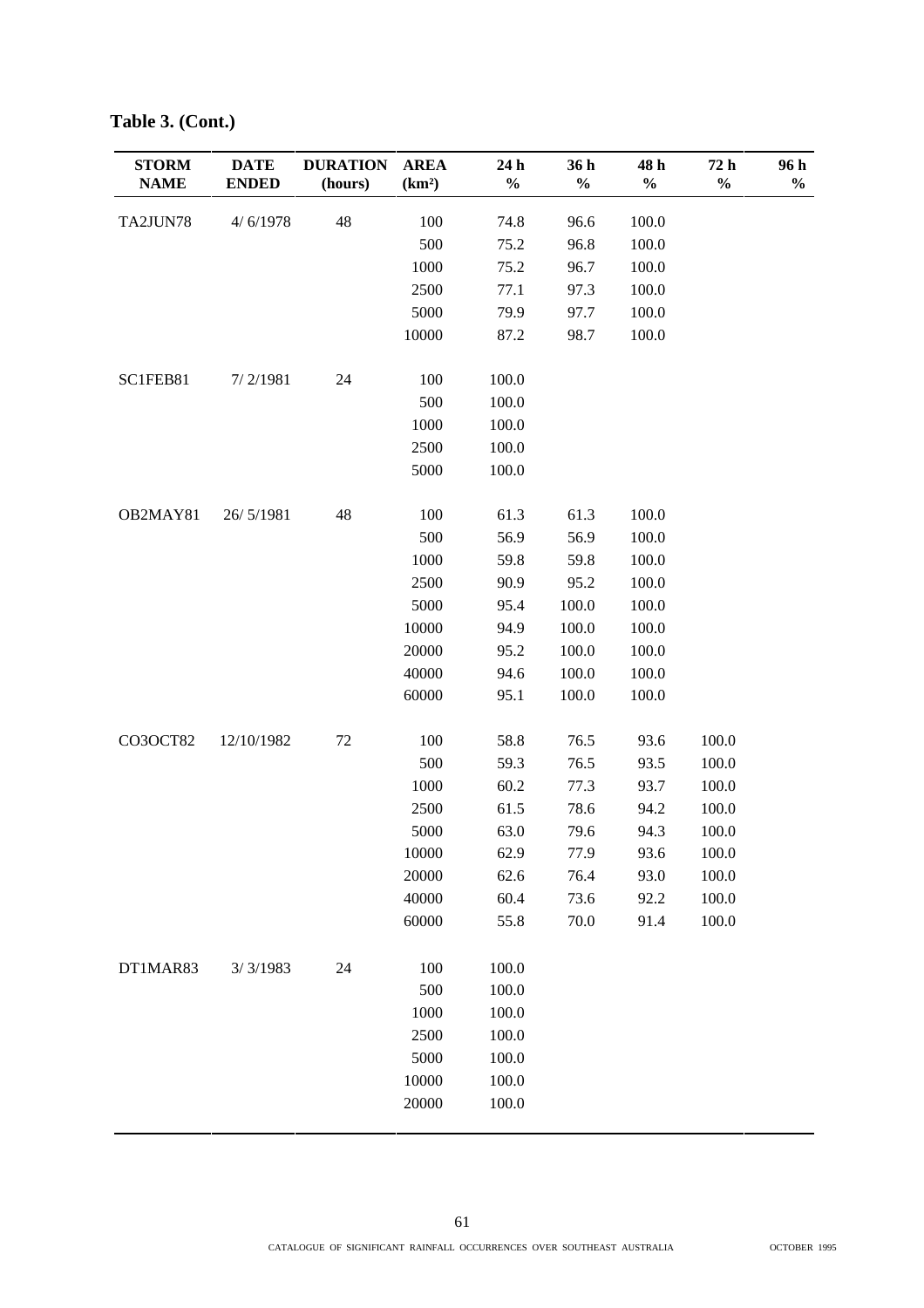**Table 3. (Cont.)**

| STORM NAME | DATE ENDED | DURATION (hours) | AREA (km²) | 24 h % | 36 h % | 48 h % | 72 h % | 96 h % |
|---|---|---|---|---|---|---|---|---|
| TA2JUN78 | 4/ 6/1978 | 48 | 100 | 74.8 | 96.6 | 100.0 | | |
| | | | 500 | 75.2 | 96.8 | 100.0 | | |
| | | | 1000 | 75.2 | 96.7 | 100.0 | | |
| | | | 2500 | 77.1 | 97.3 | 100.0 | | |
| | | | 5000 | 79.9 | 97.7 | 100.0 | | |
| | | | 10000 | 87.2 | 98.7 | 100.0 | | |
| SC1FEB81 | 7/ 2/1981 | 24 | 100 | 100.0 | | | | |
| | | | 500 | 100.0 | | | | |
| | | | 1000 | 100.0 | | | | |
| | | | 2500 | 100.0 | | | | |
| | | | 5000 | 100.0 | | | | |
| OB2MAY81 | 26/ 5/1981 | 48 | 100 | 61.3 | 61.3 | 100.0 | | |
| | | | 500 | 56.9 | 56.9 | 100.0 | | |
| | | | 1000 | 59.8 | 59.8 | 100.0 | | |
| | | | 2500 | 90.9 | 95.2 | 100.0 | | |
| | | | 5000 | 95.4 | 100.0 | 100.0 | | |
| | | | 10000 | 94.9 | 100.0 | 100.0 | | |
| | | | 20000 | 95.2 | 100.0 | 100.0 | | |
| | | | 40000 | 94.6 | 100.0 | 100.0 | | |
| | | | 60000 | 95.1 | 100.0 | 100.0 | | |
| CO3OCT82 | 12/10/1982 | 72 | 100 | 58.8 | 76.5 | 93.6 | 100.0 | |
| | | | 500 | 59.3 | 76.5 | 93.5 | 100.0 | |
| | | | 1000 | 60.2 | 77.3 | 93.7 | 100.0 | |
| | | | 2500 | 61.5 | 78.6 | 94.2 | 100.0 | |
| | | | 5000 | 63.0 | 79.6 | 94.3 | 100.0 | |
| | | | 10000 | 62.9 | 77.9 | 93.6 | 100.0 | |
| | | | 20000 | 62.6 | 76.4 | 93.0 | 100.0 | |
| | | | 40000 | 60.4 | 73.6 | 92.2 | 100.0 | |
| | | | 60000 | 55.8 | 70.0 | 91.4 | 100.0 | |
| DT1MAR83 | 3/ 3/1983 | 24 | 100 | 100.0 | | | | |
| | | | 500 | 100.0 | | | | |
| | | | 1000 | 100.0 | | | | |
| | | | 2500 | 100.0 | | | | |
| | | | 5000 | 100.0 | | | | |
| | | | 10000 | 100.0 | | | | |
| | | | 20000 | 100.0 | | | | |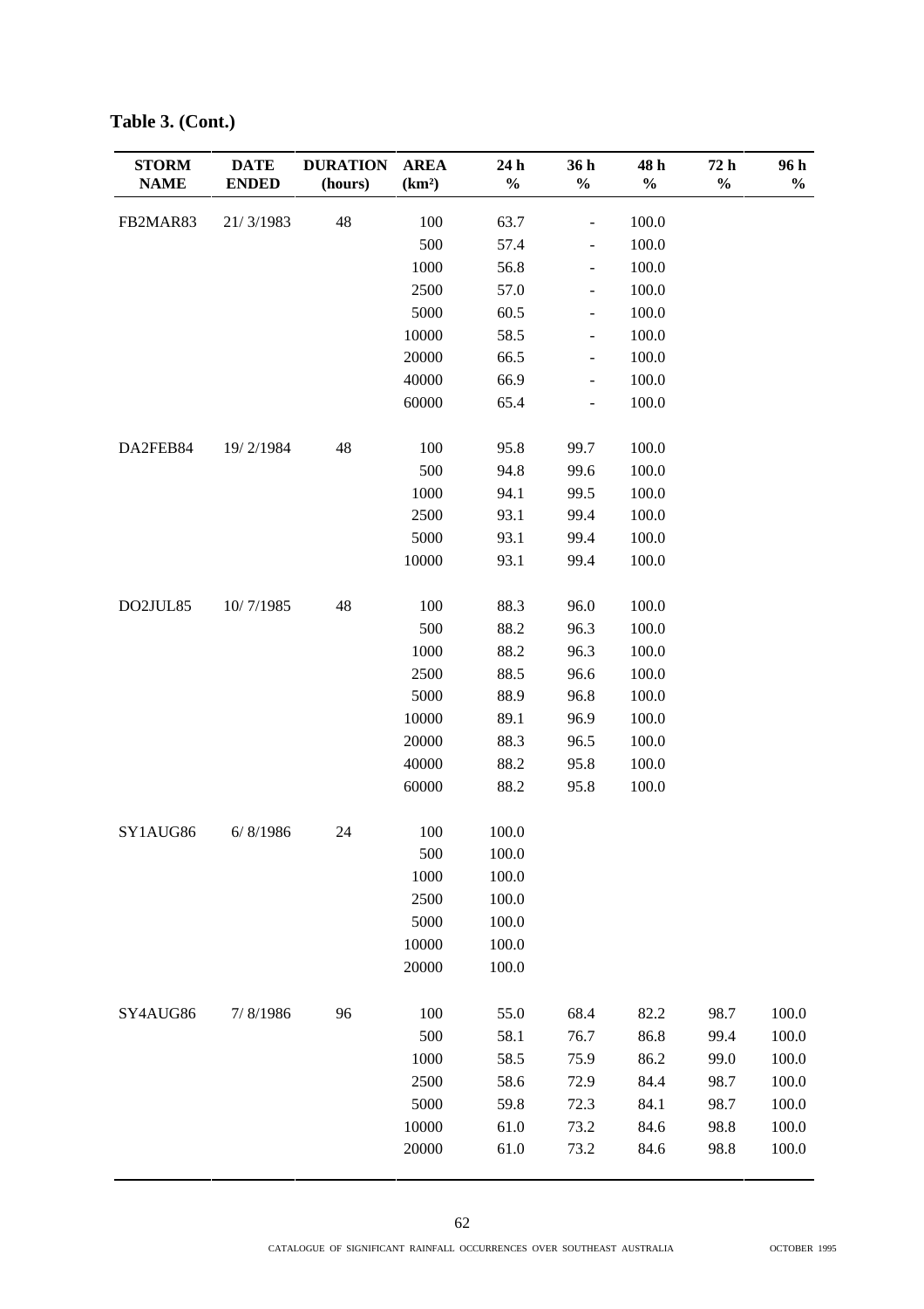**Table 3. (Cont.)**

| STORM NAME | DATE ENDED | DURATION (hours) | AREA (km²) | 24 h % | 36 h % | 48 h % | 72 h % | 96 h % |
|---|---|---|---|---|---|---|---|---|
| FB2MAR83 | 21/ 3/1983 | 48 | 100 | 63.7 | - | 100.0 | | |
| | | | 500 | 57.4 | - | 100.0 | | |
| | | | 1000 | 56.8 | - | 100.0 | | |
| | | | 2500 | 57.0 | - | 100.0 | | |
| | | | 5000 | 60.5 | - | 100.0 | | |
| | | | 10000 | 58.5 | - | 100.0 | | |
| | | | 20000 | 66.5 | - | 100.0 | | |
| | | | 40000 | 66.9 | - | 100.0 | | |
| | | | 60000 | 65.4 | - | 100.0 | | |
| DA2FEB84 | 19/ 2/1984 | 48 | 100 | 95.8 | 99.7 | 100.0 | | |
| | | | 500 | 94.8 | 99.6 | 100.0 | | |
| | | | 1000 | 94.1 | 99.5 | 100.0 | | |
| | | | 2500 | 93.1 | 99.4 | 100.0 | | |
| | | | 5000 | 93.1 | 99.4 | 100.0 | | |
| | | | 10000 | 93.1 | 99.4 | 100.0 | | |
| DO2JUL85 | 10/ 7/1985 | 48 | 100 | 88.3 | 96.0 | 100.0 | | |
| | | | 500 | 88.2 | 96.3 | 100.0 | | |
| | | | 1000 | 88.2 | 96.3 | 100.0 | | |
| | | | 2500 | 88.5 | 96.6 | 100.0 | | |
| | | | 5000 | 88.9 | 96.8 | 100.0 | | |
| | | | 10000 | 89.1 | 96.9 | 100.0 | | |
| | | | 20000 | 88.3 | 96.5 | 100.0 | | |
| | | | 40000 | 88.2 | 95.8 | 100.0 | | |
| | | | 60000 | 88.2 | 95.8 | 100.0 | | |
| SY1AUG86 | 6/ 8/1986 | 24 | 100 | 100.0 | | | | |
| | | | 500 | 100.0 | | | | |
| | | | 1000 | 100.0 | | | | |
| | | | 2500 | 100.0 | | | | |
| | | | 5000 | 100.0 | | | | |
| | | | 10000 | 100.0 | | | | |
| | | | 20000 | 100.0 | | | | |
| SY4AUG86 | 7/ 8/1986 | 96 | 100 | 55.0 | 68.4 | 82.2 | 98.7 | 100.0 |
| | | | 500 | 58.1 | 76.7 | 86.8 | 99.4 | 100.0 |
| | | | 1000 | 58.5 | 75.9 | 86.2 | 99.0 | 100.0 |
| | | | 2500 | 58.6 | 72.9 | 84.4 | 98.7 | 100.0 |
| | | | 5000 | 59.8 | 72.3 | 84.1 | 98.7 | 100.0 |
| | | | 10000 | 61.0 | 73.2 | 84.6 | 98.8 | 100.0 |
| | | | 20000 | 61.0 | 73.2 | 84.6 | 98.8 | 100.0 |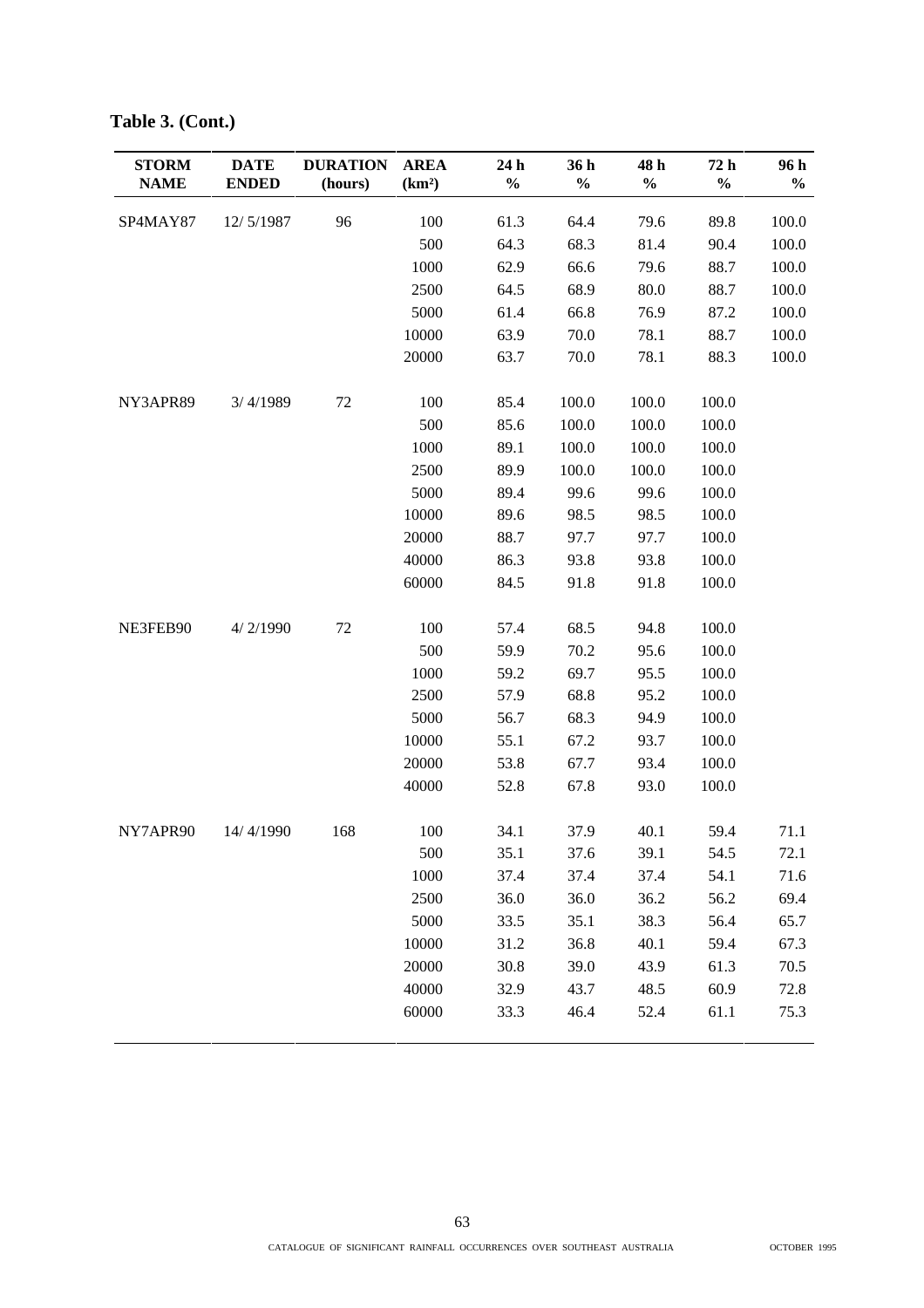**Table 3. (Cont.)**

| STORM NAME | DATE ENDED | DURATION (hours) | AREA (km²) | 24 h % | 36 h % | 48 h % | 72 h % | 96 h % |
|---|---|---|---|---|---|---|---|---|
| SP4MAY87 | 12/ 5/1987 | 96 | 100 | 61.3 | 64.4 | 79.6 | 89.8 | 100.0 |
| | | | 500 | 64.3 | 68.3 | 81.4 | 90.4 | 100.0 |
| | | | 1000 | 62.9 | 66.6 | 79.6 | 88.7 | 100.0 |
| | | | 2500 | 64.5 | 68.9 | 80.0 | 88.7 | 100.0 |
| | | | 5000 | 61.4 | 66.8 | 76.9 | 87.2 | 100.0 |
| | | | 10000 | 63.9 | 70.0 | 78.1 | 88.7 | 100.0 |
| | | | 20000 | 63.7 | 70.0 | 78.1 | 88.3 | 100.0 |
| NY3APR89 | 3/ 4/1989 | 72 | 100 | 85.4 | 100.0 | 100.0 | 100.0 | |
| | | | 500 | 85.6 | 100.0 | 100.0 | 100.0 | |
| | | | 1000 | 89.1 | 100.0 | 100.0 | 100.0 | |
| | | | 2500 | 89.9 | 100.0 | 100.0 | 100.0 | |
| | | | 5000 | 89.4 | 99.6 | 99.6 | 100.0 | |
| | | | 10000 | 89.6 | 98.5 | 98.5 | 100.0 | |
| | | | 20000 | 88.7 | 97.7 | 97.7 | 100.0 | |
| | | | 40000 | 86.3 | 93.8 | 93.8 | 100.0 | |
| | | | 60000 | 84.5 | 91.8 | 91.8 | 100.0 | |
| NE3FEB90 | 4/ 2/1990 | 72 | 100 | 57.4 | 68.5 | 94.8 | 100.0 | |
| | | | 500 | 59.9 | 70.2 | 95.6 | 100.0 | |
| | | | 1000 | 59.2 | 69.7 | 95.5 | 100.0 | |
| | | | 2500 | 57.9 | 68.8 | 95.2 | 100.0 | |
| | | | 5000 | 56.7 | 68.3 | 94.9 | 100.0 | |
| | | | 10000 | 55.1 | 67.2 | 93.7 | 100.0 | |
| | | | 20000 | 53.8 | 67.7 | 93.4 | 100.0 | |
| | | | 40000 | 52.8 | 67.8 | 93.0 | 100.0 | |
| NY7APR90 | 14/ 4/1990 | 168 | 100 | 34.1 | 37.9 | 40.1 | 59.4 | 71.1 |
| | | | 500 | 35.1 | 37.6 | 39.1 | 54.5 | 72.1 |
| | | | 1000 | 37.4 | 37.4 | 37.4 | 54.1 | 71.6 |
| | | | 2500 | 36.0 | 36.0 | 36.2 | 56.2 | 69.4 |
| | | | 5000 | 33.5 | 35.1 | 38.3 | 56.4 | 65.7 |
| | | | 10000 | 31.2 | 36.8 | 40.1 | 59.4 | 67.3 |
| | | | 20000 | 30.8 | 39.0 | 43.9 | 61.3 | 70.5 |
| | | | 40000 | 32.9 | 43.7 | 48.5 | 60.9 | 72.8 |
| | | | 60000 | 33.3 | 46.4 | 52.4 | 61.1 | 75.3 |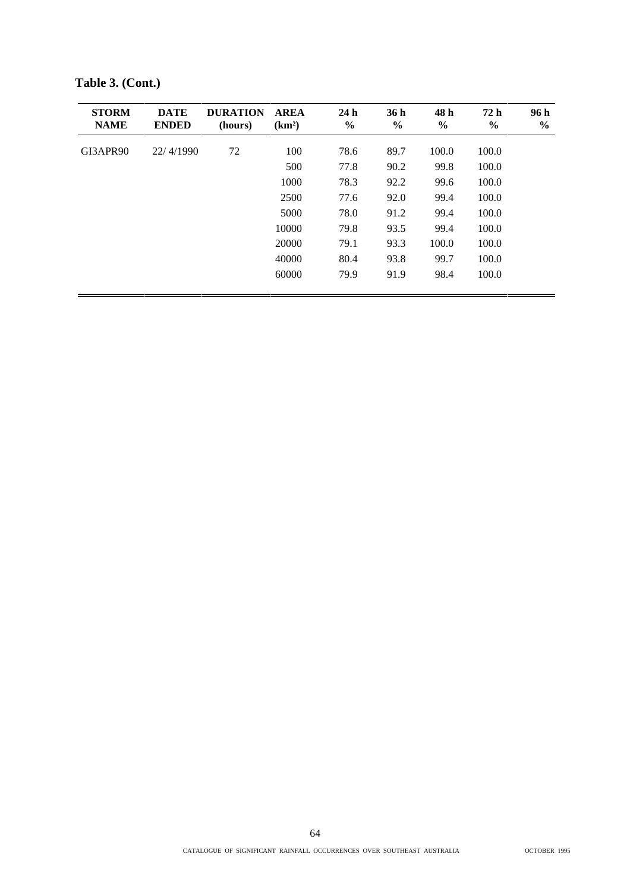**Table 3. (Cont.)**

| STORM NAME | DATE ENDED | DURATION (hours) | AREA (km²) | 24 h % | 36 h % | 48 h % | 72 h % | 96 h % |
|---|---|---|---|---|---|---|---|---|
| GI3APR90 | 22/ 4/1990 | 72 | 100 | 78.6 | 89.7 | 100.0 | 100.0 | |
| | | | 500 | 77.8 | 90.2 | 99.8 | 100.0 | |
| | | | 1000 | 78.3 | 92.2 | 99.6 | 100.0 | |
| | | | 2500 | 77.6 | 92.0 | 99.4 | 100.0 | |
| | | | 5000 | 78.0 | 91.2 | 99.4 | 100.0 | |
| | | | 10000 | 79.8 | 93.5 | 99.4 | 100.0 | |
| | | | 20000 | 79.1 | 93.3 | 100.0 | 100.0 | |
| | | | 40000 | 80.4 | 93.8 | 99.7 | 100.0 | |
| | | | 60000 | 79.9 | 91.9 | 98.4 | 100.0 | |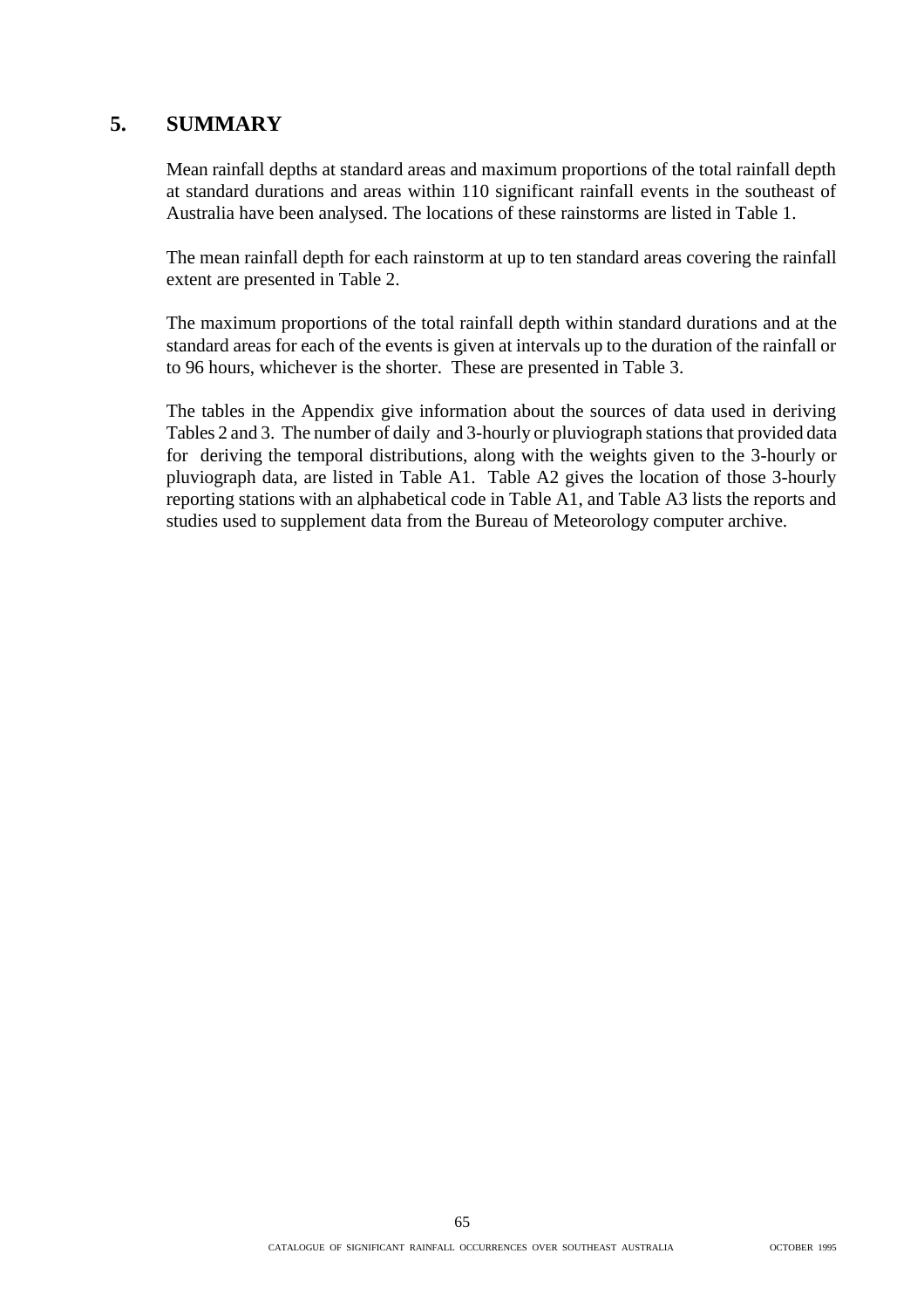# 5. SUMMARY

Mean rainfall depths at standard areas and maximum proportions of the total rainfall depth at standard durations and areas within 110 significant rainfall events in the southeast of Australia have been analysed. The locations of these rainstorms are listed in Table 1.

The mean rainfall depth for each rainstorm at up to ten standard areas covering the rainfall extent are presented in Table 2.

The maximum proportions of the total rainfall depth within standard durations and at the standard areas for each of the events is given at intervals up to the duration of the rainfall or to 96 hours, whichever is the shorter. These are presented in Table 3.

The tables in the Appendix give information about the sources of data used in deriving Tables 2 and 3. The number of daily and 3-hourly or pluviograph stations that provided data for deriving the temporal distributions, along with the weights given to the 3-hourly or pluviograph data, are listed in Table A1. Table A2 gives the location of those 3-hourly reporting stations with an alphabetical code in Table A1, and Table A3 lists the reports and studies used to supplement data from the Bureau of Meteorology computer archive.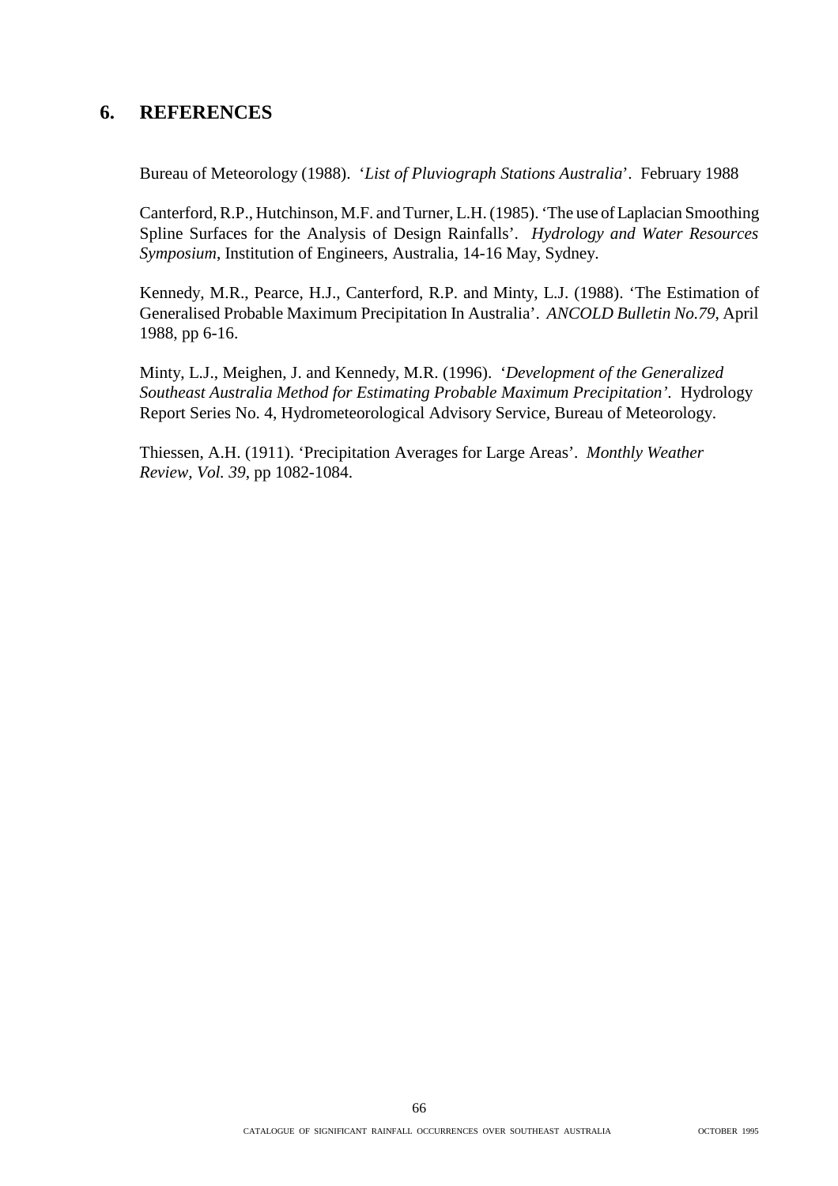## 6. REFERENCES

Bureau of Meteorology (1988). '*List of Pluviograph Stations Australia*'. February 1988

Canterford, R.P., Hutchinson, M.F. and Turner, L.H. (1985). 'The use of Laplacian Smoothing Spline Surfaces for the Analysis of Design Rainfalls'. *Hydrology and Water Resources Symposium*, Institution of Engineers, Australia, 14-16 May, Sydney.

Kennedy, M.R., Pearce, H.J., Canterford, R.P. and Minty, L.J. (1988). 'The Estimation of Generalised Probable Maximum Precipitation In Australia'. *ANCOLD Bulletin No.79*, April 1988, pp 6-16.

Minty, L.J., Meighen, J. and Kennedy, M.R. (1996). '*Development of the Generalized Southeast Australia Method for Estimating Probable Maximum Precipitation'*. Hydrology Report Series No. 4, Hydrometeorological Advisory Service, Bureau of Meteorology.

Thiessen, A.H. (1911). 'Precipitation Averages for Large Areas'. *Monthly Weather Review, Vol. 39*, pp 1082-1084.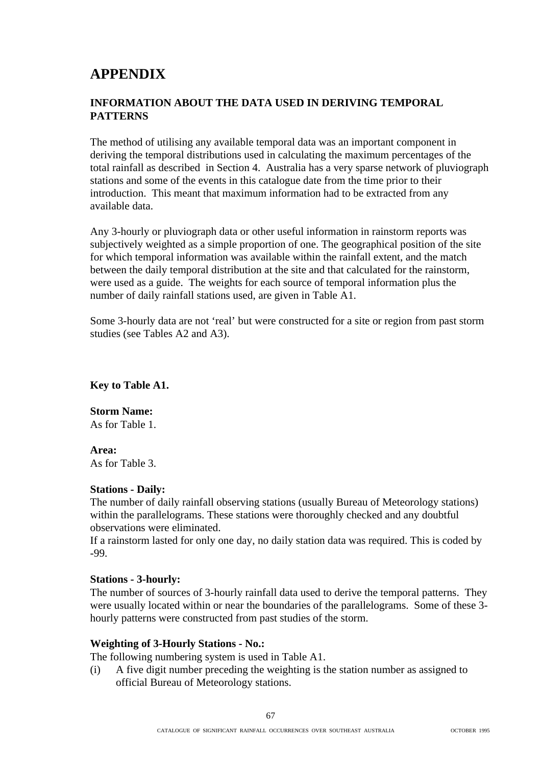# APPENDIX

## INFORMATION ABOUT THE DATA USED IN DERIVING TEMPORAL PATTERNS

The method of utilising any available temporal data was an important component in deriving the temporal distributions used in calculating the maximum percentages of the total rainfall as described in Section 4. Australia has a very sparse network of pluviograph stations and some of the events in this catalogue date from the time prior to their introduction. This meant that maximum information had to be extracted from any available data.

Any 3-hourly or pluviograph data or other useful information in rainstorm reports was subjectively weighted as a simple proportion of one. The geographical position of the site for which temporal information was available within the rainfall extent, and the match between the daily temporal distribution at the site and that calculated for the rainstorm, were used as a guide. The weights for each source of temporal information plus the number of daily rainfall stations used, are given in Table A1.

Some 3-hourly data are not 'real' but were constructed for a site or region from past storm studies (see Tables A2 and A3).

**Key to Table A1.**

**Storm Name:**
As for Table 1.

**Area:**
As for Table 3.

**Stations - Daily:**
The number of daily rainfall observing stations (usually Bureau of Meteorology stations) within the parallelograms. These stations were thoroughly checked and any doubtful observations were eliminated.
If a rainstorm lasted for only one day, no daily station data was required. This is coded by -99.

**Stations - 3-hourly:**
The number of sources of 3-hourly rainfall data used to derive the temporal patterns. They were usually located within or near the boundaries of the parallelograms. Some of these 3-hourly patterns were constructed from past studies of the storm.

**Weighting of 3-Hourly Stations - No.:**
The following numbering system is used in Table A1.

(i) A five digit number preceding the weighting is the station number as assigned to official Bureau of Meteorology stations.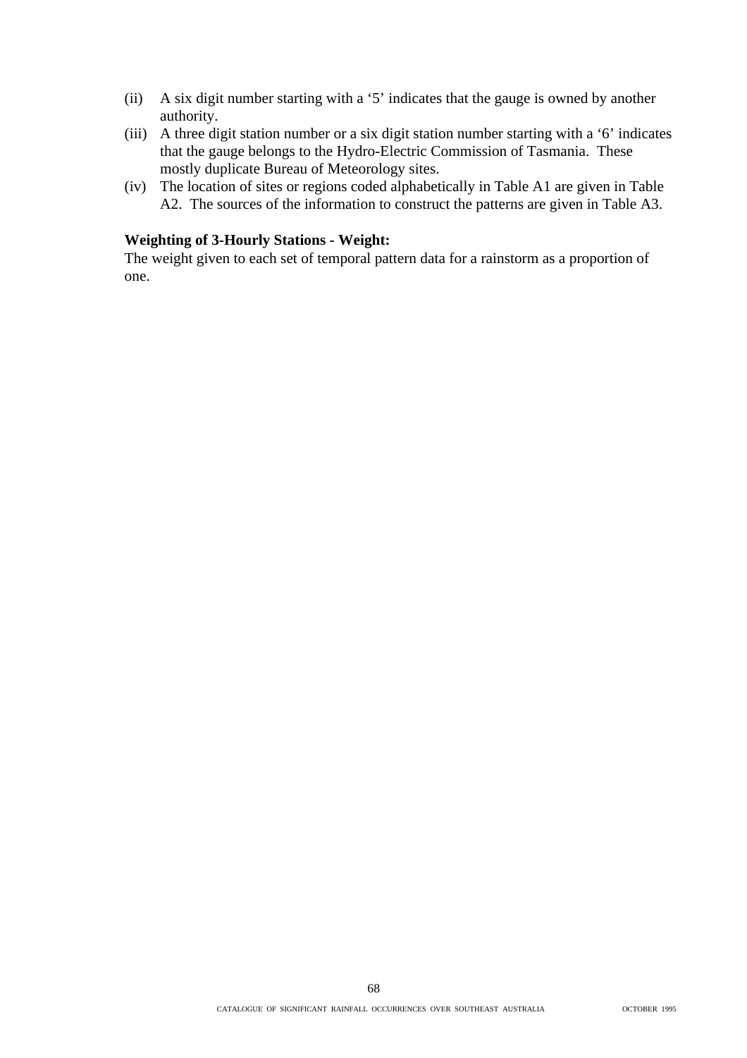(ii) A six digit number starting with a '5' indicates that the gauge is owned by another authority.

(iii) A three digit station number or a six digit station number starting with a '6' indicates that the gauge belongs to the Hydro-Electric Commission of Tasmania. These mostly duplicate Bureau of Meteorology sites.

(iv) The location of sites or regions coded alphabetically in Table A1 are given in Table A2. The sources of the information to construct the patterns are given in Table A3.

**Weighting of 3-Hourly Stations - Weight:**
The weight given to each set of temporal pattern data for a rainstorm as a proportion of one.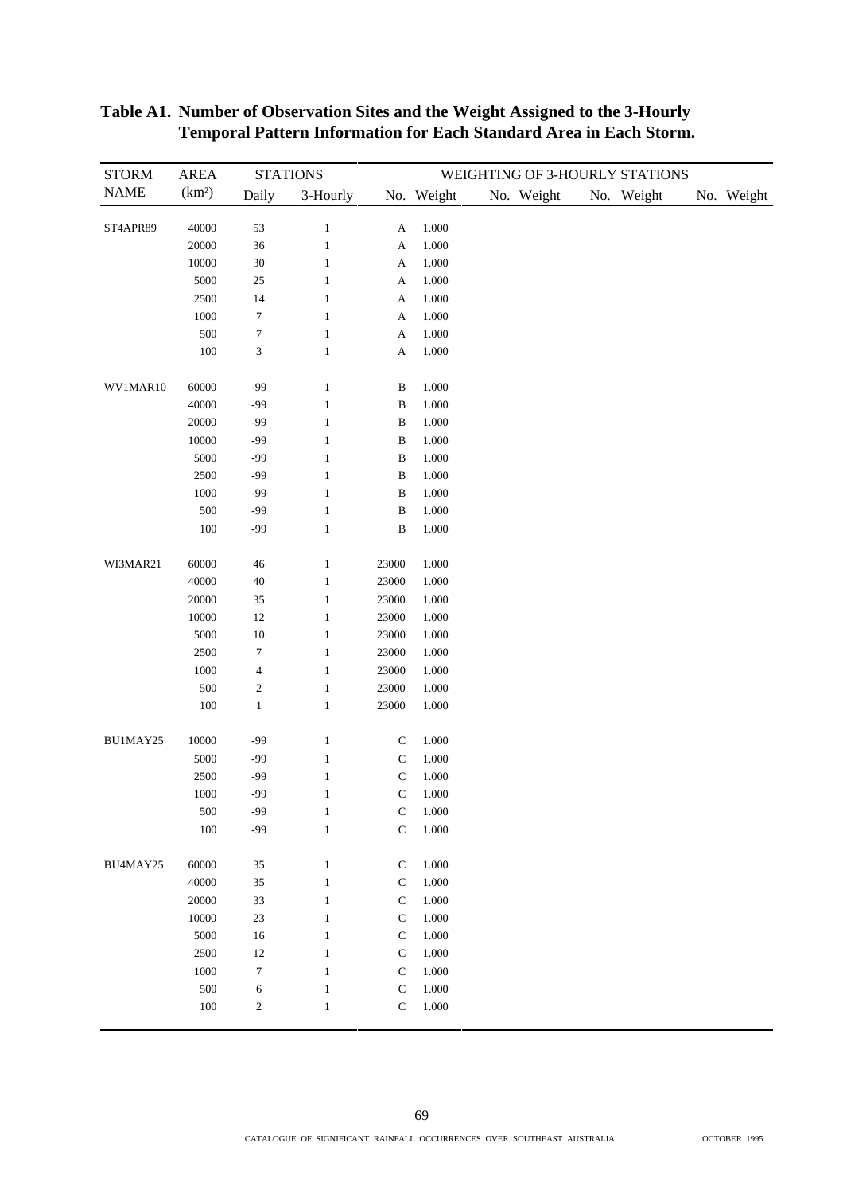**Table A1. Number of Observation Sites and the Weight Assigned to the 3-Hourly Temporal Pattern Information for Each Standard Area in Each Storm.**

| STORM NAME | AREA (km²) | STATIONS Daily | STATIONS 3-Hourly | WEIGHTING OF 3-HOURLY STATIONS No. | Weight | No. | Weight | No. | Weight | No. | Weight |
|---|---|---|---|---|---|---|---|---|---|---|---|
| ST4APR89 | 40000 | 53 | 1 | A | 1.000 | | | | | | |
| | 20000 | 36 | 1 | A | 1.000 | | | | | | |
| | 10000 | 30 | 1 | A | 1.000 | | | | | | |
| | 5000 | 25 | 1 | A | 1.000 | | | | | | |
| | 2500 | 14 | 1 | A | 1.000 | | | | | | |
| | 1000 | 7 | 1 | A | 1.000 | | | | | | |
| | 500 | 7 | 1 | A | 1.000 | | | | | | |
| | 100 | 3 | 1 | A | 1.000 | | | | | | |
| WV1MAR10 | 60000 | -99 | 1 | B | 1.000 | | | | | | |
| | 40000 | -99 | 1 | B | 1.000 | | | | | | |
| | 20000 | -99 | 1 | B | 1.000 | | | | | | |
| | 10000 | -99 | 1 | B | 1.000 | | | | | | |
| | 5000 | -99 | 1 | B | 1.000 | | | | | | |
| | 2500 | -99 | 1 | B | 1.000 | | | | | | |
| | 1000 | -99 | 1 | B | 1.000 | | | | | | |
| | 500 | -99 | 1 | B | 1.000 | | | | | | |
| | 100 | -99 | 1 | B | 1.000 | | | | | | |
| WI3MAR21 | 60000 | 46 | 1 | 23000 | 1.000 | | | | | | |
| | 40000 | 40 | 1 | 23000 | 1.000 | | | | | | |
| | 20000 | 35 | 1 | 23000 | 1.000 | | | | | | |
| | 10000 | 12 | 1 | 23000 | 1.000 | | | | | | |
| | 5000 | 10 | 1 | 23000 | 1.000 | | | | | | |
| | 2500 | 7 | 1 | 23000 | 1.000 | | | | | | |
| | 1000 | 4 | 1 | 23000 | 1.000 | | | | | | |
| | 500 | 2 | 1 | 23000 | 1.000 | | | | | | |
| | 100 | 1 | 1 | 23000 | 1.000 | | | | | | |
| BU1MAY25 | 10000 | -99 | 1 | C | 1.000 | | | | | | |
| | 5000 | -99 | 1 | C | 1.000 | | | | | | |
| | 2500 | -99 | 1 | C | 1.000 | | | | | | |
| | 1000 | -99 | 1 | C | 1.000 | | | | | | |
| | 500 | -99 | 1 | C | 1.000 | | | | | | |
| | 100 | -99 | 1 | C | 1.000 | | | | | | |
| BU4MAY25 | 60000 | 35 | 1 | C | 1.000 | | | | | | |
| | 40000 | 35 | 1 | C | 1.000 | | | | | | |
| | 20000 | 33 | 1 | C | 1.000 | | | | | | |
| | 10000 | 23 | 1 | C | 1.000 | | | | | | |
| | 5000 | 16 | 1 | C | 1.000 | | | | | | |
| | 2500 | 12 | 1 | C | 1.000 | | | | | | |
| | 1000 | 7 | 1 | C | 1.000 | | | | | | |
| | 500 | 6 | 1 | C | 1.000 | | | | | | |
| | 100 | 2 | 1 | C | 1.000 | | | | | | |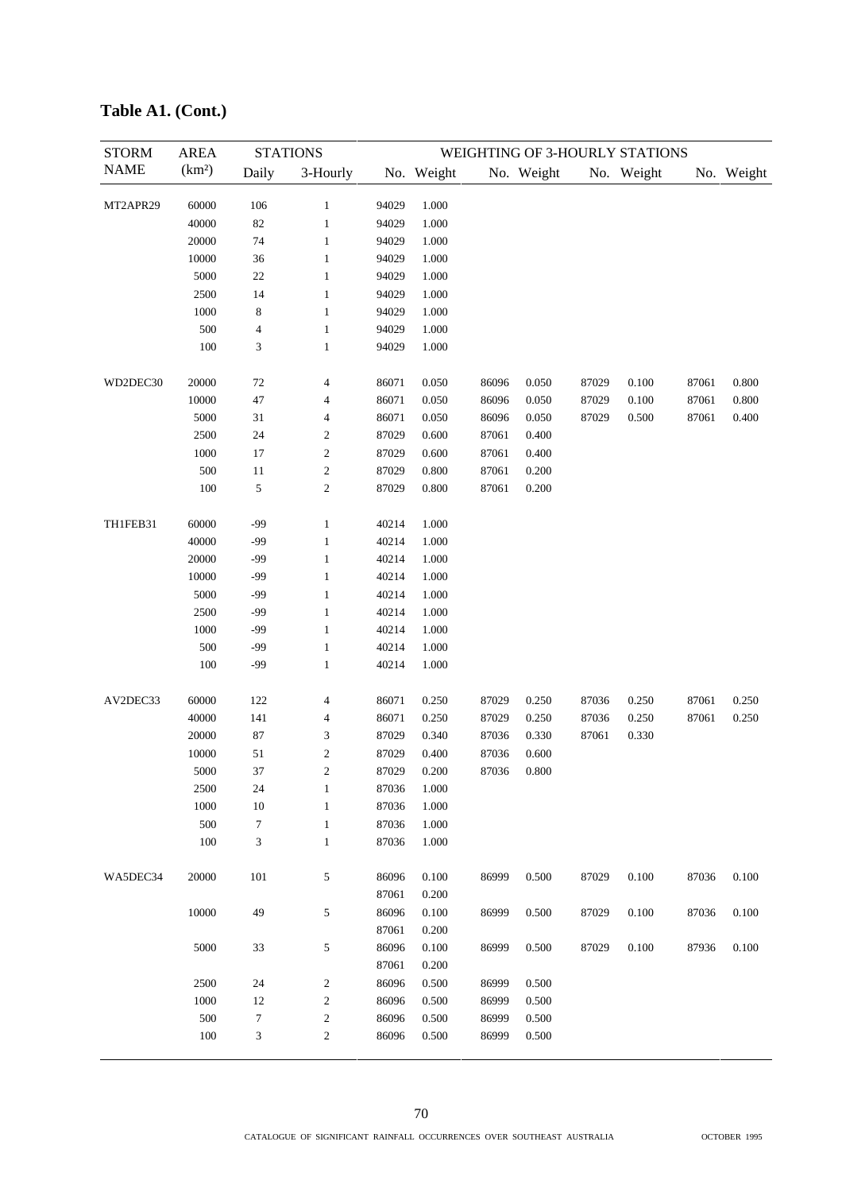**Table A1. (Cont.)**

| STORM NAME | AREA (km²) | STATIONS | | WEIGHTING OF 3-HOURLY STATIONS | | | | | | | |
|---|---|---|---|---|---|---|---|---|---|---|---|
| | | Daily | 3-Hourly | No. | Weight | No. | Weight | No. | Weight | No. | Weight |
| MT2APR29 | 60000 | 106 | 1 | 94029 | 1.000 | | | | | | |
| | 40000 | 82 | 1 | 94029 | 1.000 | | | | | | |
| | 20000 | 74 | 1 | 94029 | 1.000 | | | | | | |
| | 10000 | 36 | 1 | 94029 | 1.000 | | | | | | |
| | 5000 | 22 | 1 | 94029 | 1.000 | | | | | | |
| | 2500 | 14 | 1 | 94029 | 1.000 | | | | | | |
| | 1000 | 8 | 1 | 94029 | 1.000 | | | | | | |
| | 500 | 4 | 1 | 94029 | 1.000 | | | | | | |
| | 100 | 3 | 1 | 94029 | 1.000 | | | | | | |
| WD2DEC30 | 20000 | 72 | 4 | 86071 | 0.050 | 86096 | 0.050 | 87029 | 0.100 | 87061 | 0.800 |
| | 10000 | 47 | 4 | 86071 | 0.050 | 86096 | 0.050 | 87029 | 0.100 | 87061 | 0.800 |
| | 5000 | 31 | 4 | 86071 | 0.050 | 86096 | 0.050 | 87029 | 0.500 | 87061 | 0.400 |
| | 2500 | 24 | 2 | 87029 | 0.600 | 87061 | 0.400 | | | | |
| | 1000 | 17 | 2 | 87029 | 0.600 | 87061 | 0.400 | | | | |
| | 500 | 11 | 2 | 87029 | 0.800 | 87061 | 0.200 | | | | |
| | 100 | 5 | 2 | 87029 | 0.800 | 87061 | 0.200 | | | | |
| TH1FEB31 | 60000 | -99 | 1 | 40214 | 1.000 | | | | | | |
| | 40000 | -99 | 1 | 40214 | 1.000 | | | | | | |
| | 20000 | -99 | 1 | 40214 | 1.000 | | | | | | |
| | 10000 | -99 | 1 | 40214 | 1.000 | | | | | | |
| | 5000 | -99 | 1 | 40214 | 1.000 | | | | | | |
| | 2500 | -99 | 1 | 40214 | 1.000 | | | | | | |
| | 1000 | -99 | 1 | 40214 | 1.000 | | | | | | |
| | 500 | -99 | 1 | 40214 | 1.000 | | | | | | |
| | 100 | -99 | 1 | 40214 | 1.000 | | | | | | |
| AV2DEC33 | 60000 | 122 | 4 | 86071 | 0.250 | 87029 | 0.250 | 87036 | 0.250 | 87061 | 0.250 |
| | 40000 | 141 | 4 | 86071 | 0.250 | 87029 | 0.250 | 87036 | 0.250 | 87061 | 0.250 |
| | 20000 | 87 | 3 | 87029 | 0.340 | 87036 | 0.330 | 87061 | 0.330 | | |
| | 10000 | 51 | 2 | 87029 | 0.400 | 87036 | 0.600 | | | | |
| | 5000 | 37 | 2 | 87029 | 0.200 | 87036 | 0.800 | | | | |
| | 2500 | 24 | 1 | 87036 | 1.000 | | | | | | |
| | 1000 | 10 | 1 | 87036 | 1.000 | | | | | | |
| | 500 | 7 | 1 | 87036 | 1.000 | | | | | | |
| | 100 | 3 | 1 | 87036 | 1.000 | | | | | | |
| WA5DEC34 | 20000 | 101 | 5 | 86096 | 0.100 | 86999 | 0.500 | 87029 | 0.100 | 87036 | 0.100 |
| | | | | 87061 | 0.200 | | | | | | |
| | 10000 | 49 | 5 | 86096 | 0.100 | 86999 | 0.500 | 87029 | 0.100 | 87036 | 0.100 |
| | | | | 87061 | 0.200 | | | | | | |
| | 5000 | 33 | 5 | 86096 | 0.100 | 86999 | 0.500 | 87029 | 0.100 | 87936 | 0.100 |
| | | | | 87061 | 0.200 | | | | | | |
| | 2500 | 24 | 2 | 86096 | 0.500 | 86999 | 0.500 | | | | |
| | 1000 | 12 | 2 | 86096 | 0.500 | 86999 | 0.500 | | | | |
| | 500 | 7 | 2 | 86096 | 0.500 | 86999 | 0.500 | | | | |
| | 100 | 3 | 2 | 86096 | 0.500 | 86999 | 0.500 | | | | |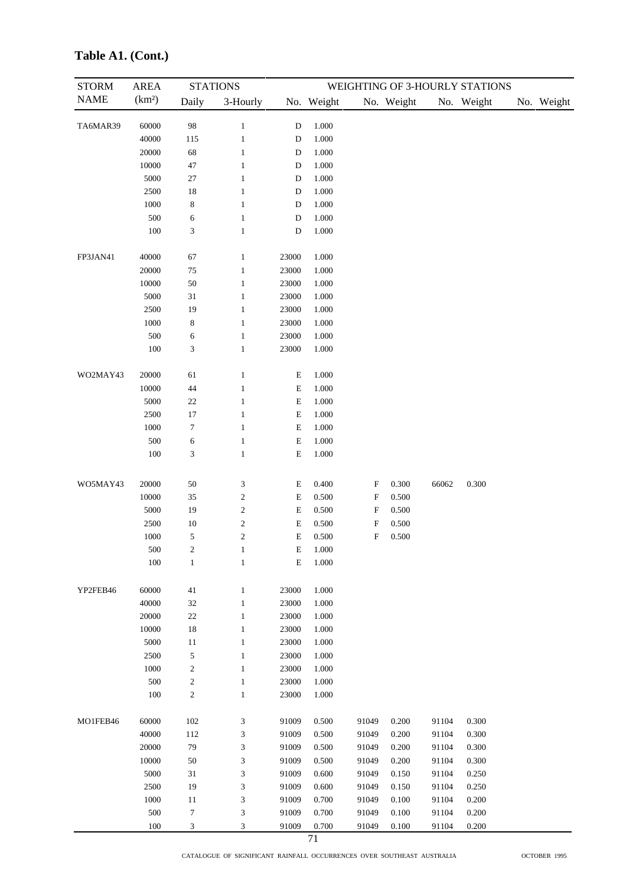**Table A1. (Cont.)**

| STORM NAME | AREA (km²) | STATIONS Daily | 3-Hourly | WEIGHTING OF 3-HOURLY STATIONS No. | Weight | No. | Weight | No. | Weight | No. | Weight |
|---|---|---|---|---|---|---|---|---|---|---|---|
| TA6MAR39 | 60000 | 98 | 1 | D | 1.000 | | | | | | |
| | 40000 | 115 | 1 | D | 1.000 | | | | | | |
| | 20000 | 68 | 1 | D | 1.000 | | | | | | |
| | 10000 | 47 | 1 | D | 1.000 | | | | | | |
| | 5000 | 27 | 1 | D | 1.000 | | | | | | |
| | 2500 | 18 | 1 | D | 1.000 | | | | | | |
| | 1000 | 8 | 1 | D | 1.000 | | | | | | |
| | 500 | 6 | 1 | D | 1.000 | | | | | | |
| | 100 | 3 | 1 | D | 1.000 | | | | | | |
| FP3JAN41 | 40000 | 67 | 1 | 23000 | 1.000 | | | | | | |
| | 20000 | 75 | 1 | 23000 | 1.000 | | | | | | |
| | 10000 | 50 | 1 | 23000 | 1.000 | | | | | | |
| | 5000 | 31 | 1 | 23000 | 1.000 | | | | | | |
| | 2500 | 19 | 1 | 23000 | 1.000 | | | | | | |
| | 1000 | 8 | 1 | 23000 | 1.000 | | | | | | |
| | 500 | 6 | 1 | 23000 | 1.000 | | | | | | |
| | 100 | 3 | 1 | 23000 | 1.000 | | | | | | |
| WO2MAY43 | 20000 | 61 | 1 | E | 1.000 | | | | | | |
| | 10000 | 44 | 1 | E | 1.000 | | | | | | |
| | 5000 | 22 | 1 | E | 1.000 | | | | | | |
| | 2500 | 17 | 1 | E | 1.000 | | | | | | |
| | 1000 | 7 | 1 | E | 1.000 | | | | | | |
| | 500 | 6 | 1 | E | 1.000 | | | | | | |
| | 100 | 3 | 1 | E | 1.000 | | | | | | |
| WO5MAY43 | 20000 | 50 | 3 | E | 0.400 | F | 0.300 | 66062 | 0.300 | | |
| | 10000 | 35 | 2 | E | 0.500 | F | 0.500 | | | | |
| | 5000 | 19 | 2 | E | 0.500 | F | 0.500 | | | | |
| | 2500 | 10 | 2 | E | 0.500 | F | 0.500 | | | | |
| | 1000 | 5 | 2 | E | 0.500 | F | 0.500 | | | | |
| | 500 | 2 | 1 | E | 1.000 | | | | | | |
| | 100 | 1 | 1 | E | 1.000 | | | | | | |
| YP2FEB46 | 60000 | 41 | 1 | 23000 | 1.000 | | | | | | |
| | 40000 | 32 | 1 | 23000 | 1.000 | | | | | | |
| | 20000 | 22 | 1 | 23000 | 1.000 | | | | | | |
| | 10000 | 18 | 1 | 23000 | 1.000 | | | | | | |
| | 5000 | 11 | 1 | 23000 | 1.000 | | | | | | |
| | 2500 | 5 | 1 | 23000 | 1.000 | | | | | | |
| | 1000 | 2 | 1 | 23000 | 1.000 | | | | | | |
| | 500 | 2 | 1 | 23000 | 1.000 | | | | | | |
| | 100 | 2 | 1 | 23000 | 1.000 | | | | | | |
| MO1FEB46 | 60000 | 102 | 3 | 91009 | 0.500 | 91049 | 0.200 | 91104 | 0.300 | | |
| | 40000 | 112 | 3 | 91009 | 0.500 | 91049 | 0.200 | 91104 | 0.300 | | |
| | 20000 | 79 | 3 | 91009 | 0.500 | 91049 | 0.200 | 91104 | 0.300 | | |
| | 10000 | 50 | 3 | 91009 | 0.500 | 91049 | 0.200 | 91104 | 0.300 | | |
| | 5000 | 31 | 3 | 91009 | 0.600 | 91049 | 0.150 | 91104 | 0.250 | | |
| | 2500 | 19 | 3 | 91009 | 0.600 | 91049 | 0.150 | 91104 | 0.250 | | |
| | 1000 | 11 | 3 | 91009 | 0.700 | 91049 | 0.100 | 91104 | 0.200 | | |
| | 500 | 7 | 3 | 91009 | 0.700 | 91049 | 0.100 | 91104 | 0.200 | | |
| | 100 | 3 | 3 | 91009 | 0.700 | 91049 | 0.100 | 91104 | 0.200 | | |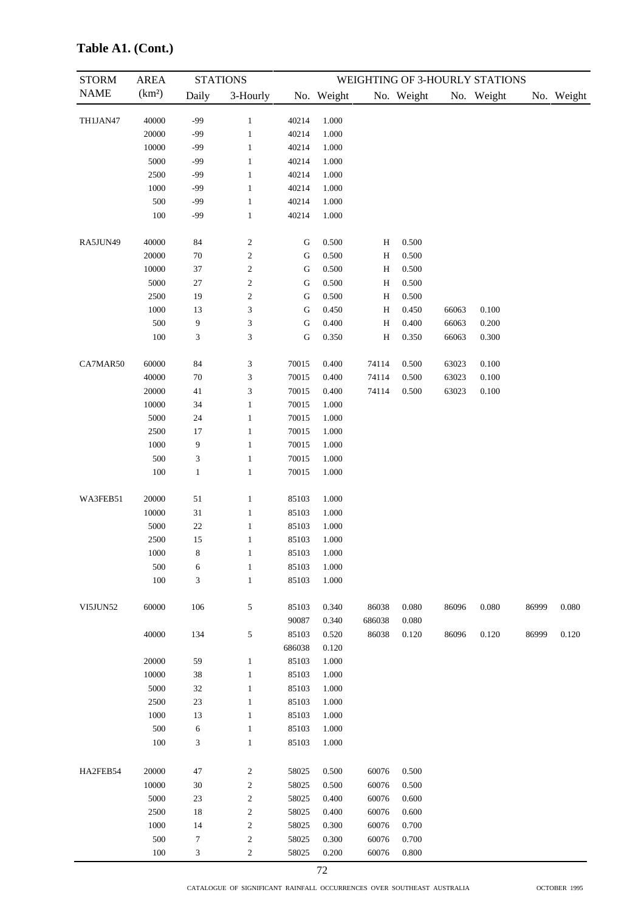**Table A1. (Cont.)**

| STORM NAME | AREA (km²) | STATIONS Daily | 3-Hourly | WEIGHTING OF 3-HOURLY STATIONS No. | Weight | No. | Weight | No. | Weight | No. | Weight |
|---|---|---|---|---|---|---|---|---|---|---|---|
| TH1JAN47 | 40000 | -99 | 1 | 40214 | 1.000 | | | | | | |
| | 20000 | -99 | 1 | 40214 | 1.000 | | | | | | |
| | 10000 | -99 | 1 | 40214 | 1.000 | | | | | | |
| | 5000 | -99 | 1 | 40214 | 1.000 | | | | | | |
| | 2500 | -99 | 1 | 40214 | 1.000 | | | | | | |
| | 1000 | -99 | 1 | 40214 | 1.000 | | | | | | |
| | 500 | -99 | 1 | 40214 | 1.000 | | | | | | |
| | 100 | -99 | 1 | 40214 | 1.000 | | | | | | |
| RA5JUN49 | 40000 | 84 | 2 | G | 0.500 | H | 0.500 | | | | |
| | 20000 | 70 | 2 | G | 0.500 | H | 0.500 | | | | |
| | 10000 | 37 | 2 | G | 0.500 | H | 0.500 | | | | |
| | 5000 | 27 | 2 | G | 0.500 | H | 0.500 | | | | |
| | 2500 | 19 | 2 | G | 0.500 | H | 0.500 | | | | |
| | 1000 | 13 | 3 | G | 0.450 | H | 0.450 | 66063 | 0.100 | | |
| | 500 | 9 | 3 | G | 0.400 | H | 0.400 | 66063 | 0.200 | | |
| | 100 | 3 | 3 | G | 0.350 | H | 0.350 | 66063 | 0.300 | | |
| CA7MAR50 | 60000 | 84 | 3 | 70015 | 0.400 | 74114 | 0.500 | 63023 | 0.100 | | |
| | 40000 | 70 | 3 | 70015 | 0.400 | 74114 | 0.500 | 63023 | 0.100 | | |
| | 20000 | 41 | 3 | 70015 | 0.400 | 74114 | 0.500 | 63023 | 0.100 | | |
| | 10000 | 34 | 1 | 70015 | 1.000 | | | | | | |
| | 5000 | 24 | 1 | 70015 | 1.000 | | | | | | |
| | 2500 | 17 | 1 | 70015 | 1.000 | | | | | | |
| | 1000 | 9 | 1 | 70015 | 1.000 | | | | | | |
| | 500 | 3 | 1 | 70015 | 1.000 | | | | | | |
| | 100 | 1 | 1 | 70015 | 1.000 | | | | | | |
| WA3FEB51 | 20000 | 51 | 1 | 85103 | 1.000 | | | | | | |
| | 10000 | 31 | 1 | 85103 | 1.000 | | | | | | |
| | 5000 | 22 | 1 | 85103 | 1.000 | | | | | | |
| | 2500 | 15 | 1 | 85103 | 1.000 | | | | | | |
| | 1000 | 8 | 1 | 85103 | 1.000 | | | | | | |
| | 500 | 6 | 1 | 85103 | 1.000 | | | | | | |
| | 100 | 3 | 1 | 85103 | 1.000 | | | | | | |
| VI5JUN52 | 60000 | 106 | 5 | 85103 | 0.340 | 86038 | 0.080 | 86096 | 0.080 | 86999 | 0.080 |
| | | | | 90087 | 0.340 | 686038 | 0.080 | | | | |
| | 40000 | 134 | 5 | 85103 | 0.520 | 86038 | 0.120 | 86096 | 0.120 | 86999 | 0.120 |
| | | | | 686038 | 0.120 | | | | | | |
| | 20000 | 59 | 1 | 85103 | 1.000 | | | | | | |
| | 10000 | 38 | 1 | 85103 | 1.000 | | | | | | |
| | 5000 | 32 | 1 | 85103 | 1.000 | | | | | | |
| | 2500 | 23 | 1 | 85103 | 1.000 | | | | | | |
| | 1000 | 13 | 1 | 85103 | 1.000 | | | | | | |
| | 500 | 6 | 1 | 85103 | 1.000 | | | | | | |
| | 100 | 3 | 1 | 85103 | 1.000 | | | | | | |
| HA2FEB54 | 20000 | 47 | 2 | 58025 | 0.500 | 60076 | 0.500 | | | | |
| | 10000 | 30 | 2 | 58025 | 0.500 | 60076 | 0.500 | | | | |
| | 5000 | 23 | 2 | 58025 | 0.400 | 60076 | 0.600 | | | | |
| | 2500 | 18 | 2 | 58025 | 0.400 | 60076 | 0.600 | | | | |
| | 1000 | 14 | 2 | 58025 | 0.300 | 60076 | 0.700 | | | | |
| | 500 | 7 | 2 | 58025 | 0.300 | 60076 | 0.700 | | | | |
| | 100 | 3 | 2 | 58025 | 0.200 | 60076 | 0.800 | | | | |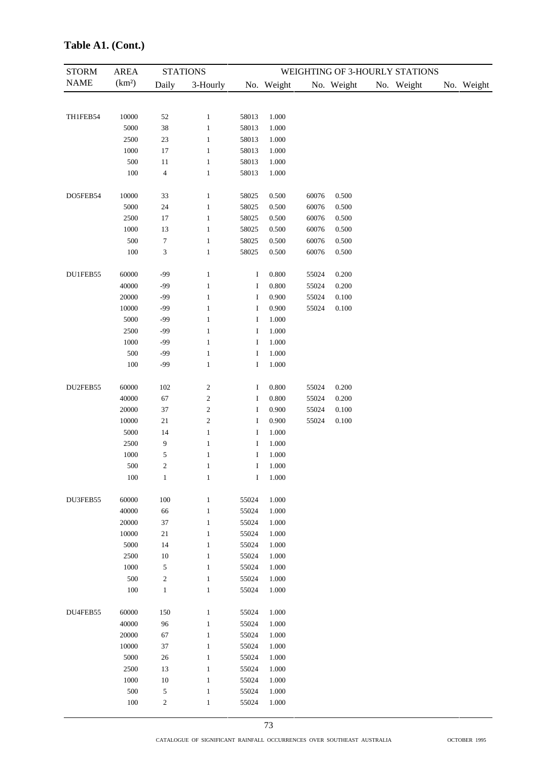## Table A1. (Cont.)

| STORM NAME | AREA (km²) | STATIONS | | WEIGHTING OF 3-HOURLY STATIONS | | | | | | | |
|---|---|---|---|---|---|---|---|---|---|---|---|
| | | Daily | 3-Hourly | No. | Weight | No. | Weight | No. | Weight | No. | Weight |
| TH1FEB54 | 10000 | 52 | 1 | 58013 | 1.000 | | | | | | |
| | 5000 | 38 | 1 | 58013 | 1.000 | | | | | | |
| | 2500 | 23 | 1 | 58013 | 1.000 | | | | | | |
| | 1000 | 17 | 1 | 58013 | 1.000 | | | | | | |
| | 500 | 11 | 1 | 58013 | 1.000 | | | | | | |
| | 100 | 4 | 1 | 58013 | 1.000 | | | | | | |
| DO5FEB54 | 10000 | 33 | 1 | 58025 | 0.500 | 60076 | 0.500 | | | | |
| | 5000 | 24 | 1 | 58025 | 0.500 | 60076 | 0.500 | | | | |
| | 2500 | 17 | 1 | 58025 | 0.500 | 60076 | 0.500 | | | | |
| | 1000 | 13 | 1 | 58025 | 0.500 | 60076 | 0.500 | | | | |
| | 500 | 7 | 1 | 58025 | 0.500 | 60076 | 0.500 | | | | |
| | 100 | 3 | 1 | 58025 | 0.500 | 60076 | 0.500 | | | | |
| DU1FEB55 | 60000 | -99 | 1 | I | 0.800 | 55024 | 0.200 | | | | |
| | 40000 | -99 | 1 | I | 0.800 | 55024 | 0.200 | | | | |
| | 20000 | -99 | 1 | I | 0.900 | 55024 | 0.100 | | | | |
| | 10000 | -99 | 1 | I | 0.900 | 55024 | 0.100 | | | | |
| | 5000 | -99 | 1 | I | 1.000 | | | | | | |
| | 2500 | -99 | 1 | I | 1.000 | | | | | | |
| | 1000 | -99 | 1 | I | 1.000 | | | | | | |
| | 500 | -99 | 1 | I | 1.000 | | | | | | |
| | 100 | -99 | 1 | I | 1.000 | | | | | | |
| DU2FEB55 | 60000 | 102 | 2 | I | 0.800 | 55024 | 0.200 | | | | |
| | 40000 | 67 | 2 | I | 0.800 | 55024 | 0.200 | | | | |
| | 20000 | 37 | 2 | I | 0.900 | 55024 | 0.100 | | | | |
| | 10000 | 21 | 2 | I | 0.900 | 55024 | 0.100 | | | | |
| | 5000 | 14 | 1 | I | 1.000 | | | | | | |
| | 2500 | 9 | 1 | I | 1.000 | | | | | | |
| | 1000 | 5 | 1 | I | 1.000 | | | | | | |
| | 500 | 2 | 1 | I | 1.000 | | | | | | |
| | 100 | 1 | 1 | I | 1.000 | | | | | | |
| DU3FEB55 | 60000 | 100 | 1 | 55024 | 1.000 | | | | | | |
| | 40000 | 66 | 1 | 55024 | 1.000 | | | | | | |
| | 20000 | 37 | 1 | 55024 | 1.000 | | | | | | |
| | 10000 | 21 | 1 | 55024 | 1.000 | | | | | | |
| | 5000 | 14 | 1 | 55024 | 1.000 | | | | | | |
| | 2500 | 10 | 1 | 55024 | 1.000 | | | | | | |
| | 1000 | 5 | 1 | 55024 | 1.000 | | | | | | |
| | 500 | 2 | 1 | 55024 | 1.000 | | | | | | |
| | 100 | 1 | 1 | 55024 | 1.000 | | | | | | |
| DU4FEB55 | 60000 | 150 | 1 | 55024 | 1.000 | | | | | | |
| | 40000 | 96 | 1 | 55024 | 1.000 | | | | | | |
| | 20000 | 67 | 1 | 55024 | 1.000 | | | | | | |
| | 10000 | 37 | 1 | 55024 | 1.000 | | | | | | |
| | 5000 | 26 | 1 | 55024 | 1.000 | | | | | | |
| | 2500 | 13 | 1 | 55024 | 1.000 | | | | | | |
| | 1000 | 10 | 1 | 55024 | 1.000 | | | | | | |
| | 500 | 5 | 1 | 55024 | 1.000 | | | | | | |
| | 100 | 2 | 1 | 55024 | 1.000 | | | | | | |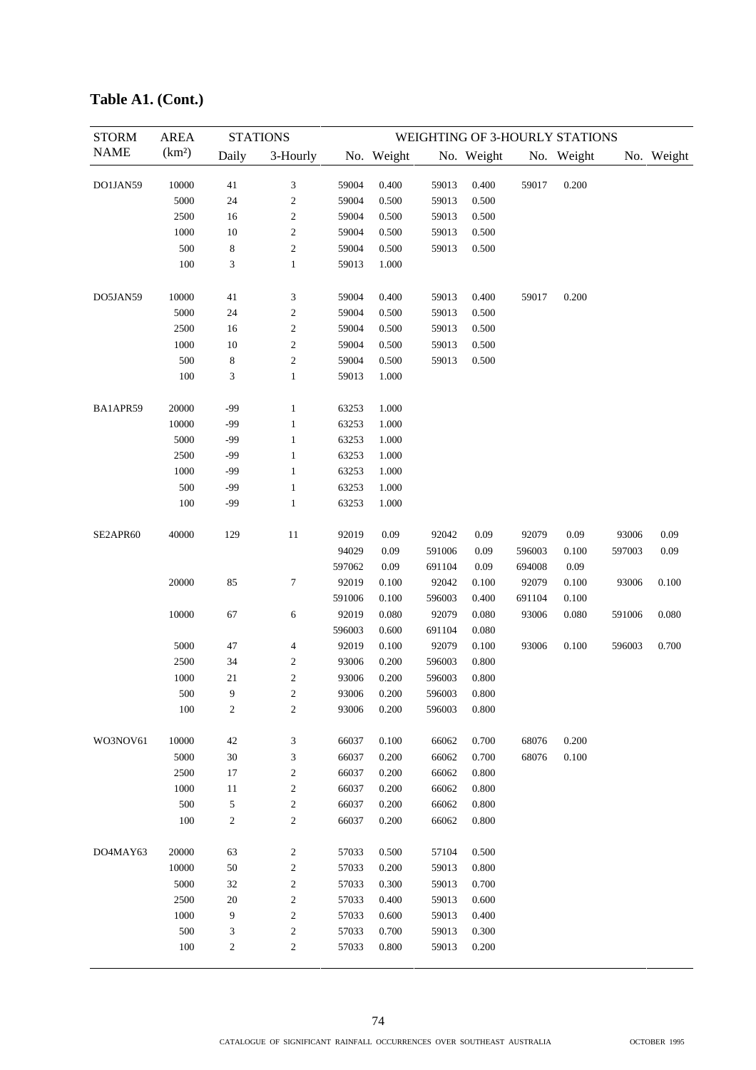**Table A1. (Cont.)**

| STORM NAME | AREA (km²) | STATIONS | | WEIGHTING OF 3-HOURLY STATIONS | | | | | | | |
|---|---|---|---|---|---|---|---|---|---|---|---|
| | | Daily | 3-Hourly | No. | Weight | No. | Weight | No. | Weight | No. | Weight |
| DO1JAN59 | 10000 | 41 | 3 | 59004 | 0.400 | 59013 | 0.400 | 59017 | 0.200 | | |
| | 5000 | 24 | 2 | 59004 | 0.500 | 59013 | 0.500 | | | | |
| | 2500 | 16 | 2 | 59004 | 0.500 | 59013 | 0.500 | | | | |
| | 1000 | 10 | 2 | 59004 | 0.500 | 59013 | 0.500 | | | | |
| | 500 | 8 | 2 | 59004 | 0.500 | 59013 | 0.500 | | | | |
| | 100 | 3 | 1 | 59013 | 1.000 | | | | | | |
| DO5JAN59 | 10000 | 41 | 3 | 59004 | 0.400 | 59013 | 0.400 | 59017 | 0.200 | | |
| | 5000 | 24 | 2 | 59004 | 0.500 | 59013 | 0.500 | | | | |
| | 2500 | 16 | 2 | 59004 | 0.500 | 59013 | 0.500 | | | | |
| | 1000 | 10 | 2 | 59004 | 0.500 | 59013 | 0.500 | | | | |
| | 500 | 8 | 2 | 59004 | 0.500 | 59013 | 0.500 | | | | |
| | 100 | 3 | 1 | 59013 | 1.000 | | | | | | |
| BA1APR59 | 20000 | -99 | 1 | 63253 | 1.000 | | | | | | |
| | 10000 | -99 | 1 | 63253 | 1.000 | | | | | | |
| | 5000 | -99 | 1 | 63253 | 1.000 | | | | | | |
| | 2500 | -99 | 1 | 63253 | 1.000 | | | | | | |
| | 1000 | -99 | 1 | 63253 | 1.000 | | | | | | |
| | 500 | -99 | 1 | 63253 | 1.000 | | | | | | |
| | 100 | -99 | 1 | 63253 | 1.000 | | | | | | |
| SE2APR60 | 40000 | 129 | 11 | 92019 | 0.09 | 92042 | 0.09 | 92079 | 0.09 | 93006 | 0.09 |
| | | | | 94029 | 0.09 | 591006 | 0.09 | 596003 | 0.100 | 597003 | 0.09 |
| | | | | 597062 | 0.09 | 691104 | 0.09 | 694008 | 0.09 | | |
| | 20000 | 85 | 7 | 92019 | 0.100 | 92042 | 0.100 | 92079 | 0.100 | 93006 | 0.100 |
| | | | | 591006 | 0.100 | 596003 | 0.400 | 691104 | 0.100 | | |
| | 10000 | 67 | 6 | 92019 | 0.080 | 92079 | 0.080 | 93006 | 0.080 | 591006 | 0.080 |
| | | | | 596003 | 0.600 | 691104 | 0.080 | | | | |
| | 5000 | 47 | 4 | 92019 | 0.100 | 92079 | 0.100 | 93006 | 0.100 | 596003 | 0.700 |
| | 2500 | 34 | 2 | 93006 | 0.200 | 596003 | 0.800 | | | | |
| | 1000 | 21 | 2 | 93006 | 0.200 | 596003 | 0.800 | | | | |
| | 500 | 9 | 2 | 93006 | 0.200 | 596003 | 0.800 | | | | |
| | 100 | 2 | 2 | 93006 | 0.200 | 596003 | 0.800 | | | | |
| WO3NOV61 | 10000 | 42 | 3 | 66037 | 0.100 | 66062 | 0.700 | 68076 | 0.200 | | |
| | 5000 | 30 | 3 | 66037 | 0.200 | 66062 | 0.700 | 68076 | 0.100 | | |
| | 2500 | 17 | 2 | 66037 | 0.200 | 66062 | 0.800 | | | | |
| | 1000 | 11 | 2 | 66037 | 0.200 | 66062 | 0.800 | | | | |
| | 500 | 5 | 2 | 66037 | 0.200 | 66062 | 0.800 | | | | |
| | 100 | 2 | 2 | 66037 | 0.200 | 66062 | 0.800 | | | | |
| DO4MAY63 | 20000 | 63 | 2 | 57033 | 0.500 | 57104 | 0.500 | | | | |
| | 10000 | 50 | 2 | 57033 | 0.200 | 59013 | 0.800 | | | | |
| | 5000 | 32 | 2 | 57033 | 0.300 | 59013 | 0.700 | | | | |
| | 2500 | 20 | 2 | 57033 | 0.400 | 59013 | 0.600 | | | | |
| | 1000 | 9 | 2 | 57033 | 0.600 | 59013 | 0.400 | | | | |
| | 500 | 3 | 2 | 57033 | 0.700 | 59013 | 0.300 | | | | |
| | 100 | 2 | 2 | 57033 | 0.800 | 59013 | 0.200 | | | | |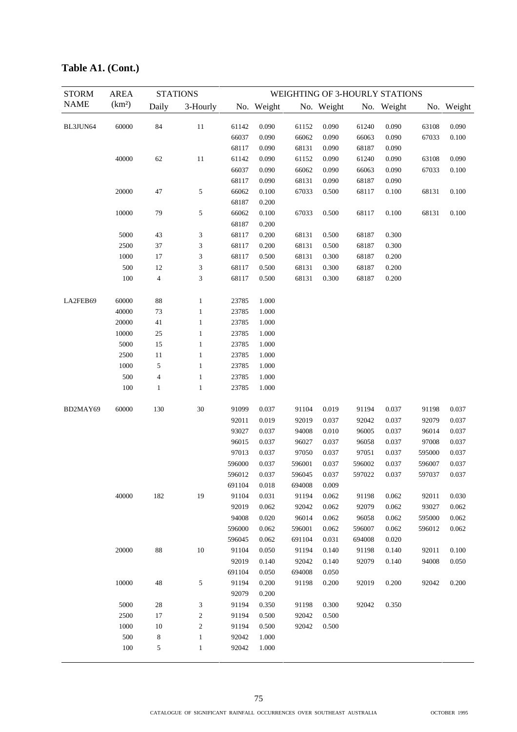## Table A1. (Cont.)

| STORM NAME | AREA (km²) | STATIONS Daily | STATIONS 3-Hourly | WEIGHTING OF 3-HOURLY STATIONS No. | Weight | No. | Weight | No. | Weight | No. | Weight |
|---|---|---|---|---|---|---|---|---|---|---|---|
| BL3JUN64 | 60000 | 84 | 11 | 61142 | 0.090 | 61152 | 0.090 | 61240 | 0.090 | 63108 | 0.090 |
| | | | | 66037 | 0.090 | 66062 | 0.090 | 66063 | 0.090 | 67033 | 0.100 |
| | | | | 68117 | 0.090 | 68131 | 0.090 | 68187 | 0.090 | | |
| | 40000 | 62 | 11 | 61142 | 0.090 | 61152 | 0.090 | 61240 | 0.090 | 63108 | 0.090 |
| | | | | 66037 | 0.090 | 66062 | 0.090 | 66063 | 0.090 | 67033 | 0.100 |
| | | | | 68117 | 0.090 | 68131 | 0.090 | 68187 | 0.090 | | |
| | 20000 | 47 | 5 | 66062 | 0.100 | 67033 | 0.500 | 68117 | 0.100 | 68131 | 0.100 |
| | | | | 68187 | 0.200 | | | | | | |
| | 10000 | 79 | 5 | 66062 | 0.100 | 67033 | 0.500 | 68117 | 0.100 | 68131 | 0.100 |
| | | | | 68187 | 0.200 | | | | | | |
| | 5000 | 43 | 3 | 68117 | 0.200 | 68131 | 0.500 | 68187 | 0.300 | | |
| | 2500 | 37 | 3 | 68117 | 0.200 | 68131 | 0.500 | 68187 | 0.300 | | |
| | 1000 | 17 | 3 | 68117 | 0.500 | 68131 | 0.300 | 68187 | 0.200 | | |
| | 500 | 12 | 3 | 68117 | 0.500 | 68131 | 0.300 | 68187 | 0.200 | | |
| | 100 | 4 | 3 | 68117 | 0.500 | 68131 | 0.300 | 68187 | 0.200 | | |
| LA2FEB69 | 60000 | 88 | 1 | 23785 | 1.000 | | | | | | |
| | 40000 | 73 | 1 | 23785 | 1.000 | | | | | | |
| | 20000 | 41 | 1 | 23785 | 1.000 | | | | | | |
| | 10000 | 25 | 1 | 23785 | 1.000 | | | | | | |
| | 5000 | 15 | 1 | 23785 | 1.000 | | | | | | |
| | 2500 | 11 | 1 | 23785 | 1.000 | | | | | | |
| | 1000 | 5 | 1 | 23785 | 1.000 | | | | | | |
| | 500 | 4 | 1 | 23785 | 1.000 | | | | | | |
| | 100 | 1 | 1 | 23785 | 1.000 | | | | | | |
| BD2MAY69 | 60000 | 130 | 30 | 91099 | 0.037 | 91104 | 0.019 | 91194 | 0.037 | 91198 | 0.037 |
| | | | | 92011 | 0.019 | 92019 | 0.037 | 92042 | 0.037 | 92079 | 0.037 |
| | | | | 93027 | 0.037 | 94008 | 0.010 | 96005 | 0.037 | 96014 | 0.037 |
| | | | | 96015 | 0.037 | 96027 | 0.037 | 96058 | 0.037 | 97008 | 0.037 |
| | | | | 97013 | 0.037 | 97050 | 0.037 | 97051 | 0.037 | 595000 | 0.037 |
| | | | | 596000 | 0.037 | 596001 | 0.037 | 596002 | 0.037 | 596007 | 0.037 |
| | | | | 596012 | 0.037 | 596045 | 0.037 | 597022 | 0.037 | 597037 | 0.037 |
| | | | | 691104 | 0.018 | 694008 | 0.009 | | | | |
| | 40000 | 182 | 19 | 91104 | 0.031 | 91194 | 0.062 | 91198 | 0.062 | 92011 | 0.030 |
| | | | | 92019 | 0.062 | 92042 | 0.062 | 92079 | 0.062 | 93027 | 0.062 |
| | | | | 94008 | 0.020 | 96014 | 0.062 | 96058 | 0.062 | 595000 | 0.062 |
| | | | | 596000 | 0.062 | 596001 | 0.062 | 596007 | 0.062 | 596012 | 0.062 |
| | | | | 596045 | 0.062 | 691104 | 0.031 | 694008 | 0.020 | | |
| | 20000 | 88 | 10 | 91104 | 0.050 | 91194 | 0.140 | 91198 | 0.140 | 92011 | 0.100 |
| | | | | 92019 | 0.140 | 92042 | 0.140 | 92079 | 0.140 | 94008 | 0.050 |
| | | | | 691104 | 0.050 | 694008 | 0.050 | | | | |
| | 10000 | 48 | 5 | 91194 | 0.200 | 91198 | 0.200 | 92019 | 0.200 | 92042 | 0.200 |
| | | | | 92079 | 0.200 | | | | | | |
| | 5000 | 28 | 3 | 91194 | 0.350 | 91198 | 0.300 | 92042 | 0.350 | | |
| | 2500 | 17 | 2 | 91194 | 0.500 | 92042 | 0.500 | | | | |
| | 1000 | 10 | 2 | 91194 | 0.500 | 92042 | 0.500 | | | | |
| | 500 | 8 | 1 | 92042 | 1.000 | | | | | | |
| | 100 | 5 | 1 | 92042 | 1.000 | | | | | | |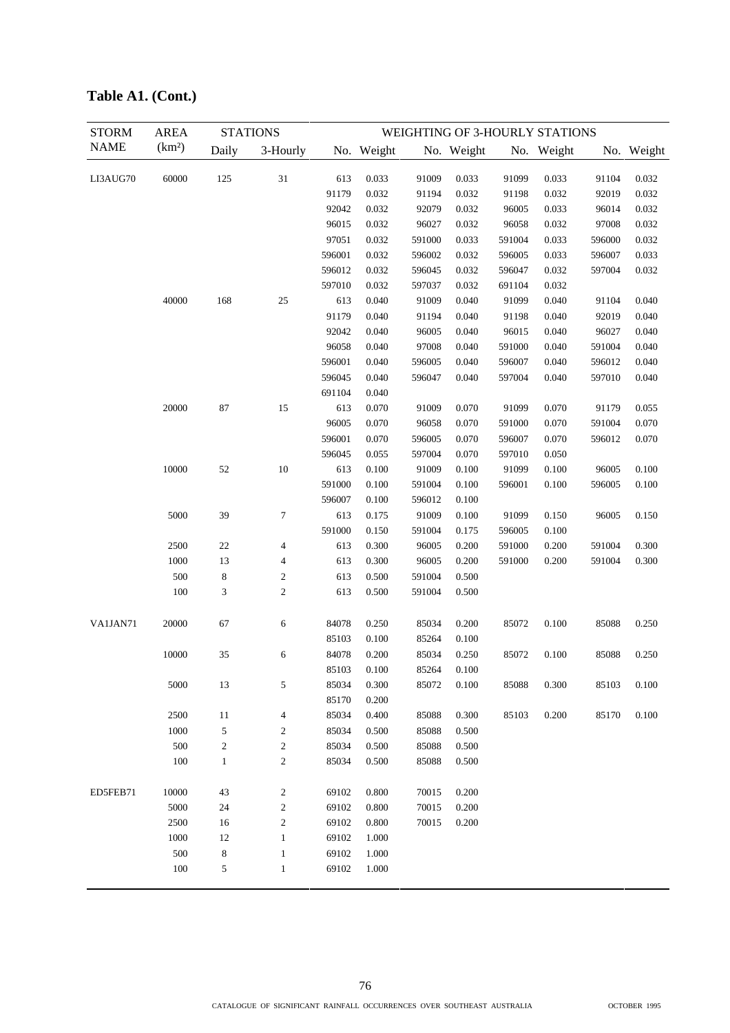## Table A1. (Cont.)

| STORM NAME | AREA (km²) | STATIONS | | WEIGHTING OF 3-HOURLY STATIONS | | | | | | | |
|---|---|---|---|---|---|---|---|---|---|---|---|
| | | Daily | 3-Hourly | No. | Weight | No. | Weight | No. | Weight | No. | Weight |
| LI3AUG70 | 60000 | 125 | 31 | 613 | 0.033 | 91009 | 0.033 | 91099 | 0.033 | 91104 | 0.032 |
| | | | | 91179 | 0.032 | 91194 | 0.032 | 91198 | 0.032 | 92019 | 0.032 |
| | | | | 92042 | 0.032 | 92079 | 0.032 | 96005 | 0.033 | 96014 | 0.032 |
| | | | | 96015 | 0.032 | 96027 | 0.032 | 96058 | 0.032 | 97008 | 0.032 |
| | | | | 97051 | 0.032 | 591000 | 0.033 | 591004 | 0.033 | 596000 | 0.032 |
| | | | | 596001 | 0.032 | 596002 | 0.032 | 596005 | 0.033 | 596007 | 0.033 |
| | | | | 596012 | 0.032 | 596045 | 0.032 | 596047 | 0.032 | 597004 | 0.032 |
| | | | | 597010 | 0.032 | 597037 | 0.032 | 691104 | 0.032 | | |
| | 40000 | 168 | 25 | 613 | 0.040 | 91009 | 0.040 | 91099 | 0.040 | 91104 | 0.040 |
| | | | | 91179 | 0.040 | 91194 | 0.040 | 91198 | 0.040 | 92019 | 0.040 |
| | | | | 92042 | 0.040 | 96005 | 0.040 | 96015 | 0.040 | 96027 | 0.040 |
| | | | | 96058 | 0.040 | 97008 | 0.040 | 591000 | 0.040 | 591004 | 0.040 |
| | | | | 596001 | 0.040 | 596005 | 0.040 | 596007 | 0.040 | 596012 | 0.040 |
| | | | | 596045 | 0.040 | 596047 | 0.040 | 597004 | 0.040 | 597010 | 0.040 |
| | | | | 691104 | 0.040 | | | | | | |
| | 20000 | 87 | 15 | 613 | 0.070 | 91009 | 0.070 | 91099 | 0.070 | 91179 | 0.055 |
| | | | | 96005 | 0.070 | 96058 | 0.070 | 591000 | 0.070 | 591004 | 0.070 |
| | | | | 596001 | 0.070 | 596005 | 0.070 | 596007 | 0.070 | 596012 | 0.070 |
| | | | | 596045 | 0.055 | 597004 | 0.070 | 597010 | 0.050 | | |
| | 10000 | 52 | 10 | 613 | 0.100 | 91009 | 0.100 | 91099 | 0.100 | 96005 | 0.100 |
| | | | | 591000 | 0.100 | 591004 | 0.100 | 596001 | 0.100 | 596005 | 0.100 |
| | | | | 596007 | 0.100 | 596012 | 0.100 | | | | |
| | 5000 | 39 | 7 | 613 | 0.175 | 91009 | 0.100 | 91099 | 0.150 | 96005 | 0.150 |
| | | | | 591000 | 0.150 | 591004 | 0.175 | 596005 | 0.100 | | |
| | 2500 | 22 | 4 | 613 | 0.300 | 96005 | 0.200 | 591000 | 0.200 | 591004 | 0.300 |
| | 1000 | 13 | 4 | 613 | 0.300 | 96005 | 0.200 | 591000 | 0.200 | 591004 | 0.300 |
| | 500 | 8 | 2 | 613 | 0.500 | 591004 | 0.500 | | | | |
| | 100 | 3 | 2 | 613 | 0.500 | 591004 | 0.500 | | | | |
| VA1JAN71 | 20000 | 67 | 6 | 84078 | 0.250 | 85034 | 0.200 | 85072 | 0.100 | 85088 | 0.250 |
| | | | | 85103 | 0.100 | 85264 | 0.100 | | | | |
| | 10000 | 35 | 6 | 84078 | 0.200 | 85034 | 0.250 | 85072 | 0.100 | 85088 | 0.250 |
| | | | | 85103 | 0.100 | 85264 | 0.100 | | | | |
| | 5000 | 13 | 5 | 85034 | 0.300 | 85072 | 0.100 | 85088 | 0.300 | 85103 | 0.100 |
| | | | | 85170 | 0.200 | | | | | | |
| | 2500 | 11 | 4 | 85034 | 0.400 | 85088 | 0.300 | 85103 | 0.200 | 85170 | 0.100 |
| | 1000 | 5 | 2 | 85034 | 0.500 | 85088 | 0.500 | | | | |
| | 500 | 2 | 2 | 85034 | 0.500 | 85088 | 0.500 | | | | |
| | 100 | 1 | 2 | 85034 | 0.500 | 85088 | 0.500 | | | | |
| ED5FEB71 | 10000 | 43 | 2 | 69102 | 0.800 | 70015 | 0.200 | | | | |
| | 5000 | 24 | 2 | 69102 | 0.800 | 70015 | 0.200 | | | | |
| | 2500 | 16 | 2 | 69102 | 0.800 | 70015 | 0.200 | | | | |
| | 1000 | 12 | 1 | 69102 | 1.000 | | | | | | |
| | 500 | 8 | 1 | 69102 | 1.000 | | | | | | |
| | 100 | 5 | 1 | 69102 | 1.000 | | | | | | |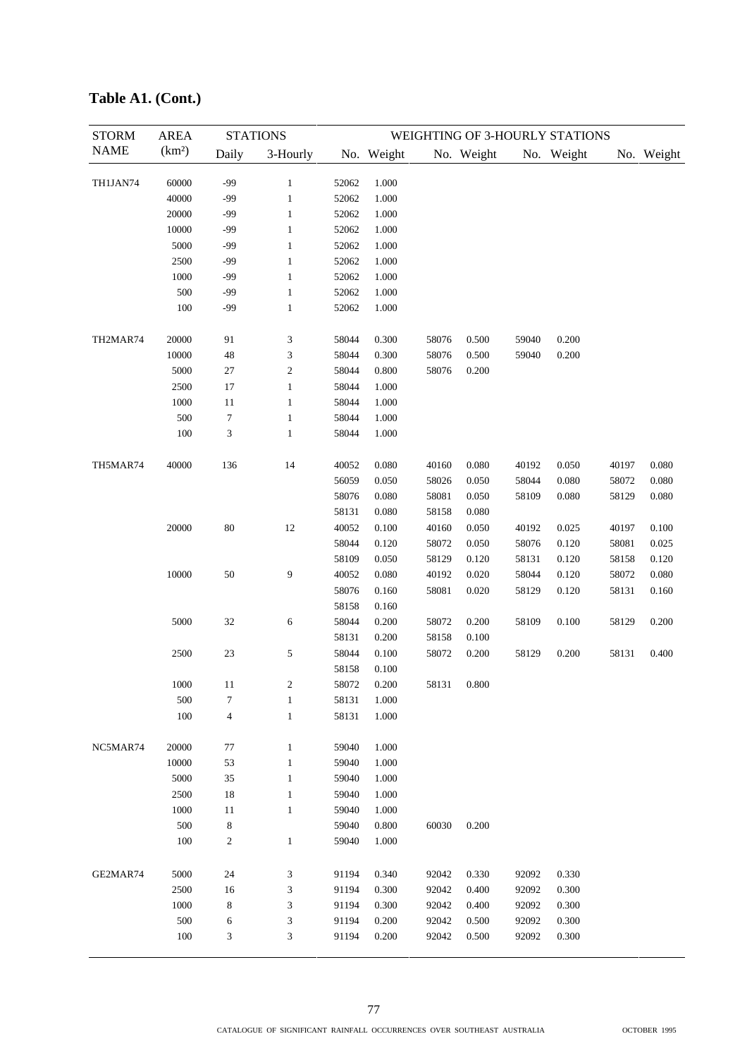## Table A1. (Cont.)

| STORM NAME | AREA (km²) | STATIONS | | WEIGHTING OF 3-HOURLY STATIONS | | | | | | | |
|---|---|---|---|---|---|---|---|---|---|---|---|
| | | Daily | 3-Hourly | No. | Weight | No. | Weight | No. | Weight | No. | Weight |
| TH1JAN74 | 60000 | -99 | 1 | 52062 | 1.000 | | | | | | |
| | 40000 | -99 | 1 | 52062 | 1.000 | | | | | | |
| | 20000 | -99 | 1 | 52062 | 1.000 | | | | | | |
| | 10000 | -99 | 1 | 52062 | 1.000 | | | | | | |
| | 5000 | -99 | 1 | 52062 | 1.000 | | | | | | |
| | 2500 | -99 | 1 | 52062 | 1.000 | | | | | | |
| | 1000 | -99 | 1 | 52062 | 1.000 | | | | | | |
| | 500 | -99 | 1 | 52062 | 1.000 | | | | | | |
| | 100 | -99 | 1 | 52062 | 1.000 | | | | | | |
| TH2MAR74 | 20000 | 91 | 3 | 58044 | 0.300 | 58076 | 0.500 | 59040 | 0.200 | | |
| | 10000 | 48 | 3 | 58044 | 0.300 | 58076 | 0.500 | 59040 | 0.200 | | |
| | 5000 | 27 | 2 | 58044 | 0.800 | 58076 | 0.200 | | | | |
| | 2500 | 17 | 1 | 58044 | 1.000 | | | | | | |
| | 1000 | 11 | 1 | 58044 | 1.000 | | | | | | |
| | 500 | 7 | 1 | 58044 | 1.000 | | | | | | |
| | 100 | 3 | 1 | 58044 | 1.000 | | | | | | |
| TH5MAR74 | 40000 | 136 | 14 | 40052 | 0.080 | 40160 | 0.080 | 40192 | 0.050 | 40197 | 0.080 |
| | | | | 56059 | 0.050 | 58026 | 0.050 | 58044 | 0.080 | 58072 | 0.080 |
| | | | | 58076 | 0.080 | 58081 | 0.050 | 58109 | 0.080 | 58129 | 0.080 |
| | | | | 58131 | 0.080 | 58158 | 0.080 | | | | |
| | 20000 | 80 | 12 | 40052 | 0.100 | 40160 | 0.050 | 40192 | 0.025 | 40197 | 0.100 |
| | | | | 58044 | 0.120 | 58072 | 0.050 | 58076 | 0.120 | 58081 | 0.025 |
| | | | | 58109 | 0.050 | 58129 | 0.120 | 58131 | 0.120 | 58158 | 0.120 |
| | 10000 | 50 | 9 | 40052 | 0.080 | 40192 | 0.020 | 58044 | 0.120 | 58072 | 0.080 |
| | | | | 58076 | 0.160 | 58081 | 0.020 | 58129 | 0.120 | 58131 | 0.160 |
| | | | | 58158 | 0.160 | | | | | | |
| | 5000 | 32 | 6 | 58044 | 0.200 | 58072 | 0.200 | 58109 | 0.100 | 58129 | 0.200 |
| | | | | 58131 | 0.200 | 58158 | 0.100 | | | | |
| | 2500 | 23 | 5 | 58044 | 0.100 | 58072 | 0.200 | 58129 | 0.200 | 58131 | 0.400 |
| | | | | 58158 | 0.100 | | | | | | |
| | 1000 | 11 | 2 | 58072 | 0.200 | 58131 | 0.800 | | | | |
| | 500 | 7 | 1 | 58131 | 1.000 | | | | | | |
| | 100 | 4 | 1 | 58131 | 1.000 | | | | | | |
| NC5MAR74 | 20000 | 77 | 1 | 59040 | 1.000 | | | | | | |
| | 10000 | 53 | 1 | 59040 | 1.000 | | | | | | |
| | 5000 | 35 | 1 | 59040 | 1.000 | | | | | | |
| | 2500 | 18 | 1 | 59040 | 1.000 | | | | | | |
| | 1000 | 11 | 1 | 59040 | 1.000 | | | | | | |
| | 500 | 8 | | 59040 | 0.800 | 60030 | 0.200 | | | | |
| | 100 | 2 | 1 | 59040 | 1.000 | | | | | | |
| GE2MAR74 | 5000 | 24 | 3 | 91194 | 0.340 | 92042 | 0.330 | 92092 | 0.330 | | |
| | 2500 | 16 | 3 | 91194 | 0.300 | 92042 | 0.400 | 92092 | 0.300 | | |
| | 1000 | 8 | 3 | 91194 | 0.300 | 92042 | 0.400 | 92092 | 0.300 | | |
| | 500 | 6 | 3 | 91194 | 0.200 | 92042 | 0.500 | 92092 | 0.300 | | |
| | 100 | 3 | 3 | 91194 | 0.200 | 92042 | 0.500 | 92092 | 0.300 | | |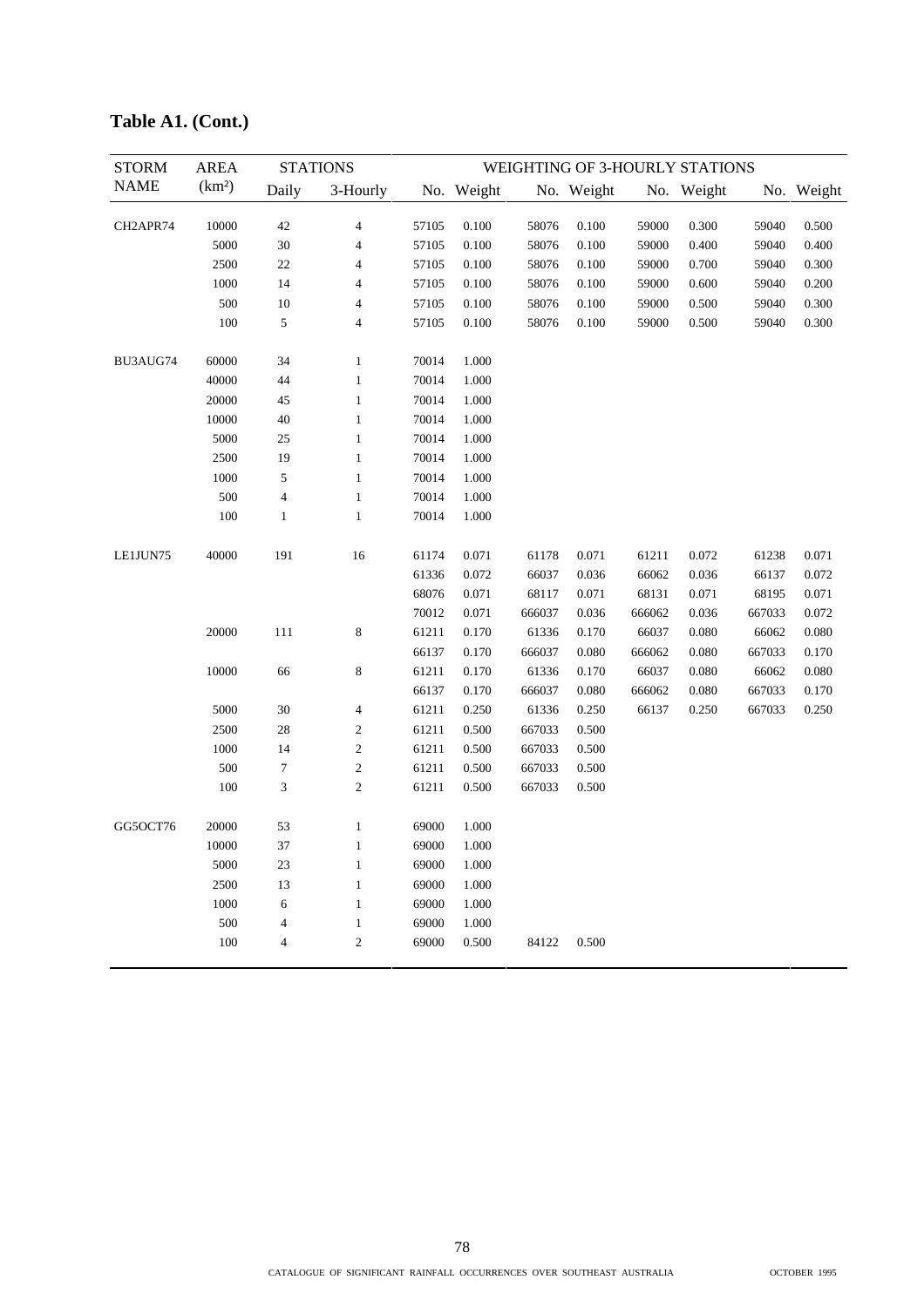## Table A1. (Cont.)

| STORM NAME | AREA (km²) | STATIONS | | WEIGHTING OF 3-HOURLY STATIONS | | | | | | | |
|---|---|---|---|---|---|---|---|---|---|---|---|
| | | Daily | 3-Hourly | No. | Weight | No. | Weight | No. | Weight | No. | Weight |
| CH2APR74 | 10000 | 42 | 4 | 57105 | 0.100 | 58076 | 0.100 | 59000 | 0.300 | 59040 | 0.500 |
| | 5000 | 30 | 4 | 57105 | 0.100 | 58076 | 0.100 | 59000 | 0.400 | 59040 | 0.400 |
| | 2500 | 22 | 4 | 57105 | 0.100 | 58076 | 0.100 | 59000 | 0.700 | 59040 | 0.300 |
| | 1000 | 14 | 4 | 57105 | 0.100 | 58076 | 0.100 | 59000 | 0.600 | 59040 | 0.200 |
| | 500 | 10 | 4 | 57105 | 0.100 | 58076 | 0.100 | 59000 | 0.500 | 59040 | 0.300 |
| | 100 | 5 | 4 | 57105 | 0.100 | 58076 | 0.100 | 59000 | 0.500 | 59040 | 0.300 |
| BU3AUG74 | 60000 | 34 | 1 | 70014 | 1.000 | | | | | | |
| | 40000 | 44 | 1 | 70014 | 1.000 | | | | | | |
| | 20000 | 45 | 1 | 70014 | 1.000 | | | | | | |
| | 10000 | 40 | 1 | 70014 | 1.000 | | | | | | |
| | 5000 | 25 | 1 | 70014 | 1.000 | | | | | | |
| | 2500 | 19 | 1 | 70014 | 1.000 | | | | | | |
| | 1000 | 5 | 1 | 70014 | 1.000 | | | | | | |
| | 500 | 4 | 1 | 70014 | 1.000 | | | | | | |
| | 100 | 1 | 1 | 70014 | 1.000 | | | | | | |
| LE1JUN75 | 40000 | 191 | 16 | 61174 | 0.071 | 61178 | 0.071 | 61211 | 0.072 | 61238 | 0.071 |
| | | | | 61336 | 0.072 | 66037 | 0.036 | 66062 | 0.036 | 66137 | 0.072 |
| | | | | 68076 | 0.071 | 68117 | 0.071 | 68131 | 0.071 | 68195 | 0.071 |
| | | | | 70012 | 0.071 | 666037 | 0.036 | 666062 | 0.036 | 667033 | 0.072 |
| | 20000 | 111 | 8 | 61211 | 0.170 | 61336 | 0.170 | 66037 | 0.080 | 66062 | 0.080 |
| | | | | 66137 | 0.170 | 666037 | 0.080 | 666062 | 0.080 | 667033 | 0.170 |
| | 10000 | 66 | 8 | 61211 | 0.170 | 61336 | 0.170 | 66037 | 0.080 | 66062 | 0.080 |
| | | | | 66137 | 0.170 | 666037 | 0.080 | 666062 | 0.080 | 667033 | 0.170 |
| | 5000 | 30 | 4 | 61211 | 0.250 | 61336 | 0.250 | 66137 | 0.250 | 667033 | 0.250 |
| | 2500 | 28 | 2 | 61211 | 0.500 | 667033 | 0.500 | | | | |
| | 1000 | 14 | 2 | 61211 | 0.500 | 667033 | 0.500 | | | | |
| | 500 | 7 | 2 | 61211 | 0.500 | 667033 | 0.500 | | | | |
| | 100 | 3 | 2 | 61211 | 0.500 | 667033 | 0.500 | | | | |
| GG5OCT76 | 20000 | 53 | 1 | 69000 | 1.000 | | | | | | |
| | 10000 | 37 | 1 | 69000 | 1.000 | | | | | | |
| | 5000 | 23 | 1 | 69000 | 1.000 | | | | | | |
| | 2500 | 13 | 1 | 69000 | 1.000 | | | | | | |
| | 1000 | 6 | 1 | 69000 | 1.000 | | | | | | |
| | 500 | 4 | 1 | 69000 | 1.000 | | | | | | |
| | 100 | 4 | 2 | 69000 | 0.500 | 84122 | 0.500 | | | | |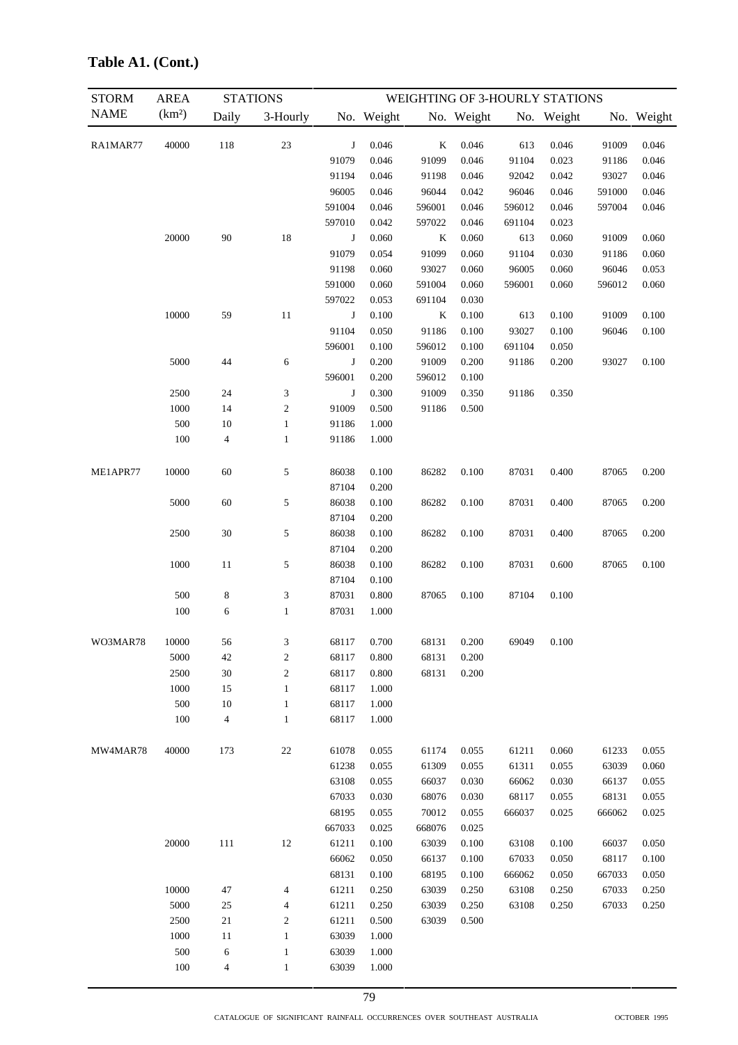## Table A1. (Cont.)

| STORM NAME | AREA (km²) | STATIONS | | WEIGHTING OF 3-HOURLY STATIONS | | | | | | | |
|---|---|---|---|---|---|---|---|---|---|---|---|
| | | Daily | 3-Hourly | No. | Weight | No. | Weight | No. | Weight | No. | Weight |
| RA1MAR77 | 40000 | 118 | 23 | J | 0.046 | K | 0.046 | 613 | 0.046 | 91009 | 0.046 |
| | | | | 91079 | 0.046 | 91099 | 0.046 | 91104 | 0.023 | 91186 | 0.046 |
| | | | | 91194 | 0.046 | 91198 | 0.046 | 92042 | 0.042 | 93027 | 0.046 |
| | | | | 96005 | 0.046 | 96044 | 0.042 | 96046 | 0.046 | 591000 | 0.046 |
| | | | | 591004 | 0.046 | 596001 | 0.046 | 596012 | 0.046 | 597004 | 0.046 |
| | | | | 597010 | 0.042 | 597022 | 0.046 | 691104 | 0.023 | | |
| | 20000 | 90 | 18 | J | 0.060 | K | 0.060 | 613 | 0.060 | 91009 | 0.060 |
| | | | | 91079 | 0.054 | 91099 | 0.060 | 91104 | 0.030 | 91186 | 0.060 |
| | | | | 91198 | 0.060 | 93027 | 0.060 | 96005 | 0.060 | 96046 | 0.053 |
| | | | | 591000 | 0.060 | 591004 | 0.060 | 596001 | 0.060 | 596012 | 0.060 |
| | | | | 597022 | 0.053 | 691104 | 0.030 | | | | |
| | 10000 | 59 | 11 | J | 0.100 | K | 0.100 | 613 | 0.100 | 91009 | 0.100 |
| | | | | 91104 | 0.050 | 91186 | 0.100 | 93027 | 0.100 | 96046 | 0.100 |
| | | | | 596001 | 0.100 | 596012 | 0.100 | 691104 | 0.050 | | |
| | 5000 | 44 | 6 | J | 0.200 | 91009 | 0.200 | 91186 | 0.200 | 93027 | 0.100 |
| | | | | 596001 | 0.200 | 596012 | 0.100 | | | | |
| | 2500 | 24 | 3 | J | 0.300 | 91009 | 0.350 | 91186 | 0.350 | | |
| | 1000 | 14 | 2 | 91009 | 0.500 | 91186 | 0.500 | | | | |
| | 500 | 10 | 1 | 91186 | 1.000 | | | | | | |
| | 100 | 4 | 1 | 91186 | 1.000 | | | | | | |
| ME1APR77 | 10000 | 60 | 5 | 86038 | 0.100 | 86282 | 0.100 | 87031 | 0.400 | 87065 | 0.200 |
| | | | | 87104 | 0.200 | | | | | | |
| | 5000 | 60 | 5 | 86038 | 0.100 | 86282 | 0.100 | 87031 | 0.400 | 87065 | 0.200 |
| | | | | 87104 | 0.200 | | | | | | |
| | 2500 | 30 | 5 | 86038 | 0.100 | 86282 | 0.100 | 87031 | 0.400 | 87065 | 0.200 |
| | | | | 87104 | 0.200 | | | | | | |
| | 1000 | 11 | 5 | 86038 | 0.100 | 86282 | 0.100 | 87031 | 0.600 | 87065 | 0.100 |
| | | | | 87104 | 0.100 | | | | | | |
| | 500 | 8 | 3 | 87031 | 0.800 | 87065 | 0.100 | 87104 | 0.100 | | |
| | 100 | 6 | 1 | 87031 | 1.000 | | | | | | |
| WO3MAR78 | 10000 | 56 | 3 | 68117 | 0.700 | 68131 | 0.200 | 69049 | 0.100 | | |
| | 5000 | 42 | 2 | 68117 | 0.800 | 68131 | 0.200 | | | | |
| | 2500 | 30 | 2 | 68117 | 0.800 | 68131 | 0.200 | | | | |
| | 1000 | 15 | 1 | 68117 | 1.000 | | | | | | |
| | 500 | 10 | 1 | 68117 | 1.000 | | | | | | |
| | 100 | 4 | 1 | 68117 | 1.000 | | | | | | |
| MW4MAR78 | 40000 | 173 | 22 | 61078 | 0.055 | 61174 | 0.055 | 61211 | 0.060 | 61233 | 0.055 |
| | | | | 61238 | 0.055 | 61309 | 0.055 | 61311 | 0.055 | 63039 | 0.060 |
| | | | | 63108 | 0.055 | 66037 | 0.030 | 66062 | 0.030 | 66137 | 0.055 |
| | | | | 67033 | 0.030 | 68076 | 0.030 | 68117 | 0.055 | 68131 | 0.055 |
| | | | | 68195 | 0.055 | 70012 | 0.055 | 666037 | 0.025 | 666062 | 0.025 |
| | | | | 667033 | 0.025 | 668076 | 0.025 | | | | |
| | 20000 | 111 | 12 | 61211 | 0.100 | 63039 | 0.100 | 63108 | 0.100 | 66037 | 0.050 |
| | | | | 66062 | 0.050 | 66137 | 0.100 | 67033 | 0.050 | 68117 | 0.100 |
| | | | | 68131 | 0.100 | 68195 | 0.100 | 666062 | 0.050 | 667033 | 0.050 |
| | 10000 | 47 | 4 | 61211 | 0.250 | 63039 | 0.250 | 63108 | 0.250 | 67033 | 0.250 |
| | 5000 | 25 | 4 | 61211 | 0.250 | 63039 | 0.250 | 63108 | 0.250 | 67033 | 0.250 |
| | 2500 | 21 | 2 | 61211 | 0.500 | 63039 | 0.500 | | | | |
| | 1000 | 11 | 1 | 63039 | 1.000 | | | | | | |
| | 500 | 6 | 1 | 63039 | 1.000 | | | | | | |
| | 100 | 4 | 1 | 63039 | 1.000 | | | | | | |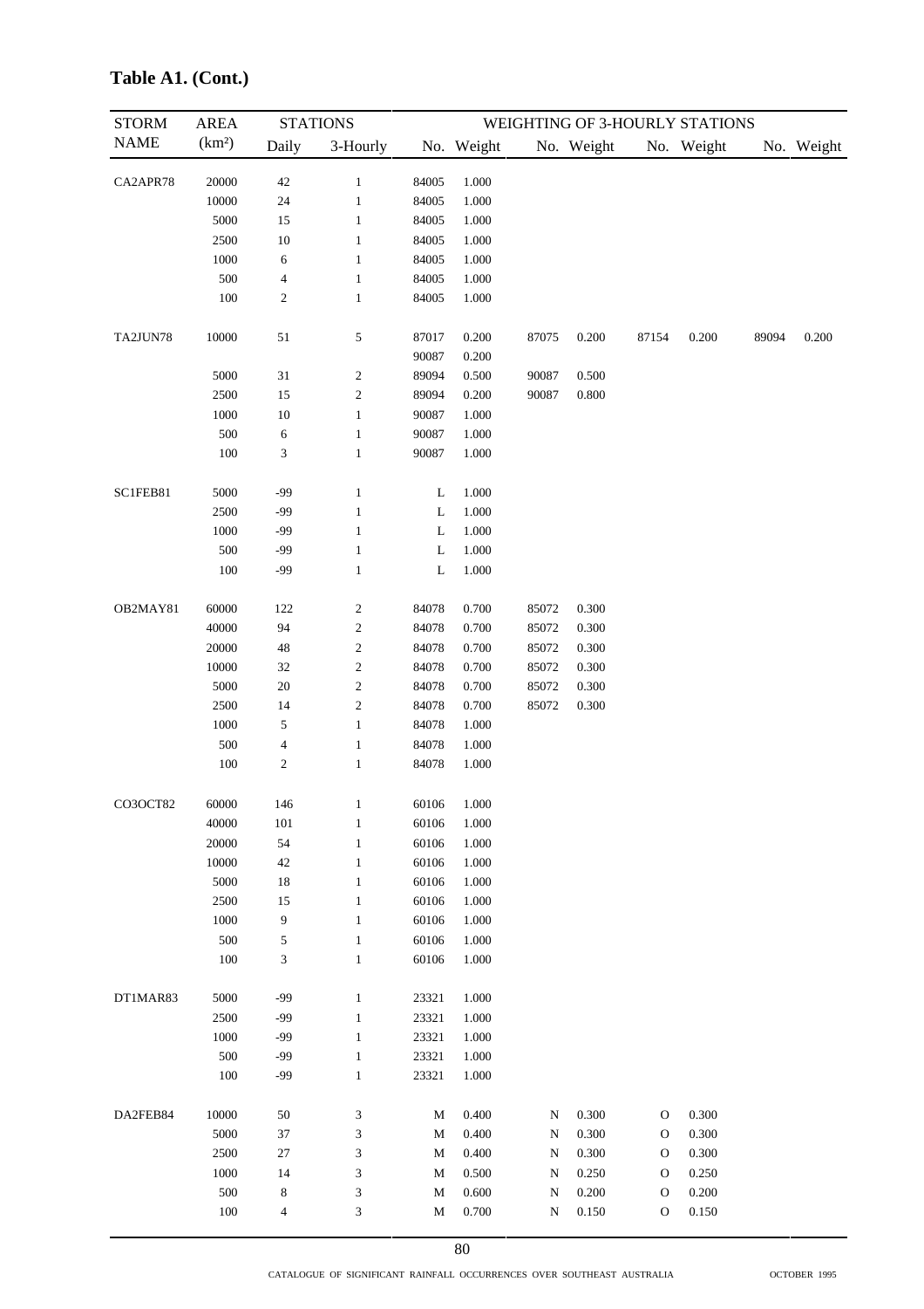**Table A1. (Cont.)**

| STORM NAME | AREA (km²) | STATIONS Daily | STATIONS 3-Hourly | No. | Weight | No. | Weight | No. | Weight | No. | Weight |
|---|---|---|---|---|---|---|---|---|---|---|---|
| | | | | WEIGHTING OF 3-HOURLY STATIONS | | | | | | | |
| CA2APR78 | 20000 | 42 | 1 | 84005 | 1.000 | | | | | | |
| | 10000 | 24 | 1 | 84005 | 1.000 | | | | | | |
| | 5000 | 15 | 1 | 84005 | 1.000 | | | | | | |
| | 2500 | 10 | 1 | 84005 | 1.000 | | | | | | |
| | 1000 | 6 | 1 | 84005 | 1.000 | | | | | | |
| | 500 | 4 | 1 | 84005 | 1.000 | | | | | | |
| | 100 | 2 | 1 | 84005 | 1.000 | | | | | | |
| TA2JUN78 | 10000 | 51 | 5 | 87017 | 0.200 | 87075 | 0.200 | 87154 | 0.200 | 89094 | 0.200 |
| | | | | 90087 | 0.200 | | | | | | |
| | 5000 | 31 | 2 | 89094 | 0.500 | 90087 | 0.500 | | | | |
| | 2500 | 15 | 2 | 89094 | 0.200 | 90087 | 0.800 | | | | |
| | 1000 | 10 | 1 | 90087 | 1.000 | | | | | | |
| | 500 | 6 | 1 | 90087 | 1.000 | | | | | | |
| | 100 | 3 | 1 | 90087 | 1.000 | | | | | | |
| SC1FEB81 | 5000 | -99 | 1 | L | 1.000 | | | | | | |
| | 2500 | -99 | 1 | L | 1.000 | | | | | | |
| | 1000 | -99 | 1 | L | 1.000 | | | | | | |
| | 500 | -99 | 1 | L | 1.000 | | | | | | |
| | 100 | -99 | 1 | L | 1.000 | | | | | | |
| OB2MAY81 | 60000 | 122 | 2 | 84078 | 0.700 | 85072 | 0.300 | | | | |
| | 40000 | 94 | 2 | 84078 | 0.700 | 85072 | 0.300 | | | | |
| | 20000 | 48 | 2 | 84078 | 0.700 | 85072 | 0.300 | | | | |
| | 10000 | 32 | 2 | 84078 | 0.700 | 85072 | 0.300 | | | | |
| | 5000 | 20 | 2 | 84078 | 0.700 | 85072 | 0.300 | | | | |
| | 2500 | 14 | 2 | 84078 | 0.700 | 85072 | 0.300 | | | | |
| | 1000 | 5 | 1 | 84078 | 1.000 | | | | | | |
| | 500 | 4 | 1 | 84078 | 1.000 | | | | | | |
| | 100 | 2 | 1 | 84078 | 1.000 | | | | | | |
| CO3OCT82 | 60000 | 146 | 1 | 60106 | 1.000 | | | | | | |
| | 40000 | 101 | 1 | 60106 | 1.000 | | | | | | |
| | 20000 | 54 | 1 | 60106 | 1.000 | | | | | | |
| | 10000 | 42 | 1 | 60106 | 1.000 | | | | | | |
| | 5000 | 18 | 1 | 60106 | 1.000 | | | | | | |
| | 2500 | 15 | 1 | 60106 | 1.000 | | | | | | |
| | 1000 | 9 | 1 | 60106 | 1.000 | | | | | | |
| | 500 | 5 | 1 | 60106 | 1.000 | | | | | | |
| | 100 | 3 | 1 | 60106 | 1.000 | | | | | | |
| DT1MAR83 | 5000 | -99 | 1 | 23321 | 1.000 | | | | | | |
| | 2500 | -99 | 1 | 23321 | 1.000 | | | | | | |
| | 1000 | -99 | 1 | 23321 | 1.000 | | | | | | |
| | 500 | -99 | 1 | 23321 | 1.000 | | | | | | |
| | 100 | -99 | 1 | 23321 | 1.000 | | | | | | |
| DA2FEB84 | 10000 | 50 | 3 | M | 0.400 | N | 0.300 | O | 0.300 | | |
| | 5000 | 37 | 3 | M | 0.400 | N | 0.300 | O | 0.300 | | |
| | 2500 | 27 | 3 | M | 0.400 | N | 0.300 | O | 0.300 | | |
| | 1000 | 14 | 3 | M | 0.500 | N | 0.250 | O | 0.250 | | |
| | 500 | 8 | 3 | M | 0.600 | N | 0.200 | O | 0.200 | | |
| | 100 | 4 | 3 | M | 0.700 | N | 0.150 | O | 0.150 | | |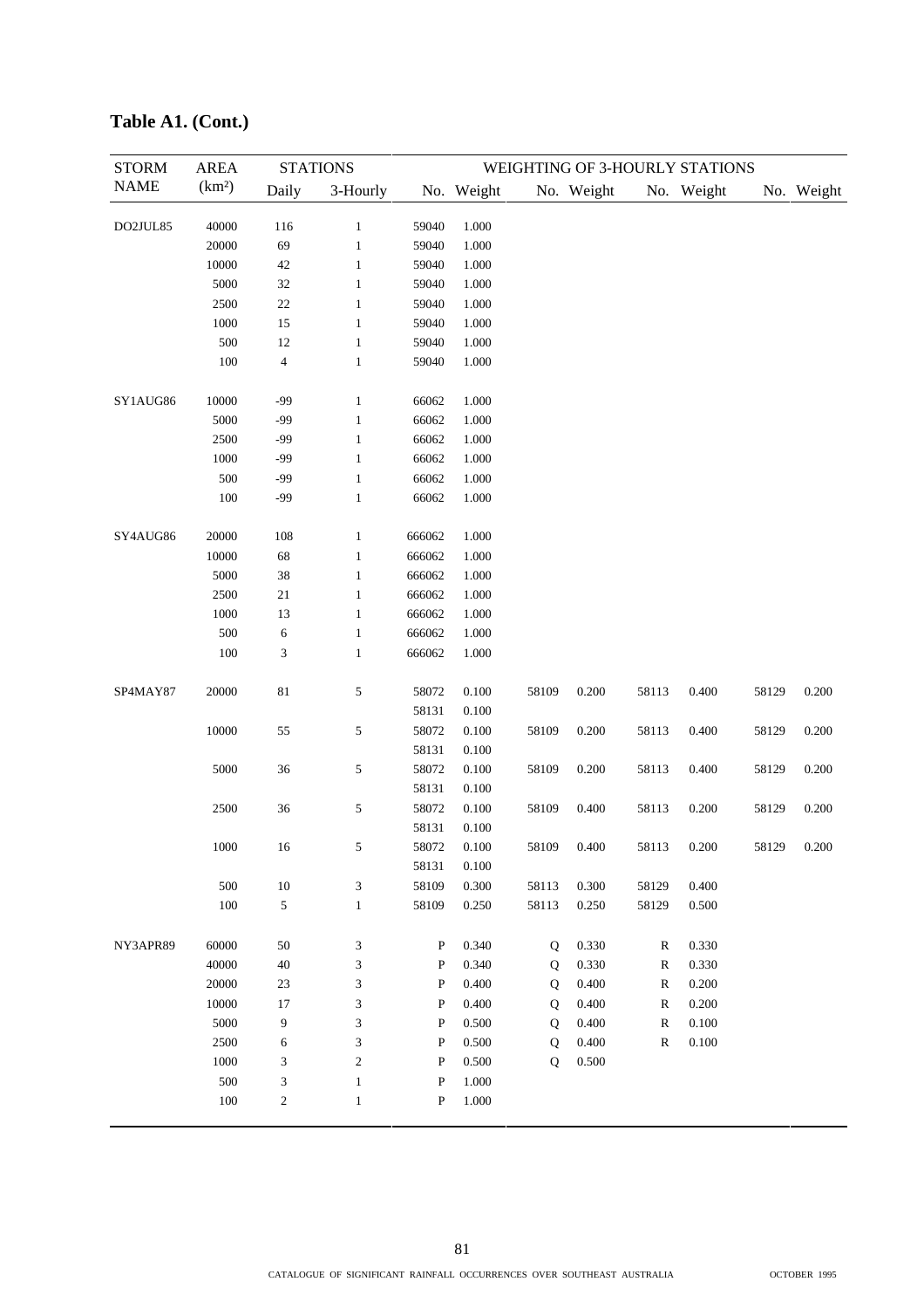## Table A1. (Cont.)

| STORM NAME | AREA (km²) | STATIONS | | WEIGHTING OF 3-HOURLY STATIONS | | | | | | | |
|---|---|---|---|---|---|---|---|---|---|---|---|
| | | Daily | 3-Hourly | No. | Weight | No. | Weight | No. | Weight | No. | Weight |
| DO2JUL85 | 40000 | 116 | 1 | 59040 | 1.000 | | | | | | |
| | 20000 | 69 | 1 | 59040 | 1.000 | | | | | | |
| | 10000 | 42 | 1 | 59040 | 1.000 | | | | | | |
| | 5000 | 32 | 1 | 59040 | 1.000 | | | | | | |
| | 2500 | 22 | 1 | 59040 | 1.000 | | | | | | |
| | 1000 | 15 | 1 | 59040 | 1.000 | | | | | | |
| | 500 | 12 | 1 | 59040 | 1.000 | | | | | | |
| | 100 | 4 | 1 | 59040 | 1.000 | | | | | | |
| SY1AUG86 | 10000 | -99 | 1 | 66062 | 1.000 | | | | | | |
| | 5000 | -99 | 1 | 66062 | 1.000 | | | | | | |
| | 2500 | -99 | 1 | 66062 | 1.000 | | | | | | |
| | 1000 | -99 | 1 | 66062 | 1.000 | | | | | | |
| | 500 | -99 | 1 | 66062 | 1.000 | | | | | | |
| | 100 | -99 | 1 | 66062 | 1.000 | | | | | | |
| SY4AUG86 | 20000 | 108 | 1 | 666062 | 1.000 | | | | | | |
| | 10000 | 68 | 1 | 666062 | 1.000 | | | | | | |
| | 5000 | 38 | 1 | 666062 | 1.000 | | | | | | |
| | 2500 | 21 | 1 | 666062 | 1.000 | | | | | | |
| | 1000 | 13 | 1 | 666062 | 1.000 | | | | | | |
| | 500 | 6 | 1 | 666062 | 1.000 | | | | | | |
| | 100 | 3 | 1 | 666062 | 1.000 | | | | | | |
| SP4MAY87 | 20000 | 81 | 5 | 58072 | 0.100 | 58109 | 0.200 | 58113 | 0.400 | 58129 | 0.200 |
| | | | | 58131 | 0.100 | | | | | | |
| | 10000 | 55 | 5 | 58072 | 0.100 | 58109 | 0.200 | 58113 | 0.400 | 58129 | 0.200 |
| | | | | 58131 | 0.100 | | | | | | |
| | 5000 | 36 | 5 | 58072 | 0.100 | 58109 | 0.200 | 58113 | 0.400 | 58129 | 0.200 |
| | | | | 58131 | 0.100 | | | | | | |
| | 2500 | 36 | 5 | 58072 | 0.100 | 58109 | 0.400 | 58113 | 0.200 | 58129 | 0.200 |
| | | | | 58131 | 0.100 | | | | | | |
| | 1000 | 16 | 5 | 58072 | 0.100 | 58109 | 0.400 | 58113 | 0.200 | 58129 | 0.200 |
| | | | | 58131 | 0.100 | | | | | | |
| | 500 | 10 | 3 | 58109 | 0.300 | 58113 | 0.300 | 58129 | 0.400 | | |
| | 100 | 5 | 1 | 58109 | 0.250 | 58113 | 0.250 | 58129 | 0.500 | | |
| NY3APR89 | 60000 | 50 | 3 | P | 0.340 | Q | 0.330 | R | 0.330 | | |
| | 40000 | 40 | 3 | P | 0.340 | Q | 0.330 | R | 0.330 | | |
| | 20000 | 23 | 3 | P | 0.400 | Q | 0.400 | R | 0.200 | | |
| | 10000 | 17 | 3 | P | 0.400 | Q | 0.400 | R | 0.200 | | |
| | 5000 | 9 | 3 | P | 0.500 | Q | 0.400 | R | 0.100 | | |
| | 2500 | 6 | 3 | P | 0.500 | Q | 0.400 | R | 0.100 | | |
| | 1000 | 3 | 2 | P | 0.500 | Q | 0.500 | | | | |
| | 500 | 3 | 1 | P | 1.000 | | | | | | |
| | 100 | 2 | 1 | P | 1.000 | | | | | | |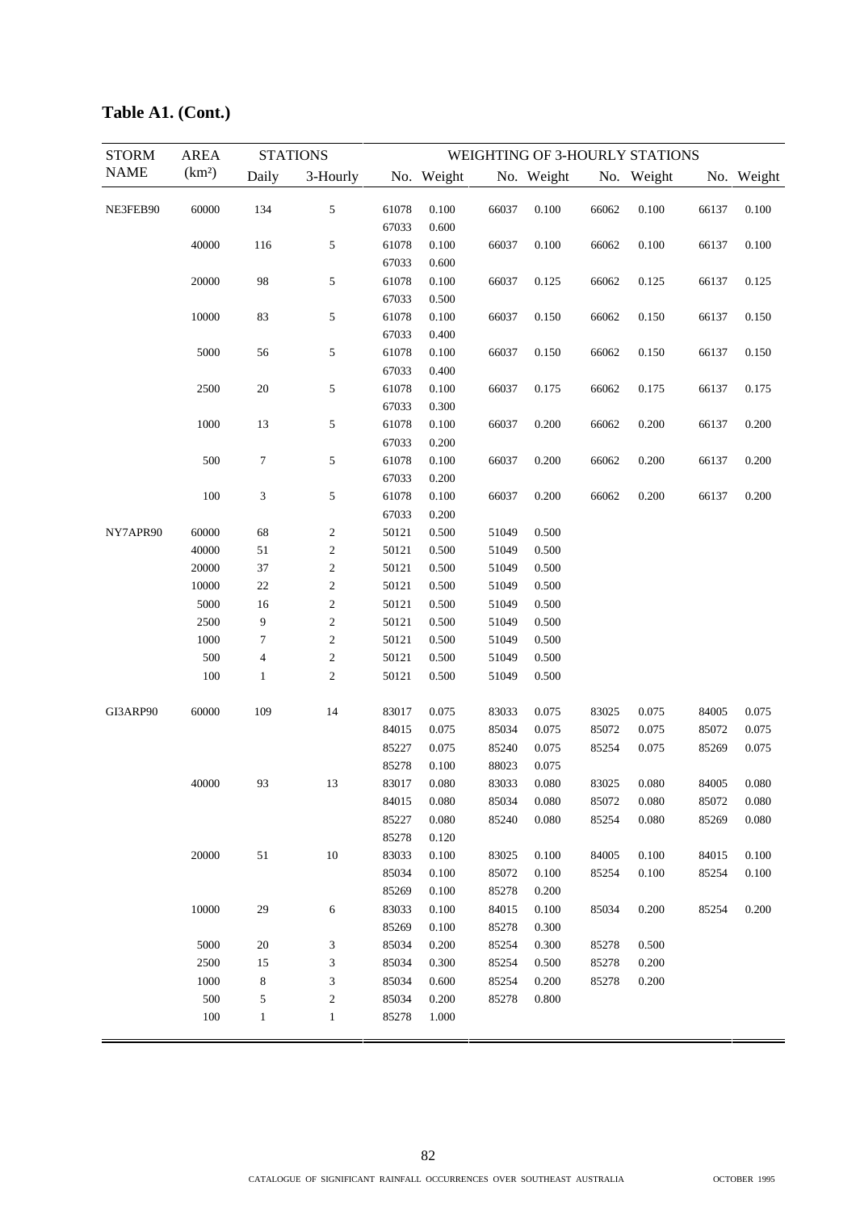## Table A1. (Cont.)

| STORM NAME | AREA (km²) | STATIONS Daily | STATIONS 3-Hourly | WEIGHTING OF 3-HOURLY STATIONS No. | Weight | No. | Weight | No. | Weight | No. | Weight |
|---|---|---|---|---|---|---|---|---|---|---|---|
| NE3FEB90 | 60000 | 134 | 5 | 61078 | 0.100 | 66037 | 0.100 | 66062 | 0.100 | 66137 | 0.100 |
| | | | | 67033 | 0.600 | | | | | | |
| | 40000 | 116 | 5 | 61078 | 0.100 | 66037 | 0.100 | 66062 | 0.100 | 66137 | 0.100 |
| | | | | 67033 | 0.600 | | | | | | |
| | 20000 | 98 | 5 | 61078 | 0.100 | 66037 | 0.125 | 66062 | 0.125 | 66137 | 0.125 |
| | | | | 67033 | 0.500 | | | | | | |
| | 10000 | 83 | 5 | 61078 | 0.100 | 66037 | 0.150 | 66062 | 0.150 | 66137 | 0.150 |
| | | | | 67033 | 0.400 | | | | | | |
| | 5000 | 56 | 5 | 61078 | 0.100 | 66037 | 0.150 | 66062 | 0.150 | 66137 | 0.150 |
| | | | | 67033 | 0.400 | | | | | | |
| | 2500 | 20 | 5 | 61078 | 0.100 | 66037 | 0.175 | 66062 | 0.175 | 66137 | 0.175 |
| | | | | 67033 | 0.300 | | | | | | |
| | 1000 | 13 | 5 | 61078 | 0.100 | 66037 | 0.200 | 66062 | 0.200 | 66137 | 0.200 |
| | | | | 67033 | 0.200 | | | | | | |
| | 500 | 7 | 5 | 61078 | 0.100 | 66037 | 0.200 | 66062 | 0.200 | 66137 | 0.200 |
| | | | | 67033 | 0.200 | | | | | | |
| | 100 | 3 | 5 | 61078 | 0.100 | 66037 | 0.200 | 66062 | 0.200 | 66137 | 0.200 |
| | | | | 67033 | 0.200 | | | | | | |
| NY7APR90 | 60000 | 68 | 2 | 50121 | 0.500 | 51049 | 0.500 | | | | |
| | 40000 | 51 | 2 | 50121 | 0.500 | 51049 | 0.500 | | | | |
| | 20000 | 37 | 2 | 50121 | 0.500 | 51049 | 0.500 | | | | |
| | 10000 | 22 | 2 | 50121 | 0.500 | 51049 | 0.500 | | | | |
| | 5000 | 16 | 2 | 50121 | 0.500 | 51049 | 0.500 | | | | |
| | 2500 | 9 | 2 | 50121 | 0.500 | 51049 | 0.500 | | | | |
| | 1000 | 7 | 2 | 50121 | 0.500 | 51049 | 0.500 | | | | |
| | 500 | 4 | 2 | 50121 | 0.500 | 51049 | 0.500 | | | | |
| | 100 | 1 | 2 | 50121 | 0.500 | 51049 | 0.500 | | | | |
| GI3ARP90 | 60000 | 109 | 14 | 83017 | 0.075 | 83033 | 0.075 | 83025 | 0.075 | 84005 | 0.075 |
| | | | | 84015 | 0.075 | 85034 | 0.075 | 85072 | 0.075 | 85072 | 0.075 |
| | | | | 85227 | 0.075 | 85240 | 0.075 | 85254 | 0.075 | 85269 | 0.075 |
| | | | | 85278 | 0.100 | 88023 | 0.075 | | | | |
| | 40000 | 93 | 13 | 83017 | 0.080 | 83033 | 0.080 | 83025 | 0.080 | 84005 | 0.080 |
| | | | | 84015 | 0.080 | 85034 | 0.080 | 85072 | 0.080 | 85072 | 0.080 |
| | | | | 85227 | 0.080 | 85240 | 0.080 | 85254 | 0.080 | 85269 | 0.080 |
| | | | | 85278 | 0.120 | | | | | | |
| | 20000 | 51 | 10 | 83033 | 0.100 | 83025 | 0.100 | 84005 | 0.100 | 84015 | 0.100 |
| | | | | 85034 | 0.100 | 85072 | 0.100 | 85254 | 0.100 | 85254 | 0.100 |
| | | | | 85269 | 0.100 | 85278 | 0.200 | | | | |
| | 10000 | 29 | 6 | 83033 | 0.100 | 84015 | 0.100 | 85034 | 0.200 | 85254 | 0.200 |
| | | | | 85269 | 0.100 | 85278 | 0.300 | | | | |
| | 5000 | 20 | 3 | 85034 | 0.200 | 85254 | 0.300 | 85278 | 0.500 | | |
| | 2500 | 15 | 3 | 85034 | 0.300 | 85254 | 0.500 | 85278 | 0.200 | | |
| | 1000 | 8 | 3 | 85034 | 0.600 | 85254 | 0.200 | 85278 | 0.200 | | |
| | 500 | 5 | 2 | 85034 | 0.200 | 85278 | 0.800 | | | | |
| | 100 | 1 | 1 | 85278 | 1.000 | | | | | | |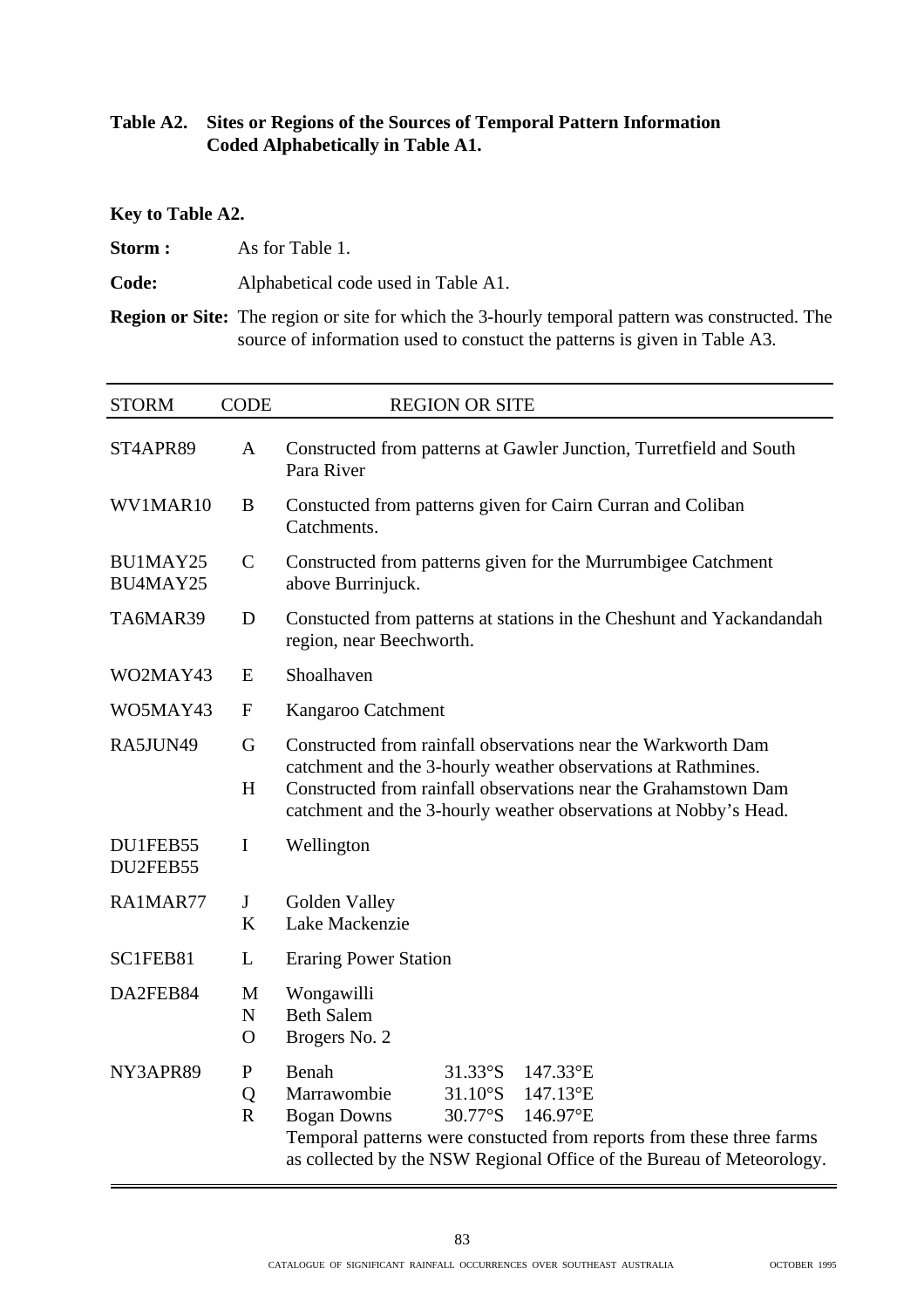**Table A2. Sites or Regions of the Sources of Temporal Pattern Information Coded Alphabetically in Table A1.**

**Key to Table A2.**

**Storm :** As for Table 1.

**Code:** Alphabetical code used in Table A1.

**Region or Site:** The region or site for which the 3-hourly temporal pattern was constructed. The source of information used to constuct the patterns is given in Table A3.

| STORM | CODE | REGION OR SITE |
|---|---|---|
| ST4APR89 | A | Constructed from patterns at Gawler Junction, Turretfield and South Para River |
| WV1MAR10 | B | Constucted from patterns given for Cairn Curran and Coliban Catchments. |
| BU1MAY25<br>BU4MAY25 | C | Constructed from patterns given for the Murrumbigee Catchment above Burrinjuck. |
| TA6MAR39 | D | Constucted from patterns at stations in the Cheshunt and Yackandandah region, near Beechworth. |
| WO2MAY43 | E | Shoalhaven |
| WO5MAY43 | F | Kangaroo Catchment |
| RA5JUN49 | G<br>H | Constructed from rainfall observations near the Warkworth Dam catchment and the 3-hourly weather observations at Rathmines.<br>Constructed from rainfall observations near the Grahamstown Dam catchment and the 3-hourly weather observations at Nobby's Head. |
| DU1FEB55<br>DU2FEB55 | I | Wellington |
| RA1MAR77 | J<br>K | Golden Valley<br>Lake Mackenzie |
| SC1FEB81 | L | Eraring Power Station |
| DA2FEB84 | M<br>N<br>O | Wongawilli<br>Beth Salem<br>Brogers No. 2 |
| NY3APR89 | P<br>Q<br>R | Benah 31.33°S 147.33°E<br>Marrawombie 31.10°S 147.13°E<br>Bogan Downs 30.77°S 146.97°E<br>Temporal patterns were constucted from reports from these three farms as collected by the NSW Regional Office of the Bureau of Meteorology. |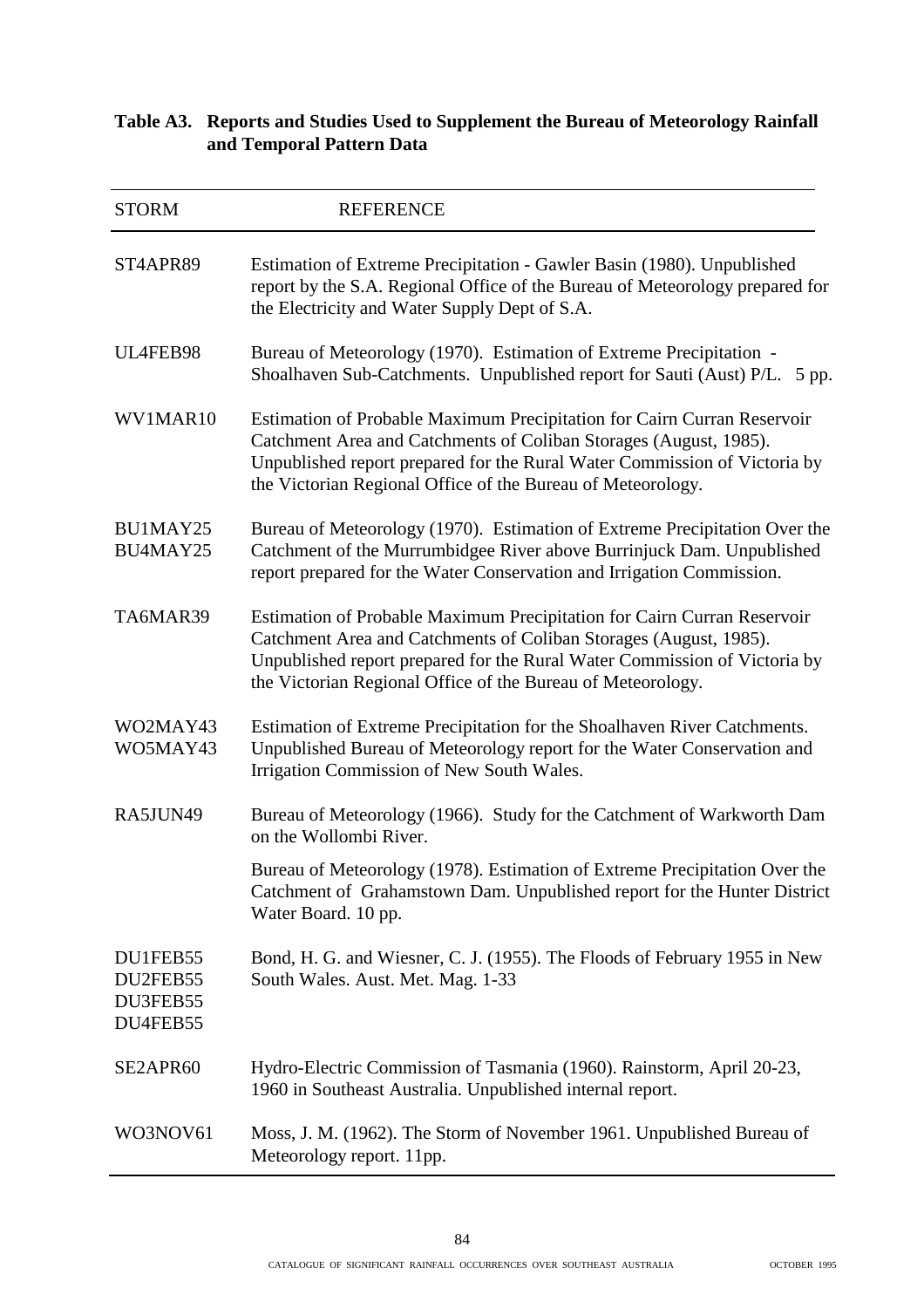**Table A3. Reports and Studies Used to Supplement the Bureau of Meteorology Rainfall and Temporal Pattern Data**

| STORM | REFERENCE |
|---|---|
| ST4APR89 | Estimation of Extreme Precipitation - Gawler Basin (1980). Unpublished report by the S.A. Regional Office of the Bureau of Meteorology prepared for the Electricity and Water Supply Dept of S.A. |
| UL4FEB98 | Bureau of Meteorology (1970). Estimation of Extreme Precipitation - Shoalhaven Sub-Catchments. Unpublished report for Sauti (Aust) P/L. 5 pp. |
| WV1MAR10 | Estimation of Probable Maximum Precipitation for Cairn Curran Reservoir Catchment Area and Catchments of Coliban Storages (August, 1985). Unpublished report prepared for the Rural Water Commission of Victoria by the Victorian Regional Office of the Bureau of Meteorology. |
| BU1MAY25<br>BU4MAY25 | Bureau of Meteorology (1970). Estimation of Extreme Precipitation Over the Catchment of the Murrumbidgee River above Burrinjuck Dam. Unpublished report prepared for the Water Conservation and Irrigation Commission. |
| TA6MAR39 | Estimation of Probable Maximum Precipitation for Cairn Curran Reservoir Catchment Area and Catchments of Coliban Storages (August, 1985). Unpublished report prepared for the Rural Water Commission of Victoria by the Victorian Regional Office of the Bureau of Meteorology. |
| WO2MAY43<br>WO5MAY43 | Estimation of Extreme Precipitation for the Shoalhaven River Catchments. Unpublished Bureau of Meteorology report for the Water Conservation and Irrigation Commission of New South Wales. |
| RA5JUN49 | Bureau of Meteorology (1966). Study for the Catchment of Warkworth Dam on the Wollombi River.<br><br>Bureau of Meteorology (1978). Estimation of Extreme Precipitation Over the Catchment of Grahamstown Dam. Unpublished report for the Hunter District Water Board. 10 pp. |
| DU1FEB55<br>DU2FEB55<br>DU3FEB55<br>DU4FEB55 | Bond, H. G. and Wiesner, C. J. (1955). The Floods of February 1955 in New South Wales. Aust. Met. Mag. 1-33 |
| SE2APR60 | Hydro-Electric Commission of Tasmania (1960). Rainstorm, April 20-23, 1960 in Southeast Australia. Unpublished internal report. |
| WO3NOV61 | Moss, J. M. (1962). The Storm of November 1961. Unpublished Bureau of Meteorology report. 11pp. |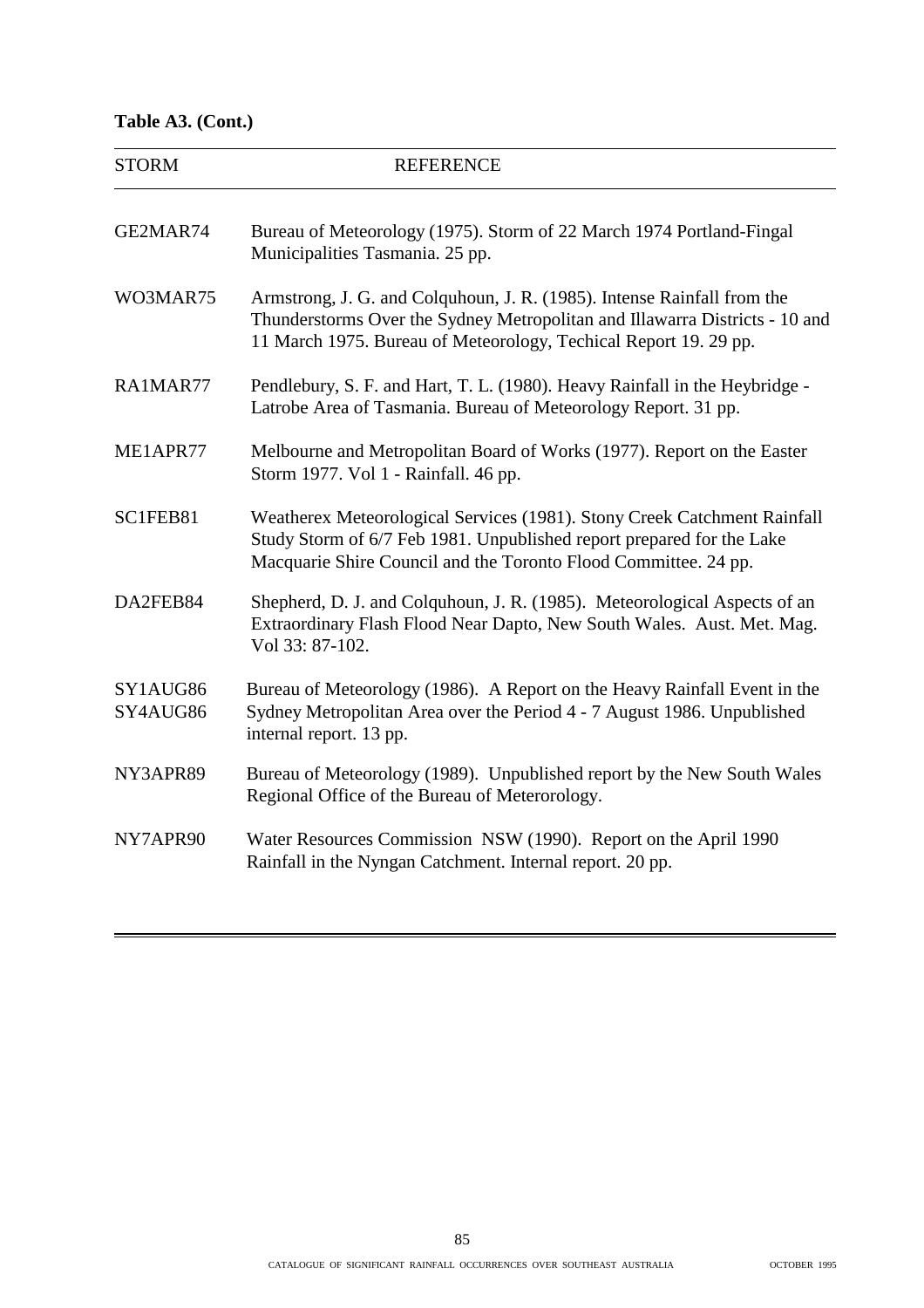**Table A3. (Cont.)**

| STORM | REFERENCE |
|---|---|
| GE2MAR74 | Bureau of Meteorology (1975). Storm of 22 March 1974 Portland-Fingal Municipalities Tasmania. 25 pp. |
| WO3MAR75 | Armstrong, J. G. and Colquhoun, J. R. (1985). Intense Rainfall from the Thunderstorms Over the Sydney Metropolitan and Illawarra Districts - 10 and 11 March 1975. Bureau of Meteorology, Techical Report 19. 29 pp. |
| RA1MAR77 | Pendlebury, S. F. and Hart, T. L. (1980). Heavy Rainfall in the Heybridge - Latrobe Area of Tasmania. Bureau of Meteorology Report. 31 pp. |
| ME1APR77 | Melbourne and Metropolitan Board of Works (1977). Report on the Easter Storm 1977. Vol 1 - Rainfall. 46 pp. |
| SC1FEB81 | Weatherex Meteorological Services (1981). Stony Creek Catchment Rainfall Study Storm of 6/7 Feb 1981. Unpublished report prepared for the Lake Macquarie Shire Council and the Toronto Flood Committee. 24 pp. |
| DA2FEB84 | Shepherd, D. J. and Colquhoun, J. R. (1985). Meteorological Aspects of an Extraordinary Flash Flood Near Dapto, New South Wales. Aust. Met. Mag. Vol 33: 87-102. |
| SY1AUG86<br>SY4AUG86 | Bureau of Meteorology (1986). A Report on the Heavy Rainfall Event in the Sydney Metropolitan Area over the Period 4 - 7 August 1986. Unpublished internal report. 13 pp. |
| NY3APR89 | Bureau of Meteorology (1989). Unpublished report by the New South Wales Regional Office of the Bureau of Meterorology. |
| NY7APR90 | Water Resources Commission NSW (1990). Report on the April 1990 Rainfall in the Nyngan Catchment. Internal report. 20 pp. |